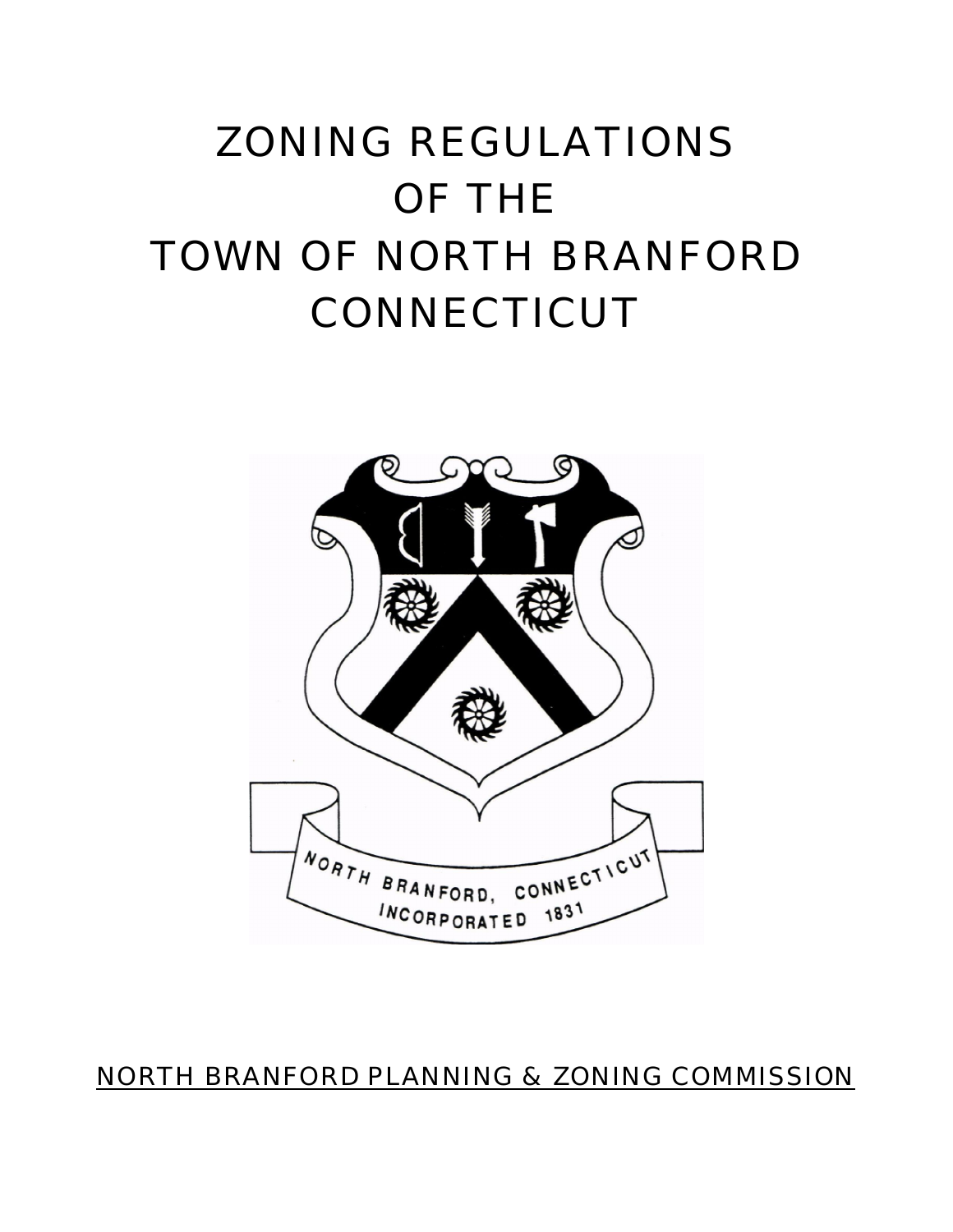# ZONING REGULATIONS OF THE TOWN OF NORTH BRANFORD CONNECTICUT

NORTH BRANFORD, CONNECTICUT
INCORPORATED 1831

<u>NORTH BRANFORD PLANNING & ZONING COMMISSION</u>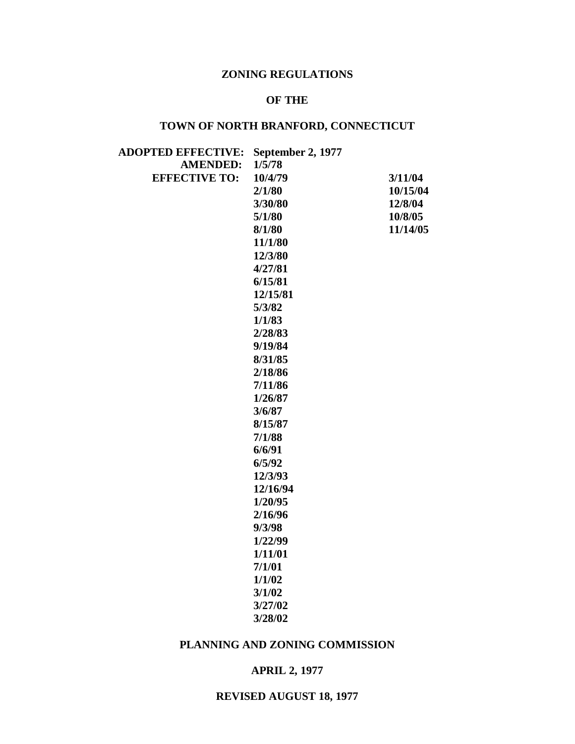**ZONING REGULATIONS**

**OF THE**

**TOWN OF NORTH BRANFORD, CONNECTICUT**

**ADOPTED EFFECTIVE:** **September 2, 1977**
**AMENDED:** **1/5/78**
**EFFECTIVE TO:**

| | |
|---|---|
| **10/4/79** | **3/11/04** |
| **2/1/80** | **10/15/04** |
| **3/30/80** | **12/8/04** |
| **5/1/80** | **10/8/05** |
| **8/1/80** | **11/14/05** |
| **11/1/80** | |
| **12/3/80** | |
| **4/27/81** | |
| **6/15/81** | |
| **12/15/81** | |
| **5/3/82** | |
| **1/1/83** | |
| **2/28/83** | |
| **9/19/84** | |
| **8/31/85** | |
| **2/18/86** | |
| **7/11/86** | |
| **1/26/87** | |
| **3/6/87** | |
| **8/15/87** | |
| **7/1/88** | |
| **6/6/91** | |
| **6/5/92** | |
| **12/3/93** | |
| **12/16/94** | |
| **1/20/95** | |
| **2/16/96** | |
| **9/3/98** | |
| **1/22/99** | |
| **1/11/01** | |
| **7/1/01** | |
| **1/1/02** | |
| **3/1/02** | |
| **3/27/02** | |
| **3/28/02** | |

**PLANNING AND ZONING COMMISSION**

**APRIL 2, 1977**

**REVISED AUGUST 18, 1977**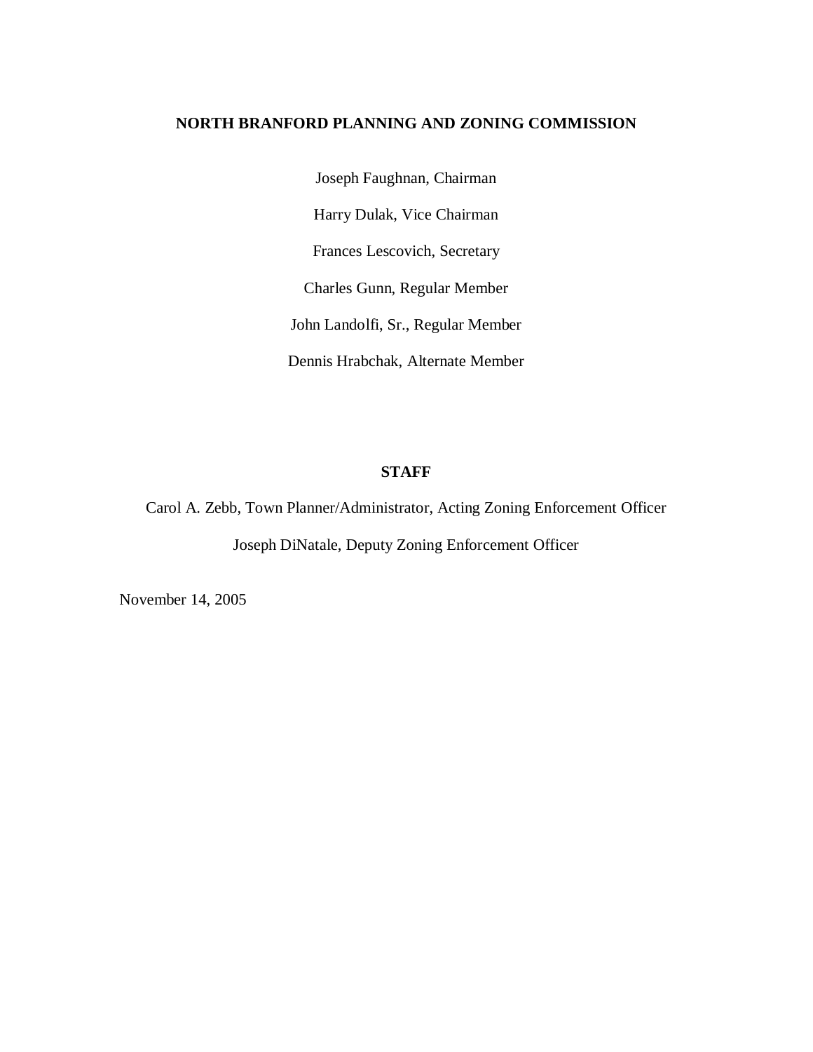## NORTH BRANFORD PLANNING AND ZONING COMMISSION

Joseph Faughnan, Chairman

Harry Dulak, Vice Chairman

Frances Lescovich, Secretary

Charles Gunn, Regular Member

John Landolfi, Sr., Regular Member

Dennis Hrabchak, Alternate Member

## STAFF

Carol A. Zebb, Town Planner/Administrator, Acting Zoning Enforcement Officer

Joseph DiNatale, Deputy Zoning Enforcement Officer

November 14, 2005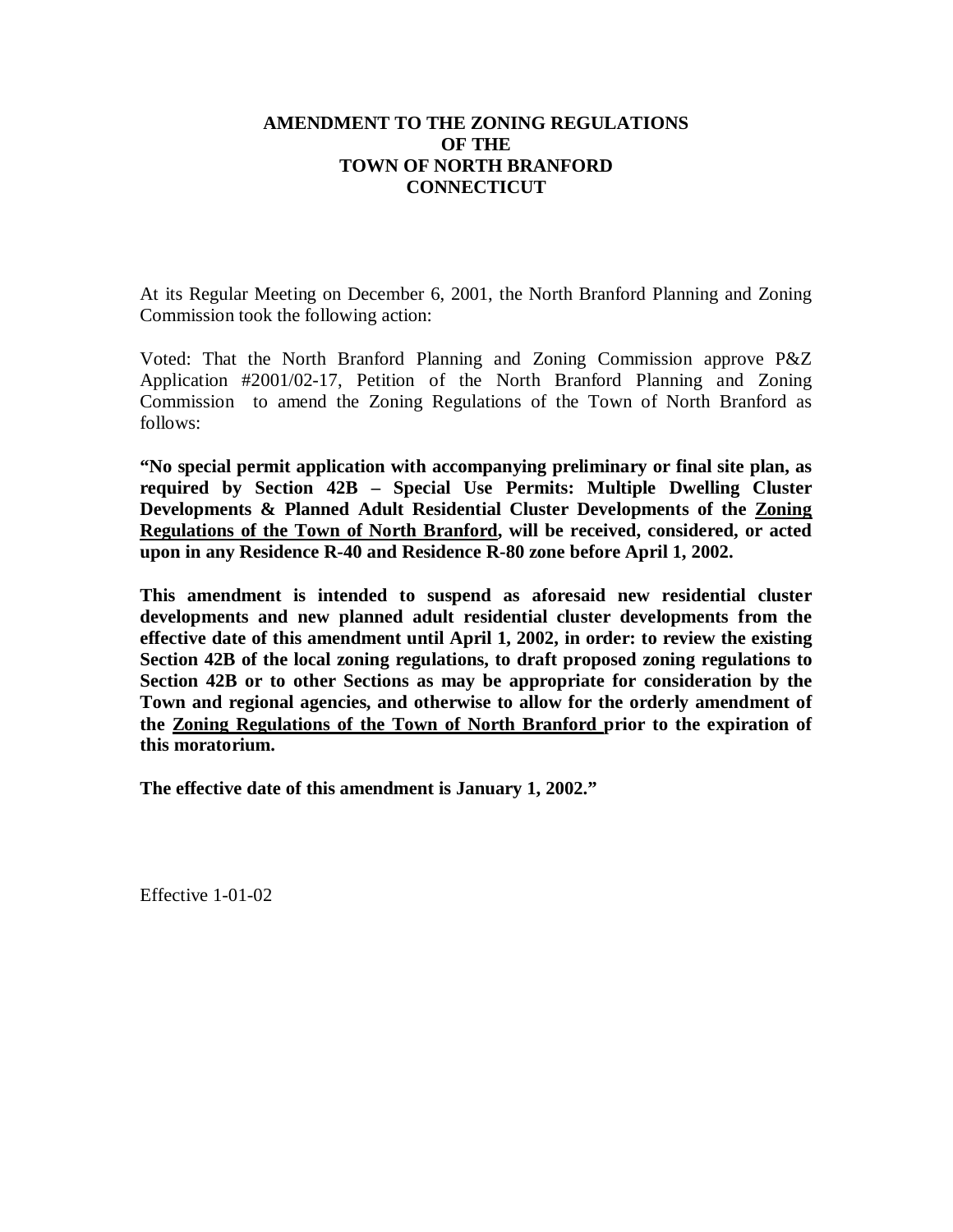# AMENDMENT TO THE ZONING REGULATIONS OF THE TOWN OF NORTH BRANFORD CONNECTICUT

At its Regular Meeting on December 6, 2001, the North Branford Planning and Zoning Commission took the following action:

Voted: That the North Branford Planning and Zoning Commission approve P&Z Application #2001/02-17, Petition of the North Branford Planning and Zoning Commission to amend the Zoning Regulations of the Town of North Branford as follows:

**"No special permit application with accompanying preliminary or final site plan, as required by Section 42B – Special Use Permits: Multiple Dwelling Cluster Developments & Planned Adult Residential Cluster Developments of the <u>Zoning Regulations of the Town of North Branford</u>, will be received, considered, or acted upon in any Residence R-40 and Residence R-80 zone before April 1, 2002.**

**This amendment is intended to suspend as aforesaid new residential cluster developments and new planned adult residential cluster developments from the effective date of this amendment until April 1, 2002, in order: to review the existing Section 42B of the local zoning regulations, to draft proposed zoning regulations to Section 42B or to other Sections as may be appropriate for consideration by the Town and regional agencies, and otherwise to allow for the orderly amendment of the <u>Zoning Regulations of the Town of North Branford</u> prior to the expiration of this moratorium.**

**The effective date of this amendment is January 1, 2002."**

Effective 1-01-02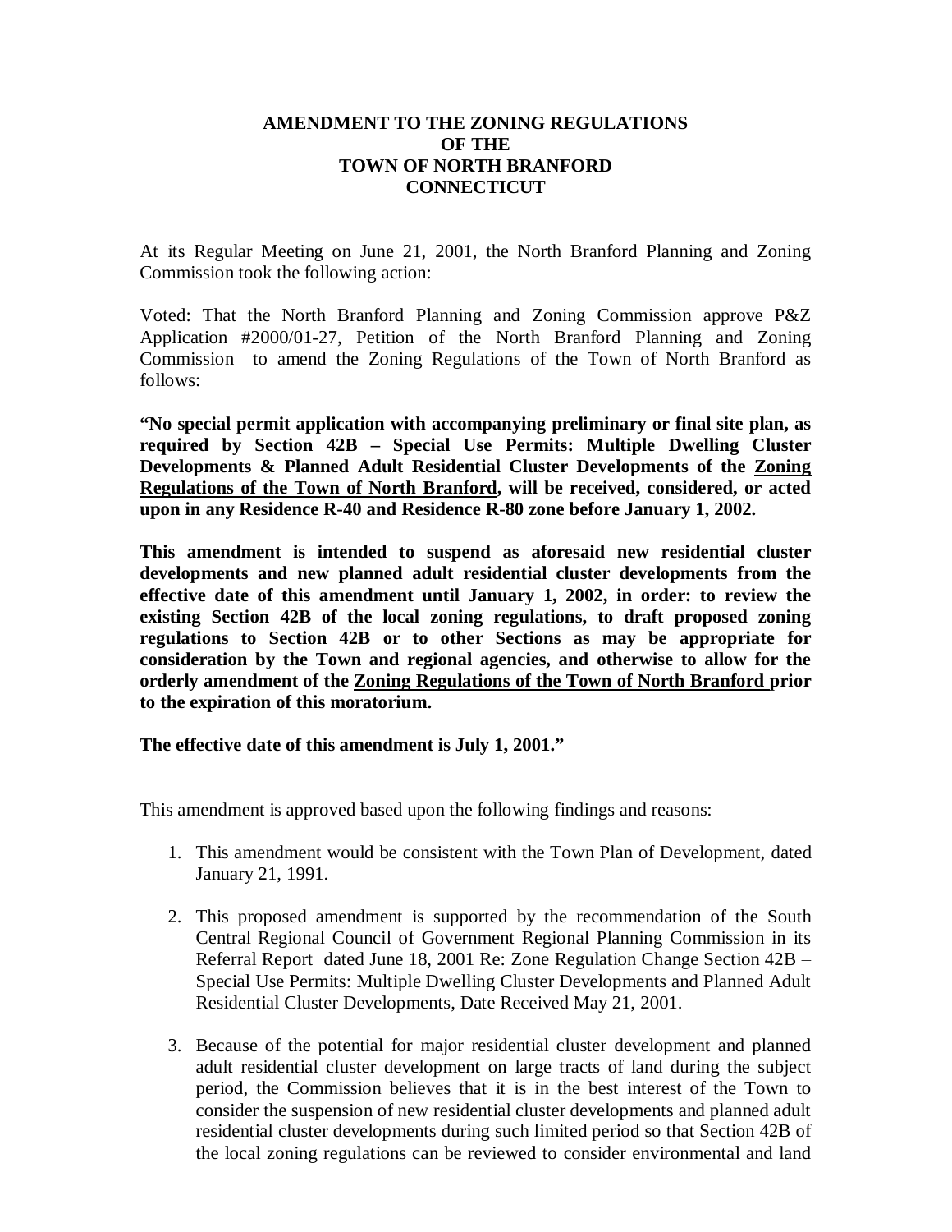# AMENDMENT TO THE ZONING REGULATIONS OF THE TOWN OF NORTH BRANFORD CONNECTICUT

At its Regular Meeting on June 21, 2001, the North Branford Planning and Zoning Commission took the following action:

Voted: That the North Branford Planning and Zoning Commission approve P&Z Application #2000/01-27, Petition of the North Branford Planning and Zoning Commission to amend the Zoning Regulations of the Town of North Branford as follows:

**"No special permit application with accompanying preliminary or final site plan, as required by Section 42B – Special Use Permits: Multiple Dwelling Cluster Developments & Planned Adult Residential Cluster Developments of the <u>Zoning Regulations of the Town of North Branford</u>, will be received, considered, or acted upon in any Residence R-40 and Residence R-80 zone before January 1, 2002.**

**This amendment is intended to suspend as aforesaid new residential cluster developments and new planned adult residential cluster developments from the effective date of this amendment until January 1, 2002, in order: to review the existing Section 42B of the local zoning regulations, to draft proposed zoning regulations to Section 42B or to other Sections as may be appropriate for consideration by the Town and regional agencies, and otherwise to allow for the orderly amendment of the <u>Zoning Regulations of the Town of North Branford</u> prior to the expiration of this moratorium.**

**The effective date of this amendment is July 1, 2001."**

This amendment is approved based upon the following findings and reasons:

1. This amendment would be consistent with the Town Plan of Development, dated January 21, 1991.

2. This proposed amendment is supported by the recommendation of the South Central Regional Council of Government Regional Planning Commission in its Referral Report dated June 18, 2001 Re: Zone Regulation Change Section 42B – Special Use Permits: Multiple Dwelling Cluster Developments and Planned Adult Residential Cluster Developments, Date Received May 21, 2001.

3. Because of the potential for major residential cluster development and planned adult residential cluster development on large tracts of land during the subject period, the Commission believes that it is in the best interest of the Town to consider the suspension of new residential cluster developments and planned adult residential cluster developments during such limited period so that Section 42B of the local zoning regulations can be reviewed to consider environmental and land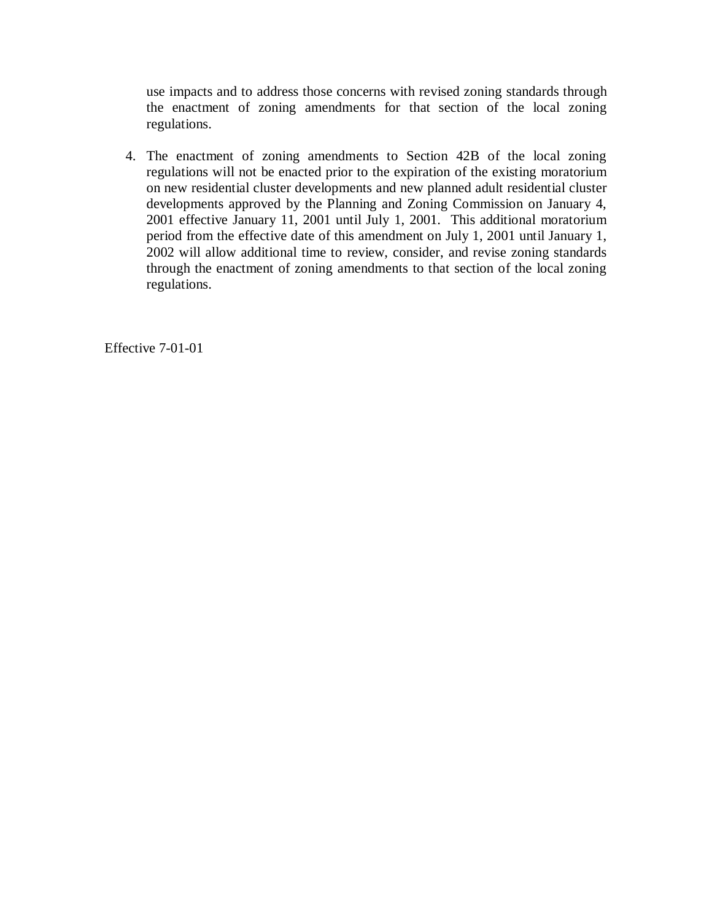use impacts and to address those concerns with revised zoning standards through the enactment of zoning amendments for that section of the local zoning regulations.

4. The enactment of zoning amendments to Section 42B of the local zoning regulations will not be enacted prior to the expiration of the existing moratorium on new residential cluster developments and new planned adult residential cluster developments approved by the Planning and Zoning Commission on January 4, 2001 effective January 11, 2001 until July 1, 2001. This additional moratorium period from the effective date of this amendment on July 1, 2001 until January 1, 2002 will allow additional time to review, consider, and revise zoning standards through the enactment of zoning amendments to that section of the local zoning regulations.

Effective 7-01-01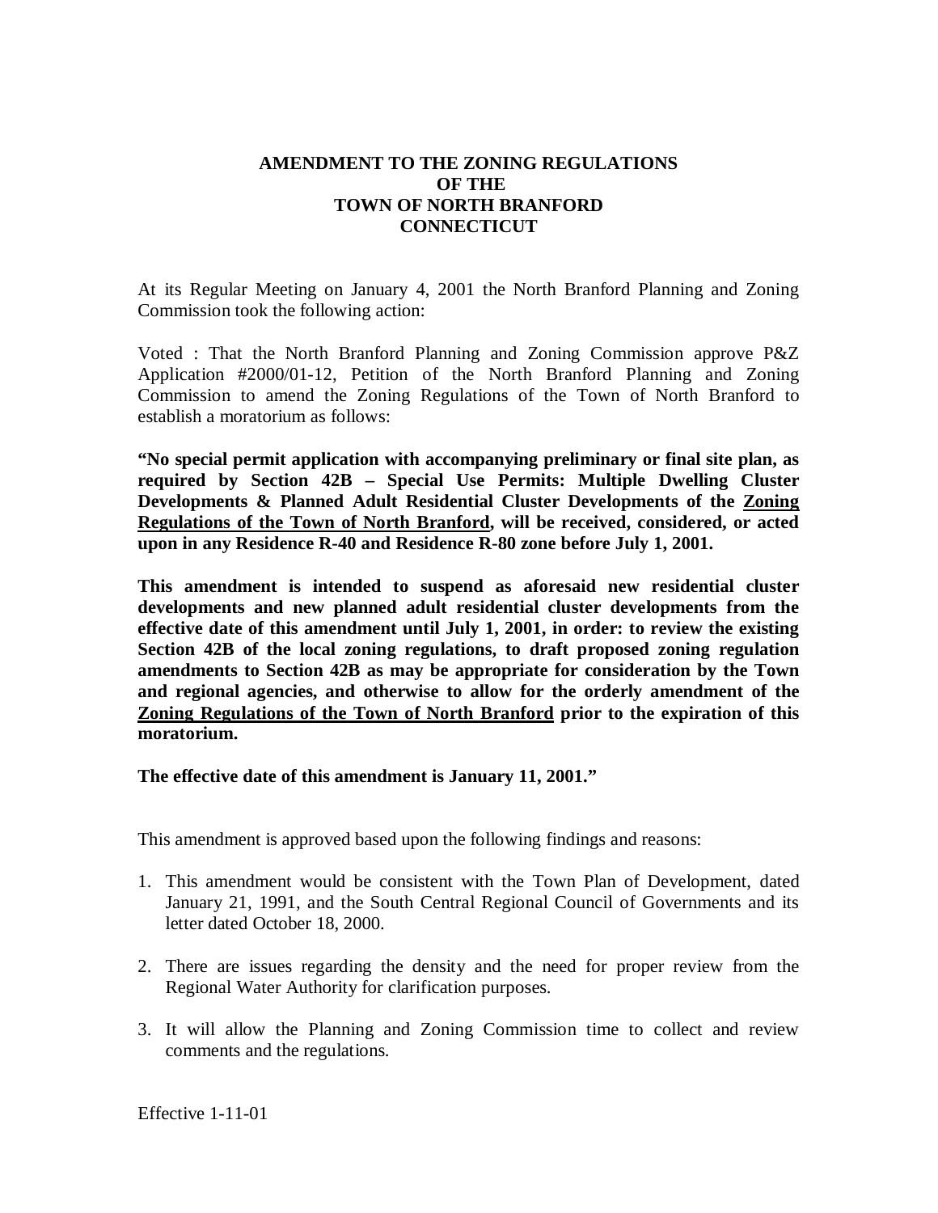# AMENDMENT TO THE ZONING REGULATIONS OF THE TOWN OF NORTH BRANFORD CONNECTICUT

At its Regular Meeting on January 4, 2001 the North Branford Planning and Zoning Commission took the following action:

Voted : That the North Branford Planning and Zoning Commission approve P&Z Application #2000/01-12, Petition of the North Branford Planning and Zoning Commission to amend the Zoning Regulations of the Town of North Branford to establish a moratorium as follows:

**"No special permit application with accompanying preliminary or final site plan, as required by Section 42B – Special Use Permits: Multiple Dwelling Cluster Developments & Planned Adult Residential Cluster Developments of the <u>Zoning Regulations of the Town of North Branford</u>, will be received, considered, or acted upon in any Residence R-40 and Residence R-80 zone before July 1, 2001.**

**This amendment is intended to suspend as aforesaid new residential cluster developments and new planned adult residential cluster developments from the effective date of this amendment until July 1, 2001, in order: to review the existing Section 42B of the local zoning regulations, to draft proposed zoning regulation amendments to Section 42B as may be appropriate for consideration by the Town and regional agencies, and otherwise to allow for the orderly amendment of the <u>Zoning Regulations of the Town of North Branford</u> prior to the expiration of this moratorium.**

**The effective date of this amendment is January 11, 2001."**

This amendment is approved based upon the following findings and reasons:

1. This amendment would be consistent with the Town Plan of Development, dated January 21, 1991, and the South Central Regional Council of Governments and its letter dated October 18, 2000.
2. There are issues regarding the density and the need for proper review from the Regional Water Authority for clarification purposes.
3. It will allow the Planning and Zoning Commission time to collect and review comments and the regulations.

Effective 1-11-01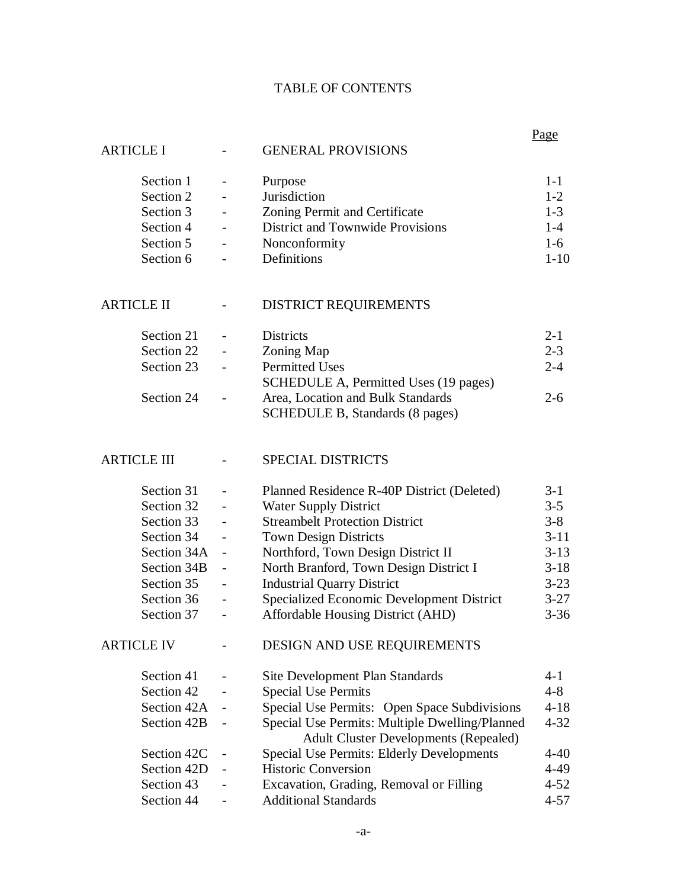# TABLE OF CONTENTS

| | | | Page |
|---|---|---|---|
| **ARTICLE I** | - | **GENERAL PROVISIONS** | |
| Section 1 | - | Purpose | 1-1 |
| Section 2 | - | Jurisdiction | 1-2 |
| Section 3 | - | Zoning Permit and Certificate | 1-3 |
| Section 4 | - | District and Townwide Provisions | 1-4 |
| Section 5 | - | Nonconformity | 1-6 |
| Section 6 | - | Definitions | 1-10 |
| **ARTICLE II** | - | **DISTRICT REQUIREMENTS** | |
| Section 21 | - | Districts | 2-1 |
| Section 22 | - | Zoning Map | 2-3 |
| Section 23 | - | Permitted Uses<br>SCHEDULE A, Permitted Uses (19 pages) | 2-4 |
| Section 24 | - | Area, Location and Bulk Standards<br>SCHEDULE B, Standards (8 pages) | 2-6 |
| **ARTICLE III** | - | **SPECIAL DISTRICTS** | |
| Section 31 | - | Planned Residence R-40P District (Deleted) | 3-1 |
| Section 32 | - | Water Supply District | 3-5 |
| Section 33 | - | Streambelt Protection District | 3-8 |
| Section 34 | - | Town Design Districts | 3-11 |
| Section 34A | - | Northford, Town Design District II | 3-13 |
| Section 34B | - | North Branford, Town Design District I | 3-18 |
| Section 35 | - | Industrial Quarry District | 3-23 |
| Section 36 | - | Specialized Economic Development District | 3-27 |
| Section 37 | - | Affordable Housing District (AHD) | 3-36 |
| **ARTICLE IV** | - | **DESIGN AND USE REQUIREMENTS** | |
| Section 41 | - | Site Development Plan Standards | 4-1 |
| Section 42 | - | Special Use Permits | 4-8 |
| Section 42A | - | Special Use Permits: Open Space Subdivisions | 4-18 |
| Section 42B | - | Special Use Permits: Multiple Dwelling/Planned Adult Cluster Developments (Repealed) | 4-32 |
| Section 42C | - | Special Use Permits: Elderly Developments | 4-40 |
| Section 42D | - | Historic Conversion | 4-49 |
| Section 43 | - | Excavation, Grading, Removal or Filling | 4-52 |
| Section 44 | - | Additional Standards | 4-57 |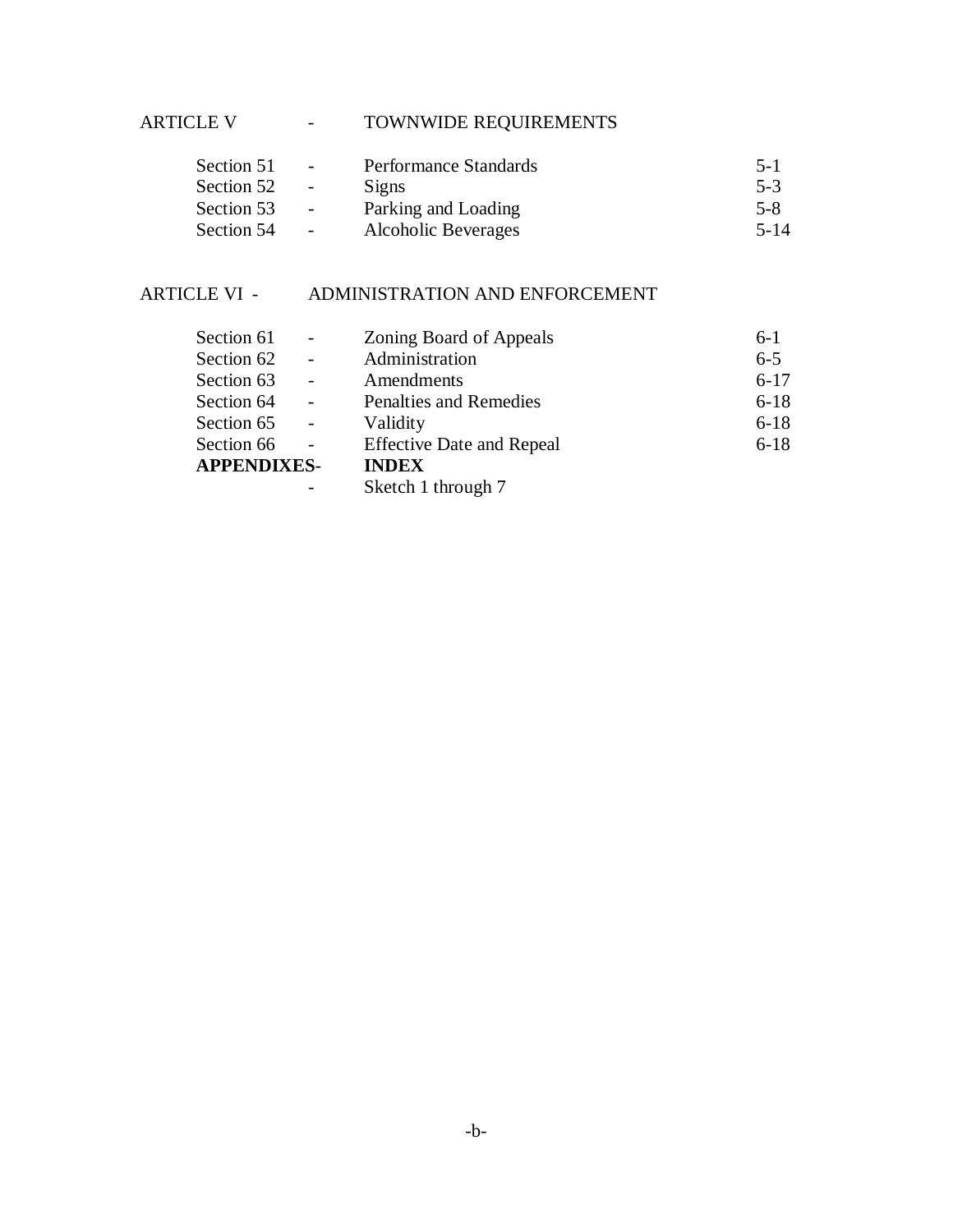ARTICLE V - TOWNWIDE REQUIREMENTS

| | | | |
|---|---|---|---|
| Section 51 | - | Performance Standards | 5-1 |
| Section 52 | - | Signs | 5-3 |
| Section 53 | - | Parking and Loading | 5-8 |
| Section 54 | - | Alcoholic Beverages | 5-14 |

ARTICLE VI - ADMINISTRATION AND ENFORCEMENT

| | | | |
|---|---|---|---|
| Section 61 | - | Zoning Board of Appeals | 6-1 |
| Section 62 | - | Administration | 6-5 |
| Section 63 | - | Amendments | 6-17 |
| Section 64 | - | Penalties and Remedies | 6-18 |
| Section 65 | - | Validity | 6-18 |
| Section 66 | - | Effective Date and Repeal | 6-18 |
| **APPENDIXES** | - | **INDEX** | |
| | - | Sketch 1 through 7 | |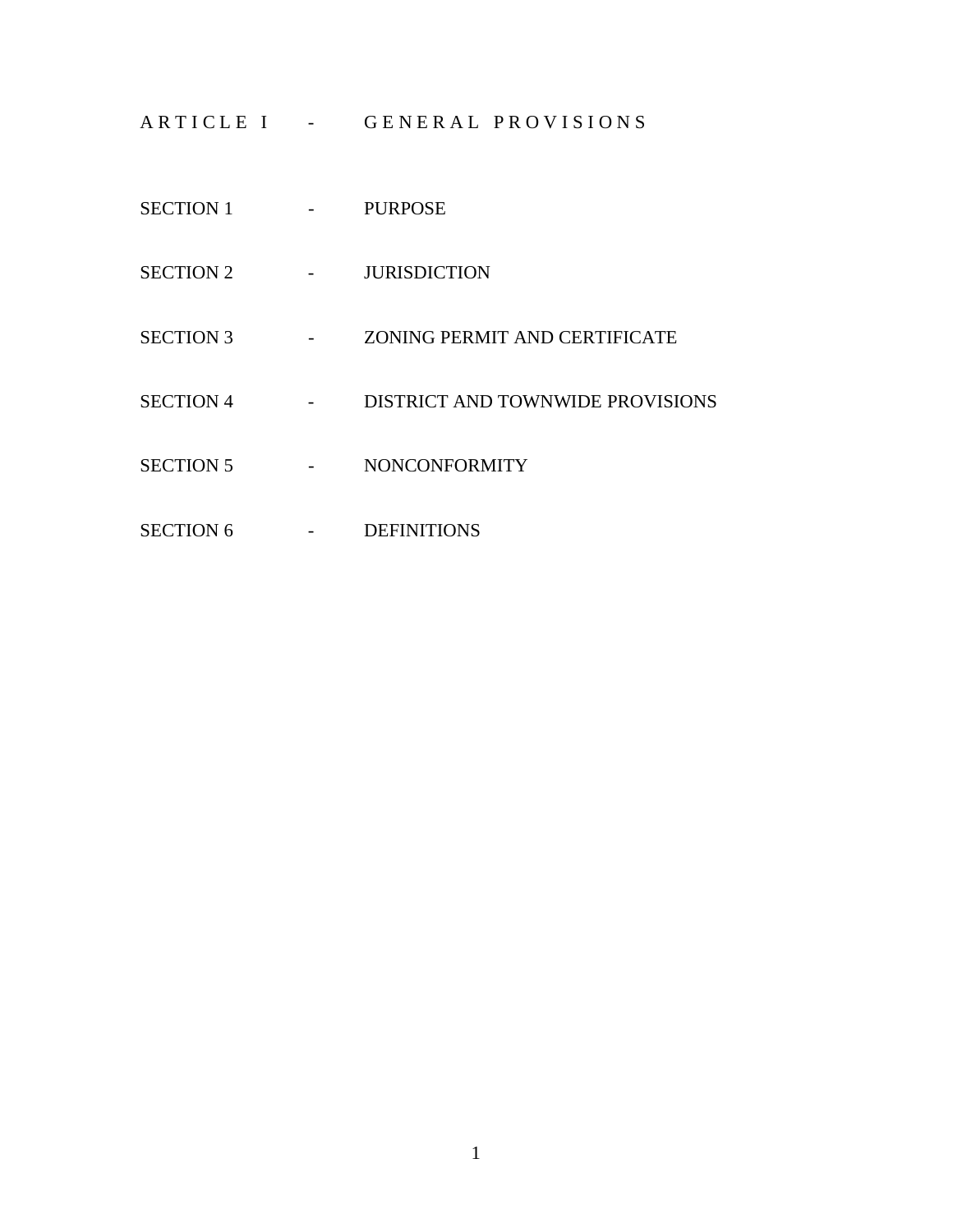# ARTICLE I - GENERAL PROVISIONS

SECTION 1 - PURPOSE

SECTION 2 - JURISDICTION

SECTION 3 - ZONING PERMIT AND CERTIFICATE

SECTION 4 - DISTRICT AND TOWNWIDE PROVISIONS

SECTION 5 - NONCONFORMITY

SECTION 6 - DEFINITIONS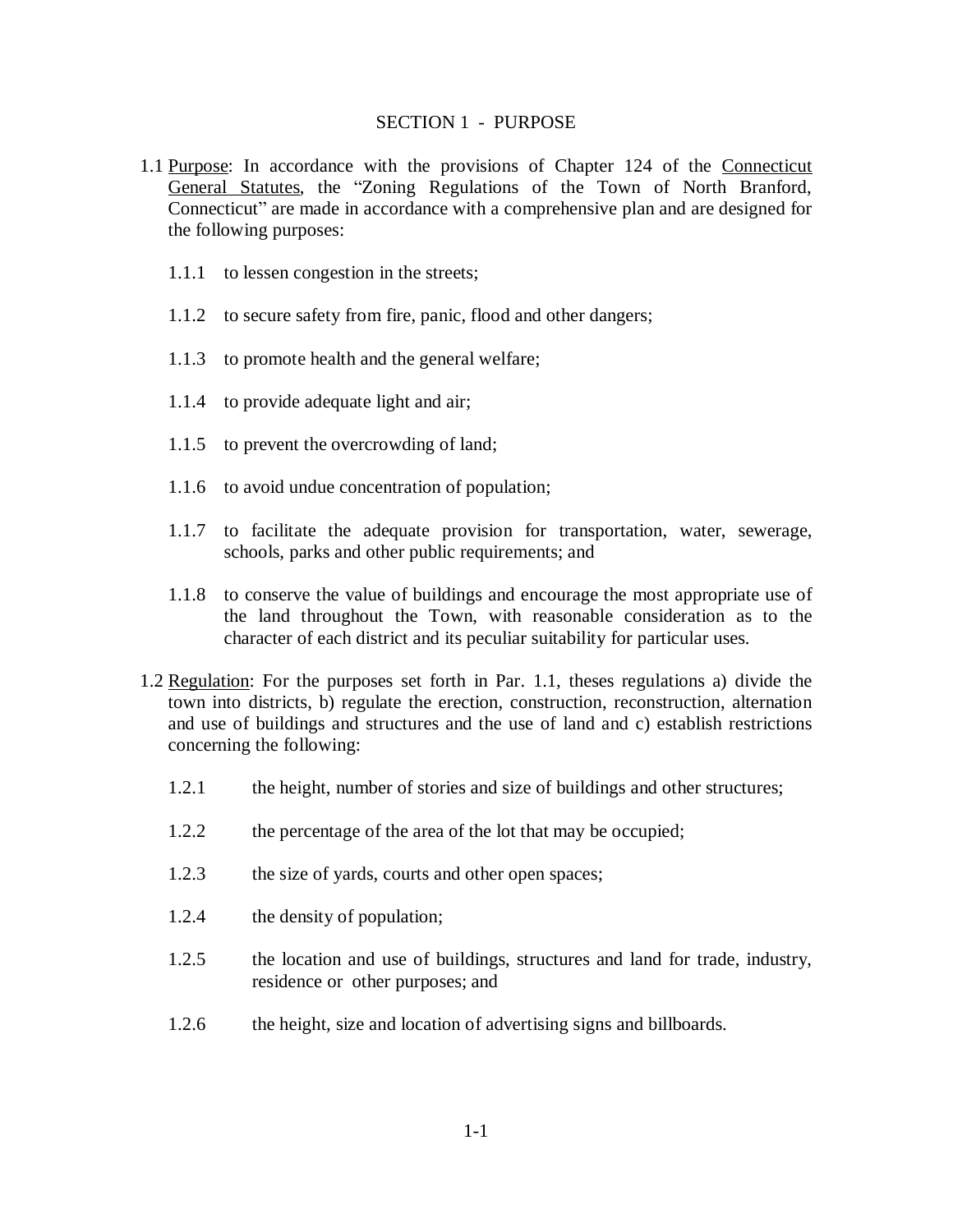# SECTION 1 - PURPOSE

1.1 Purpose: In accordance with the provisions of Chapter 124 of the Connecticut General Statutes, the "Zoning Regulations of the Town of North Branford, Connecticut" are made in accordance with a comprehensive plan and are designed for the following purposes:

1.1.1 to lessen congestion in the streets;

1.1.2 to secure safety from fire, panic, flood and other dangers;

1.1.3 to promote health and the general welfare;

1.1.4 to provide adequate light and air;

1.1.5 to prevent the overcrowding of land;

1.1.6 to avoid undue concentration of population;

1.1.7 to facilitate the adequate provision for transportation, water, sewerage, schools, parks and other public requirements; and

1.1.8 to conserve the value of buildings and encourage the most appropriate use of the land throughout the Town, with reasonable consideration as to the character of each district and its peculiar suitability for particular uses.

1.2 Regulation: For the purposes set forth in Par. 1.1, theses regulations a) divide the town into districts, b) regulate the erection, construction, reconstruction, alternation and use of buildings and structures and the use of land and c) establish restrictions concerning the following:

1.2.1 the height, number of stories and size of buildings and other structures;

1.2.2 the percentage of the area of the lot that may be occupied;

1.2.3 the size of yards, courts and other open spaces;

1.2.4 the density of population;

1.2.5 the location and use of buildings, structures and land for trade, industry, residence or other purposes; and

1.2.6 the height, size and location of advertising signs and billboards.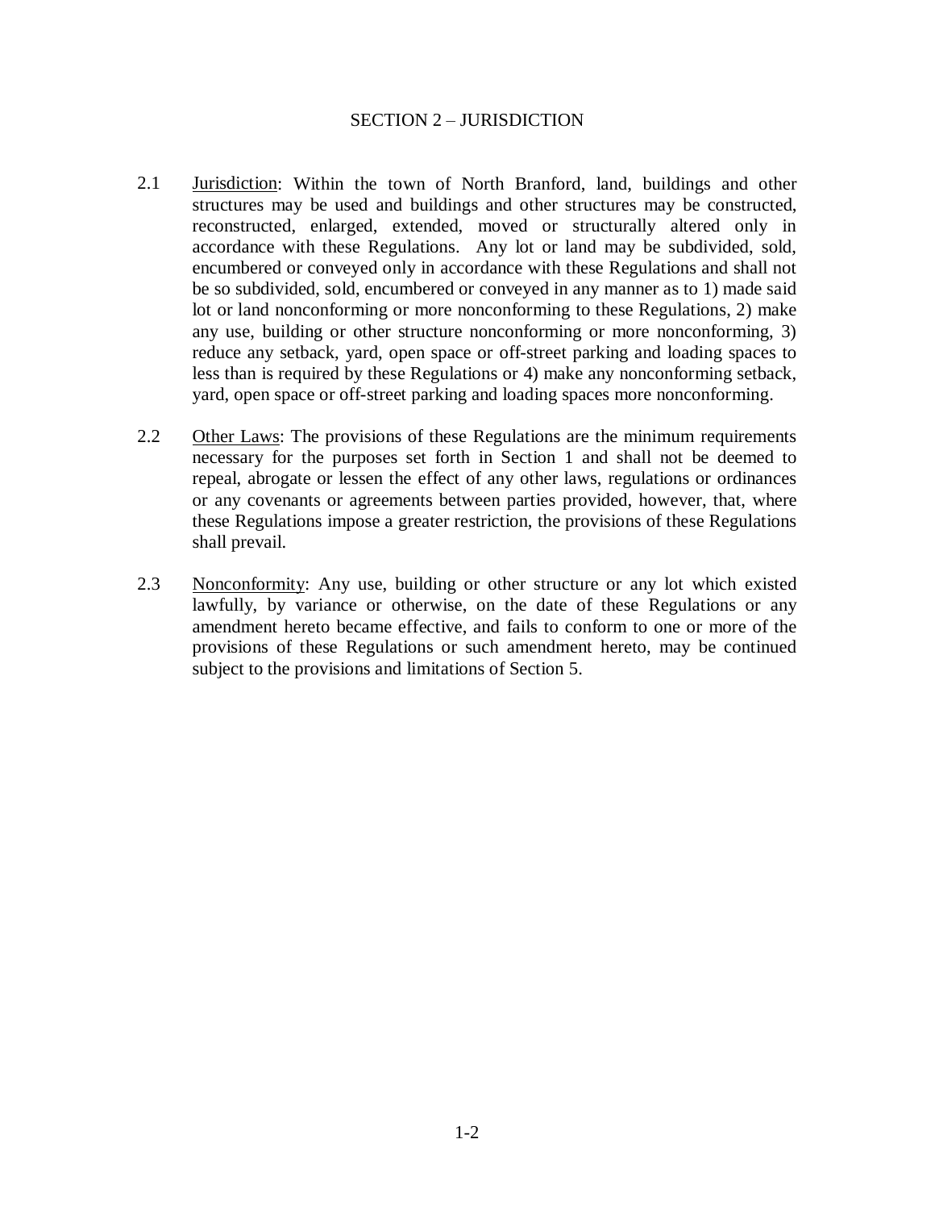## SECTION 2 – JURISDICTION

2.1 Jurisdiction: Within the town of North Branford, land, buildings and other structures may be used and buildings and other structures may be constructed, reconstructed, enlarged, extended, moved or structurally altered only in accordance with these Regulations. Any lot or land may be subdivided, sold, encumbered or conveyed only in accordance with these Regulations and shall not be so subdivided, sold, encumbered or conveyed in any manner as to 1) made said lot or land nonconforming or more nonconforming to these Regulations, 2) make any use, building or other structure nonconforming or more nonconforming, 3) reduce any setback, yard, open space or off-street parking and loading spaces to less than is required by these Regulations or 4) make any nonconforming setback, yard, open space or off-street parking and loading spaces more nonconforming.

2.2 Other Laws: The provisions of these Regulations are the minimum requirements necessary for the purposes set forth in Section 1 and shall not be deemed to repeal, abrogate or lessen the effect of any other laws, regulations or ordinances or any covenants or agreements between parties provided, however, that, where these Regulations impose a greater restriction, the provisions of these Regulations shall prevail.

2.3 Nonconformity: Any use, building or other structure or any lot which existed lawfully, by variance or otherwise, on the date of these Regulations or any amendment hereto became effective, and fails to conform to one or more of the provisions of these Regulations or such amendment hereto, may be continued subject to the provisions and limitations of Section 5.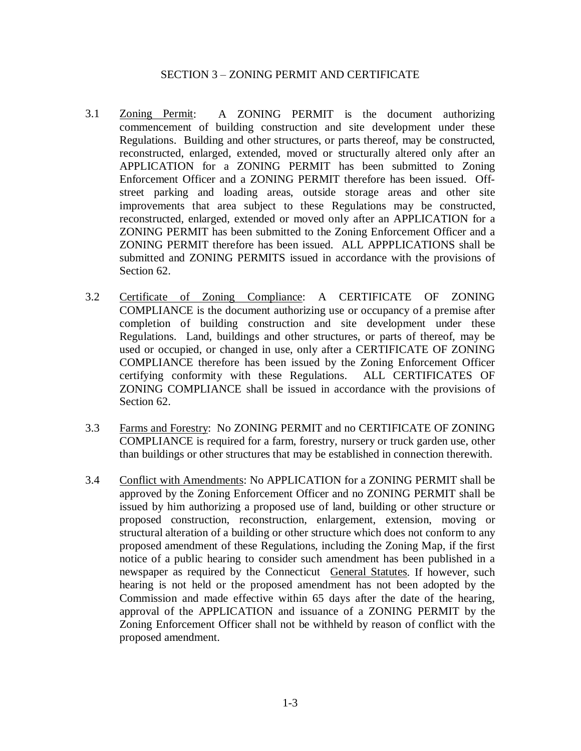## SECTION 3 – ZONING PERMIT AND CERTIFICATE

3.1 Zoning Permit: A ZONING PERMIT is the document authorizing commencement of building construction and site development under these Regulations. Building and other structures, or parts thereof, may be constructed, reconstructed, enlarged, extended, moved or structurally altered only after an APPLICATION for a ZONING PERMIT has been submitted to Zoning Enforcement Officer and a ZONING PERMIT therefore has been issued. Off-street parking and loading areas, outside storage areas and other site improvements that area subject to these Regulations may be constructed, reconstructed, enlarged, extended or moved only after an APPLICATION for a ZONING PERMIT has been submitted to the Zoning Enforcement Officer and a ZONING PERMIT therefore has been issued. ALL APPPLICATIONS shall be submitted and ZONING PERMITS issued in accordance with the provisions of Section 62.

3.2 Certificate of Zoning Compliance: A CERTIFICATE OF ZONING COMPLIANCE is the document authorizing use or occupancy of a premise after completion of building construction and site development under these Regulations. Land, buildings and other structures, or parts of thereof, may be used or occupied, or changed in use, only after a CERTIFICATE OF ZONING COMPLIANCE therefore has been issued by the Zoning Enforcement Officer certifying conformity with these Regulations. ALL CERTIFICATES OF ZONING COMPLIANCE shall be issued in accordance with the provisions of Section 62.

3.3 Farms and Forestry: No ZONING PERMIT and no CERTIFICATE OF ZONING COMPLIANCE is required for a farm, forestry, nursery or truck garden use, other than buildings or other structures that may be established in connection therewith.

3.4 Conflict with Amendments: No APPLICATION for a ZONING PERMIT shall be approved by the Zoning Enforcement Officer and no ZONING PERMIT shall be issued by him authorizing a proposed use of land, building or other structure or proposed construction, reconstruction, enlargement, extension, moving or structural alteration of a building or other structure which does not conform to any proposed amendment of these Regulations, including the Zoning Map, if the first notice of a public hearing to consider such amendment has been published in a newspaper as required by the Connecticut General Statutes. If however, such hearing is not held or the proposed amendment has not been adopted by the Commission and made effective within 65 days after the date of the hearing, approval of the APPLICATION and issuance of a ZONING PERMIT by the Zoning Enforcement Officer shall not be withheld by reason of conflict with the proposed amendment.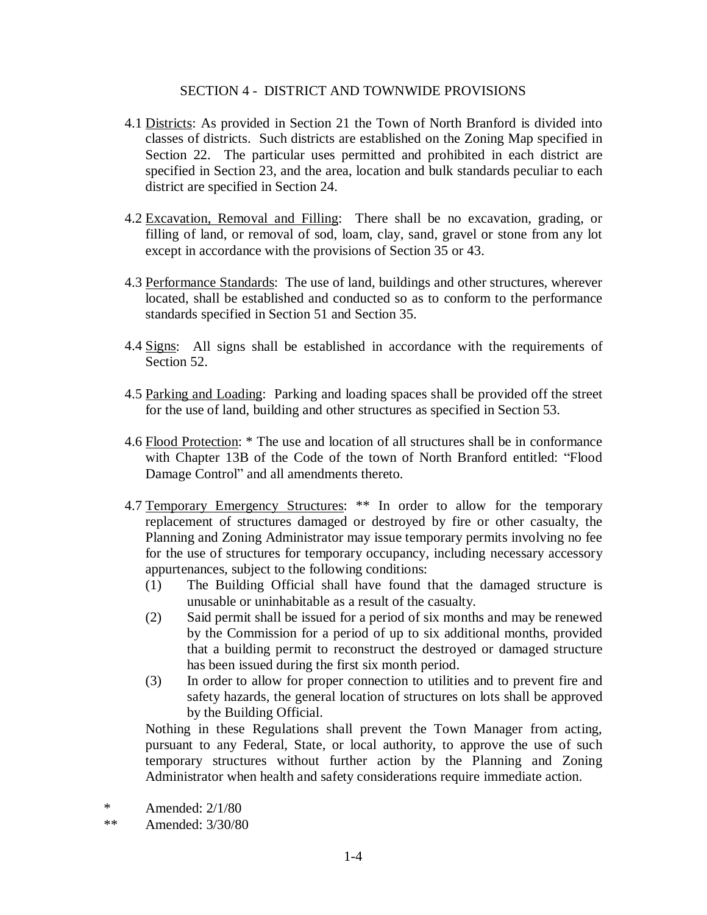# SECTION 4 - DISTRICT AND TOWNWIDE PROVISIONS

4.1 Districts: As provided in Section 21 the Town of North Branford is divided into classes of districts. Such districts are established on the Zoning Map specified in Section 22. The particular uses permitted and prohibited in each district are specified in Section 23, and the area, location and bulk standards peculiar to each district are specified in Section 24.

4.2 Excavation, Removal and Filling: There shall be no excavation, grading, or filling of land, or removal of sod, loam, clay, sand, gravel or stone from any lot except in accordance with the provisions of Section 35 or 43.

4.3 Performance Standards: The use of land, buildings and other structures, wherever located, shall be established and conducted so as to conform to the performance standards specified in Section 51 and Section 35.

4.4 Signs: All signs shall be established in accordance with the requirements of Section 52.

4.5 Parking and Loading: Parking and loading spaces shall be provided off the street for the use of land, building and other structures as specified in Section 53.

4.6 Flood Protection: * The use and location of all structures shall be in conformance with Chapter 13B of the Code of the town of North Branford entitled: "Flood Damage Control" and all amendments thereto.

4.7 Temporary Emergency Structures: ** In order to allow for the temporary replacement of structures damaged or destroyed by fire or other casualty, the Planning and Zoning Administrator may issue temporary permits involving no fee for the use of structures for temporary occupancy, including necessary accessory appurtenances, subject to the following conditions:

(1) The Building Official shall have found that the damaged structure is unusable or uninhabitable as a result of the casualty.

(2) Said permit shall be issued for a period of six months and may be renewed by the Commission for a period of up to six additional months, provided that a building permit to reconstruct the destroyed or damaged structure has been issued during the first six month period.

(3) In order to allow for proper connection to utilities and to prevent fire and safety hazards, the general location of structures on lots shall be approved by the Building Official.

Nothing in these Regulations shall prevent the Town Manager from acting, pursuant to any Federal, State, or local authority, to approve the use of such temporary structures without further action by the Planning and Zoning Administrator when health and safety considerations require immediate action.

\* Amended: 2/1/80

\** Amended: 3/30/80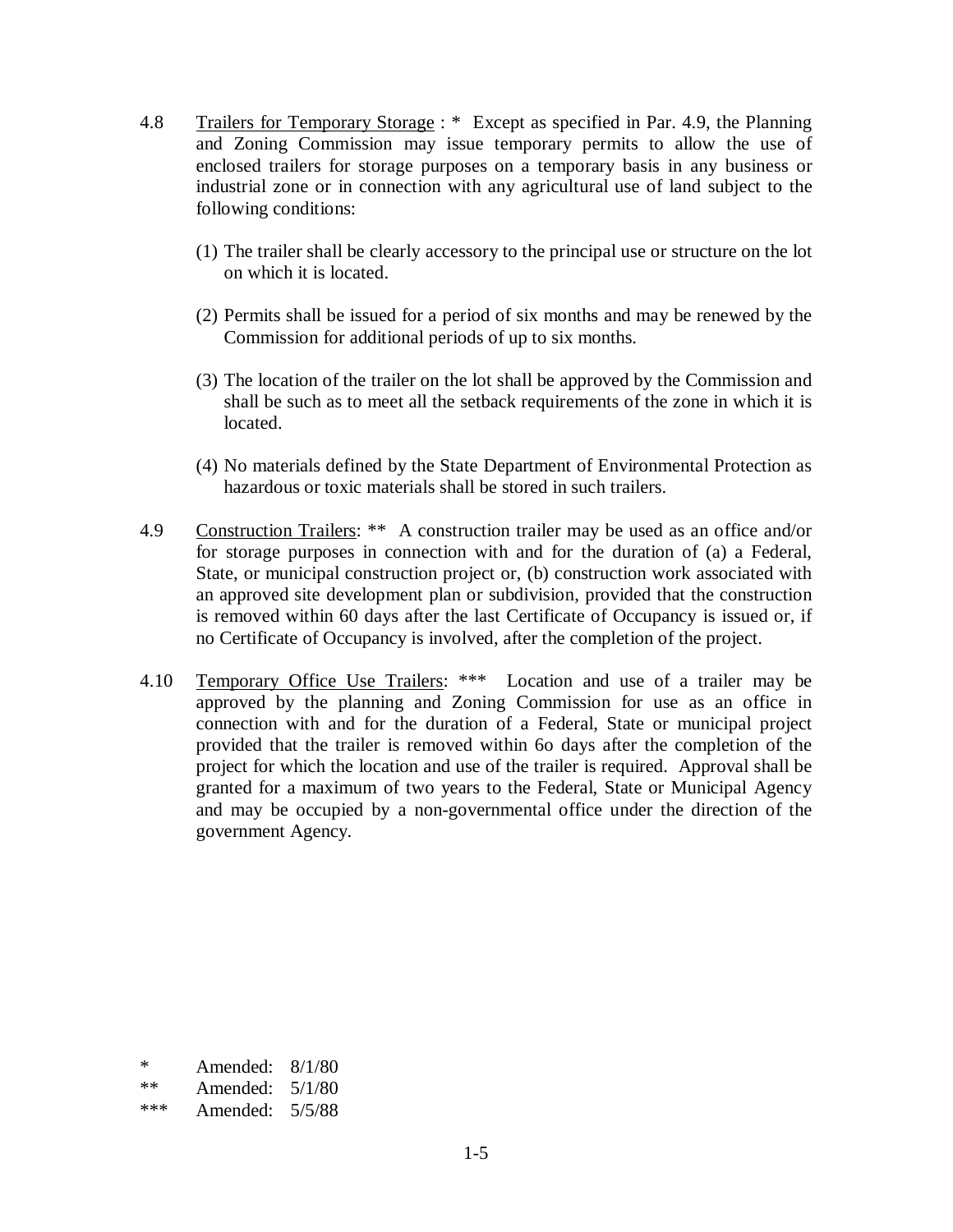4.8 Trailers for Temporary Storage : * Except as specified in Par. 4.9, the Planning and Zoning Commission may issue temporary permits to allow the use of enclosed trailers for storage purposes on a temporary basis in any business or industrial zone or in connection with any agricultural use of land subject to the following conditions:

(1) The trailer shall be clearly accessory to the principal use or structure on the lot on which it is located.

(2) Permits shall be issued for a period of six months and may be renewed by the Commission for additional periods of up to six months.

(3) The location of the trailer on the lot shall be approved by the Commission and shall be such as to meet all the setback requirements of the zone in which it is located.

(4) No materials defined by the State Department of Environmental Protection as hazardous or toxic materials shall be stored in such trailers.

4.9 Construction Trailers: ** A construction trailer may be used as an office and/or for storage purposes in connection with and for the duration of (a) a Federal, State, or municipal construction project or, (b) construction work associated with an approved site development plan or subdivision, provided that the construction is removed within 60 days after the last Certificate of Occupancy is issued or, if no Certificate of Occupancy is involved, after the completion of the project.

4.10 Temporary Office Use Trailers: *** Location and use of a trailer may be approved by the planning and Zoning Commission for use as an office in connection with and for the duration of a Federal, State or municipal project provided that the trailer is removed within 6o days after the completion of the project for which the location and use of the trailer is required. Approval shall be granted for a maximum of two years to the Federal, State or Municipal Agency and may be occupied by a non-governmental office under the direction of the government Agency.

\* Amended: 8/1/80
\** Amended: 5/1/80
\*** Amended: 5/5/88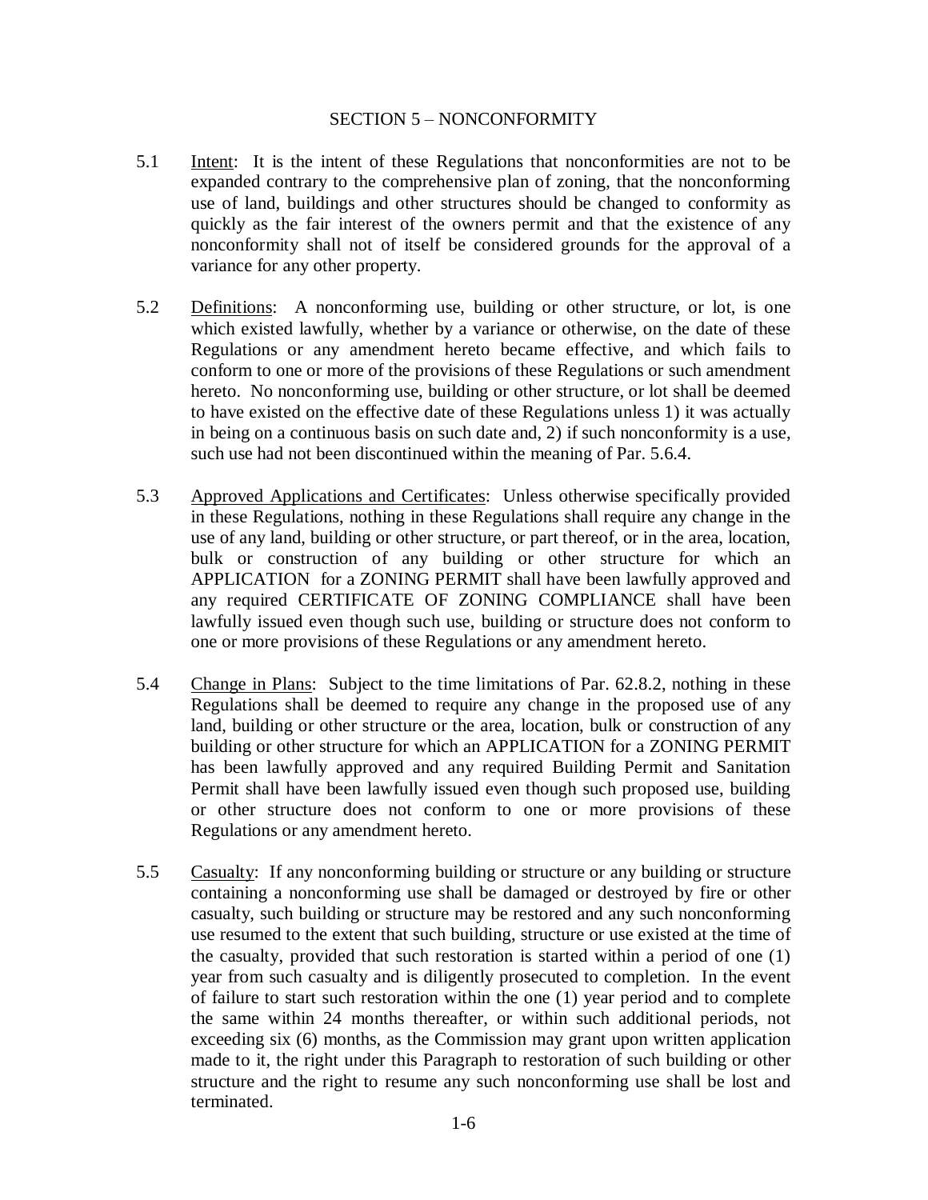## SECTION 5 – NONCONFORMITY

5.1 Intent: It is the intent of these Regulations that nonconformities are not to be expanded contrary to the comprehensive plan of zoning, that the nonconforming use of land, buildings and other structures should be changed to conformity as quickly as the fair interest of the owners permit and that the existence of any nonconformity shall not of itself be considered grounds for the approval of a variance for any other property.

5.2 Definitions: A nonconforming use, building or other structure, or lot, is one which existed lawfully, whether by a variance or otherwise, on the date of these Regulations or any amendment hereto became effective, and which fails to conform to one or more of the provisions of these Regulations or such amendment hereto. No nonconforming use, building or other structure, or lot shall be deemed to have existed on the effective date of these Regulations unless 1) it was actually in being on a continuous basis on such date and, 2) if such nonconformity is a use, such use had not been discontinued within the meaning of Par. 5.6.4.

5.3 Approved Applications and Certificates: Unless otherwise specifically provided in these Regulations, nothing in these Regulations shall require any change in the use of any land, building or other structure, or part thereof, or in the area, location, bulk or construction of any building or other structure for which an APPLICATION for a ZONING PERMIT shall have been lawfully approved and any required CERTIFICATE OF ZONING COMPLIANCE shall have been lawfully issued even though such use, building or structure does not conform to one or more provisions of these Regulations or any amendment hereto.

5.4 Change in Plans: Subject to the time limitations of Par. 62.8.2, nothing in these Regulations shall be deemed to require any change in the proposed use of any land, building or other structure or the area, location, bulk or construction of any building or other structure for which an APPLICATION for a ZONING PERMIT has been lawfully approved and any required Building Permit and Sanitation Permit shall have been lawfully issued even though such proposed use, building or other structure does not conform to one or more provisions of these Regulations or any amendment hereto.

5.5 Casualty: If any nonconforming building or structure or any building or structure containing a nonconforming use shall be damaged or destroyed by fire or other casualty, such building or structure may be restored and any such nonconforming use resumed to the extent that such building, structure or use existed at the time of the casualty, provided that such restoration is started within a period of one (1) year from such casualty and is diligently prosecuted to completion. In the event of failure to start such restoration within the one (1) year period and to complete the same within 24 months thereafter, or within such additional periods, not exceeding six (6) months, as the Commission may grant upon written application made to it, the right under this Paragraph to restoration of such building or other structure and the right to resume any such nonconforming use shall be lost and terminated.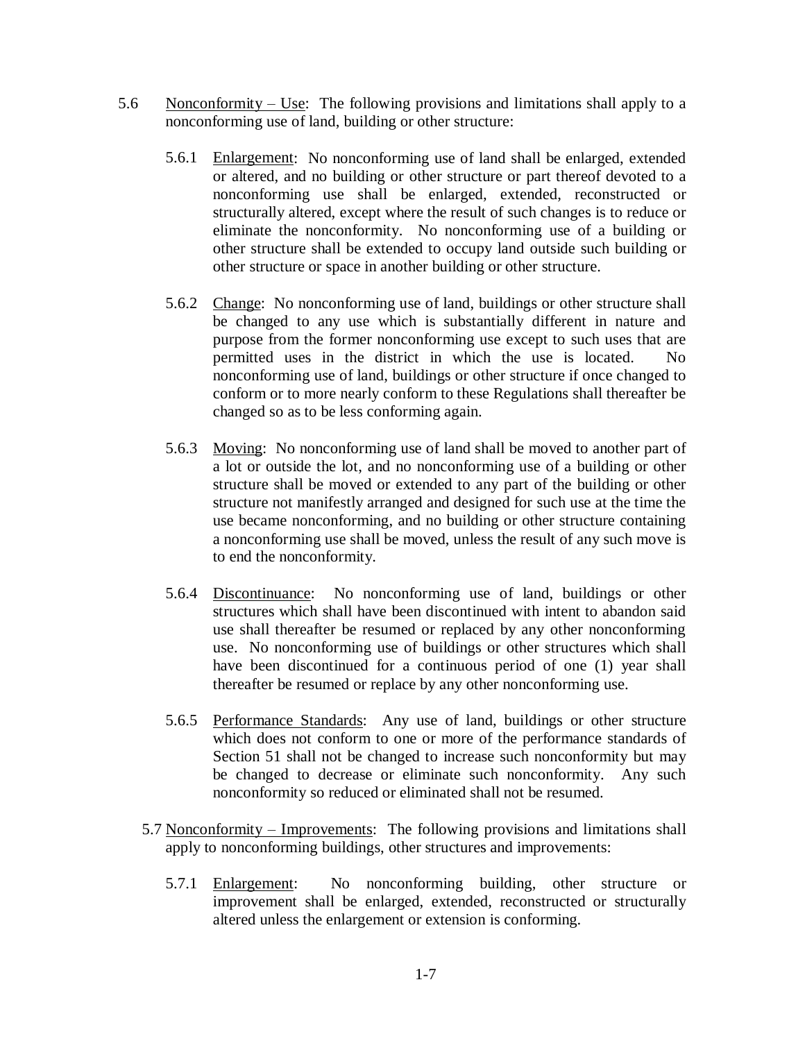5.6 Nonconformity – Use: The following provisions and limitations shall apply to a nonconforming use of land, building or other structure:

5.6.1 Enlargement: No nonconforming use of land shall be enlarged, extended or altered, and no building or other structure or part thereof devoted to a nonconforming use shall be enlarged, extended, reconstructed or structurally altered, except where the result of such changes is to reduce or eliminate the nonconformity. No nonconforming use of a building or other structure shall be extended to occupy land outside such building or other structure or space in another building or other structure.

5.6.2 Change: No nonconforming use of land, buildings or other structure shall be changed to any use which is substantially different in nature and purpose from the former nonconforming use except to such uses that are permitted uses in the district in which the use is located. No nonconforming use of land, buildings or other structure if once changed to conform or to more nearly conform to these Regulations shall thereafter be changed so as to be less conforming again.

5.6.3 Moving: No nonconforming use of land shall be moved to another part of a lot or outside the lot, and no nonconforming use of a building or other structure shall be moved or extended to any part of the building or other structure not manifestly arranged and designed for such use at the time the use became nonconforming, and no building or other structure containing a nonconforming use shall be moved, unless the result of any such move is to end the nonconformity.

5.6.4 Discontinuance: No nonconforming use of land, buildings or other structures which shall have been discontinued with intent to abandon said use shall thereafter be resumed or replaced by any other nonconforming use. No nonconforming use of buildings or other structures which shall have been discontinued for a continuous period of one (1) year shall thereafter be resumed or replace by any other nonconforming use.

5.6.5 Performance Standards: Any use of land, buildings or other structure which does not conform to one or more of the performance standards of Section 51 shall not be changed to increase such nonconformity but may be changed to decrease or eliminate such nonconformity. Any such nonconformity so reduced or eliminated shall not be resumed.

5.7 Nonconformity – Improvements: The following provisions and limitations shall apply to nonconforming buildings, other structures and improvements:

5.7.1 Enlargement: No nonconforming building, other structure or improvement shall be enlarged, extended, reconstructed or structurally altered unless the enlargement or extension is conforming.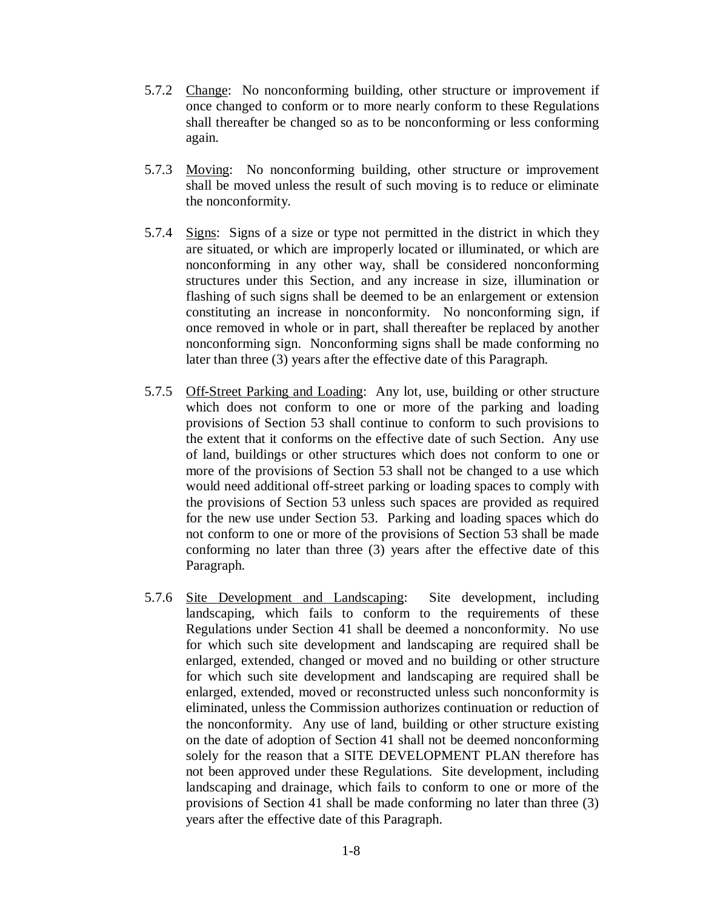5.7.2 Change: No nonconforming building, other structure or improvement if once changed to conform or to more nearly conform to these Regulations shall thereafter be changed so as to be nonconforming or less conforming again.

5.7.3 Moving: No nonconforming building, other structure or improvement shall be moved unless the result of such moving is to reduce or eliminate the nonconformity.

5.7.4 Signs: Signs of a size or type not permitted in the district in which they are situated, or which are improperly located or illuminated, or which are nonconforming in any other way, shall be considered nonconforming structures under this Section, and any increase in size, illumination or flashing of such signs shall be deemed to be an enlargement or extension constituting an increase in nonconformity. No nonconforming sign, if once removed in whole or in part, shall thereafter be replaced by another nonconforming sign. Nonconforming signs shall be made conforming no later than three (3) years after the effective date of this Paragraph.

5.7.5 Off-Street Parking and Loading: Any lot, use, building or other structure which does not conform to one or more of the parking and loading provisions of Section 53 shall continue to conform to such provisions to the extent that it conforms on the effective date of such Section. Any use of land, buildings or other structures which does not conform to one or more of the provisions of Section 53 shall not be changed to a use which would need additional off-street parking or loading spaces to comply with the provisions of Section 53 unless such spaces are provided as required for the new use under Section 53. Parking and loading spaces which do not conform to one or more of the provisions of Section 53 shall be made conforming no later than three (3) years after the effective date of this Paragraph.

5.7.6 Site Development and Landscaping: Site development, including landscaping, which fails to conform to the requirements of these Regulations under Section 41 shall be deemed a nonconformity. No use for which such site development and landscaping are required shall be enlarged, extended, changed or moved and no building or other structure for which such site development and landscaping are required shall be enlarged, extended, moved or reconstructed unless such nonconformity is eliminated, unless the Commission authorizes continuation or reduction of the nonconformity. Any use of land, building or other structure existing on the date of adoption of Section 41 shall not be deemed nonconforming solely for the reason that a SITE DEVELOPMENT PLAN therefore has not been approved under these Regulations. Site development, including landscaping and drainage, which fails to conform to one or more of the provisions of Section 41 shall be made conforming no later than three (3) years after the effective date of this Paragraph.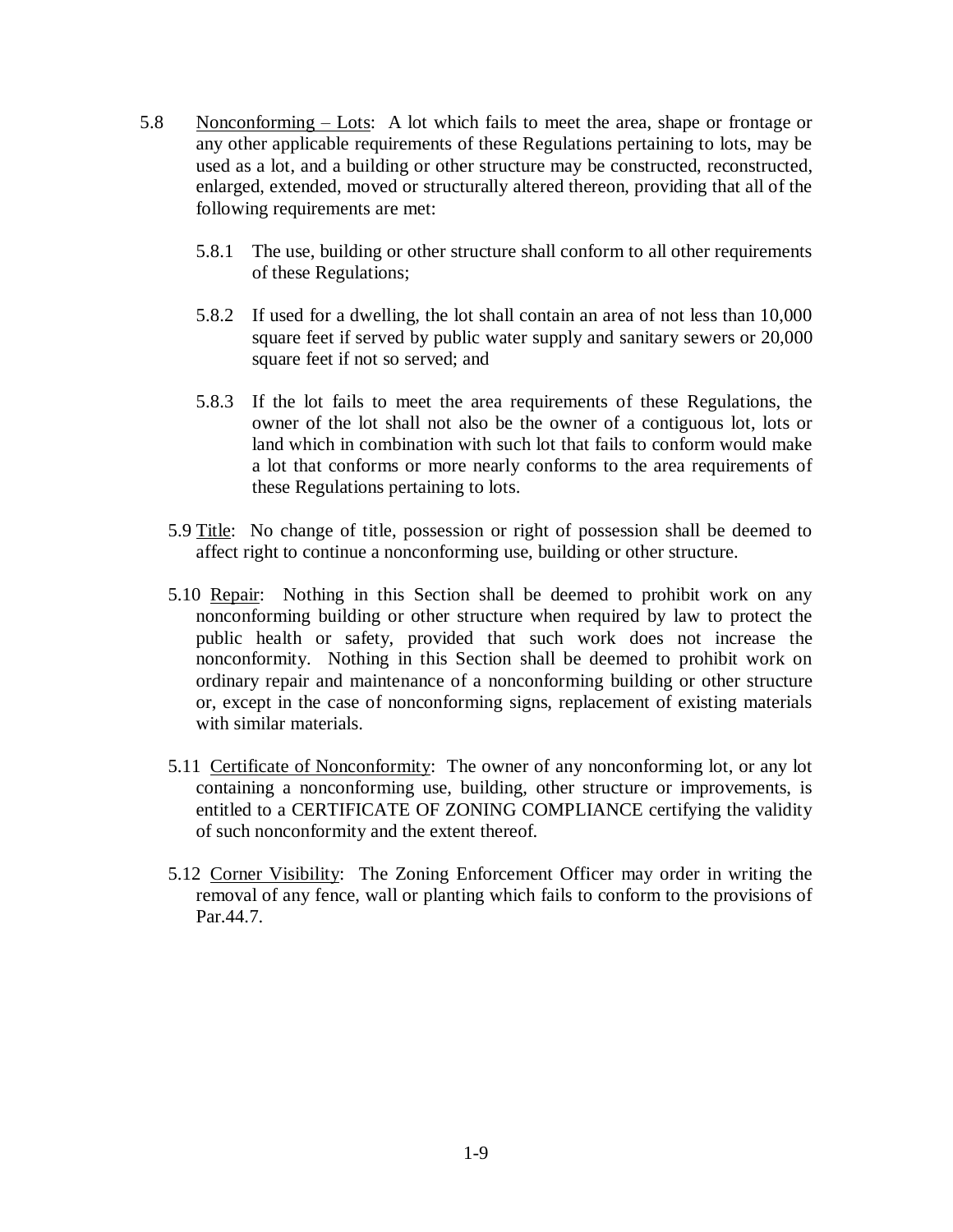5.8 Nonconforming – Lots: A lot which fails to meet the area, shape or frontage or any other applicable requirements of these Regulations pertaining to lots, may be used as a lot, and a building or other structure may be constructed, reconstructed, enlarged, extended, moved or structurally altered thereon, providing that all of the following requirements are met:

- 5.8.1 The use, building or other structure shall conform to all other requirements of these Regulations;
- 5.8.2 If used for a dwelling, the lot shall contain an area of not less than 10,000 square feet if served by public water supply and sanitary sewers or 20,000 square feet if not so served; and
- 5.8.3 If the lot fails to meet the area requirements of these Regulations, the owner of the lot shall not also be the owner of a contiguous lot, lots or land which in combination with such lot that fails to conform would make a lot that conforms or more nearly conforms to the area requirements of these Regulations pertaining to lots.

5.9 Title: No change of title, possession or right of possession shall be deemed to affect right to continue a nonconforming use, building or other structure.

5.10 Repair: Nothing in this Section shall be deemed to prohibit work on any nonconforming building or other structure when required by law to protect the public health or safety, provided that such work does not increase the nonconformity. Nothing in this Section shall be deemed to prohibit work on ordinary repair and maintenance of a nonconforming building or other structure or, except in the case of nonconforming signs, replacement of existing materials with similar materials.

5.11 Certificate of Nonconformity: The owner of any nonconforming lot, or any lot containing a nonconforming use, building, other structure or improvements, is entitled to a CERTIFICATE OF ZONING COMPLIANCE certifying the validity of such nonconformity and the extent thereof.

5.12 Corner Visibility: The Zoning Enforcement Officer may order in writing the removal of any fence, wall or planting which fails to conform to the provisions of Par.44.7.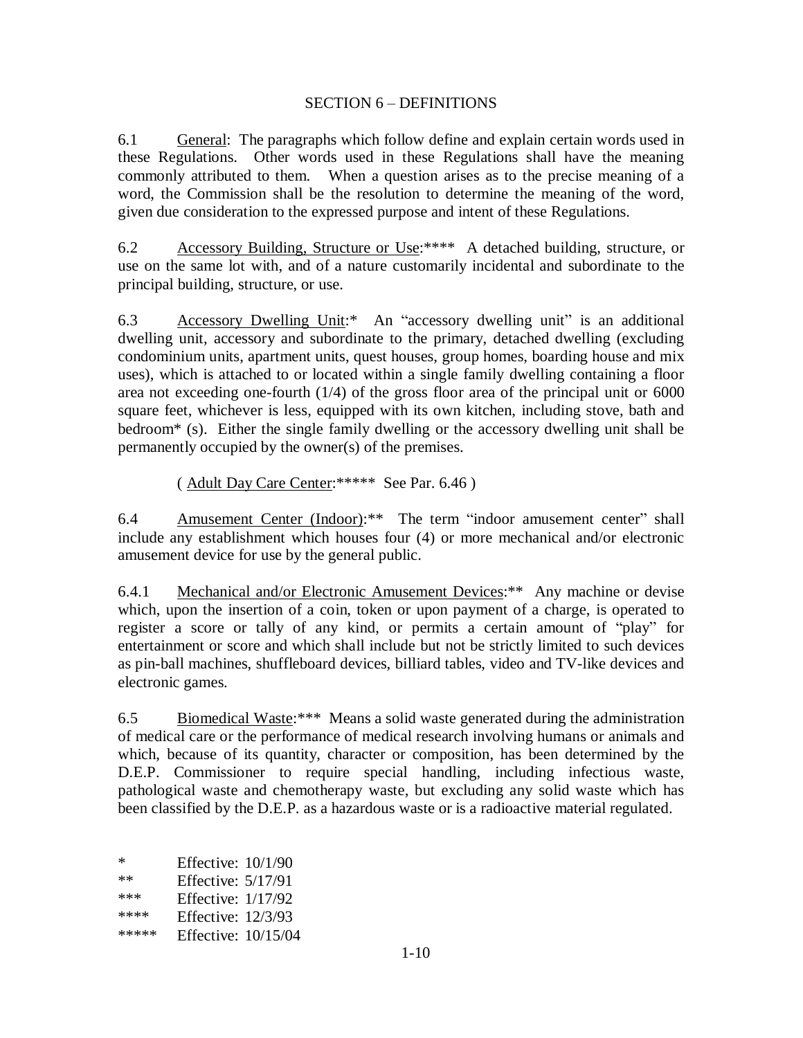## SECTION 6 – DEFINITIONS

6.1 General: The paragraphs which follow define and explain certain words used in these Regulations. Other words used in these Regulations shall have the meaning commonly attributed to them. When a question arises as to the precise meaning of a word, the Commission shall be the resolution to determine the meaning of the word, given due consideration to the expressed purpose and intent of these Regulations.

6.2 Accessory Building, Structure or Use:**** A detached building, structure, or use on the same lot with, and of a nature customarily incidental and subordinate to the principal building, structure, or use.

6.3 Accessory Dwelling Unit:* An "accessory dwelling unit" is an additional dwelling unit, accessory and subordinate to the primary, detached dwelling (excluding condominium units, apartment units, quest houses, group homes, boarding house and mix uses), which is attached to or located within a single family dwelling containing a floor area not exceeding one-fourth (1/4) of the gross floor area of the principal unit or 6000 square feet, whichever is less, equipped with its own kitchen, including stove, bath and bedroom* (s). Either the single family dwelling or the accessory dwelling unit shall be permanently occupied by the owner(s) of the premises.

( Adult Day Care Center:***** See Par. 6.46 )

6.4 Amusement Center (Indoor):** The term "indoor amusement center" shall include any establishment which houses four (4) or more mechanical and/or electronic amusement device for use by the general public.

6.4.1 Mechanical and/or Electronic Amusement Devices:** Any machine or devise which, upon the insertion of a coin, token or upon payment of a charge, is operated to register a score or tally of any kind, or permits a certain amount of "play" for entertainment or score and which shall include but not be strictly limited to such devices as pin-ball machines, shuffleboard devices, billiard tables, video and TV-like devices and electronic games.

6.5 Biomedical Waste:*** Means a solid waste generated during the administration of medical care or the performance of medical research involving humans or animals and which, because of its quantity, character or composition, has been determined by the D.E.P. Commissioner to require special handling, including infectious waste, pathological waste and chemotherapy waste, but excluding any solid waste which has been classified by the D.E.P. as a hazardous waste or is a radioactive material regulated.

\* Effective: 10/1/90
\** Effective: 5/17/91
\*** Effective: 1/17/92
\**** Effective: 12/3/93
\***** Effective: 10/15/04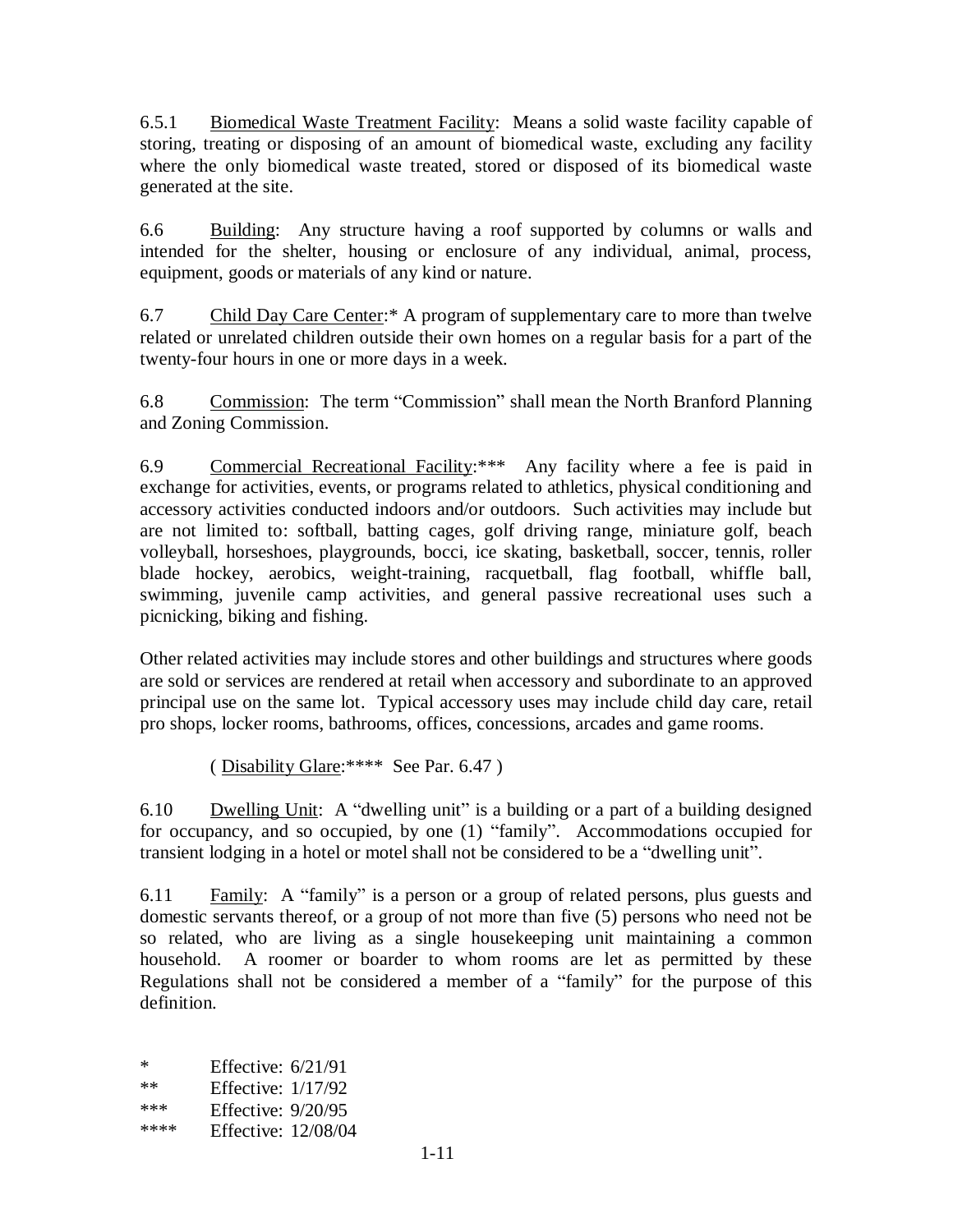6.5.1 Biomedical Waste Treatment Facility: Means a solid waste facility capable of storing, treating or disposing of an amount of biomedical waste, excluding any facility where the only biomedical waste treated, stored or disposed of its biomedical waste generated at the site.

6.6 Building: Any structure having a roof supported by columns or walls and intended for the shelter, housing or enclosure of any individual, animal, process, equipment, goods or materials of any kind or nature.

6.7 Child Day Care Center:* A program of supplementary care to more than twelve related or unrelated children outside their own homes on a regular basis for a part of the twenty-four hours in one or more days in a week.

6.8 Commission: The term "Commission" shall mean the North Branford Planning and Zoning Commission.

6.9 Commercial Recreational Facility:*** Any facility where a fee is paid in exchange for activities, events, or programs related to athletics, physical conditioning and accessory activities conducted indoors and/or outdoors. Such activities may include but are not limited to: softball, batting cages, golf driving range, miniature golf, beach volleyball, horseshoes, playgrounds, bocci, ice skating, basketball, soccer, tennis, roller blade hockey, aerobics, weight-training, racquetball, flag football, whiffle ball, swimming, juvenile camp activities, and general passive recreational uses such a picnicking, biking and fishing.

Other related activities may include stores and other buildings and structures where goods are sold or services are rendered at retail when accessory and subordinate to an approved principal use on the same lot. Typical accessory uses may include child day care, retail pro shops, locker rooms, bathrooms, offices, concessions, arcades and game rooms.

( Disability Glare:**** See Par. 6.47 )

6.10 Dwelling Unit: A "dwelling unit" is a building or a part of a building designed for occupancy, and so occupied, by one (1) "family". Accommodations occupied for transient lodging in a hotel or motel shall not be considered to be a "dwelling unit".

6.11 Family: A "family" is a person or a group of related persons, plus guests and domestic servants thereof, or a group of not more than five (5) persons who need not be so related, who are living as a single housekeeping unit maintaining a common household. A roomer or boarder to whom rooms are let as permitted by these Regulations shall not be considered a member of a "family" for the purpose of this definition.

\* Effective: 6/21/91
\*\* Effective: 1/17/92
\*\*\* Effective: 9/20/95
\*\*\*\* Effective: 12/08/04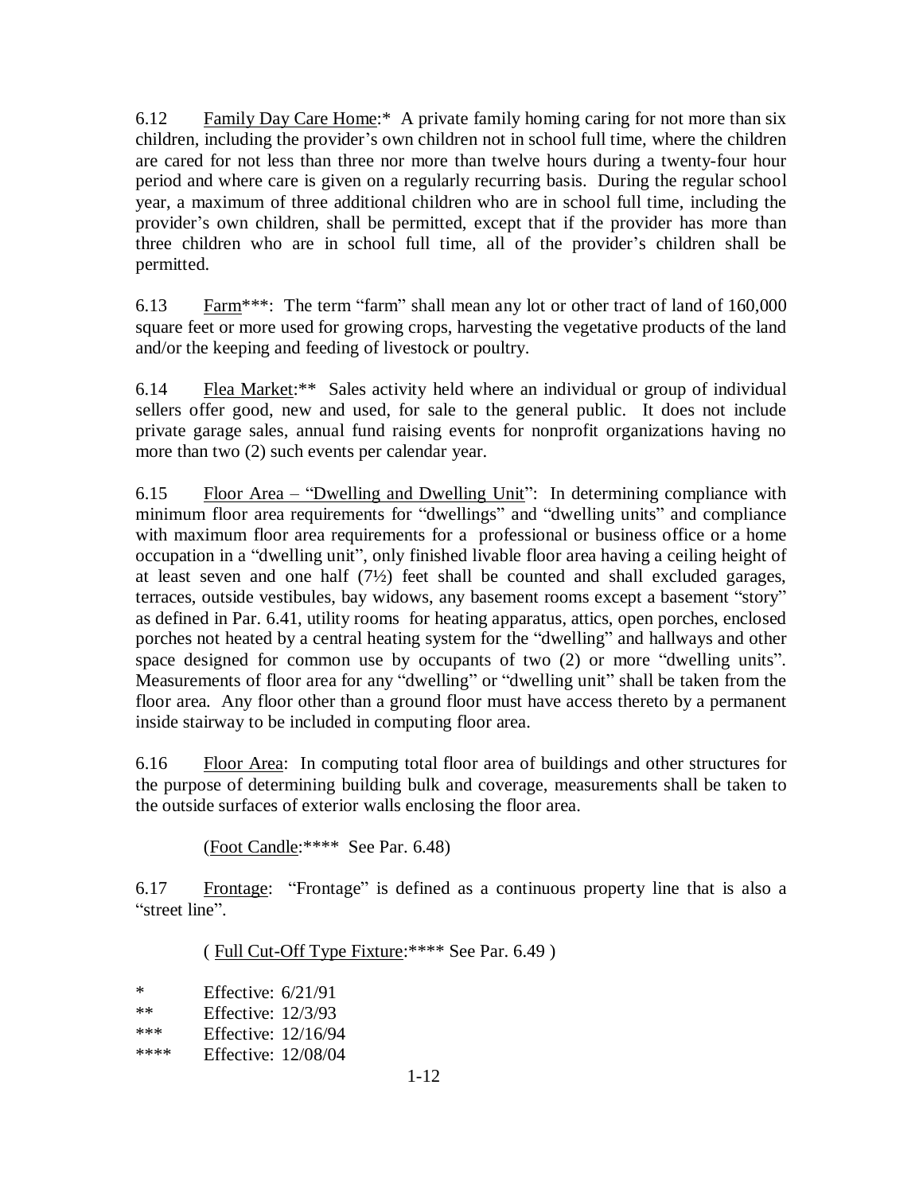6.12 Family Day Care Home:* A private family homing caring for not more than six children, including the provider's own children not in school full time, where the children are cared for not less than three nor more than twelve hours during a twenty-four hour period and where care is given on a regularly recurring basis. During the regular school year, a maximum of three additional children who are in school full time, including the provider's own children, shall be permitted, except that if the provider has more than three children who are in school full time, all of the provider's children shall be permitted.

6.13 Farm***: The term "farm" shall mean any lot or other tract of land of 160,000 square feet or more used for growing crops, harvesting the vegetative products of the land and/or the keeping and feeding of livestock or poultry.

6.14 Flea Market:** Sales activity held where an individual or group of individual sellers offer good, new and used, for sale to the general public. It does not include private garage sales, annual fund raising events for nonprofit organizations having no more than two (2) such events per calendar year.

6.15 Floor Area – "Dwelling and Dwelling Unit": In determining compliance with minimum floor area requirements for "dwellings" and "dwelling units" and compliance with maximum floor area requirements for a professional or business office or a home occupation in a "dwelling unit", only finished livable floor area having a ceiling height of at least seven and one half (7½) feet shall be counted and shall excluded garages, terraces, outside vestibules, bay widows, any basement rooms except a basement "story" as defined in Par. 6.41, utility rooms for heating apparatus, attics, open porches, enclosed porches not heated by a central heating system for the "dwelling" and hallways and other space designed for common use by occupants of two (2) or more "dwelling units". Measurements of floor area for any "dwelling" or "dwelling unit" shall be taken from the floor area. Any floor other than a ground floor must have access thereto by a permanent inside stairway to be included in computing floor area.

6.16 Floor Area: In computing total floor area of buildings and other structures for the purpose of determining building bulk and coverage, measurements shall be taken to the outside surfaces of exterior walls enclosing the floor area.

(Foot Candle:**** See Par. 6.48)

6.17 Frontage: "Frontage" is defined as a continuous property line that is also a "street line".

( Full Cut-Off Type Fixture:**** See Par. 6.49 )

\* Effective: 6/21/91
\** Effective: 12/3/93
\*** Effective: 12/16/94
\**** Effective: 12/08/04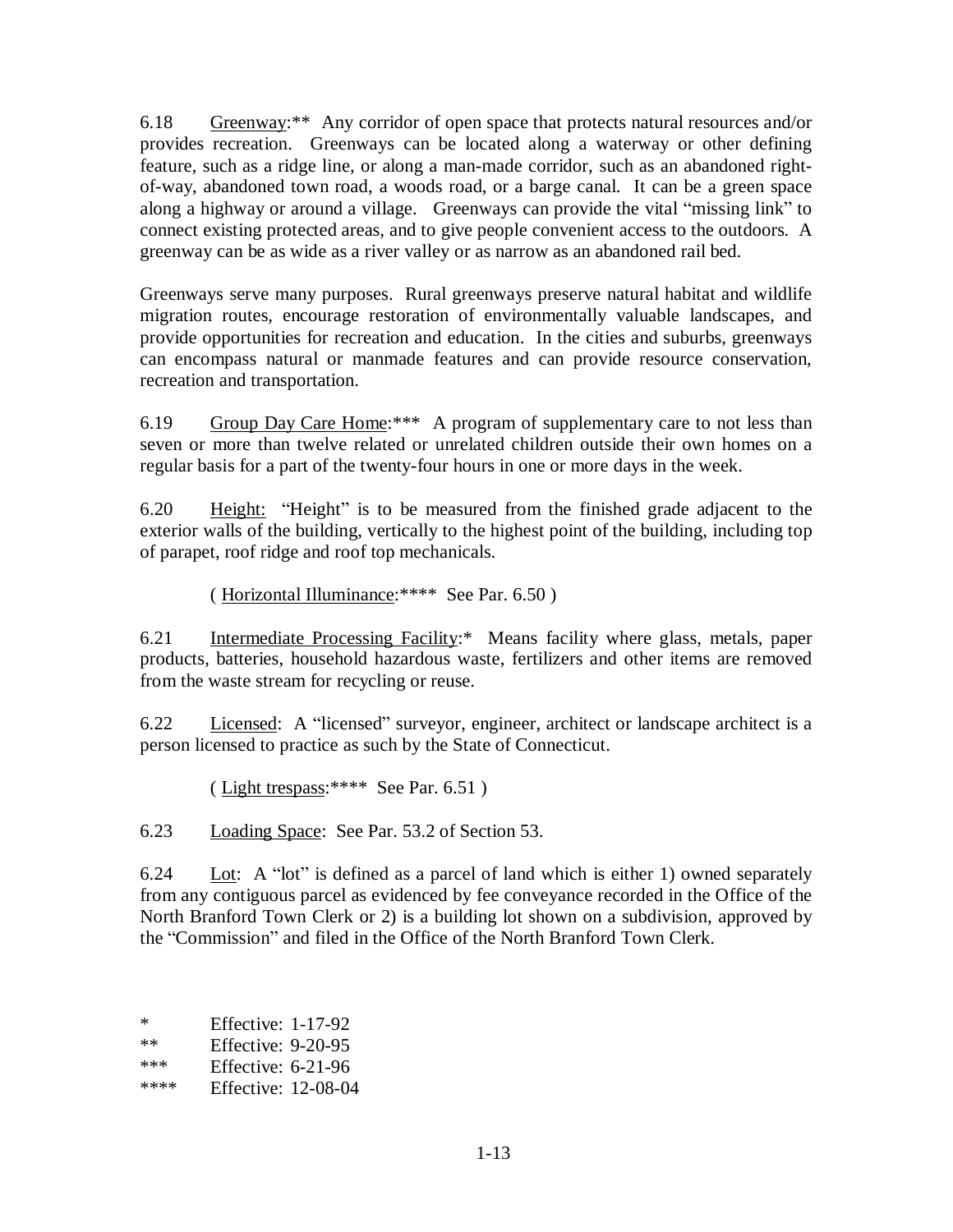6.18 Greenway:** Any corridor of open space that protects natural resources and/or provides recreation. Greenways can be located along a waterway or other defining feature, such as a ridge line, or along a man-made corridor, such as an abandoned right-of-way, abandoned town road, a woods road, or a barge canal. It can be a green space along a highway or around a village. Greenways can provide the vital "missing link" to connect existing protected areas, and to give people convenient access to the outdoors. A greenway can be as wide as a river valley or as narrow as an abandoned rail bed.

Greenways serve many purposes. Rural greenways preserve natural habitat and wildlife migration routes, encourage restoration of environmentally valuable landscapes, and provide opportunities for recreation and education. In the cities and suburbs, greenways can encompass natural or manmade features and can provide resource conservation, recreation and transportation.

6.19 Group Day Care Home:*** A program of supplementary care to not less than seven or more than twelve related or unrelated children outside their own homes on a regular basis for a part of the twenty-four hours in one or more days in the week.

6.20 Height: "Height" is to be measured from the finished grade adjacent to the exterior walls of the building, vertically to the highest point of the building, including top of parapet, roof ridge and roof top mechanicals.

( Horizontal Illuminance:**** See Par. 6.50 )

6.21 Intermediate Processing Facility:* Means facility where glass, metals, paper products, batteries, household hazardous waste, fertilizers and other items are removed from the waste stream for recycling or reuse.

6.22 Licensed: A "licensed" surveyor, engineer, architect or landscape architect is a person licensed to practice as such by the State of Connecticut.

( Light trespass:**** See Par. 6.51 )

6.23 Loading Space: See Par. 53.2 of Section 53.

6.24 Lot: A "lot" is defined as a parcel of land which is either 1) owned separately from any contiguous parcel as evidenced by fee conveyance recorded in the Office of the North Branford Town Clerk or 2) is a building lot shown on a subdivision, approved by the "Commission" and filed in the Office of the North Branford Town Clerk.

* Effective: 1-17-92
** Effective: 9-20-95
*** Effective: 6-21-96
**** Effective: 12-08-04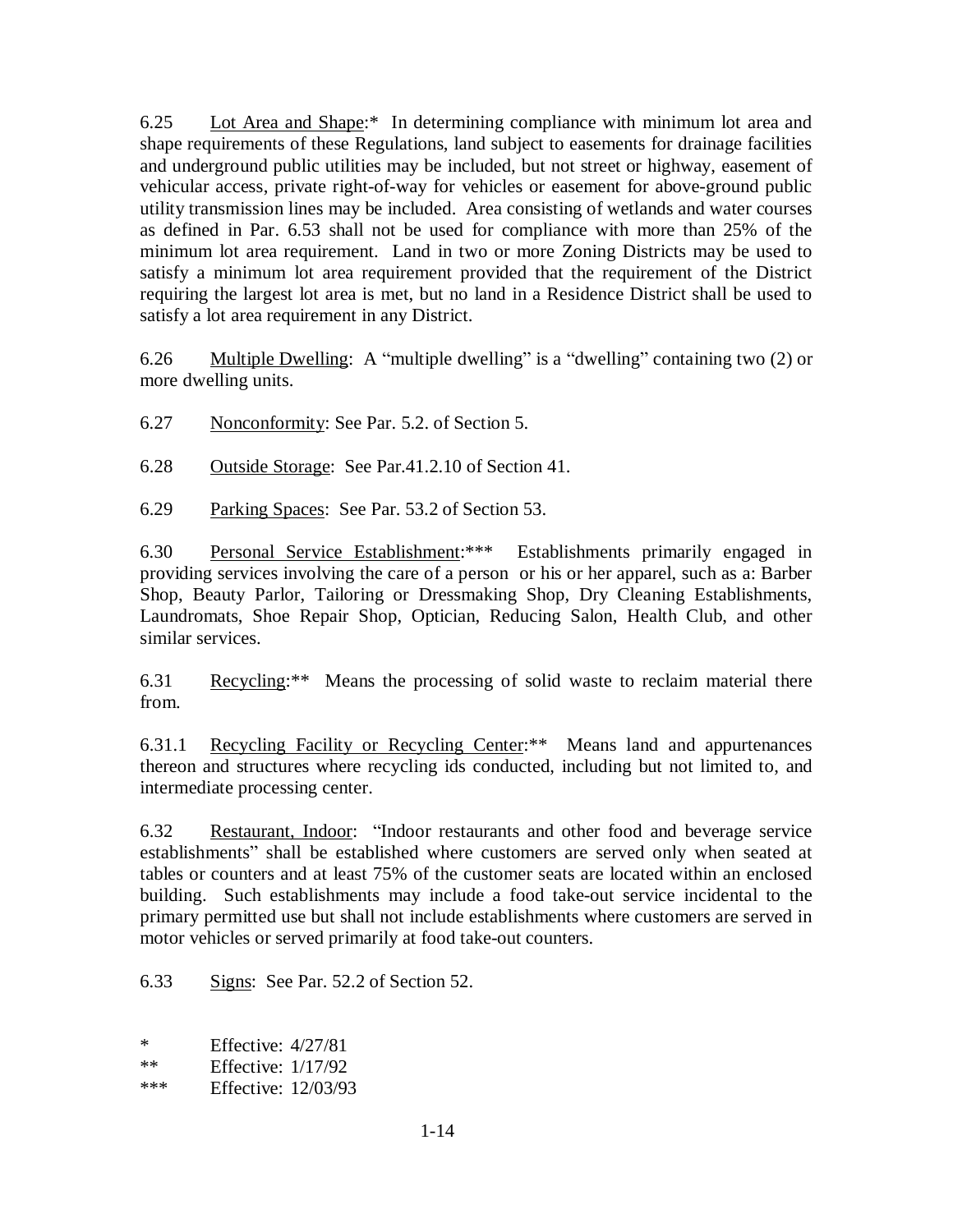6.25 Lot Area and Shape:* In determining compliance with minimum lot area and shape requirements of these Regulations, land subject to easements for drainage facilities and underground public utilities may be included, but not street or highway, easement of vehicular access, private right-of-way for vehicles or easement for above-ground public utility transmission lines may be included. Area consisting of wetlands and water courses as defined in Par. 6.53 shall not be used for compliance with more than 25% of the minimum lot area requirement. Land in two or more Zoning Districts may be used to satisfy a minimum lot area requirement provided that the requirement of the District requiring the largest lot area is met, but no land in a Residence District shall be used to satisfy a lot area requirement in any District.

6.26 Multiple Dwelling: A "multiple dwelling" is a "dwelling" containing two (2) or more dwelling units.

6.27 Nonconformity: See Par. 5.2. of Section 5.

6.28 Outside Storage: See Par.41.2.10 of Section 41.

6.29 Parking Spaces: See Par. 53.2 of Section 53.

6.30 Personal Service Establishment:*** Establishments primarily engaged in providing services involving the care of a person or his or her apparel, such as a: Barber Shop, Beauty Parlor, Tailoring or Dressmaking Shop, Dry Cleaning Establishments, Laundromats, Shoe Repair Shop, Optician, Reducing Salon, Health Club, and other similar services.

6.31 Recycling:** Means the processing of solid waste to reclaim material there from.

6.31.1 Recycling Facility or Recycling Center:** Means land and appurtenances thereon and structures where recycling ids conducted, including but not limited to, and intermediate processing center.

6.32 Restaurant, Indoor: "Indoor restaurants and other food and beverage service establishments" shall be established where customers are served only when seated at tables or counters and at least 75% of the customer seats are located within an enclosed building. Such establishments may include a food take-out service incidental to the primary permitted use but shall not include establishments where customers are served in motor vehicles or served primarily at food take-out counters.

6.33 Signs: See Par. 52.2 of Section 52.

\* Effective: 4/27/81
\** Effective: 1/17/92
\*** Effective: 12/03/93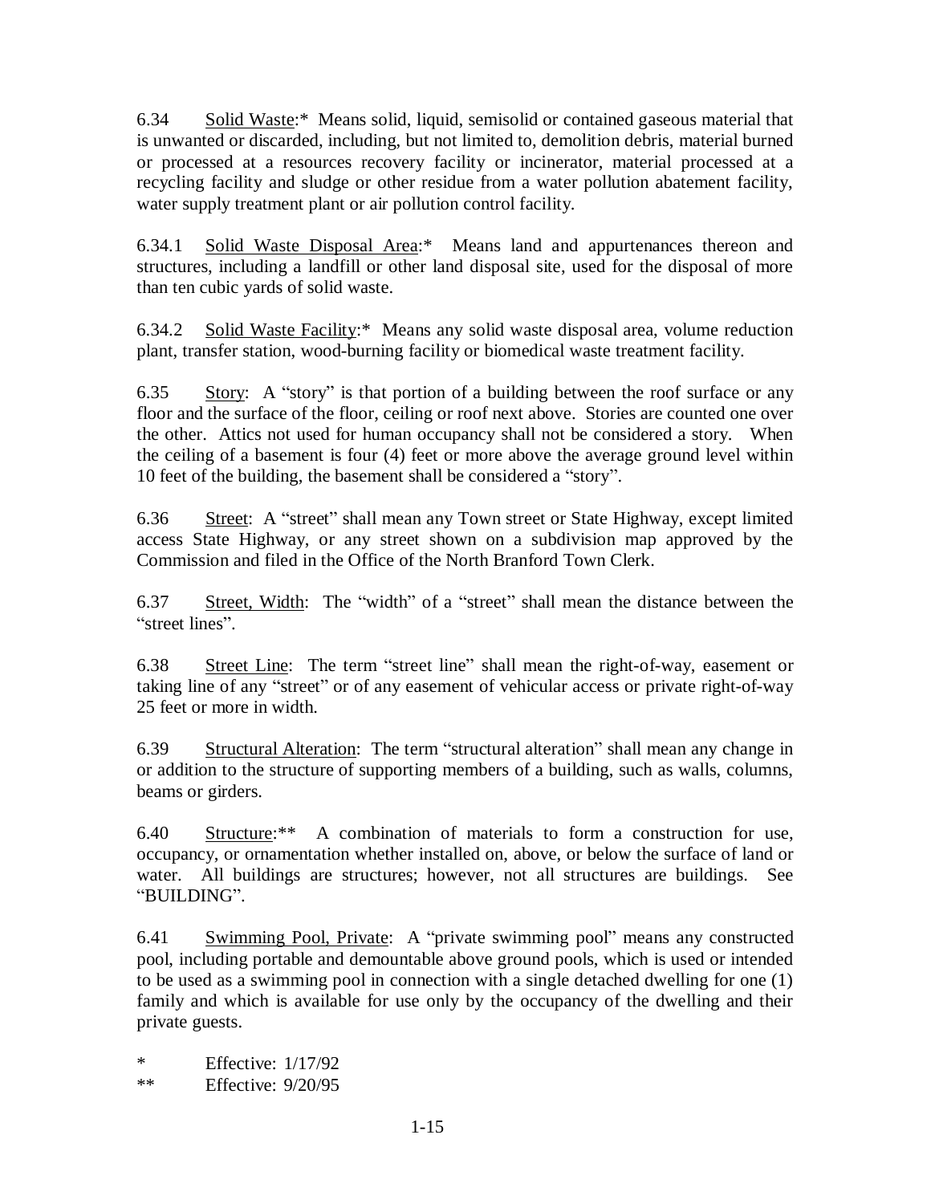6.34 Solid Waste:* Means solid, liquid, semisolid or contained gaseous material that is unwanted or discarded, including, but not limited to, demolition debris, material burned or processed at a resources recovery facility or incinerator, material processed at a recycling facility and sludge or other residue from a water pollution abatement facility, water supply treatment plant or air pollution control facility.

6.34.1 Solid Waste Disposal Area:* Means land and appurtenances thereon and structures, including a landfill or other land disposal site, used for the disposal of more than ten cubic yards of solid waste.

6.34.2 Solid Waste Facility:* Means any solid waste disposal area, volume reduction plant, transfer station, wood-burning facility or biomedical waste treatment facility.

6.35 Story: A "story" is that portion of a building between the roof surface or any floor and the surface of the floor, ceiling or roof next above. Stories are counted one over the other. Attics not used for human occupancy shall not be considered a story. When the ceiling of a basement is four (4) feet or more above the average ground level within 10 feet of the building, the basement shall be considered a "story".

6.36 Street: A "street" shall mean any Town street or State Highway, except limited access State Highway, or any street shown on a subdivision map approved by the Commission and filed in the Office of the North Branford Town Clerk.

6.37 Street, Width: The "width" of a "street" shall mean the distance between the "street lines".

6.38 Street Line: The term "street line" shall mean the right-of-way, easement or taking line of any "street" or of any easement of vehicular access or private right-of-way 25 feet or more in width.

6.39 Structural Alteration: The term "structural alteration" shall mean any change in or addition to the structure of supporting members of a building, such as walls, columns, beams or girders.

6.40 Structure:** A combination of materials to form a construction for use, occupancy, or ornamentation whether installed on, above, or below the surface of land or water. All buildings are structures; however, not all structures are buildings. See "BUILDING".

6.41 Swimming Pool, Private: A "private swimming pool" means any constructed pool, including portable and demountable above ground pools, which is used or intended to be used as a swimming pool in connection with a single detached dwelling for one (1) family and which is available for use only by the occupancy of the dwelling and their private guests.

\* Effective: 1/17/92

\*\* Effective: 9/20/95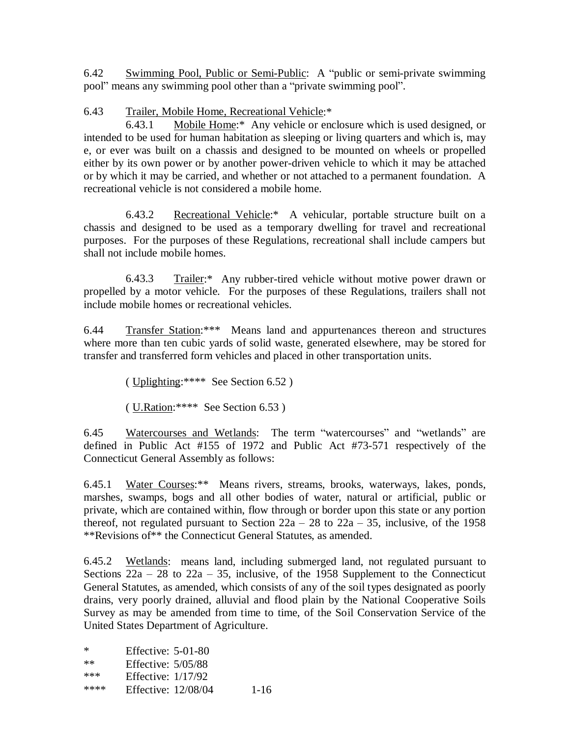6.42 Swimming Pool, Public or Semi-Public: A "public or semi-private swimming pool" means any swimming pool other than a "private swimming pool".

6.43 Trailer, Mobile Home, Recreational Vehicle:*

6.43.1 Mobile Home:* Any vehicle or enclosure which is used designed, or intended to be used for human habitation as sleeping or living quarters and which is, may e, or ever was built on a chassis and designed to be mounted on wheels or propelled either by its own power or by another power-driven vehicle to which it may be attached or by which it may be carried, and whether or not attached to a permanent foundation. A recreational vehicle is not considered a mobile home.

6.43.2 Recreational Vehicle:* A vehicular, portable structure built on a chassis and designed to be used as a temporary dwelling for travel and recreational purposes. For the purposes of these Regulations, recreational shall include campers but shall not include mobile homes.

6.43.3 Trailer:* Any rubber-tired vehicle without motive power drawn or propelled by a motor vehicle. For the purposes of these Regulations, trailers shall not include mobile homes or recreational vehicles.

6.44 Transfer Station:*** Means land and appurtenances thereon and structures where more than ten cubic yards of solid waste, generated elsewhere, may be stored for transfer and transferred form vehicles and placed in other transportation units.

( Uplighting:**** See Section 6.52 )

( U.Ration:**** See Section 6.53 )

6.45 Watercourses and Wetlands: The term "watercourses" and "wetlands" are defined in Public Act #155 of 1972 and Public Act #73-571 respectively of the Connecticut General Assembly as follows:

6.45.1 Water Courses:** Means rivers, streams, brooks, waterways, lakes, ponds, marshes, swamps, bogs and all other bodies of water, natural or artificial, public or private, which are contained within, flow through or border upon this state or any portion thereof, not regulated pursuant to Section 22a – 28 to 22a – 35, inclusive, of the 1958 **Revisions of** the Connecticut General Statutes, as amended.

6.45.2 Wetlands: means land, including submerged land, not regulated pursuant to Sections 22a – 28 to 22a – 35, inclusive, of the 1958 Supplement to the Connecticut General Statutes, as amended, which consists of any of the soil types designated as poorly drains, very poorly drained, alluvial and flood plain by the National Cooperative Soils Survey as may be amended from time to time, of the Soil Conservation Service of the United States Department of Agriculture.

\* Effective: 5-01-80
** Effective: 5/05/88
*** Effective: 1/17/92
**** Effective: 12/08/04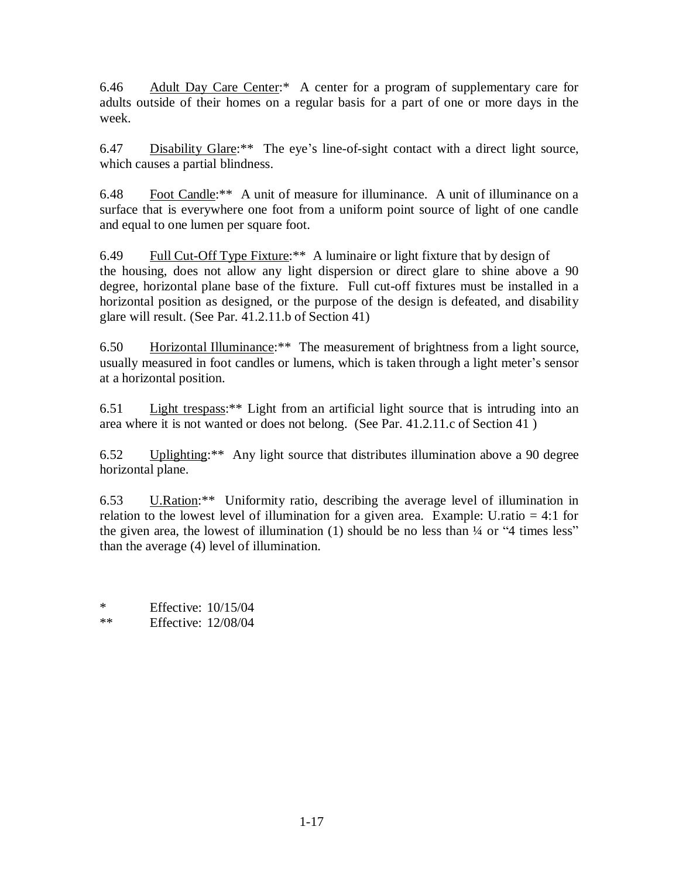6.46 Adult Day Care Center:* A center for a program of supplementary care for adults outside of their homes on a regular basis for a part of one or more days in the week.

6.47 Disability Glare:** The eye's line-of-sight contact with a direct light source, which causes a partial blindness.

6.48 Foot Candle:** A unit of measure for illuminance. A unit of illuminance on a surface that is everywhere one foot from a uniform point source of light of one candle and equal to one lumen per square foot.

6.49 Full Cut-Off Type Fixture:** A luminaire or light fixture that by design of the housing, does not allow any light dispersion or direct glare to shine above a 90 degree, horizontal plane base of the fixture. Full cut-off fixtures must be installed in a horizontal position as designed, or the purpose of the design is defeated, and disability glare will result. (See Par. 41.2.11.b of Section 41)

6.50 Horizontal Illuminance:** The measurement of brightness from a light source, usually measured in foot candles or lumens, which is taken through a light meter's sensor at a horizontal position.

6.51 Light trespass:** Light from an artificial light source that is intruding into an area where it is not wanted or does not belong. (See Par. 41.2.11.c of Section 41 )

6.52 Uplighting:** Any light source that distributes illumination above a 90 degree horizontal plane.

6.53 U.Ration:** Uniformity ratio, describing the average level of illumination in relation to the lowest level of illumination for a given area. Example: U.ratio = 4:1 for the given area, the lowest of illumination (1) should be no less than ¼ or "4 times less" than the average (4) level of illumination.

\* Effective: 10/15/04

\** Effective: 12/08/04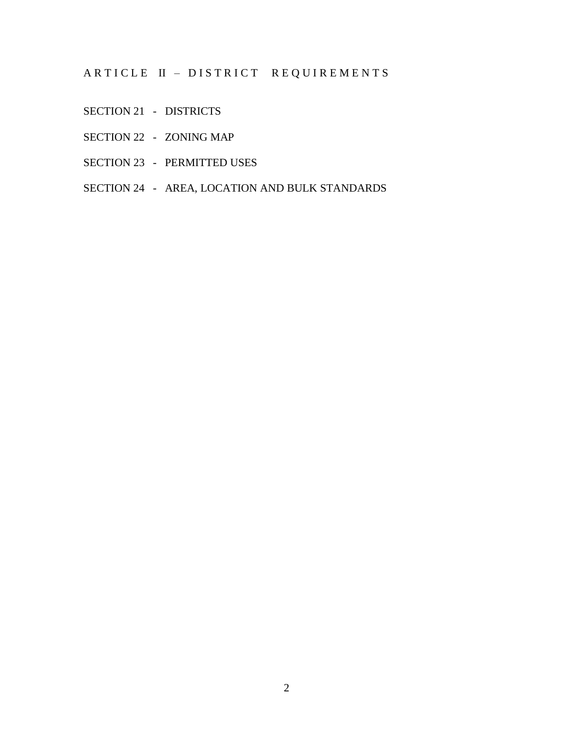# ARTICLE II – DISTRICT REQUIREMENTS

SECTION 21 - DISTRICTS

SECTION 22 - ZONING MAP

SECTION 23 - PERMITTED USES

SECTION 24 - AREA, LOCATION AND BULK STANDARDS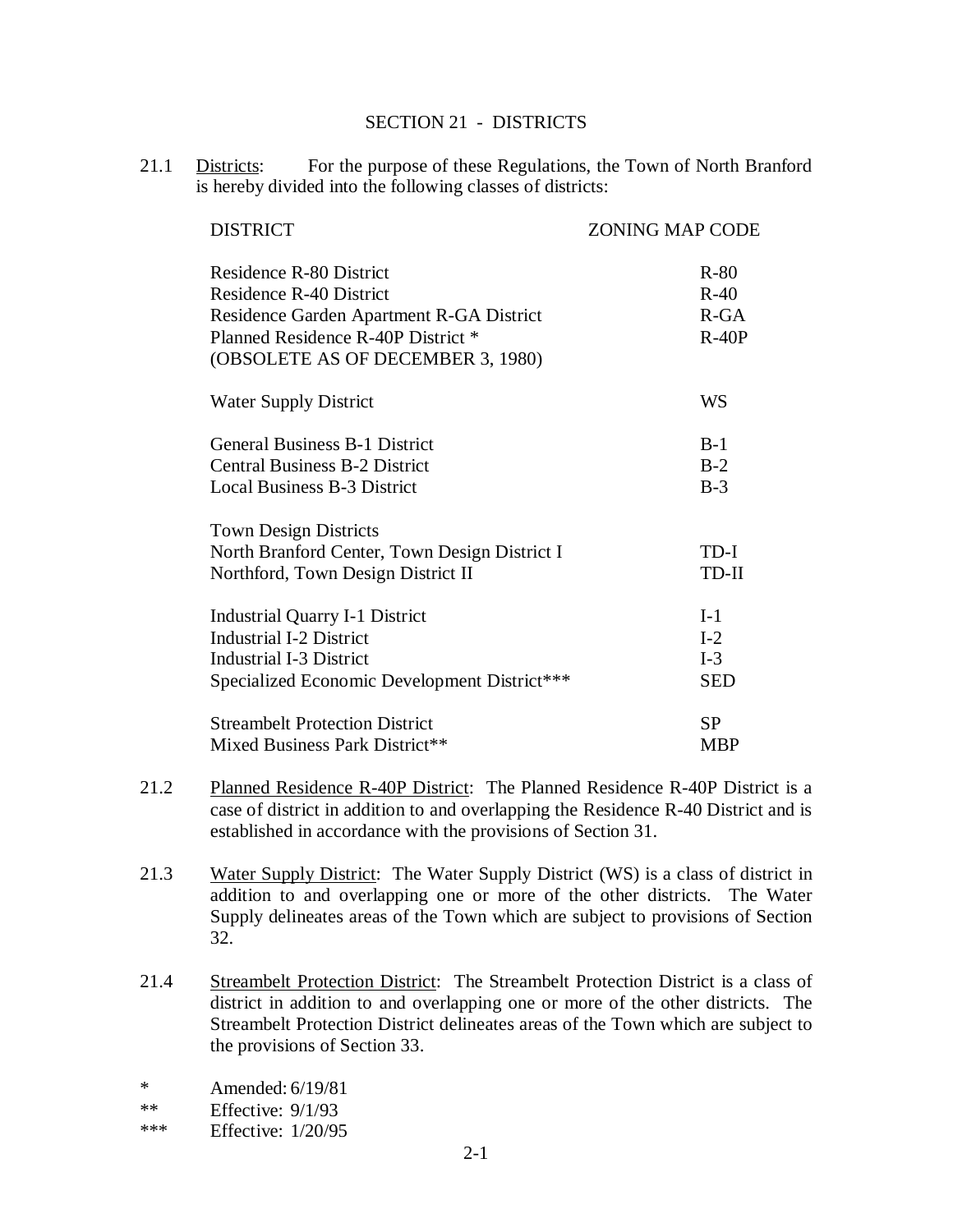# SECTION 21 - DISTRICTS

21.1 Districts: For the purpose of these Regulations, the Town of North Branford is hereby divided into the following classes of districts:

| DISTRICT | ZONING MAP CODE |
|---|---|
| Residence R-80 District | R-80 |
| Residence R-40 District | R-40 |
| Residence Garden Apartment R-GA District | R-GA |
| Planned Residence R-40P District * (OBSOLETE AS OF DECEMBER 3, 1980) | R-40P |
| Water Supply District | WS |
| General Business B-1 District | B-1 |
| Central Business B-2 District | B-2 |
| Local Business B-3 District | B-3 |
| Town Design Districts | |
| North Branford Center, Town Design District I | TD-I |
| Northford, Town Design District II | TD-II |
| Industrial Quarry I-1 District | I-1 |
| Industrial I-2 District | I-2 |
| Industrial I-3 District | I-3 |
| Specialized Economic Development District*** | SED |
| Streambelt Protection District | SP |
| Mixed Business Park District** | MBP |

21.2 Planned Residence R-40P District: The Planned Residence R-40P District is a case of district in addition to and overlapping the Residence R-40 District and is established in accordance with the provisions of Section 31.

21.3 Water Supply District: The Water Supply District (WS) is a class of district in addition to and overlapping one or more of the other districts. The Water Supply delineates areas of the Town which are subject to provisions of Section 32.

21.4 Streambelt Protection District: The Streambelt Protection District is a class of district in addition to and overlapping one or more of the other districts. The Streambelt Protection District delineates areas of the Town which are subject to the provisions of Section 33.

\* Amended: 6/19/81

\*\* Effective: 9/1/93

\*\*\* Effective: 1/20/95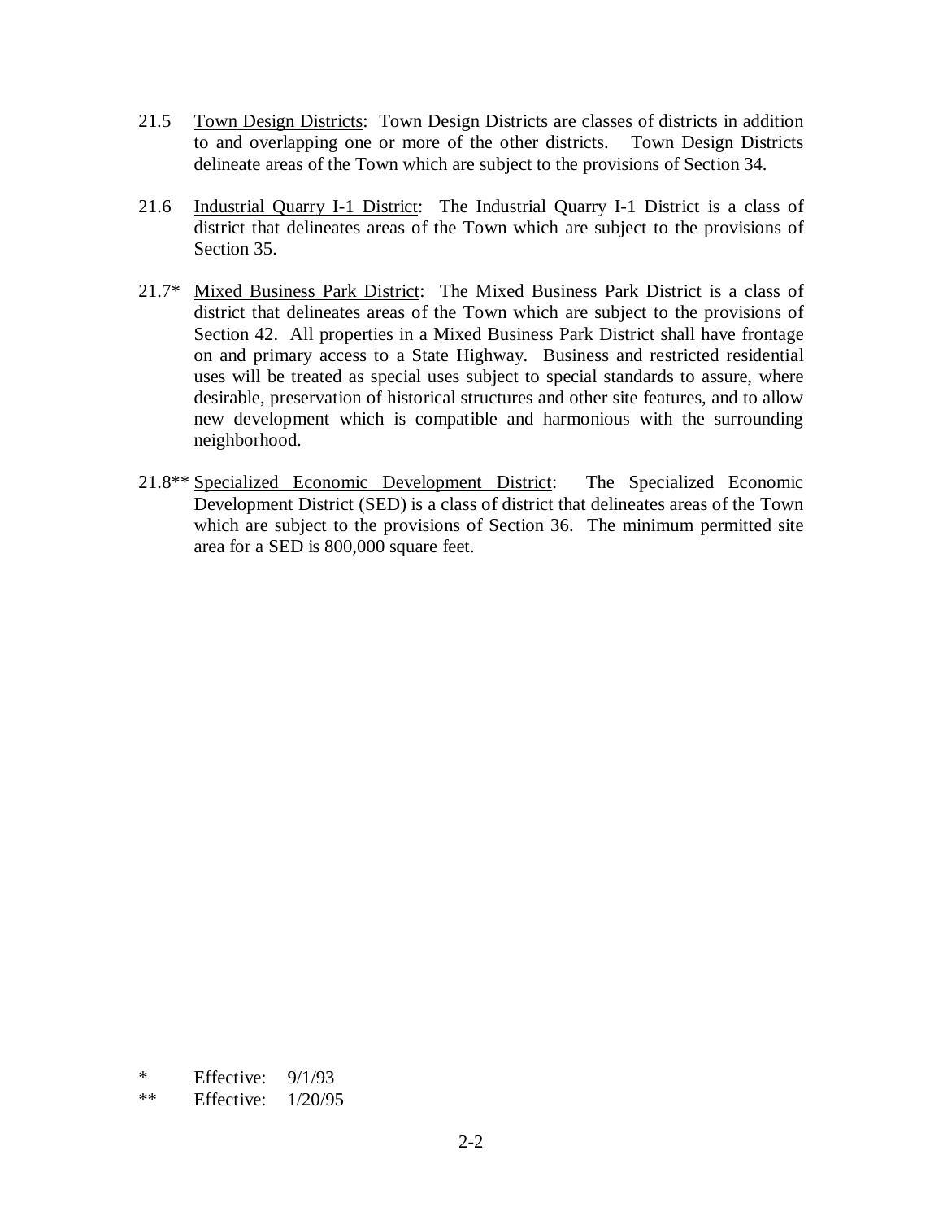21.5 Town Design Districts: Town Design Districts are classes of districts in addition to and overlapping one or more of the other districts. Town Design Districts delineate areas of the Town which are subject to the provisions of Section 34.

21.6 Industrial Quarry I-1 District: The Industrial Quarry I-1 District is a class of district that delineates areas of the Town which are subject to the provisions of Section 35.

21.7* Mixed Business Park District: The Mixed Business Park District is a class of district that delineates areas of the Town which are subject to the provisions of Section 42. All properties in a Mixed Business Park District shall have frontage on and primary access to a State Highway. Business and restricted residential uses will be treated as special uses subject to special standards to assure, where desirable, preservation of historical structures and other site features, and to allow new development which is compatible and harmonious with the surrounding neighborhood.

21.8** Specialized Economic Development District: The Specialized Economic Development District (SED) is a class of district that delineates areas of the Town which are subject to the provisions of Section 36. The minimum permitted site area for a SED is 800,000 square feet.

\* Effective: 9/1/93

\*\* Effective: 1/20/95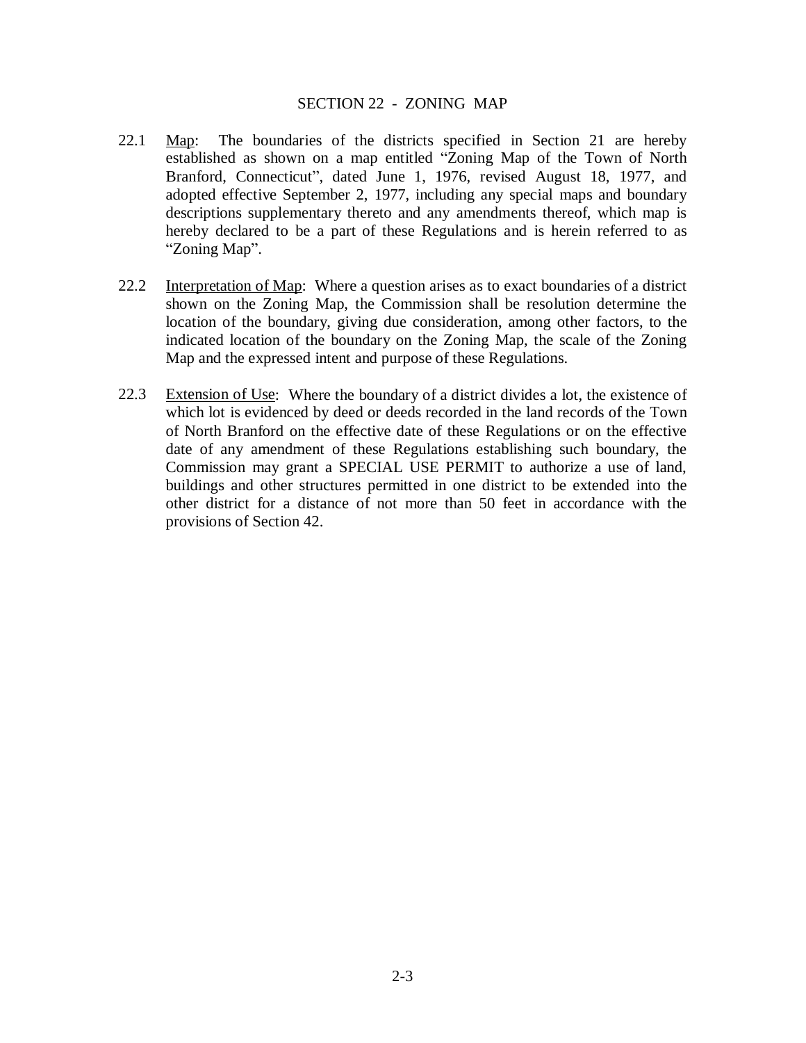# SECTION 22 - ZONING MAP

22.1 Map: The boundaries of the districts specified in Section 21 are hereby established as shown on a map entitled "Zoning Map of the Town of North Branford, Connecticut", dated June 1, 1976, revised August 18, 1977, and adopted effective September 2, 1977, including any special maps and boundary descriptions supplementary thereto and any amendments thereof, which map is hereby declared to be a part of these Regulations and is herein referred to as "Zoning Map".

22.2 Interpretation of Map: Where a question arises as to exact boundaries of a district shown on the Zoning Map, the Commission shall be resolution determine the location of the boundary, giving due consideration, among other factors, to the indicated location of the boundary on the Zoning Map, the scale of the Zoning Map and the expressed intent and purpose of these Regulations.

22.3 Extension of Use: Where the boundary of a district divides a lot, the existence of which lot is evidenced by deed or deeds recorded in the land records of the Town of North Branford on the effective date of these Regulations or on the effective date of any amendment of these Regulations establishing such boundary, the Commission may grant a SPECIAL USE PERMIT to authorize a use of land, buildings and other structures permitted in one district to be extended into the other district for a distance of not more than 50 feet in accordance with the provisions of Section 42.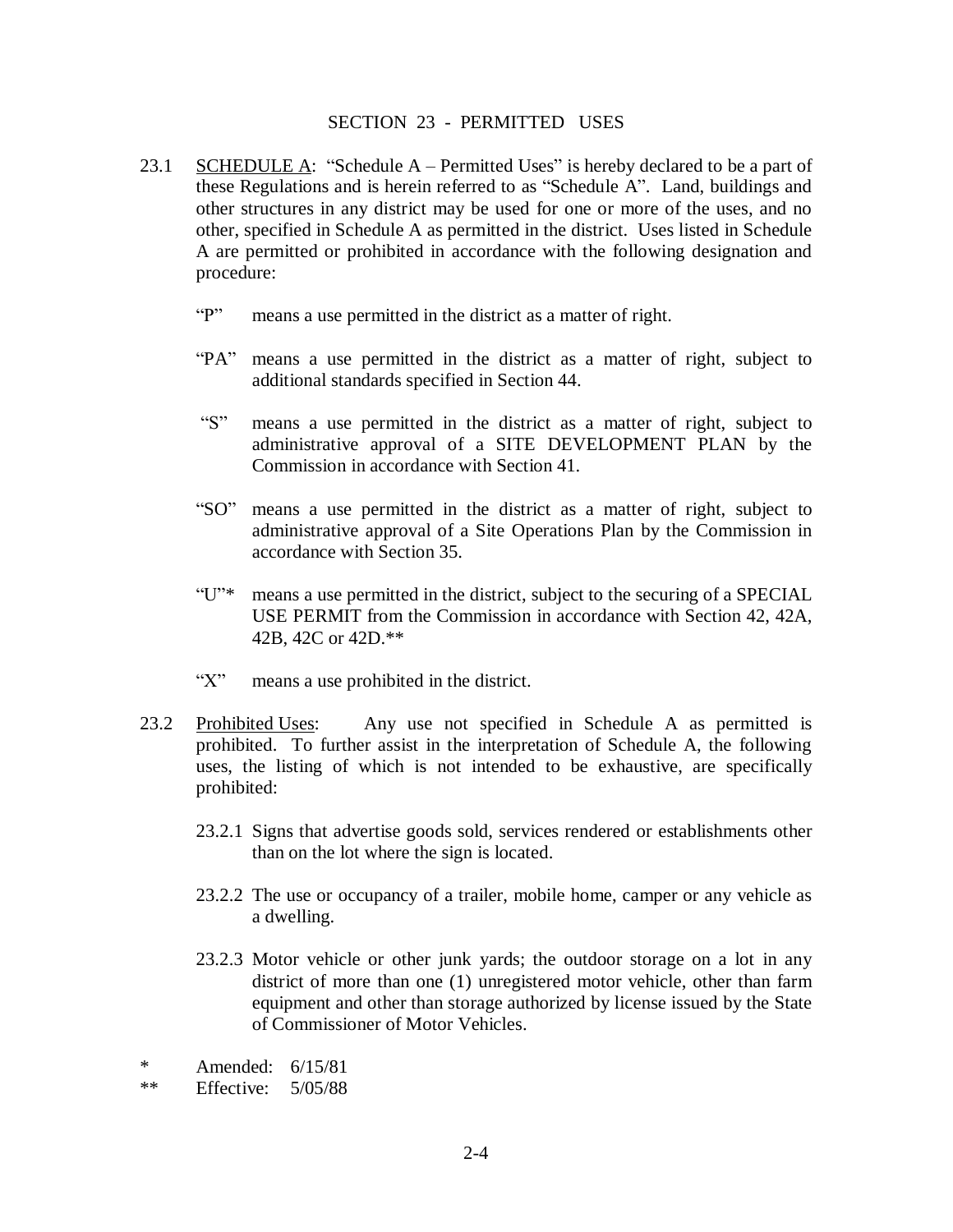## SECTION 23 - PERMITTED USES

23.1 SCHEDULE A: "Schedule A – Permitted Uses" is hereby declared to be a part of these Regulations and is herein referred to as "Schedule A". Land, buildings and other structures in any district may be used for one or more of the uses, and no other, specified in Schedule A as permitted in the district. Uses listed in Schedule A are permitted or prohibited in accordance with the following designation and procedure:

"P" means a use permitted in the district as a matter of right.

"PA" means a use permitted in the district as a matter of right, subject to additional standards specified in Section 44.

"S" means a use permitted in the district as a matter of right, subject to administrative approval of a SITE DEVELOPMENT PLAN by the Commission in accordance with Section 41.

"SO" means a use permitted in the district as a matter of right, subject to administrative approval of a Site Operations Plan by the Commission in accordance with Section 35.

"U"* means a use permitted in the district, subject to the securing of a SPECIAL USE PERMIT from the Commission in accordance with Section 42, 42A, 42B, 42C or 42D.**

"X" means a use prohibited in the district.

23.2 Prohibited Uses: Any use not specified in Schedule A as permitted is prohibited. To further assist in the interpretation of Schedule A, the following uses, the listing of which is not intended to be exhaustive, are specifically prohibited:

23.2.1 Signs that advertise goods sold, services rendered or establishments other than on the lot where the sign is located.

23.2.2 The use or occupancy of a trailer, mobile home, camper or any vehicle as a dwelling.

23.2.3 Motor vehicle or other junk yards; the outdoor storage on a lot in any district of more than one (1) unregistered motor vehicle, other than farm equipment and other than storage authorized by license issued by the State of Commissioner of Motor Vehicles.

\* Amended: 6/15/81

\*\* Effective: 5/05/88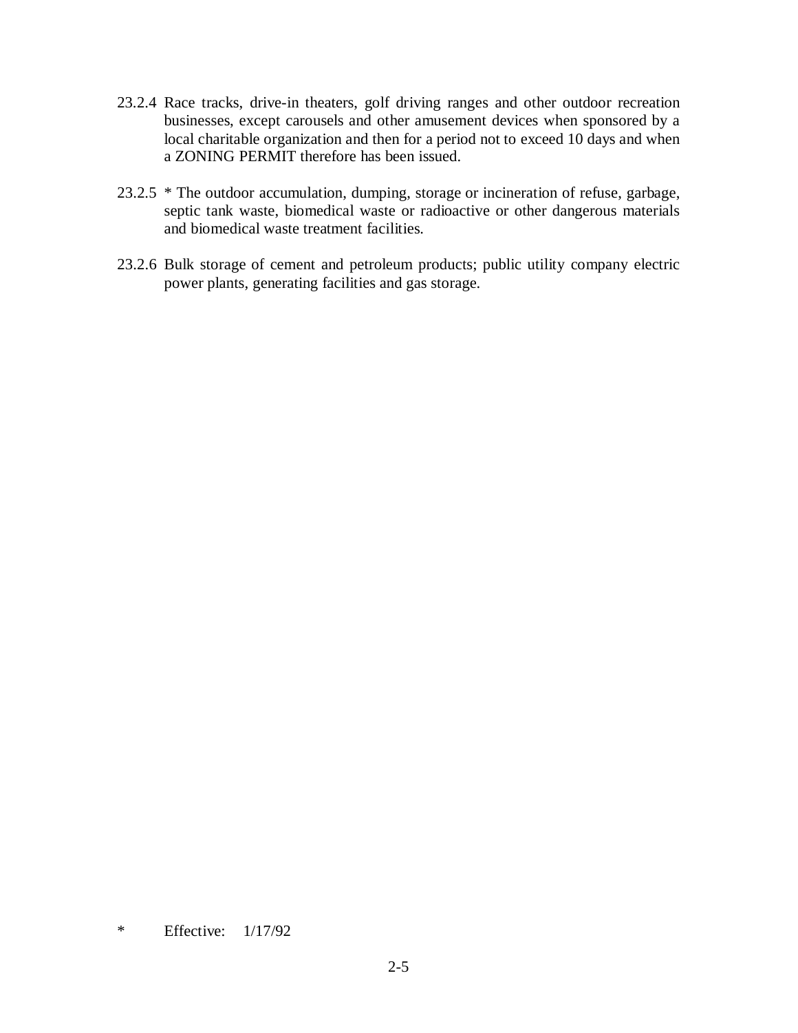23.2.4 Race tracks, drive-in theaters, golf driving ranges and other outdoor recreation businesses, except carousels and other amusement devices when sponsored by a local charitable organization and then for a period not to exceed 10 days and when a ZONING PERMIT therefore has been issued.

23.2.5 * The outdoor accumulation, dumping, storage or incineration of refuse, garbage, septic tank waste, biomedical waste or radioactive or other dangerous materials and biomedical waste treatment facilities.

23.2.6 Bulk storage of cement and petroleum products; public utility company electric power plants, generating facilities and gas storage.

\* Effective: 1/17/92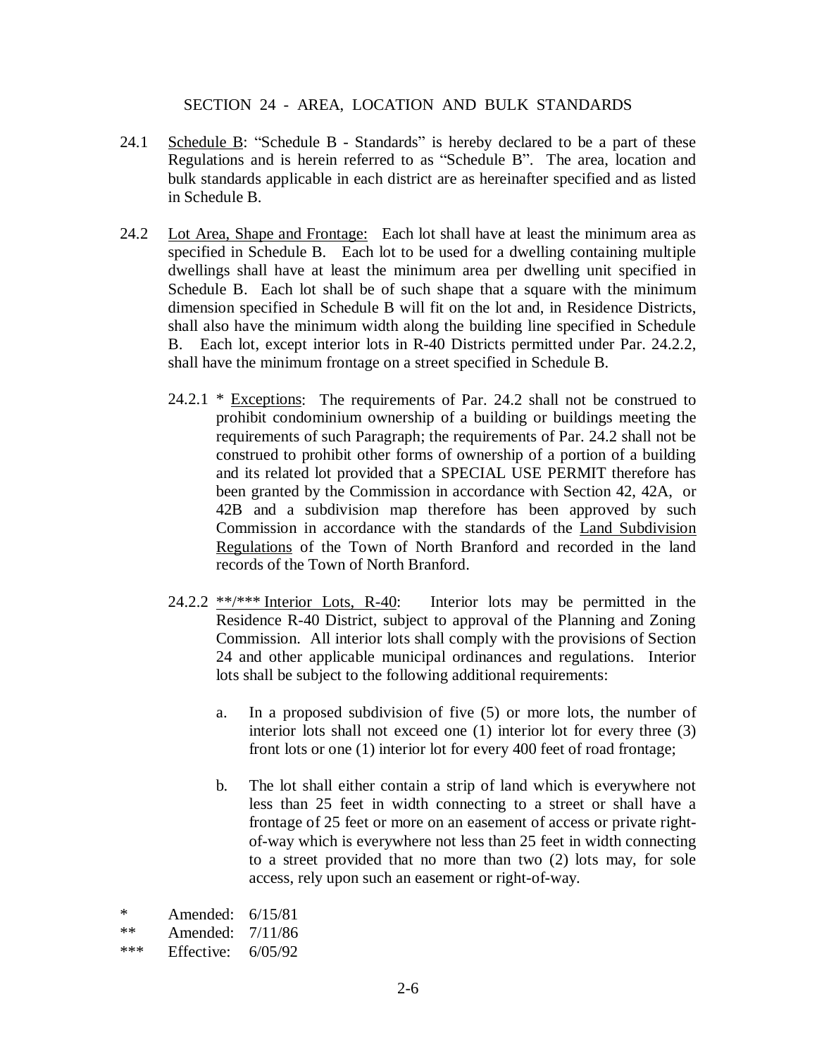## SECTION 24 - AREA, LOCATION AND BULK STANDARDS

24.1 Schedule B: “Schedule B - Standards” is hereby declared to be a part of these Regulations and is herein referred to as “Schedule B”. The area, location and bulk standards applicable in each district are as hereinafter specified and as listed in Schedule B.

24.2 Lot Area, Shape and Frontage: Each lot shall have at least the minimum area as specified in Schedule B. Each lot to be used for a dwelling containing multiple dwellings shall have at least the minimum area per dwelling unit specified in Schedule B. Each lot shall be of such shape that a square with the minimum dimension specified in Schedule B will fit on the lot and, in Residence Districts, shall also have the minimum width along the building line specified in Schedule B. Each lot, except interior lots in R-40 Districts permitted under Par. 24.2.2, shall have the minimum frontage on a street specified in Schedule B.

24.2.1 * Exceptions: The requirements of Par. 24.2 shall not be construed to prohibit condominium ownership of a building or buildings meeting the requirements of such Paragraph; the requirements of Par. 24.2 shall not be construed to prohibit other forms of ownership of a portion of a building and its related lot provided that a SPECIAL USE PERMIT therefore has been granted by the Commission in accordance with Section 42, 42A, or 42B and a subdivision map therefore has been approved by such Commission in accordance with the standards of the Land Subdivision Regulations of the Town of North Branford and recorded in the land records of the Town of North Branford.

24.2.2 **/*** Interior Lots, R-40: Interior lots may be permitted in the Residence R-40 District, subject to approval of the Planning and Zoning Commission. All interior lots shall comply with the provisions of Section 24 and other applicable municipal ordinances and regulations. Interior lots shall be subject to the following additional requirements:

a. In a proposed subdivision of five (5) or more lots, the number of interior lots shall not exceed one (1) interior lot for every three (3) front lots or one (1) interior lot for every 400 feet of road frontage;

b. The lot shall either contain a strip of land which is everywhere not less than 25 feet in width connecting to a street or shall have a frontage of 25 feet or more on an easement of access or private right-of-way which is everywhere not less than 25 feet in width connecting to a street provided that no more than two (2) lots may, for sole access, rely upon such an easement or right-of-way.

\* Amended: 6/15/81
** Amended: 7/11/86
*** Effective: 6/05/92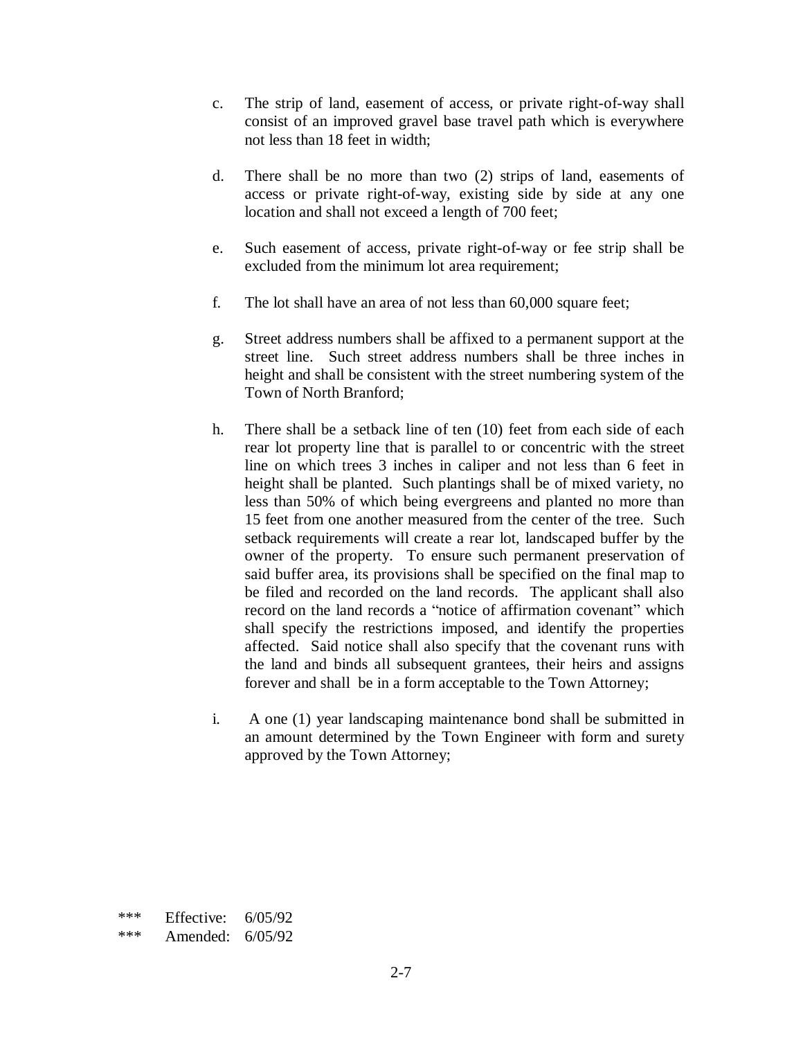c. The strip of land, easement of access, or private right-of-way shall consist of an improved gravel base travel path which is everywhere not less than 18 feet in width;

d. There shall be no more than two (2) strips of land, easements of access or private right-of-way, existing side by side at any one location and shall not exceed a length of 700 feet;

e. Such easement of access, private right-of-way or fee strip shall be excluded from the minimum lot area requirement;

f. The lot shall have an area of not less than 60,000 square feet;

g. Street address numbers shall be affixed to a permanent support at the street line. Such street address numbers shall be three inches in height and shall be consistent with the street numbering system of the Town of North Branford;

h. There shall be a setback line of ten (10) feet from each side of each rear lot property line that is parallel to or concentric with the street line on which trees 3 inches in caliper and not less than 6 feet in height shall be planted. Such plantings shall be of mixed variety, no less than 50% of which being evergreens and planted no more than 15 feet from one another measured from the center of the tree. Such setback requirements will create a rear lot, landscaped buffer by the owner of the property. To ensure such permanent preservation of said buffer area, its provisions shall be specified on the final map to be filed and recorded on the land records. The applicant shall also record on the land records a "notice of affirmation covenant" which shall specify the restrictions imposed, and identify the properties affected. Said notice shall also specify that the covenant runs with the land and binds all subsequent grantees, their heirs and assigns forever and shall be in a form acceptable to the Town Attorney;

i. A one (1) year landscaping maintenance bond shall be submitted in an amount determined by the Town Engineer with form and surety approved by the Town Attorney;

*** Effective: 6/05/92
*** Amended: 6/05/92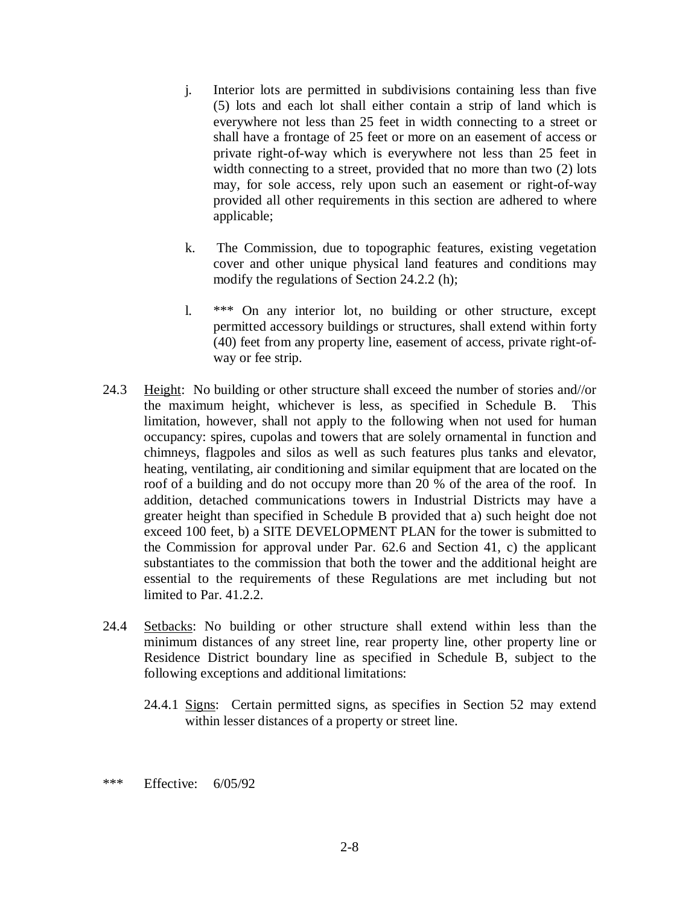j. Interior lots are permitted in subdivisions containing less than five (5) lots and each lot shall either contain a strip of land which is everywhere not less than 25 feet in width connecting to a street or shall have a frontage of 25 feet or more on an easement of access or private right-of-way which is everywhere not less than 25 feet in width connecting to a street, provided that no more than two (2) lots may, for sole access, rely upon such an easement or right-of-way provided all other requirements in this section are adhered to where applicable;

k. The Commission, due to topographic features, existing vegetation cover and other unique physical land features and conditions may modify the regulations of Section 24.2.2 (h);

l. *** On any interior lot, no building or other structure, except permitted accessory buildings or structures, shall extend within forty (40) feet from any property line, easement of access, private right-of-way or fee strip.

24.3 Height: No building or other structure shall exceed the number of stories and//or the maximum height, whichever is less, as specified in Schedule B. This limitation, however, shall not apply to the following when not used for human occupancy: spires, cupolas and towers that are solely ornamental in function and chimneys, flagpoles and silos as well as such features plus tanks and elevator, heating, ventilating, air conditioning and similar equipment that are located on the roof of a building and do not occupy more than 20 % of the area of the roof. In addition, detached communications towers in Industrial Districts may have a greater height than specified in Schedule B provided that a) such height doe not exceed 100 feet, b) a SITE DEVELOPMENT PLAN for the tower is submitted to the Commission for approval under Par. 62.6 and Section 41, c) the applicant substantiates to the commission that both the tower and the additional height are essential to the requirements of these Regulations are met including but not limited to Par. 41.2.2.

24.4 Setbacks: No building or other structure shall extend within less than the minimum distances of any street line, rear property line, other property line or Residence District boundary line as specified in Schedule B, subject to the following exceptions and additional limitations:

24.4.1 Signs: Certain permitted signs, as specifies in Section 52 may extend within lesser distances of a property or street line.

*** Effective: 6/05/92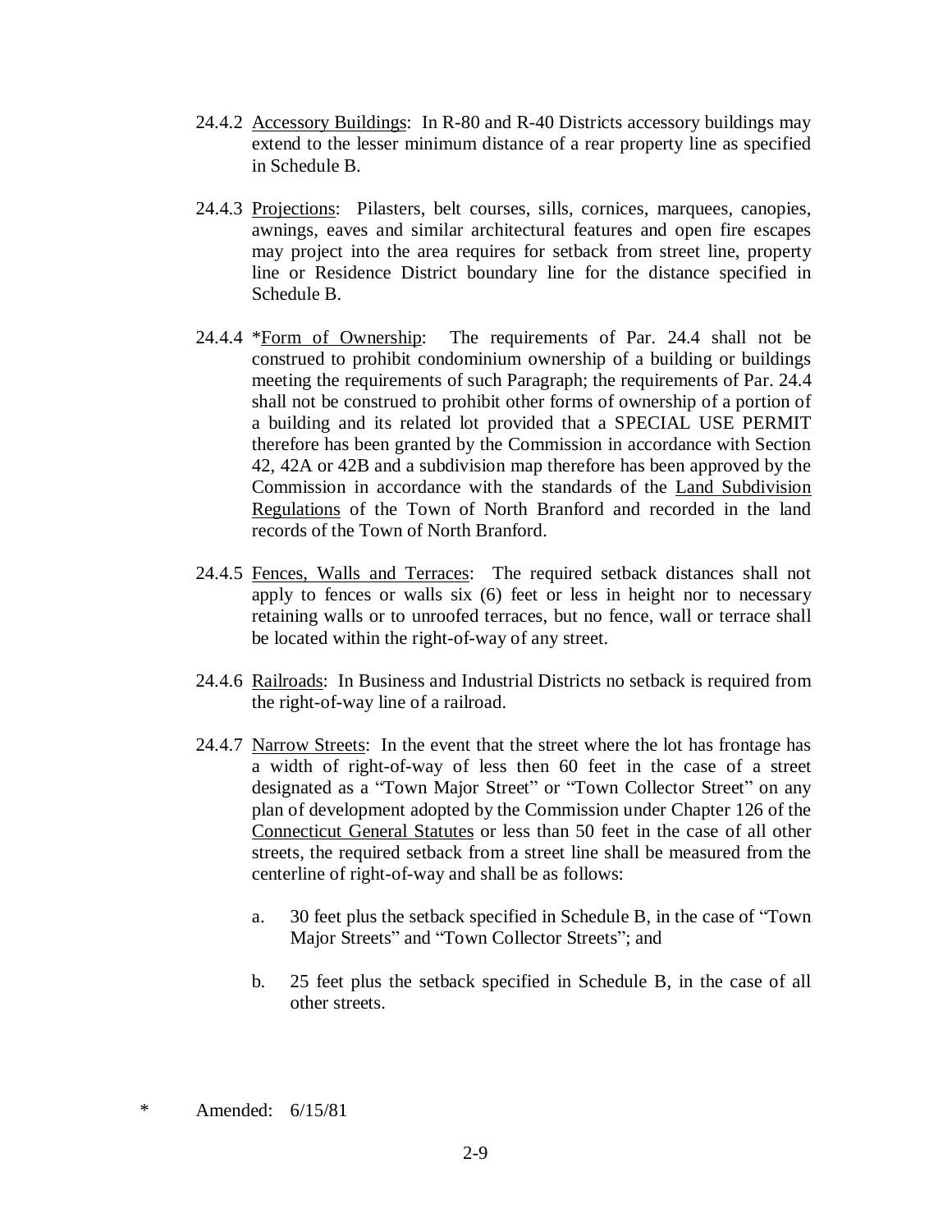24.4.2 <u>Accessory Buildings</u>: In R-80 and R-40 Districts accessory buildings may extend to the lesser minimum distance of a rear property line as specified in Schedule B.

24.4.3 <u>Projections</u>: Pilasters, belt courses, sills, cornices, marquees, canopies, awnings, eaves and similar architectural features and open fire escapes may project into the area requires for setback from street line, property line or Residence District boundary line for the distance specified in Schedule B.

24.4.4 *<u>Form of Ownership</u>: The requirements of Par. 24.4 shall not be construed to prohibit condominium ownership of a building or buildings meeting the requirements of such Paragraph; the requirements of Par. 24.4 shall not be construed to prohibit other forms of ownership of a portion of a building and its related lot provided that a SPECIAL USE PERMIT therefore has been granted by the Commission in accordance with Section 42, 42A or 42B and a subdivision map therefore has been approved by the Commission in accordance with the standards of the <u>Land Subdivision Regulations</u> of the Town of North Branford and recorded in the land records of the Town of North Branford.

24.4.5 <u>Fences, Walls and Terraces</u>: The required setback distances shall not apply to fences or walls six (6) feet or less in height nor to necessary retaining walls or to unroofed terraces, but no fence, wall or terrace shall be located within the right-of-way of any street.

24.4.6 <u>Railroads</u>: In Business and Industrial Districts no setback is required from the right-of-way line of a railroad.

24.4.7 <u>Narrow Streets</u>: In the event that the street where the lot has frontage has a width of right-of-way of less then 60 feet in the case of a street designated as a "Town Major Street" or "Town Collector Street" on any plan of development adopted by the Commission under Chapter 126 of the <u>Connecticut General Statutes</u> or less than 50 feet in the case of all other streets, the required setback from a street line shall be measured from the centerline of right-of-way and shall be as follows:

a. 30 feet plus the setback specified in Schedule B, in the case of "Town Major Streets" and "Town Collector Streets"; and

b. 25 feet plus the setback specified in Schedule B, in the case of all other streets.

\* Amended: 6/15/81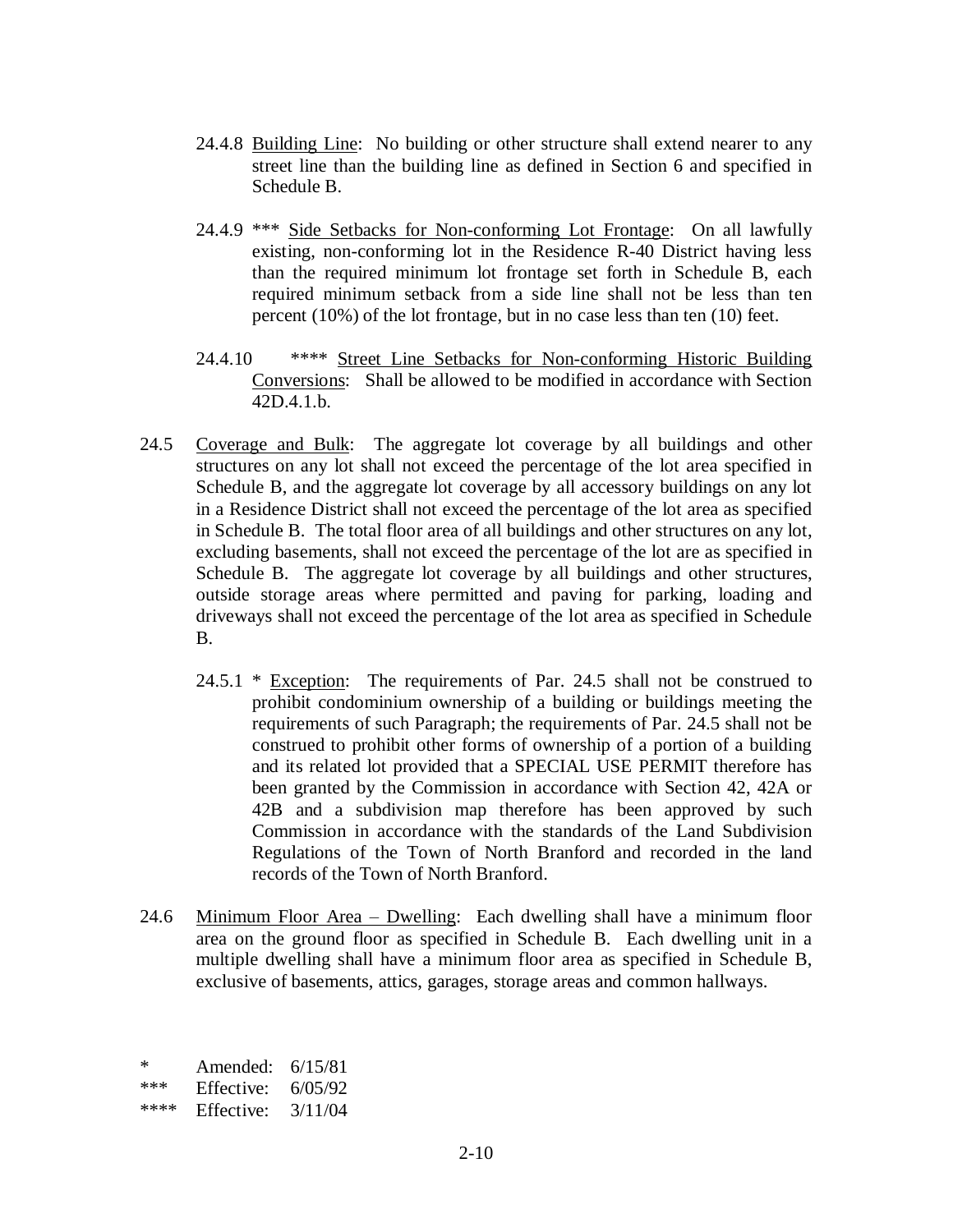24.4.8 Building Line: No building or other structure shall extend nearer to any street line than the building line as defined in Section 6 and specified in Schedule B.

24.4.9 *** Side Setbacks for Non-conforming Lot Frontage: On all lawfully existing, non-conforming lot in the Residence R-40 District having less than the required minimum lot frontage set forth in Schedule B, each required minimum setback from a side line shall not be less than ten percent (10%) of the lot frontage, but in no case less than ten (10) feet.

24.4.10 **** Street Line Setbacks for Non-conforming Historic Building Conversions: Shall be allowed to be modified in accordance with Section 42D.4.1.b.

24.5 Coverage and Bulk: The aggregate lot coverage by all buildings and other structures on any lot shall not exceed the percentage of the lot area specified in Schedule B, and the aggregate lot coverage by all accessory buildings on any lot in a Residence District shall not exceed the percentage of the lot area as specified in Schedule B. The total floor area of all buildings and other structures on any lot, excluding basements, shall not exceed the percentage of the lot are as specified in Schedule B. The aggregate lot coverage by all buildings and other structures, outside storage areas where permitted and paving for parking, loading and driveways shall not exceed the percentage of the lot area as specified in Schedule B.

24.5.1 * Exception: The requirements of Par. 24.5 shall not be construed to prohibit condominium ownership of a building or buildings meeting the requirements of such Paragraph; the requirements of Par. 24.5 shall not be construed to prohibit other forms of ownership of a portion of a building and its related lot provided that a SPECIAL USE PERMIT therefore has been granted by the Commission in accordance with Section 42, 42A or 42B and a subdivision map therefore has been approved by such Commission in accordance with the standards of the Land Subdivision Regulations of the Town of North Branford and recorded in the land records of the Town of North Branford.

24.6 Minimum Floor Area – Dwelling: Each dwelling shall have a minimum floor area on the ground floor as specified in Schedule B. Each dwelling unit in a multiple dwelling shall have a minimum floor area as specified in Schedule B, exclusive of basements, attics, garages, storage areas and common hallways.

* Amended: 6/15/81
*** Effective: 6/05/92
**** Effective: 3/11/04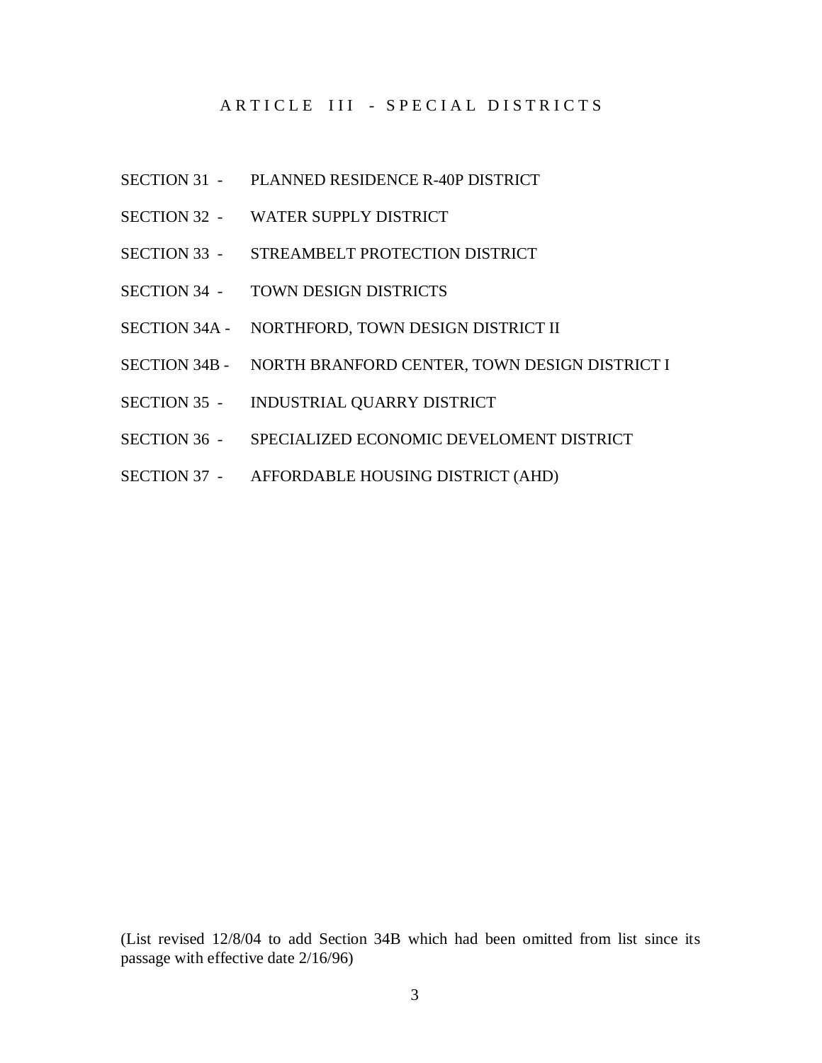# ARTICLE III - SPECIAL DISTRICTS

SECTION 31 - PLANNED RESIDENCE R-40P DISTRICT

SECTION 32 - WATER SUPPLY DISTRICT

SECTION 33 - STREAMBELT PROTECTION DISTRICT

SECTION 34 - TOWN DESIGN DISTRICTS

SECTION 34A - NORTHFORD, TOWN DESIGN DISTRICT II

SECTION 34B - NORTH BRANFORD CENTER, TOWN DESIGN DISTRICT I

SECTION 35 - INDUSTRIAL QUARRY DISTRICT

SECTION 36 - SPECIALIZED ECONOMIC DEVELOMENT DISTRICT

SECTION 37 - AFFORDABLE HOUSING DISTRICT (AHD)

(List revised 12/8/04 to add Section 34B which had been omitted from list since its passage with effective date 2/16/96)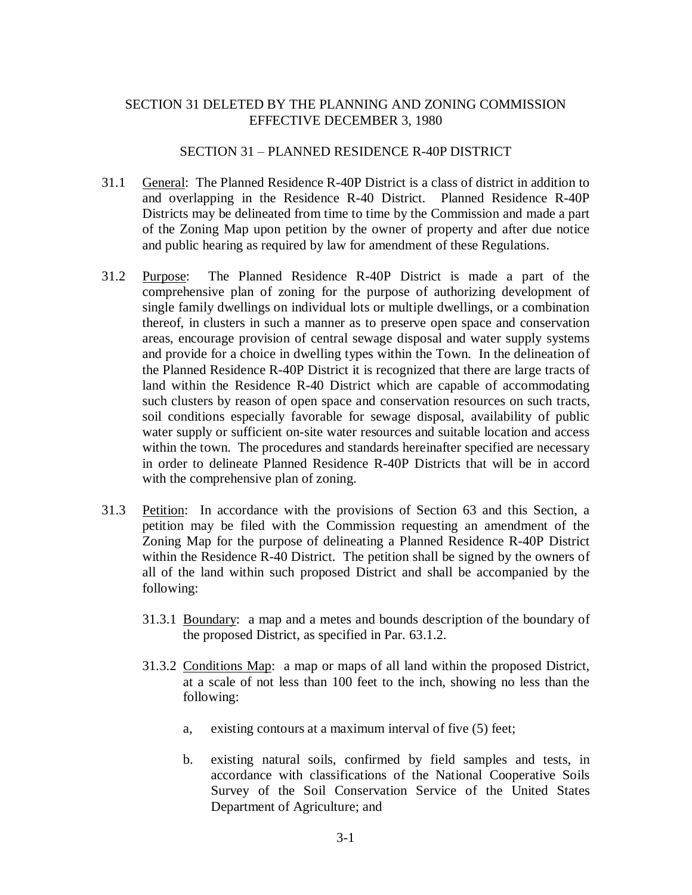SECTION 31 DELETED BY THE PLANNING AND ZONING COMMISSION EFFECTIVE DECEMBER 3, 1980

## SECTION 31 – PLANNED RESIDENCE R-40P DISTRICT

31.1 General: The Planned Residence R-40P District is a class of district in addition to and overlapping in the Residence R-40 District. Planned Residence R-40P Districts may be delineated from time to time by the Commission and made a part of the Zoning Map upon petition by the owner of property and after due notice and public hearing as required by law for amendment of these Regulations.

31.2 Purpose: The Planned Residence R-40P District is made a part of the comprehensive plan of zoning for the purpose of authorizing development of single family dwellings on individual lots or multiple dwellings, or a combination thereof, in clusters in such a manner as to preserve open space and conservation areas, encourage provision of central sewage disposal and water supply systems and provide for a choice in dwelling types within the Town. In the delineation of the Planned Residence R-40P District it is recognized that there are large tracts of land within the Residence R-40 District which are capable of accommodating such clusters by reason of open space and conservation resources on such tracts, soil conditions especially favorable for sewage disposal, availability of public water supply or sufficient on-site water resources and suitable location and access within the town. The procedures and standards hereinafter specified are necessary in order to delineate Planned Residence R-40P Districts that will be in accord with the comprehensive plan of zoning.

31.3 Petition: In accordance with the provisions of Section 63 and this Section, a petition may be filed with the Commission requesting an amendment of the Zoning Map for the purpose of delineating a Planned Residence R-40P District within the Residence R-40 District. The petition shall be signed by the owners of all of the land within such proposed District and shall be accompanied by the following:

31.3.1 Boundary: a map and a metes and bounds description of the boundary of the proposed District, as specified in Par. 63.1.2.

31.3.2 Conditions Map: a map or maps of all land within the proposed District, at a scale of not less than 100 feet to the inch, showing no less than the following:

a, existing contours at a maximum interval of five (5) feet;

b. existing natural soils, confirmed by field samples and tests, in accordance with classifications of the National Cooperative Soils Survey of the Soil Conservation Service of the United States Department of Agriculture; and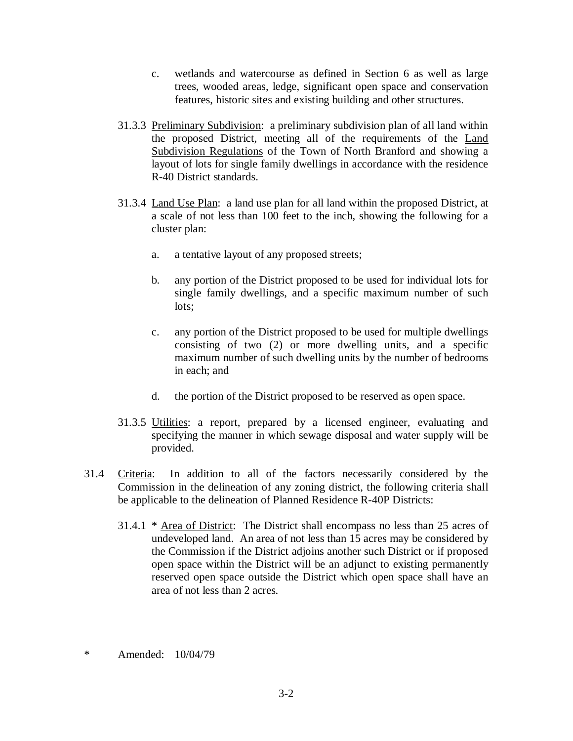c. wetlands and watercourse as defined in Section 6 as well as large trees, wooded areas, ledge, significant open space and conservation features, historic sites and existing building and other structures.

31.3.3 Preliminary Subdivision: a preliminary subdivision plan of all land within the proposed District, meeting all of the requirements of the Land Subdivision Regulations of the Town of North Branford and showing a layout of lots for single family dwellings in accordance with the residence R-40 District standards.

31.3.4 Land Use Plan: a land use plan for all land within the proposed District, at a scale of not less than 100 feet to the inch, showing the following for a cluster plan:

a. a tentative layout of any proposed streets;

b. any portion of the District proposed to be used for individual lots for single family dwellings, and a specific maximum number of such lots;

c. any portion of the District proposed to be used for multiple dwellings consisting of two (2) or more dwelling units, and a specific maximum number of such dwelling units by the number of bedrooms in each; and

d. the portion of the District proposed to be reserved as open space.

31.3.5 Utilities: a report, prepared by a licensed engineer, evaluating and specifying the manner in which sewage disposal and water supply will be provided.

31.4 Criteria: In addition to all of the factors necessarily considered by the Commission in the delineation of any zoning district, the following criteria shall be applicable to the delineation of Planned Residence R-40P Districts:

31.4.1 * Area of District: The District shall encompass no less than 25 acres of undeveloped land. An area of not less than 15 acres may be considered by the Commission if the District adjoins another such District or if proposed open space within the District will be an adjunct to existing permanently reserved open space outside the District which open space shall have an area of not less than 2 acres.

\* Amended: 10/04/79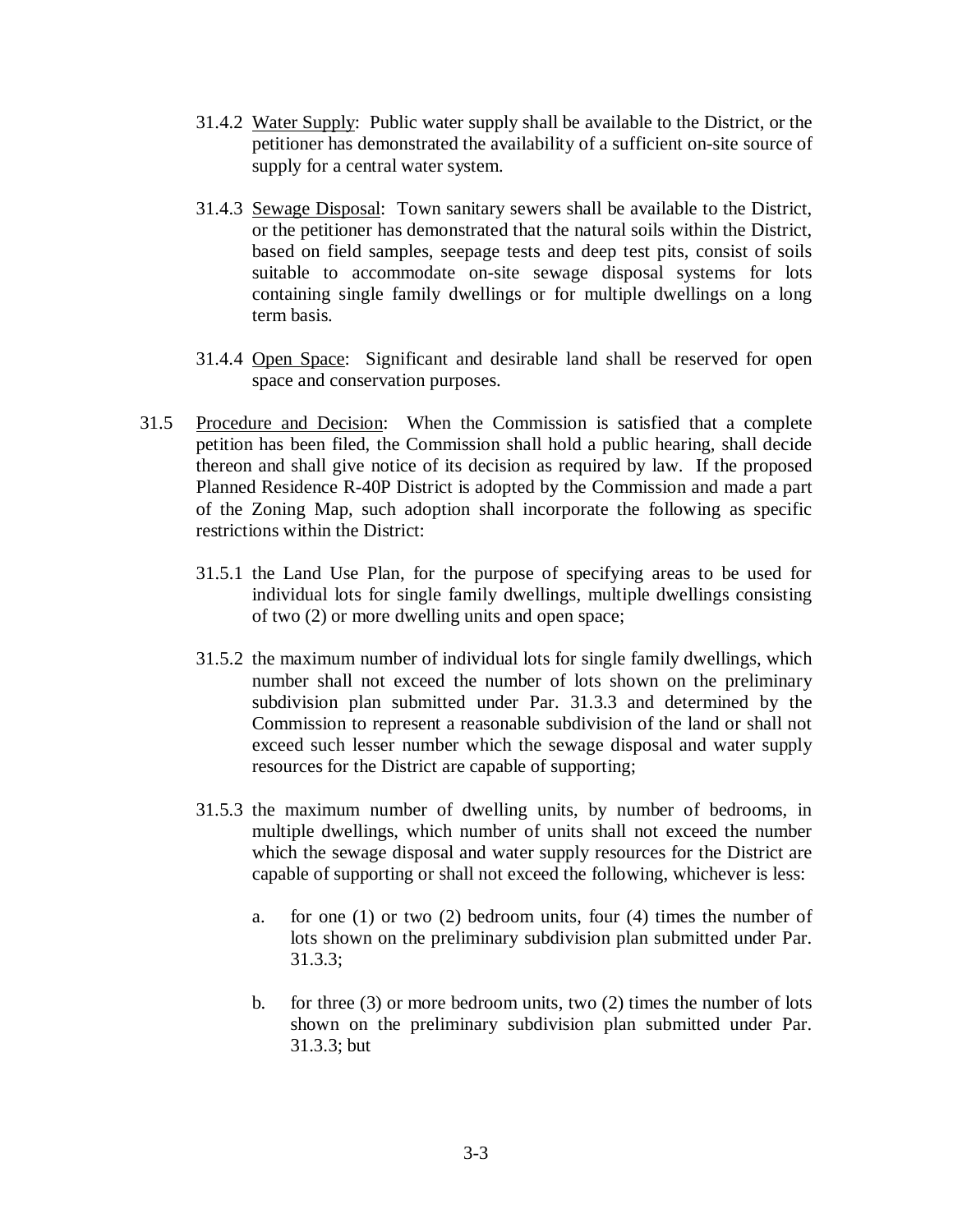31.4.2 Water Supply: Public water supply shall be available to the District, or the petitioner has demonstrated the availability of a sufficient on-site source of supply for a central water system.

31.4.3 Sewage Disposal: Town sanitary sewers shall be available to the District, or the petitioner has demonstrated that the natural soils within the District, based on field samples, seepage tests and deep test pits, consist of soils suitable to accommodate on-site sewage disposal systems for lots containing single family dwellings or for multiple dwellings on a long term basis.

31.4.4 Open Space: Significant and desirable land shall be reserved for open space and conservation purposes.

31.5 Procedure and Decision: When the Commission is satisfied that a complete petition has been filed, the Commission shall hold a public hearing, shall decide thereon and shall give notice of its decision as required by law. If the proposed Planned Residence R-40P District is adopted by the Commission and made a part of the Zoning Map, such adoption shall incorporate the following as specific restrictions within the District:

31.5.1 the Land Use Plan, for the purpose of specifying areas to be used for individual lots for single family dwellings, multiple dwellings consisting of two (2) or more dwelling units and open space;

31.5.2 the maximum number of individual lots for single family dwellings, which number shall not exceed the number of lots shown on the preliminary subdivision plan submitted under Par. 31.3.3 and determined by the Commission to represent a reasonable subdivision of the land or shall not exceed such lesser number which the sewage disposal and water supply resources for the District are capable of supporting;

31.5.3 the maximum number of dwelling units, by number of bedrooms, in multiple dwellings, which number of units shall not exceed the number which the sewage disposal and water supply resources for the District are capable of supporting or shall not exceed the following, whichever is less:

a. for one (1) or two (2) bedroom units, four (4) times the number of lots shown on the preliminary subdivision plan submitted under Par. 31.3.3;

b. for three (3) or more bedroom units, two (2) times the number of lots shown on the preliminary subdivision plan submitted under Par. 31.3.3; but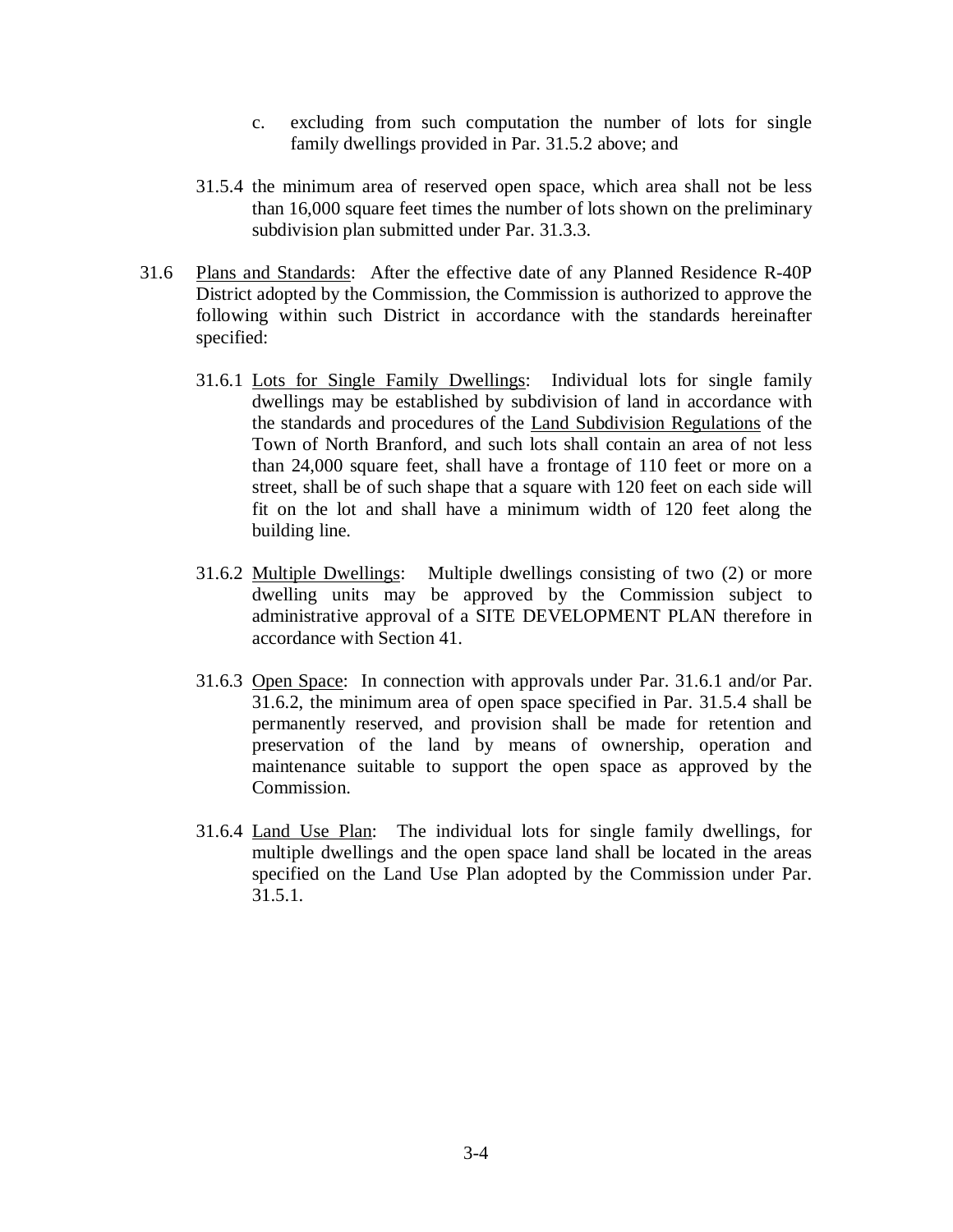c. excluding from such computation the number of lots for single family dwellings provided in Par. 31.5.2 above; and

31.5.4 the minimum area of reserved open space, which area shall not be less than 16,000 square feet times the number of lots shown on the preliminary subdivision plan submitted under Par. 31.3.3.

31.6 Plans and Standards: After the effective date of any Planned Residence R-40P District adopted by the Commission, the Commission is authorized to approve the following within such District in accordance with the standards hereinafter specified:

31.6.1 Lots for Single Family Dwellings: Individual lots for single family dwellings may be established by subdivision of land in accordance with the standards and procedures of the Land Subdivision Regulations of the Town of North Branford, and such lots shall contain an area of not less than 24,000 square feet, shall have a frontage of 110 feet or more on a street, shall be of such shape that a square with 120 feet on each side will fit on the lot and shall have a minimum width of 120 feet along the building line.

31.6.2 Multiple Dwellings: Multiple dwellings consisting of two (2) or more dwelling units may be approved by the Commission subject to administrative approval of a SITE DEVELOPMENT PLAN therefore in accordance with Section 41.

31.6.3 Open Space: In connection with approvals under Par. 31.6.1 and/or Par. 31.6.2, the minimum area of open space specified in Par. 31.5.4 shall be permanently reserved, and provision shall be made for retention and preservation of the land by means of ownership, operation and maintenance suitable to support the open space as approved by the Commission.

31.6.4 Land Use Plan: The individual lots for single family dwellings, for multiple dwellings and the open space land shall be located in the areas specified on the Land Use Plan adopted by the Commission under Par. 31.5.1.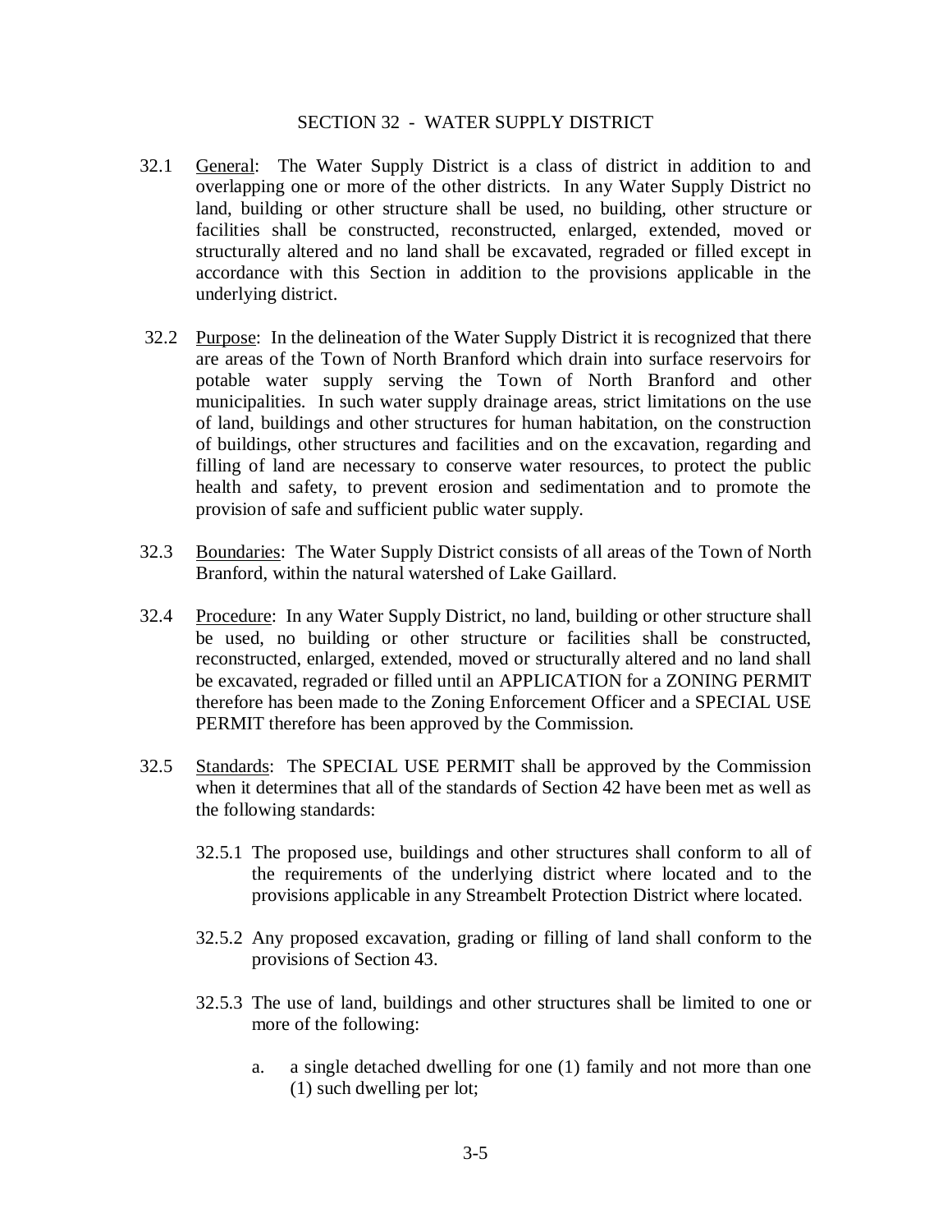## SECTION 32 - WATER SUPPLY DISTRICT

32.1 General: The Water Supply District is a class of district in addition to and overlapping one or more of the other districts. In any Water Supply District no land, building or other structure shall be used, no building, other structure or facilities shall be constructed, reconstructed, enlarged, extended, moved or structurally altered and no land shall be excavated, regraded or filled except in accordance with this Section in addition to the provisions applicable in the underlying district.

32.2 Purpose: In the delineation of the Water Supply District it is recognized that there are areas of the Town of North Branford which drain into surface reservoirs for potable water supply serving the Town of North Branford and other municipalities. In such water supply drainage areas, strict limitations on the use of land, buildings and other structures for human habitation, on the construction of buildings, other structures and facilities and on the excavation, regarding and filling of land are necessary to conserve water resources, to protect the public health and safety, to prevent erosion and sedimentation and to promote the provision of safe and sufficient public water supply.

32.3 Boundaries: The Water Supply District consists of all areas of the Town of North Branford, within the natural watershed of Lake Gaillard.

32.4 Procedure: In any Water Supply District, no land, building or other structure shall be used, no building or other structure or facilities shall be constructed, reconstructed, enlarged, extended, moved or structurally altered and no land shall be excavated, regraded or filled until an APPLICATION for a ZONING PERMIT therefore has been made to the Zoning Enforcement Officer and a SPECIAL USE PERMIT therefore has been approved by the Commission.

32.5 Standards: The SPECIAL USE PERMIT shall be approved by the Commission when it determines that all of the standards of Section 42 have been met as well as the following standards:

32.5.1 The proposed use, buildings and other structures shall conform to all of the requirements of the underlying district where located and to the provisions applicable in any Streambelt Protection District where located.

32.5.2 Any proposed excavation, grading or filling of land shall conform to the provisions of Section 43.

32.5.3 The use of land, buildings and other structures shall be limited to one or more of the following:

a. a single detached dwelling for one (1) family and not more than one (1) such dwelling per lot;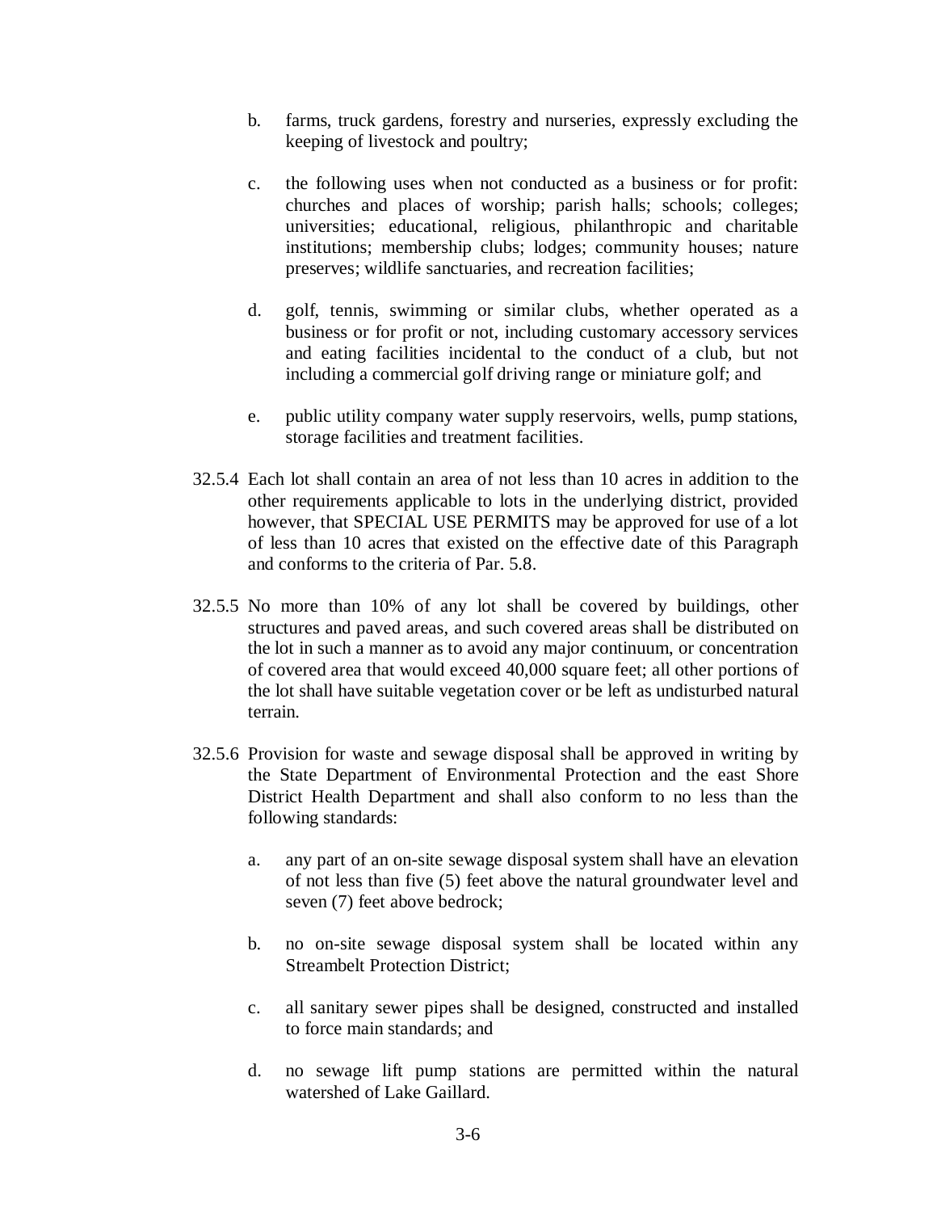b. farms, truck gardens, forestry and nurseries, expressly excluding the keeping of livestock and poultry;

c. the following uses when not conducted as a business or for profit: churches and places of worship; parish halls; schools; colleges; universities; educational, religious, philanthropic and charitable institutions; membership clubs; lodges; community houses; nature preserves; wildlife sanctuaries, and recreation facilities;

d. golf, tennis, swimming or similar clubs, whether operated as a business or for profit or not, including customary accessory services and eating facilities incidental to the conduct of a club, but not including a commercial golf driving range or miniature golf; and

e. public utility company water supply reservoirs, wells, pump stations, storage facilities and treatment facilities.

32.5.4 Each lot shall contain an area of not less than 10 acres in addition to the other requirements applicable to lots in the underlying district, provided however, that SPECIAL USE PERMITS may be approved for use of a lot of less than 10 acres that existed on the effective date of this Paragraph and conforms to the criteria of Par. 5.8.

32.5.5 No more than 10% of any lot shall be covered by buildings, other structures and paved areas, and such covered areas shall be distributed on the lot in such a manner as to avoid any major continuum, or concentration of covered area that would exceed 40,000 square feet; all other portions of the lot shall have suitable vegetation cover or be left as undisturbed natural terrain.

32.5.6 Provision for waste and sewage disposal shall be approved in writing by the State Department of Environmental Protection and the east Shore District Health Department and shall also conform to no less than the following standards:

a. any part of an on-site sewage disposal system shall have an elevation of not less than five (5) feet above the natural groundwater level and seven (7) feet above bedrock;

b. no on-site sewage disposal system shall be located within any Streambelt Protection District;

c. all sanitary sewer pipes shall be designed, constructed and installed to force main standards; and

d. no sewage lift pump stations are permitted within the natural watershed of Lake Gaillard.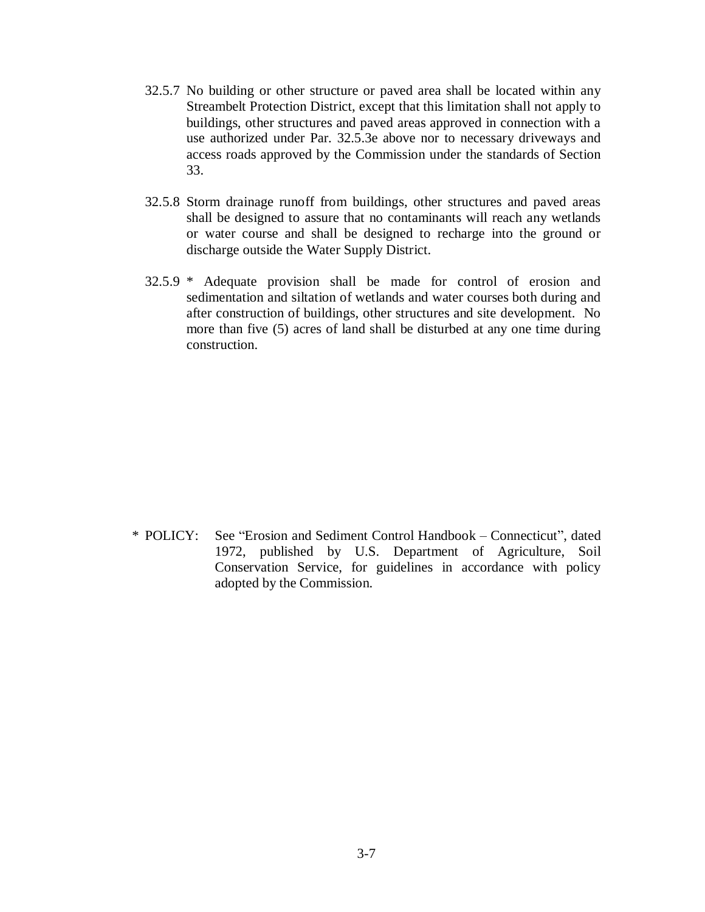32.5.7 No building or other structure or paved area shall be located within any Streambelt Protection District, except that this limitation shall not apply to buildings, other structures and paved areas approved in connection with a use authorized under Par. 32.5.3e above nor to necessary driveways and access roads approved by the Commission under the standards of Section 33.

32.5.8 Storm drainage runoff from buildings, other structures and paved areas shall be designed to assure that no contaminants will reach any wetlands or water course and shall be designed to recharge into the ground or discharge outside the Water Supply District.

32.5.9 * Adequate provision shall be made for control of erosion and sedimentation and siltation of wetlands and water courses both during and after construction of buildings, other structures and site development. No more than five (5) acres of land shall be disturbed at any one time during construction.

\* POLICY: See "Erosion and Sediment Control Handbook – Connecticut", dated 1972, published by U.S. Department of Agriculture, Soil Conservation Service, for guidelines in accordance with policy adopted by the Commission.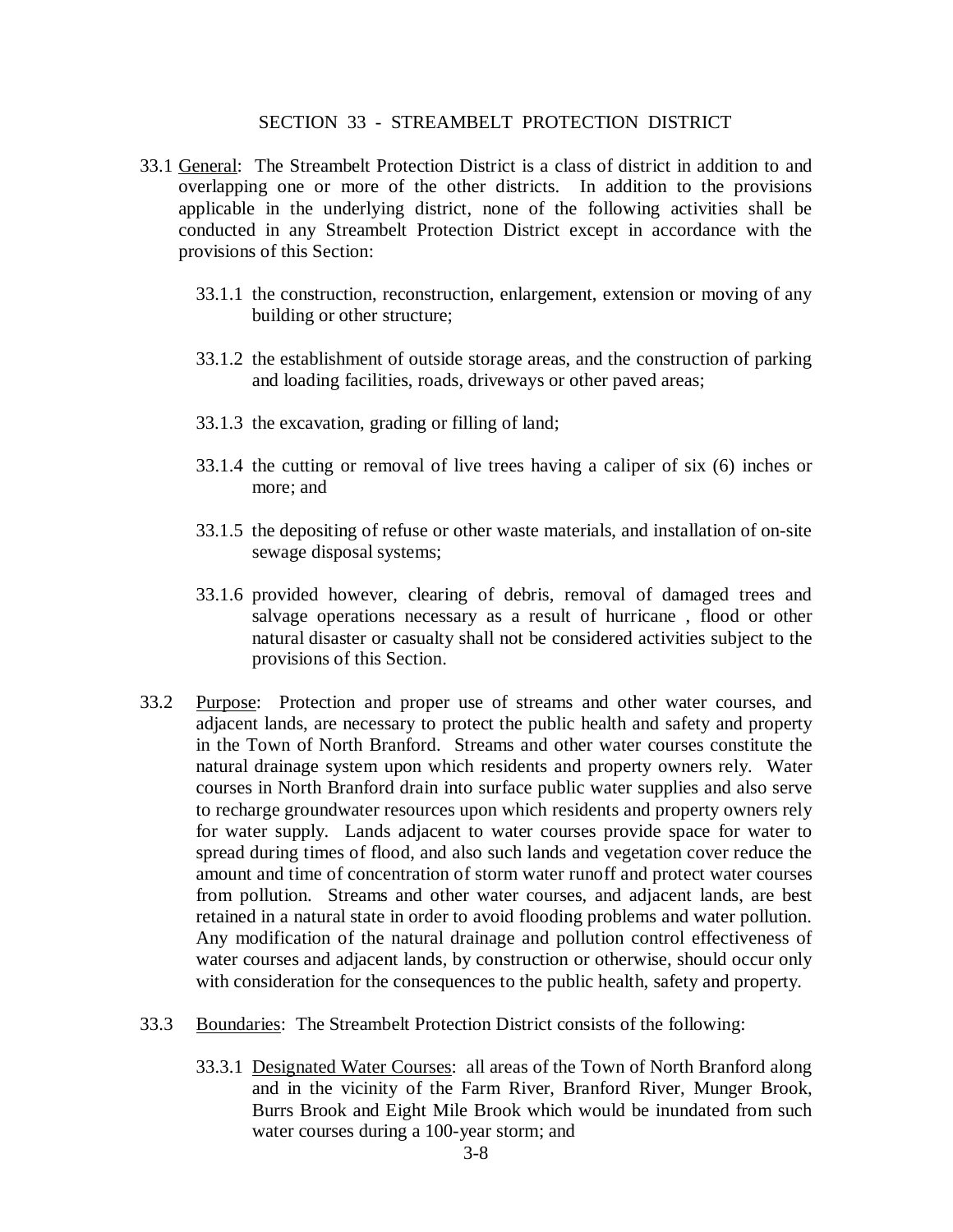## SECTION 33 - STREAMBELT PROTECTION DISTRICT

33.1 General: The Streambelt Protection District is a class of district in addition to and overlapping one or more of the other districts. In addition to the provisions applicable in the underlying district, none of the following activities shall be conducted in any Streambelt Protection District except in accordance with the provisions of this Section:

- 33.1.1 the construction, reconstruction, enlargement, extension or moving of any building or other structure;
- 33.1.2 the establishment of outside storage areas, and the construction of parking and loading facilities, roads, driveways or other paved areas;
- 33.1.3 the excavation, grading or filling of land;
- 33.1.4 the cutting or removal of live trees having a caliper of six (6) inches or more; and
- 33.1.5 the depositing of refuse or other waste materials, and installation of on-site sewage disposal systems;
- 33.1.6 provided however, clearing of debris, removal of damaged trees and salvage operations necessary as a result of hurricane , flood or other natural disaster or casualty shall not be considered activities subject to the provisions of this Section.

33.2 Purpose: Protection and proper use of streams and other water courses, and adjacent lands, are necessary to protect the public health and safety and property in the Town of North Branford. Streams and other water courses constitute the natural drainage system upon which residents and property owners rely. Water courses in North Branford drain into surface public water supplies and also serve to recharge groundwater resources upon which residents and property owners rely for water supply. Lands adjacent to water courses provide space for water to spread during times of flood, and also such lands and vegetation cover reduce the amount and time of concentration of storm water runoff and protect water courses from pollution. Streams and other water courses, and adjacent lands, are best retained in a natural state in order to avoid flooding problems and water pollution. Any modification of the natural drainage and pollution control effectiveness of water courses and adjacent lands, by construction or otherwise, should occur only with consideration for the consequences to the public health, safety and property.

33.3 Boundaries: The Streambelt Protection District consists of the following:

- 33.3.1 Designated Water Courses: all areas of the Town of North Branford along and in the vicinity of the Farm River, Branford River, Munger Brook, Burrs Brook and Eight Mile Brook which would be inundated from such water courses during a 100-year storm; and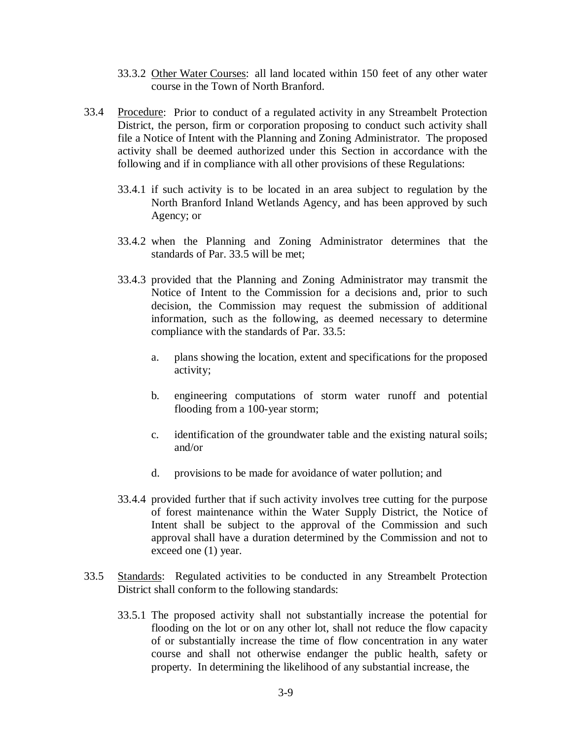33.3.2 Other Water Courses: all land located within 150 feet of any other water course in the Town of North Branford.

33.4 Procedure: Prior to conduct of a regulated activity in any Streambelt Protection District, the person, firm or corporation proposing to conduct such activity shall file a Notice of Intent with the Planning and Zoning Administrator. The proposed activity shall be deemed authorized under this Section in accordance with the following and if in compliance with all other provisions of these Regulations:

33.4.1 if such activity is to be located in an area subject to regulation by the North Branford Inland Wetlands Agency, and has been approved by such Agency; or

33.4.2 when the Planning and Zoning Administrator determines that the standards of Par. 33.5 will be met;

33.4.3 provided that the Planning and Zoning Administrator may transmit the Notice of Intent to the Commission for a decisions and, prior to such decision, the Commission may request the submission of additional information, such as the following, as deemed necessary to determine compliance with the standards of Par. 33.5:

a. plans showing the location, extent and specifications for the proposed activity;

b. engineering computations of storm water runoff and potential flooding from a 100-year storm;

c. identification of the groundwater table and the existing natural soils; and/or

d. provisions to be made for avoidance of water pollution; and

33.4.4 provided further that if such activity involves tree cutting for the purpose of forest maintenance within the Water Supply District, the Notice of Intent shall be subject to the approval of the Commission and such approval shall have a duration determined by the Commission and not to exceed one (1) year.

33.5 Standards: Regulated activities to be conducted in any Streambelt Protection District shall conform to the following standards:

33.5.1 The proposed activity shall not substantially increase the potential for flooding on the lot or on any other lot, shall not reduce the flow capacity of or substantially increase the time of flow concentration in any water course and shall not otherwise endanger the public health, safety or property. In determining the likelihood of any substantial increase, the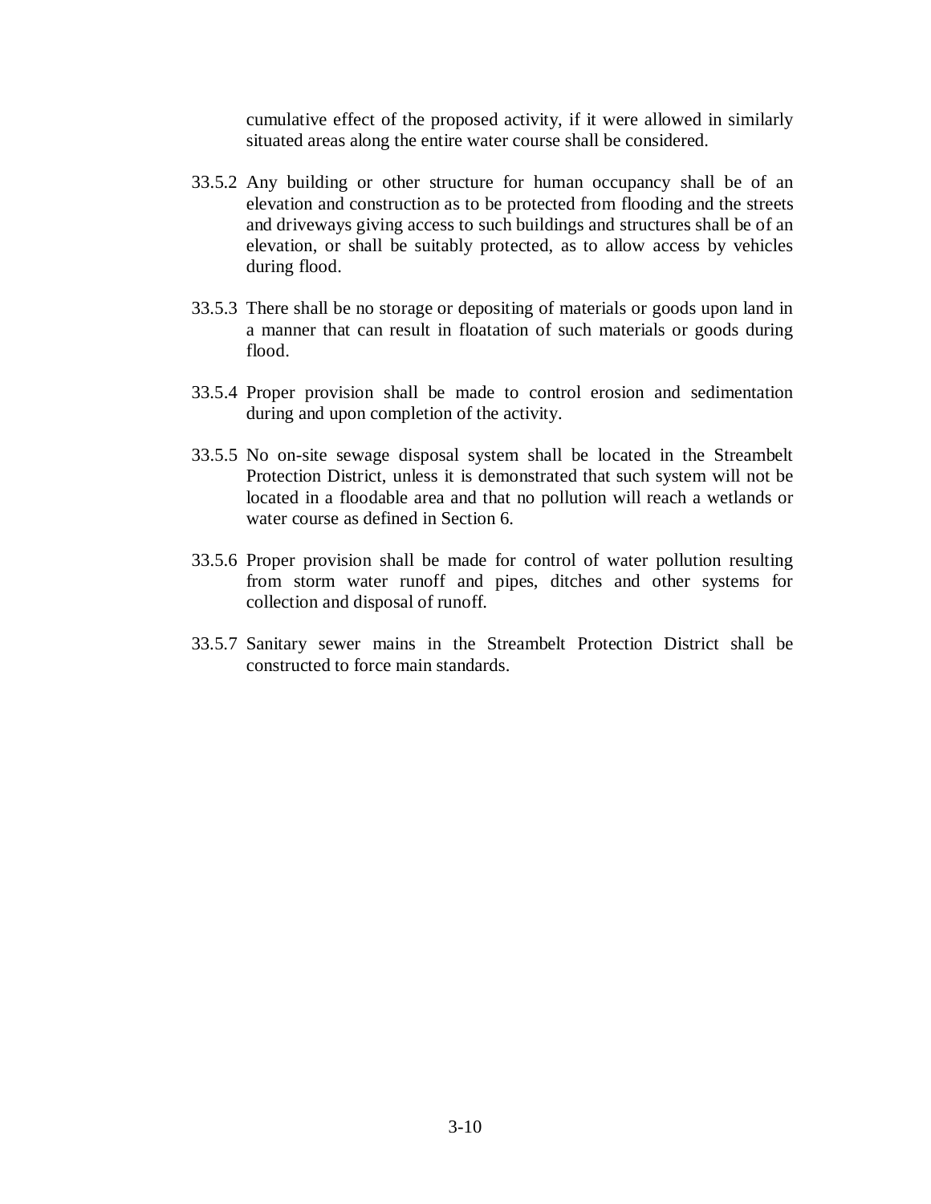cumulative effect of the proposed activity, if it were allowed in similarly situated areas along the entire water course shall be considered.

33.5.2 Any building or other structure for human occupancy shall be of an elevation and construction as to be protected from flooding and the streets and driveways giving access to such buildings and structures shall be of an elevation, or shall be suitably protected, as to allow access by vehicles during flood.

33.5.3 There shall be no storage or depositing of materials or goods upon land in a manner that can result in floatation of such materials or goods during flood.

33.5.4 Proper provision shall be made to control erosion and sedimentation during and upon completion of the activity.

33.5.5 No on-site sewage disposal system shall be located in the Streambelt Protection District, unless it is demonstrated that such system will not be located in a floodable area and that no pollution will reach a wetlands or water course as defined in Section 6.

33.5.6 Proper provision shall be made for control of water pollution resulting from storm water runoff and pipes, ditches and other systems for collection and disposal of runoff.

33.5.7 Sanitary sewer mains in the Streambelt Protection District shall be constructed to force main standards.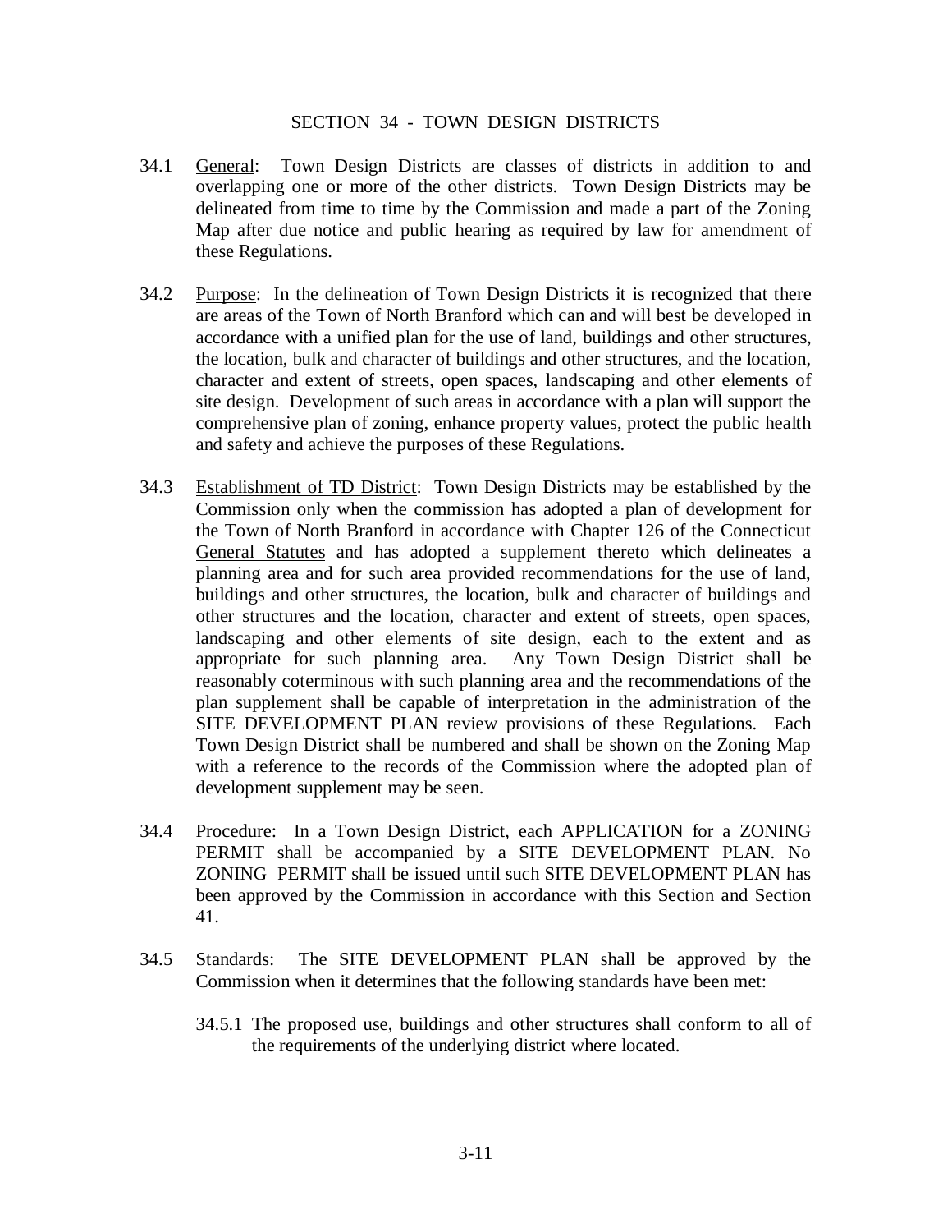## SECTION 34 - TOWN DESIGN DISTRICTS

34.1 General: Town Design Districts are classes of districts in addition to and overlapping one or more of the other districts. Town Design Districts may be delineated from time to time by the Commission and made a part of the Zoning Map after due notice and public hearing as required by law for amendment of these Regulations.

34.2 Purpose: In the delineation of Town Design Districts it is recognized that there are areas of the Town of North Branford which can and will best be developed in accordance with a unified plan for the use of land, buildings and other structures, the location, bulk and character of buildings and other structures, and the location, character and extent of streets, open spaces, landscaping and other elements of site design. Development of such areas in accordance with a plan will support the comprehensive plan of zoning, enhance property values, protect the public health and safety and achieve the purposes of these Regulations.

34.3 Establishment of TD District: Town Design Districts may be established by the Commission only when the commission has adopted a plan of development for the Town of North Branford in accordance with Chapter 126 of the Connecticut General Statutes and has adopted a supplement thereto which delineates a planning area and for such area provided recommendations for the use of land, buildings and other structures, the location, bulk and character of buildings and other structures and the location, character and extent of streets, open spaces, landscaping and other elements of site design, each to the extent and as appropriate for such planning area. Any Town Design District shall be reasonably coterminous with such planning area and the recommendations of the plan supplement shall be capable of interpretation in the administration of the SITE DEVELOPMENT PLAN review provisions of these Regulations. Each Town Design District shall be numbered and shall be shown on the Zoning Map with a reference to the records of the Commission where the adopted plan of development supplement may be seen.

34.4 Procedure: In a Town Design District, each APPLICATION for a ZONING PERMIT shall be accompanied by a SITE DEVELOPMENT PLAN. No ZONING PERMIT shall be issued until such SITE DEVELOPMENT PLAN has been approved by the Commission in accordance with this Section and Section 41.

34.5 Standards: The SITE DEVELOPMENT PLAN shall be approved by the Commission when it determines that the following standards have been met:

34.5.1 The proposed use, buildings and other structures shall conform to all of the requirements of the underlying district where located.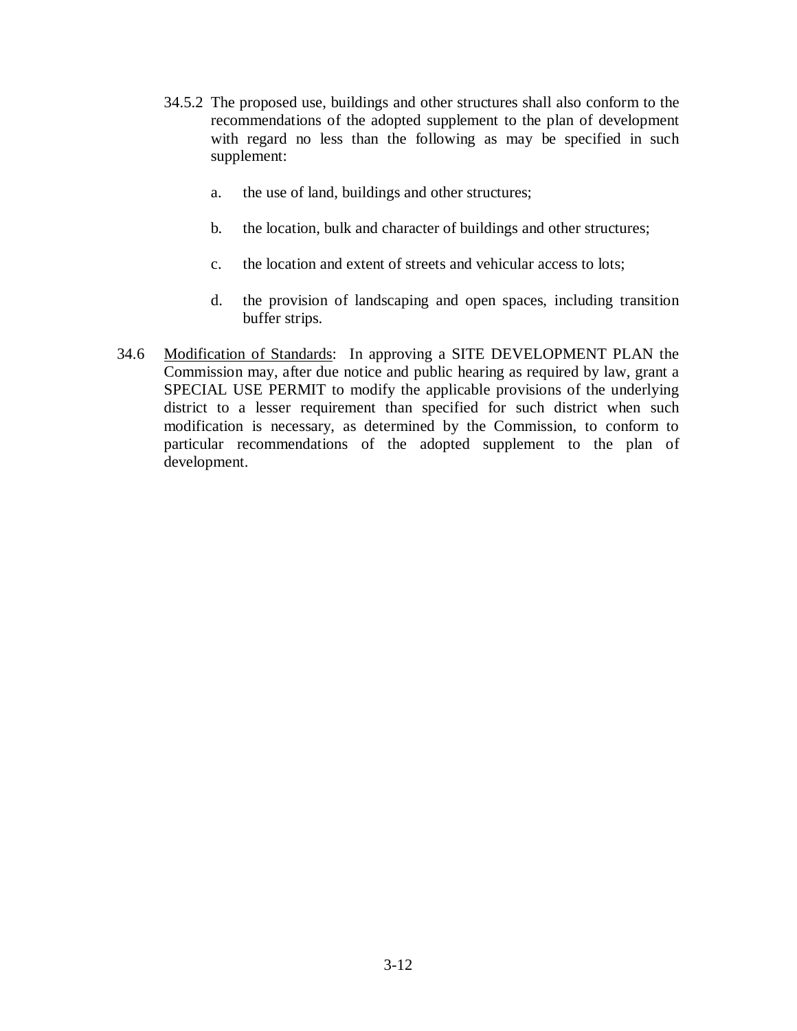34.5.2 The proposed use, buildings and other structures shall also conform to the recommendations of the adopted supplement to the plan of development with regard no less than the following as may be specified in such supplement:

a. the use of land, buildings and other structures;

b. the location, bulk and character of buildings and other structures;

c. the location and extent of streets and vehicular access to lots;

d. the provision of landscaping and open spaces, including transition buffer strips.

34.6 Modification of Standards: In approving a SITE DEVELOPMENT PLAN the Commission may, after due notice and public hearing as required by law, grant a SPECIAL USE PERMIT to modify the applicable provisions of the underlying district to a lesser requirement than specified for such district when such modification is necessary, as determined by the Commission, to conform to particular recommendations of the adopted supplement to the plan of development.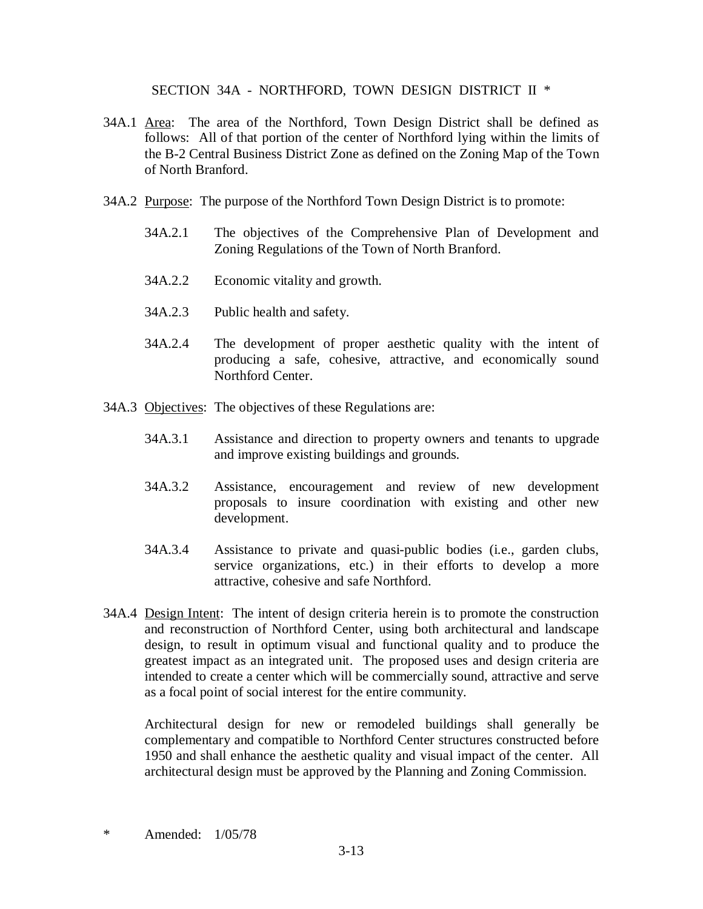## SECTION 34A - NORTHFORD, TOWN DESIGN DISTRICT II *

34A.1 Area: The area of the Northford, Town Design District shall be defined as follows: All of that portion of the center of Northford lying within the limits of the B-2 Central Business District Zone as defined on the Zoning Map of the Town of North Branford.

34A.2 Purpose: The purpose of the Northford Town Design District is to promote:

- 34A.2.1 The objectives of the Comprehensive Plan of Development and Zoning Regulations of the Town of North Branford.
- 34A.2.2 Economic vitality and growth.
- 34A.2.3 Public health and safety.
- 34A.2.4 The development of proper aesthetic quality with the intent of producing a safe, cohesive, attractive, and economically sound Northford Center.

34A.3 Objectives: The objectives of these Regulations are:

- 34A.3.1 Assistance and direction to property owners and tenants to upgrade and improve existing buildings and grounds.
- 34A.3.2 Assistance, encouragement and review of new development proposals to insure coordination with existing and other new development.
- 34A.3.4 Assistance to private and quasi-public bodies (i.e., garden clubs, service organizations, etc.) in their efforts to develop a more attractive, cohesive and safe Northford.

34A.4 Design Intent: The intent of design criteria herein is to promote the construction and reconstruction of Northford Center, using both architectural and landscape design, to result in optimum visual and functional quality and to produce the greatest impact as an integrated unit. The proposed uses and design criteria are intended to create a center which will be commercially sound, attractive and serve as a focal point of social interest for the entire community.

Architectural design for new or remodeled buildings shall generally be complementary and compatible to Northford Center structures constructed before 1950 and shall enhance the aesthetic quality and visual impact of the center. All architectural design must be approved by the Planning and Zoning Commission.

\* Amended: 1/05/78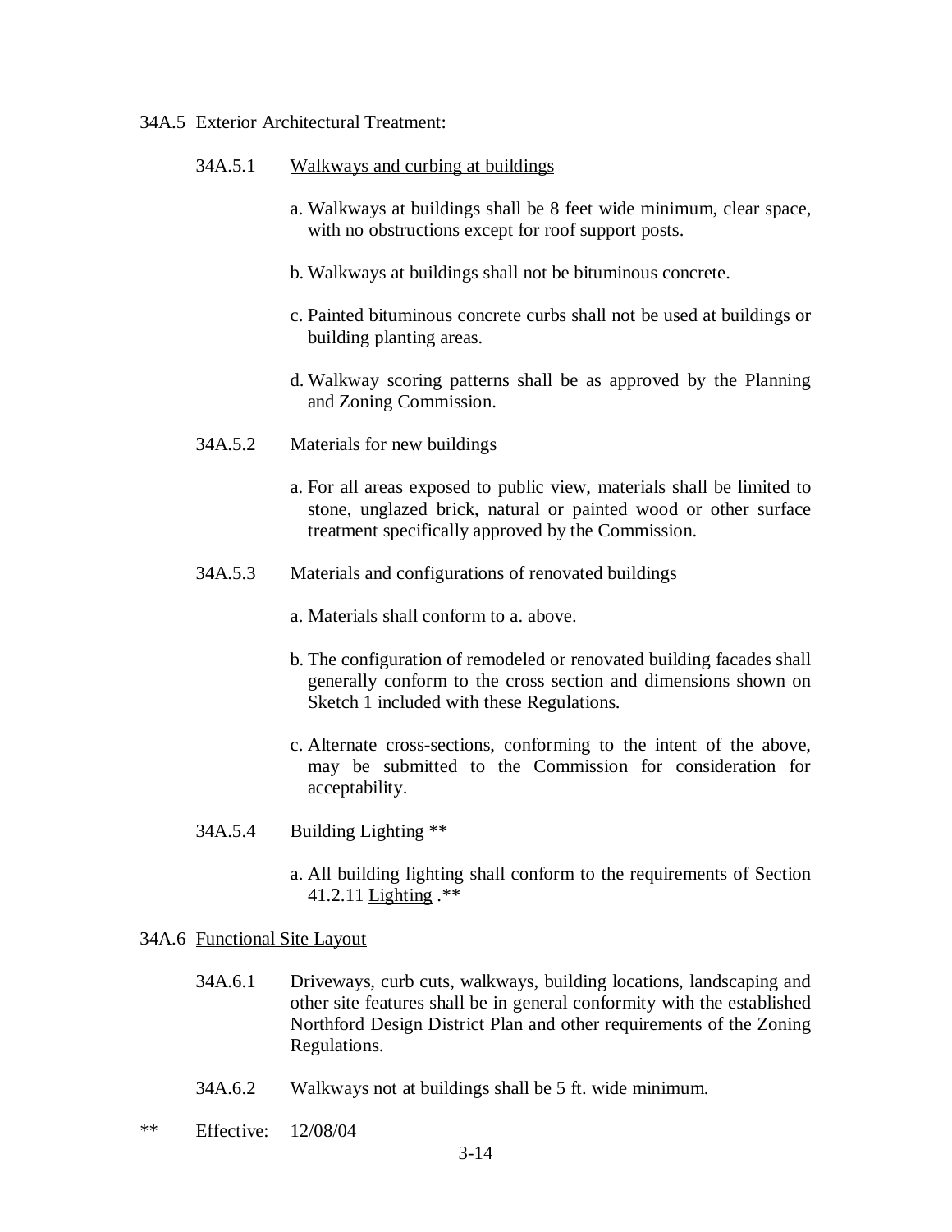34A.5 <u>Exterior Architectural Treatment</u>:

34A.5.1 <u>Walkways and curbing at buildings</u>

a. Walkways at buildings shall be 8 feet wide minimum, clear space, with no obstructions except for roof support posts.

b. Walkways at buildings shall not be bituminous concrete.

c. Painted bituminous concrete curbs shall not be used at buildings or building planting areas.

d. Walkway scoring patterns shall be as approved by the Planning and Zoning Commission.

34A.5.2 <u>Materials for new buildings</u>

a. For all areas exposed to public view, materials shall be limited to stone, unglazed brick, natural or painted wood or other surface treatment specifically approved by the Commission.

34A.5.3 <u>Materials and configurations of renovated buildings</u>

a. Materials shall conform to a. above.

b. The configuration of remodeled or renovated building facades shall generally conform to the cross section and dimensions shown on Sketch 1 included with these Regulations.

c. Alternate cross-sections, conforming to the intent of the above, may be submitted to the Commission for consideration for acceptability.

34A.5.4 <u>Building Lighting</u> **

a. All building lighting shall conform to the requirements of Section 41.2.11 <u>Lighting</u> .**

34A.6 <u>Functional Site Layout</u>

34A.6.1 Driveways, curb cuts, walkways, building locations, landscaping and other site features shall be in general conformity with the established Northford Design District Plan and other requirements of the Zoning Regulations.

34A.6.2 Walkways not at buildings shall be 5 ft. wide minimum.

** Effective: 12/08/04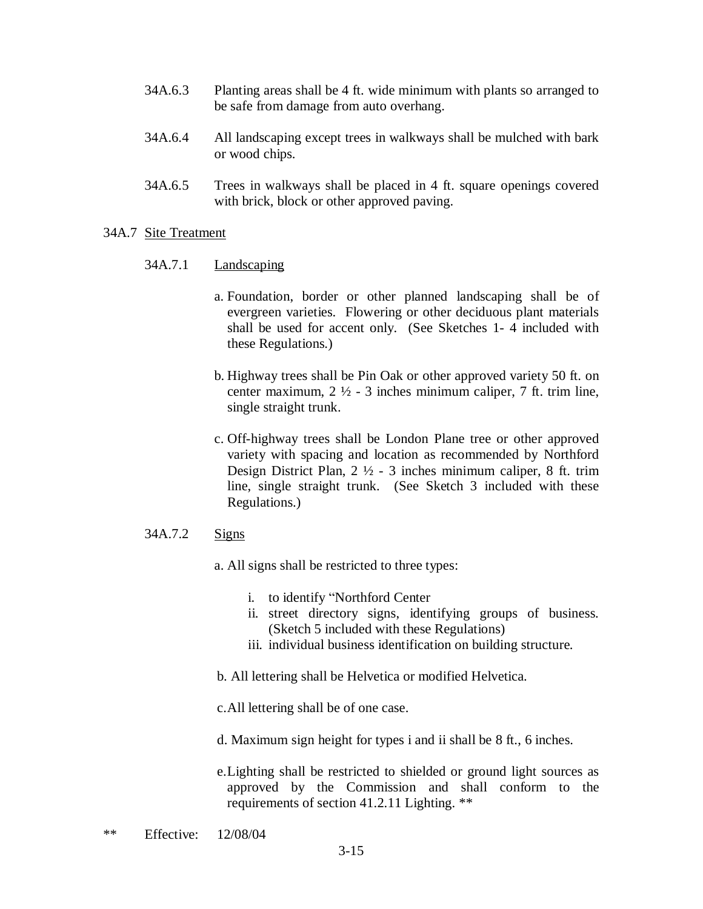34A.6.3 Planting areas shall be 4 ft. wide minimum with plants so arranged to be safe from damage from auto overhang.

34A.6.4 All landscaping except trees in walkways shall be mulched with bark or wood chips.

34A.6.5 Trees in walkways shall be placed in 4 ft. square openings covered with brick, block or other approved paving.

34A.7 <u>Site Treatment</u>

34A.7.1 <u>Landscaping</u>

a. Foundation, border or other planned landscaping shall be of evergreen varieties. Flowering or other deciduous plant materials shall be used for accent only. (See Sketches 1- 4 included with these Regulations.)

b. Highway trees shall be Pin Oak or other approved variety 50 ft. on center maximum, 2 ½ - 3 inches minimum caliper, 7 ft. trim line, single straight trunk.

c. Off-highway trees shall be London Plane tree or other approved variety with spacing and location as recommended by Northford Design District Plan, 2 ½ - 3 inches minimum caliper, 8 ft. trim line, single straight trunk. (See Sketch 3 included with these Regulations.)

34A.7.2 <u>Signs</u>

a. All signs shall be restricted to three types:

   i. to identify "Northford Center
   ii. street directory signs, identifying groups of business. (Sketch 5 included with these Regulations)
   iii. individual business identification on building structure.

b. All lettering shall be Helvetica or modified Helvetica.

c. All lettering shall be of one case.

d. Maximum sign height for types i and ii shall be 8 ft., 6 inches.

e. Lighting shall be restricted to shielded or ground light sources as approved by the Commission and shall conform to the requirements of section 41.2.11 Lighting. **

** Effective: 12/08/04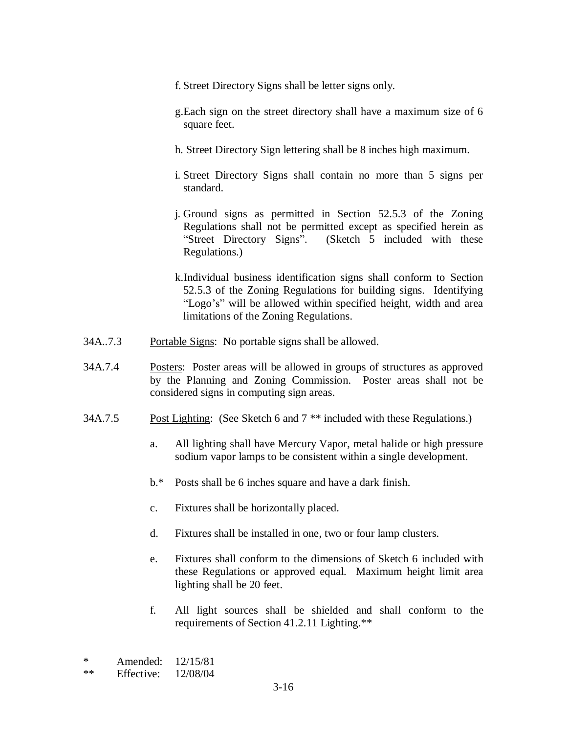f. Street Directory Signs shall be letter signs only.

g. Each sign on the street directory shall have a maximum size of 6 square feet.

h. Street Directory Sign lettering shall be 8 inches high maximum.

i. Street Directory Signs shall contain no more than 5 signs per standard.

j. Ground signs as permitted in Section 52.5.3 of the Zoning Regulations shall not be permitted except as specified herein as "Street Directory Signs". (Sketch 5 included with these Regulations.)

k. Individual business identification signs shall conform to Section 52.5.3 of the Zoning Regulations for building signs. Identifying "Logo's" will be allowed within specified height, width and area limitations of the Zoning Regulations.

34A..7.3 Portable Signs: No portable signs shall be allowed.

34A.7.4 Posters: Poster areas will be allowed in groups of structures as approved by the Planning and Zoning Commission. Poster areas shall not be considered signs in computing sign areas.

34A.7.5 Post Lighting: (See Sketch 6 and 7 ** included with these Regulations.)

a. All lighting shall have Mercury Vapor, metal halide or high pressure sodium vapor lamps to be consistent within a single development.

b.* Posts shall be 6 inches square and have a dark finish.

c. Fixtures shall be horizontally placed.

d. Fixtures shall be installed in one, two or four lamp clusters.

e. Fixtures shall conform to the dimensions of Sketch 6 included with these Regulations or approved equal. Maximum height limit area lighting shall be 20 feet.

f. All light sources shall be shielded and shall conform to the requirements of Section 41.2.11 Lighting.**

\* Amended: 12/15/81

\** Effective: 12/08/04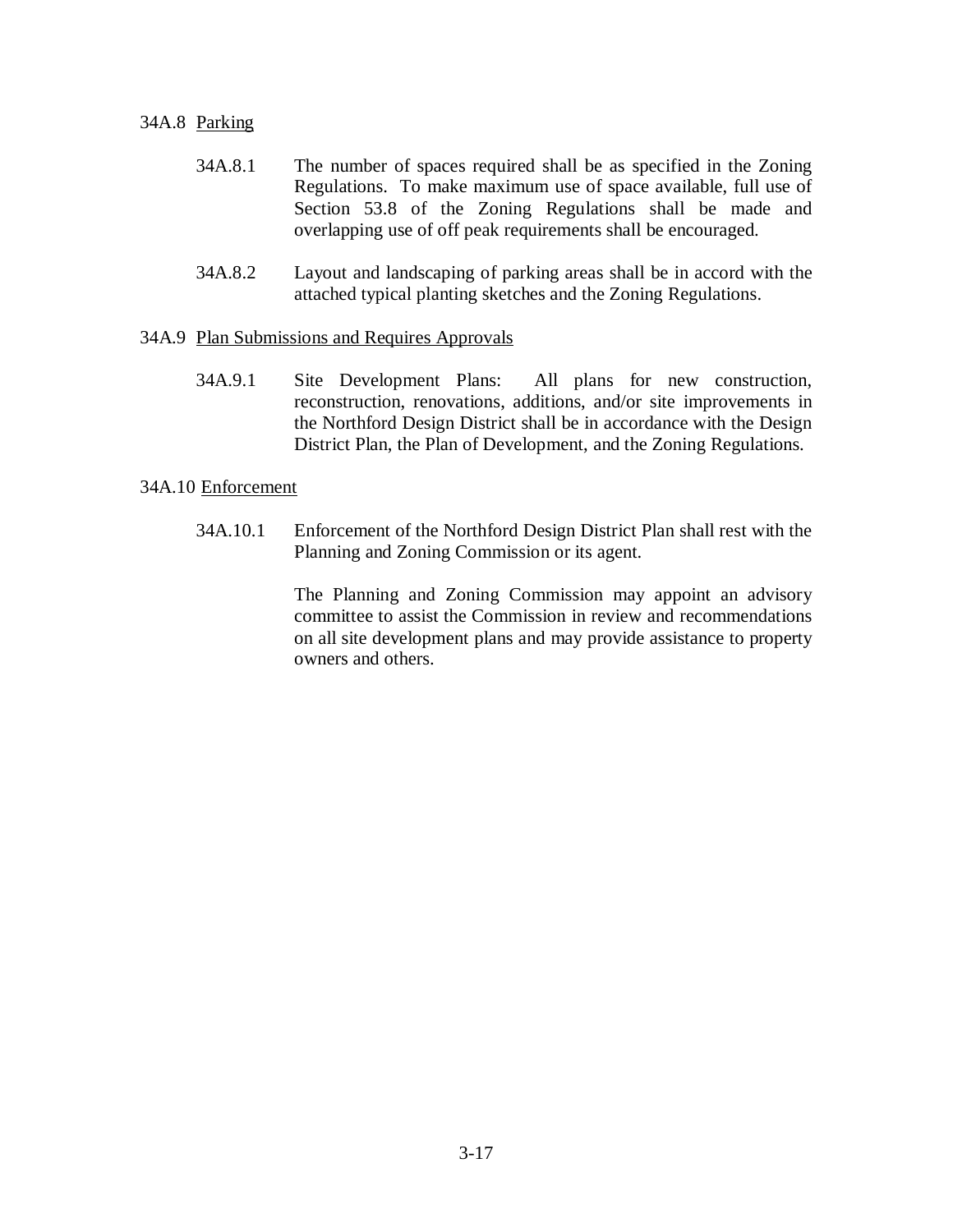34A.8 <u>Parking</u>

34A.8.1 The number of spaces required shall be as specified in the Zoning Regulations. To make maximum use of space available, full use of Section 53.8 of the Zoning Regulations shall be made and overlapping use of off peak requirements shall be encouraged.

34A.8.2 Layout and landscaping of parking areas shall be in accord with the attached typical planting sketches and the Zoning Regulations.

34A.9 <u>Plan Submissions and Requires Approvals</u>

34A.9.1 Site Development Plans: All plans for new construction, reconstruction, renovations, additions, and/or site improvements in the Northford Design District shall be in accordance with the Design District Plan, the Plan of Development, and the Zoning Regulations.

34A.10 <u>Enforcement</u>

34A.10.1 Enforcement of the Northford Design District Plan shall rest with the Planning and Zoning Commission or its agent.

The Planning and Zoning Commission may appoint an advisory committee to assist the Commission in review and recommendations on all site development plans and may provide assistance to property owners and others.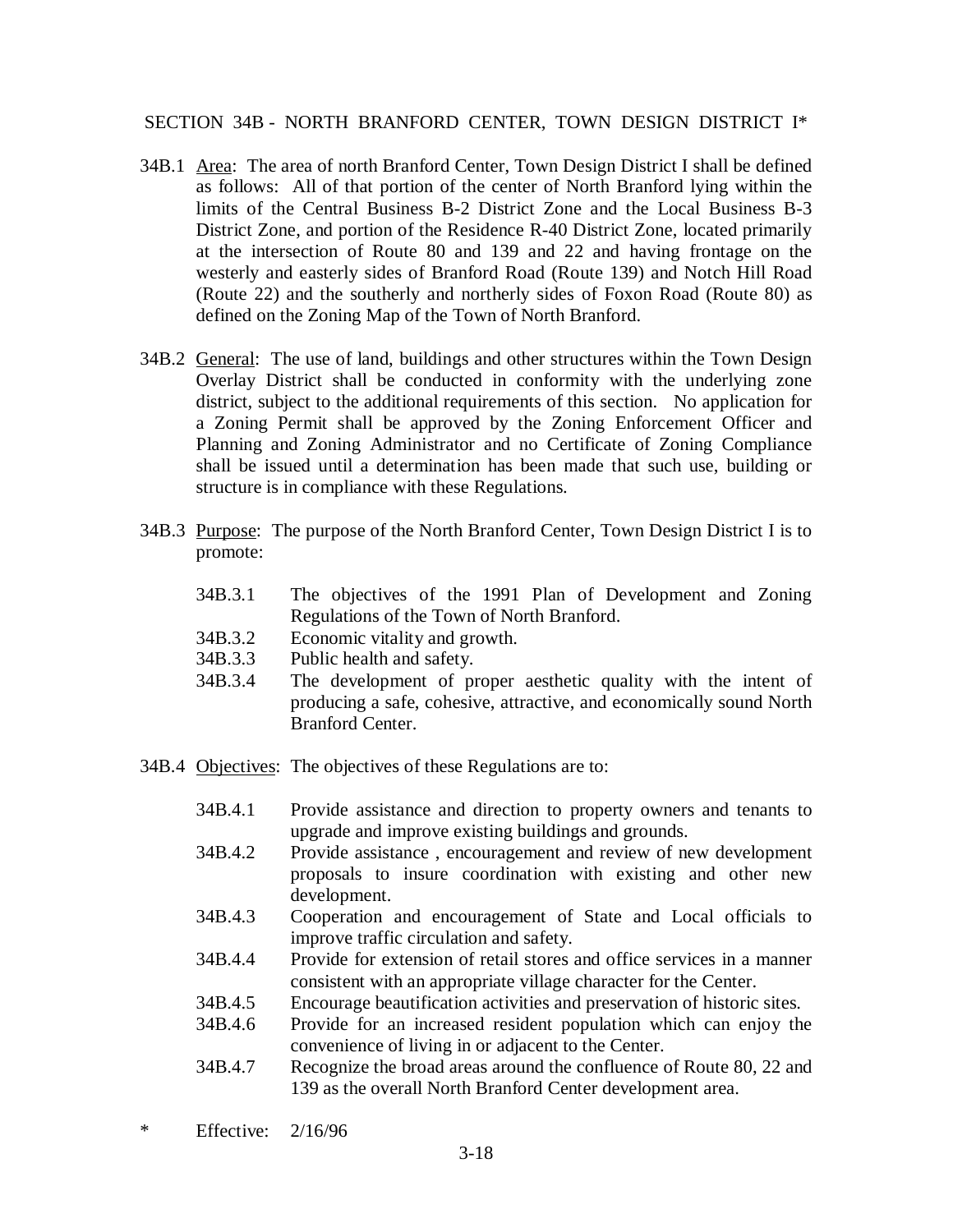## SECTION 34B - NORTH BRANFORD CENTER, TOWN DESIGN DISTRICT I*

34B.1 Area: The area of north Branford Center, Town Design District I shall be defined as follows: All of that portion of the center of North Branford lying within the limits of the Central Business B-2 District Zone and the Local Business B-3 District Zone, and portion of the Residence R-40 District Zone, located primarily at the intersection of Route 80 and 139 and 22 and having frontage on the westerly and easterly sides of Branford Road (Route 139) and Notch Hill Road (Route 22) and the southerly and northerly sides of Foxon Road (Route 80) as defined on the Zoning Map of the Town of North Branford.

34B.2 General: The use of land, buildings and other structures within the Town Design Overlay District shall be conducted in conformity with the underlying zone district, subject to the additional requirements of this section. No application for a Zoning Permit shall be approved by the Zoning Enforcement Officer and Planning and Zoning Administrator and no Certificate of Zoning Compliance shall be issued until a determination has been made that such use, building or structure is in compliance with these Regulations.

34B.3 Purpose: The purpose of the North Branford Center, Town Design District I is to promote:

- 34B.3.1 The objectives of the 1991 Plan of Development and Zoning Regulations of the Town of North Branford.
- 34B.3.2 Economic vitality and growth.
- 34B.3.3 Public health and safety.
- 34B.3.4 The development of proper aesthetic quality with the intent of producing a safe, cohesive, attractive, and economically sound North Branford Center.

34B.4 Objectives: The objectives of these Regulations are to:

- 34B.4.1 Provide assistance and direction to property owners and tenants to upgrade and improve existing buildings and grounds.
- 34B.4.2 Provide assistance , encouragement and review of new development proposals to insure coordination with existing and other new development.
- 34B.4.3 Cooperation and encouragement of State and Local officials to improve traffic circulation and safety.
- 34B.4.4 Provide for extension of retail stores and office services in a manner consistent with an appropriate village character for the Center.
- 34B.4.5 Encourage beautification activities and preservation of historic sites.
- 34B.4.6 Provide for an increased resident population which can enjoy the convenience of living in or adjacent to the Center.
- 34B.4.7 Recognize the broad areas around the confluence of Route 80, 22 and 139 as the overall North Branford Center development area.

\* Effective: 2/16/96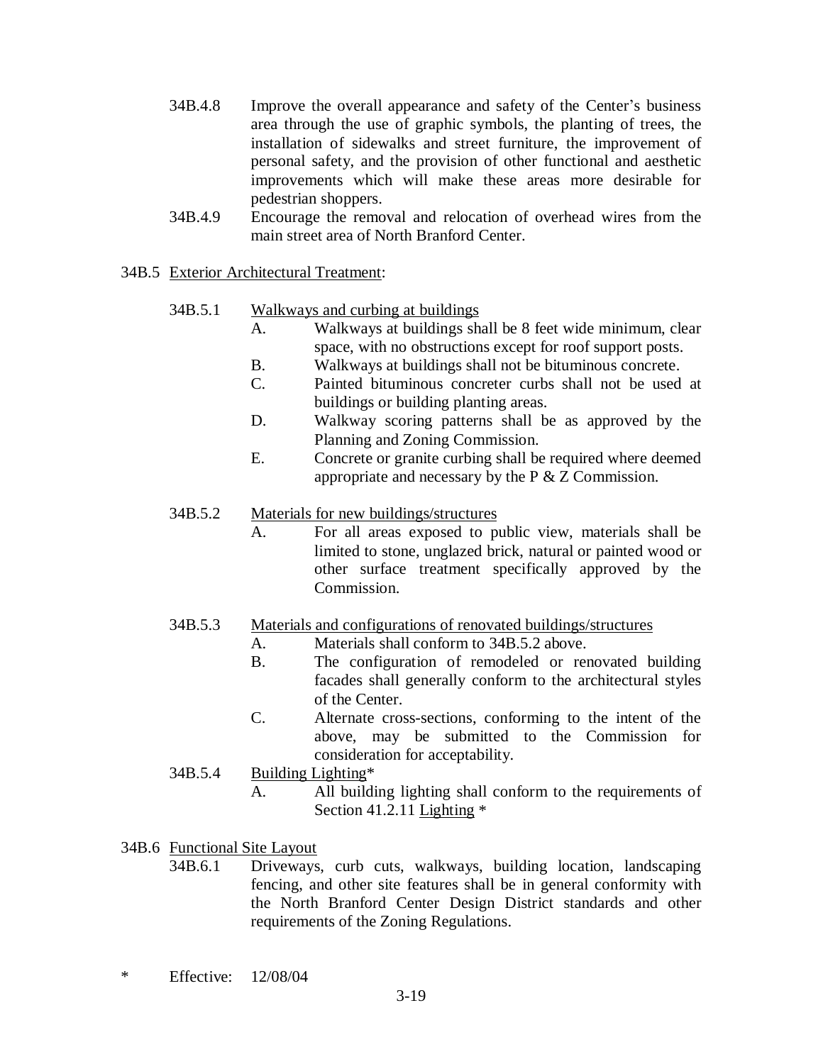34B.4.8 Improve the overall appearance and safety of the Center's business area through the use of graphic symbols, the planting of trees, the installation of sidewalks and street furniture, the improvement of personal safety, and the provision of other functional and aesthetic improvements which will make these areas more desirable for pedestrian shoppers.

34B.4.9 Encourage the removal and relocation of overhead wires from the main street area of North Branford Center.

34B.5 <u>Exterior Architectural Treatment</u>:

34B.5.1 <u>Walkways and curbing at buildings</u>

A. Walkways at buildings shall be 8 feet wide minimum, clear space, with no obstructions except for roof support posts.

B. Walkways at buildings shall not be bituminous concrete.

C. Painted bituminous concreter curbs shall not be used at buildings or building planting areas.

D. Walkway scoring patterns shall be as approved by the Planning and Zoning Commission.

E. Concrete or granite curbing shall be required where deemed appropriate and necessary by the P & Z Commission.

34B.5.2 <u>Materials for new buildings/structures</u>

A. For all areas exposed to public view, materials shall be limited to stone, unglazed brick, natural or painted wood or other surface treatment specifically approved by the Commission.

34B.5.3 <u>Materials and configurations of renovated buildings/structures</u>

A. Materials shall conform to 34B.5.2 above.

B. The configuration of remodeled or renovated building facades shall generally conform to the architectural styles of the Center.

C. Alternate cross-sections, conforming to the intent of the above, may be submitted to the Commission for consideration for acceptability.

34B.5.4 <u>Building Lighting</u>*

A. All building lighting shall conform to the requirements of Section 41.2.11 <u>Lighting</u> *

34B.6 <u>Functional Site Layout</u>

34B.6.1 Driveways, curb cuts, walkways, building location, landscaping fencing, and other site features shall be in general conformity with the North Branford Center Design District standards and other requirements of the Zoning Regulations.

\* Effective: 12/08/04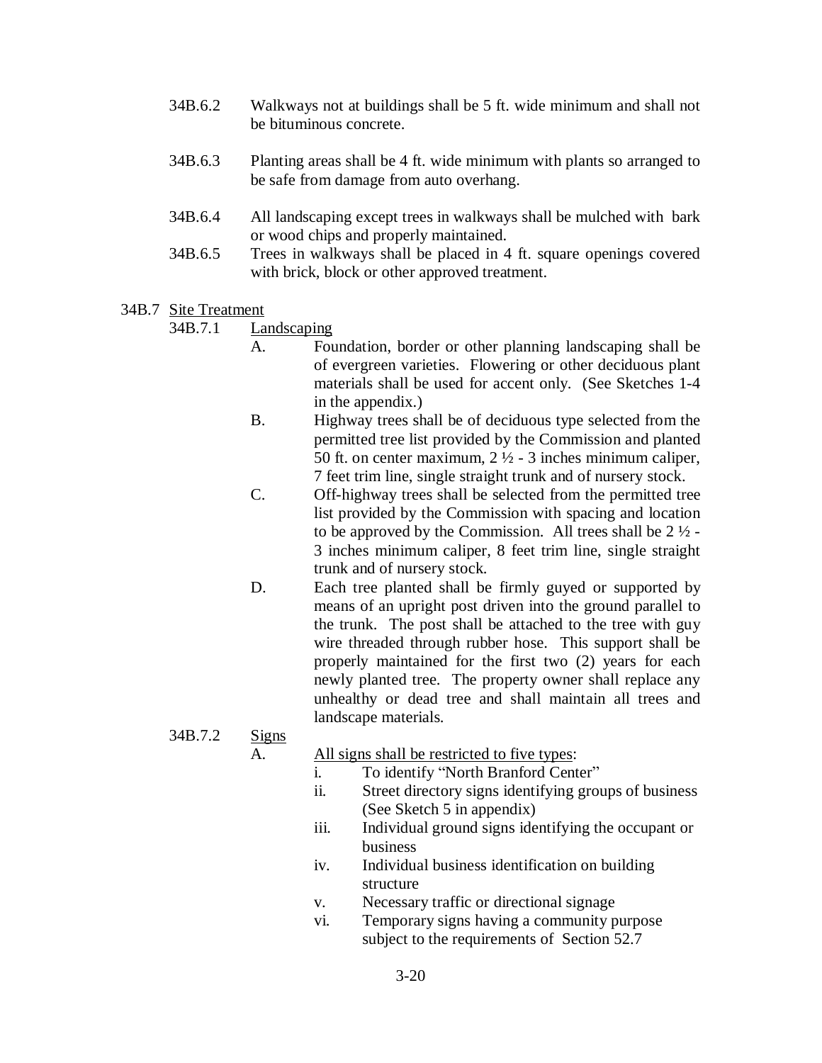34B.6.2 Walkways not at buildings shall be 5 ft. wide minimum and shall not be bituminous concrete.

34B.6.3 Planting areas shall be 4 ft. wide minimum with plants so arranged to be safe from damage from auto overhang.

34B.6.4 All landscaping except trees in walkways shall be mulched with bark or wood chips and properly maintained.

34B.6.5 Trees in walkways shall be placed in 4 ft. square openings covered with brick, block or other approved treatment.

34B.7 Site Treatment

34B.7.1 Landscaping

A. Foundation, border or other planning landscaping shall be of evergreen varieties. Flowering or other deciduous plant materials shall be used for accent only. (See Sketches 1-4 in the appendix.)

B. Highway trees shall be of deciduous type selected from the permitted tree list provided by the Commission and planted 50 ft. on center maximum, 2 ½ - 3 inches minimum caliper, 7 feet trim line, single straight trunk and of nursery stock.

C. Off-highway trees shall be selected from the permitted tree list provided by the Commission with spacing and location to be approved by the Commission. All trees shall be 2 ½ - 3 inches minimum caliper, 8 feet trim line, single straight trunk and of nursery stock.

D. Each tree planted shall be firmly guyed or supported by means of an upright post driven into the ground parallel to the trunk. The post shall be attached to the tree with guy wire threaded through rubber hose. This support shall be properly maintained for the first two (2) years for each newly planted tree. The property owner shall replace any unhealthy or dead tree and shall maintain all trees and landscape materials.

34B.7.2 Signs

A. All signs shall be restricted to five types:

i. To identify "North Branford Center"

ii. Street directory signs identifying groups of business (See Sketch 5 in appendix)

iii. Individual ground signs identifying the occupant or business

iv. Individual business identification on building structure

v. Necessary traffic or directional signage

vi. Temporary signs having a community purpose subject to the requirements of Section 52.7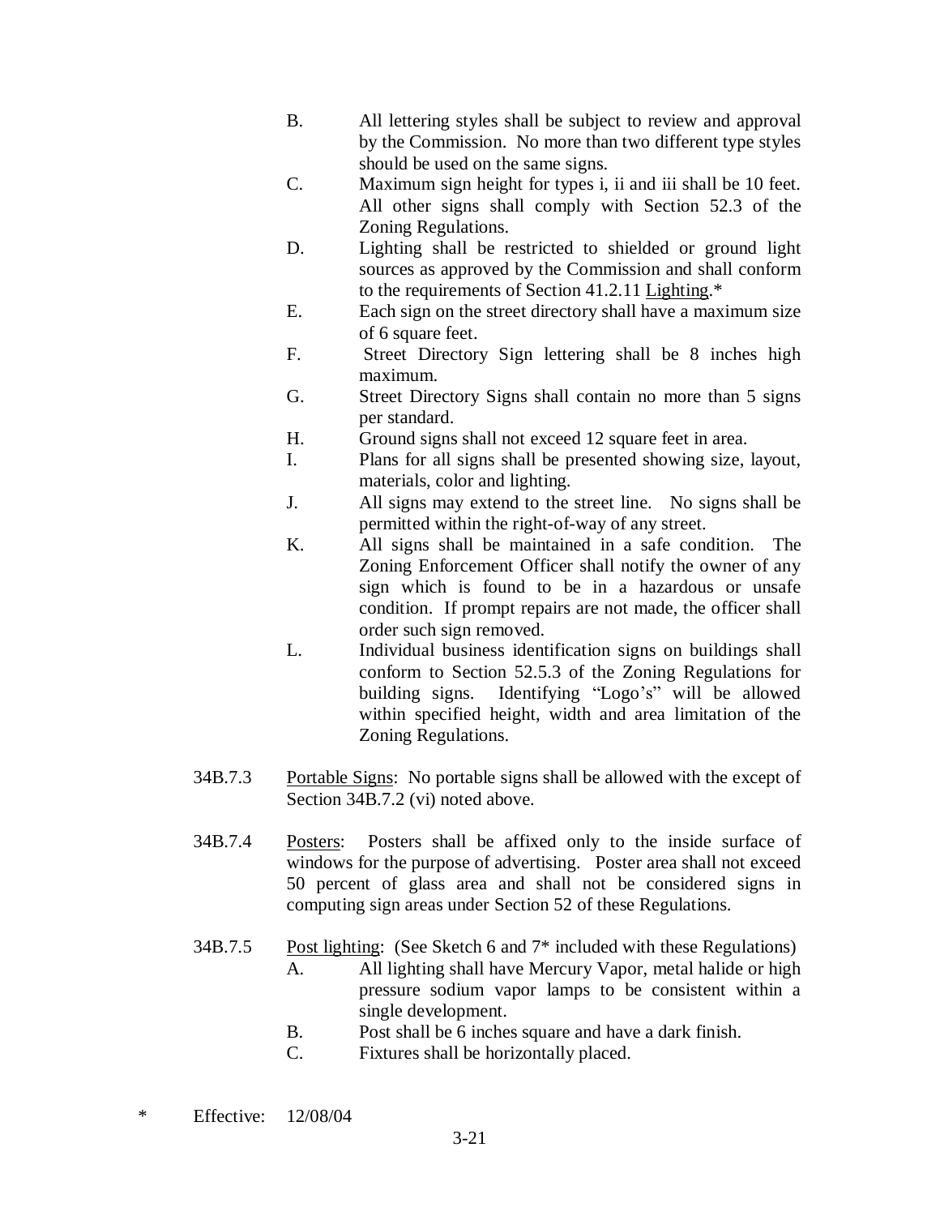B. All lettering styles shall be subject to review and approval by the Commission. No more than two different type styles should be used on the same signs.

C. Maximum sign height for types i, ii and iii shall be 10 feet. All other signs shall comply with Section 52.3 of the Zoning Regulations.

D. Lighting shall be restricted to shielded or ground light sources as approved by the Commission and shall conform to the requirements of Section 41.2.11 Lighting.*

E. Each sign on the street directory shall have a maximum size of 6 square feet.

F. Street Directory Sign lettering shall be 8 inches high maximum.

G. Street Directory Signs shall contain no more than 5 signs per standard.

H. Ground signs shall not exceed 12 square feet in area.

I. Plans for all signs shall be presented showing size, layout, materials, color and lighting.

J. All signs may extend to the street line. No signs shall be permitted within the right-of-way of any street.

K. All signs shall be maintained in a safe condition. The Zoning Enforcement Officer shall notify the owner of any sign which is found to be in a hazardous or unsafe condition. If prompt repairs are not made, the officer shall order such sign removed.

L. Individual business identification signs on buildings shall conform to Section 52.5.3 of the Zoning Regulations for building signs. Identifying "Logo's" will be allowed within specified height, width and area limitation of the Zoning Regulations.

34B.7.3 Portable Signs: No portable signs shall be allowed with the except of Section 34B.7.2 (vi) noted above.

34B.7.4 Posters: Posters shall be affixed only to the inside surface of windows for the purpose of advertising. Poster area shall not exceed 50 percent of glass area and shall not be considered signs in computing sign areas under Section 52 of these Regulations.

34B.7.5 Post lighting: (See Sketch 6 and 7* included with these Regulations)

A. All lighting shall have Mercury Vapor, metal halide or high pressure sodium vapor lamps to be consistent within a single development.

B. Post shall be 6 inches square and have a dark finish.

C. Fixtures shall be horizontally placed.

\* Effective: 12/08/04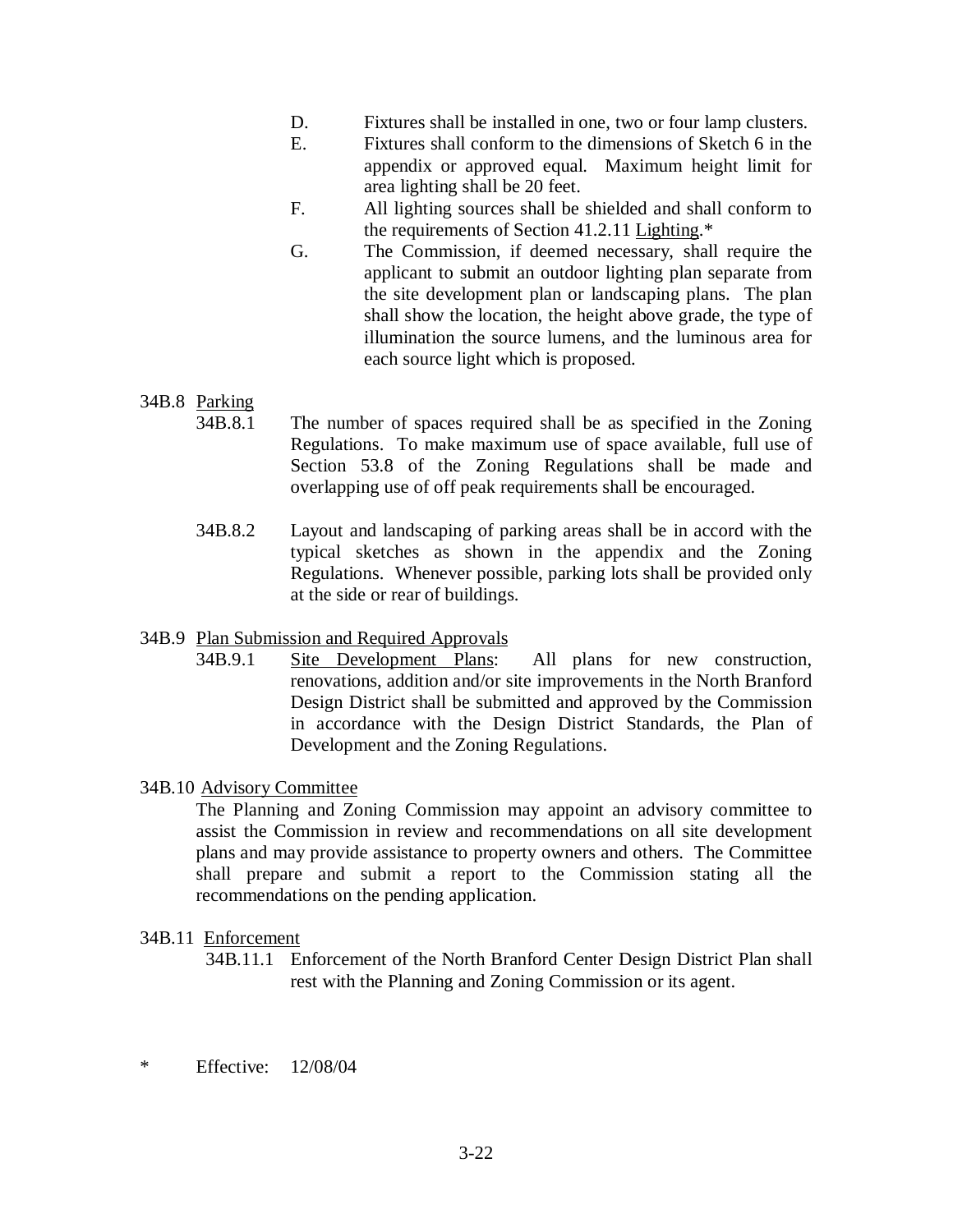D. Fixtures shall be installed in one, two or four lamp clusters.

E. Fixtures shall conform to the dimensions of Sketch 6 in the appendix or approved equal. Maximum height limit for area lighting shall be 20 feet.

F. All lighting sources shall be shielded and shall conform to the requirements of Section 41.2.11 Lighting.*

G. The Commission, if deemed necessary, shall require the applicant to submit an outdoor lighting plan separate from the site development plan or landscaping plans. The plan shall show the location, the height above grade, the type of illumination the source lumens, and the luminous area for each source light which is proposed.

34B.8 Parking

34B.8.1 The number of spaces required shall be as specified in the Zoning Regulations. To make maximum use of space available, full use of Section 53.8 of the Zoning Regulations shall be made and overlapping use of off peak requirements shall be encouraged.

34B.8.2 Layout and landscaping of parking areas shall be in accord with the typical sketches as shown in the appendix and the Zoning Regulations. Whenever possible, parking lots shall be provided only at the side or rear of buildings.

34B.9 Plan Submission and Required Approvals

34B.9.1 Site Development Plans: All plans for new construction, renovations, addition and/or site improvements in the North Branford Design District shall be submitted and approved by the Commission in accordance with the Design District Standards, the Plan of Development and the Zoning Regulations.

34B.10 Advisory Committee

The Planning and Zoning Commission may appoint an advisory committee to assist the Commission in review and recommendations on all site development plans and may provide assistance to property owners and others. The Committee shall prepare and submit a report to the Commission stating all the recommendations on the pending application.

34B.11 Enforcement

34B.11.1 Enforcement of the North Branford Center Design District Plan shall rest with the Planning and Zoning Commission or its agent.

\* Effective: 12/08/04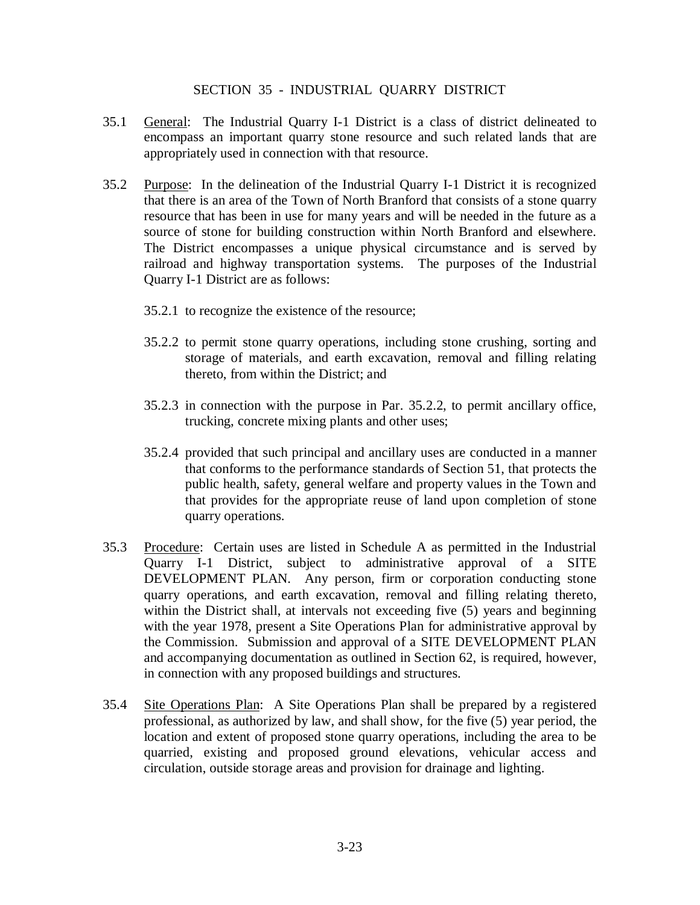## SECTION 35 - INDUSTRIAL QUARRY DISTRICT

35.1 General: The Industrial Quarry I-1 District is a class of district delineated to encompass an important quarry stone resource and such related lands that are appropriately used in connection with that resource.

35.2 Purpose: In the delineation of the Industrial Quarry I-1 District it is recognized that there is an area of the Town of North Branford that consists of a stone quarry resource that has been in use for many years and will be needed in the future as a source of stone for building construction within North Branford and elsewhere. The District encompasses a unique physical circumstance and is served by railroad and highway transportation systems. The purposes of the Industrial Quarry I-1 District are as follows:

35.2.1 to recognize the existence of the resource;

35.2.2 to permit stone quarry operations, including stone crushing, sorting and storage of materials, and earth excavation, removal and filling relating thereto, from within the District; and

35.2.3 in connection with the purpose in Par. 35.2.2, to permit ancillary office, trucking, concrete mixing plants and other uses;

35.2.4 provided that such principal and ancillary uses are conducted in a manner that conforms to the performance standards of Section 51, that protects the public health, safety, general welfare and property values in the Town and that provides for the appropriate reuse of land upon completion of stone quarry operations.

35.3 Procedure: Certain uses are listed in Schedule A as permitted in the Industrial Quarry I-1 District, subject to administrative approval of a SITE DEVELOPMENT PLAN. Any person, firm or corporation conducting stone quarry operations, and earth excavation, removal and filling relating thereto, within the District shall, at intervals not exceeding five (5) years and beginning with the year 1978, present a Site Operations Plan for administrative approval by the Commission. Submission and approval of a SITE DEVELOPMENT PLAN and accompanying documentation as outlined in Section 62, is required, however, in connection with any proposed buildings and structures.

35.4 Site Operations Plan: A Site Operations Plan shall be prepared by a registered professional, as authorized by law, and shall show, for the five (5) year period, the location and extent of proposed stone quarry operations, including the area to be quarried, existing and proposed ground elevations, vehicular access and circulation, outside storage areas and provision for drainage and lighting.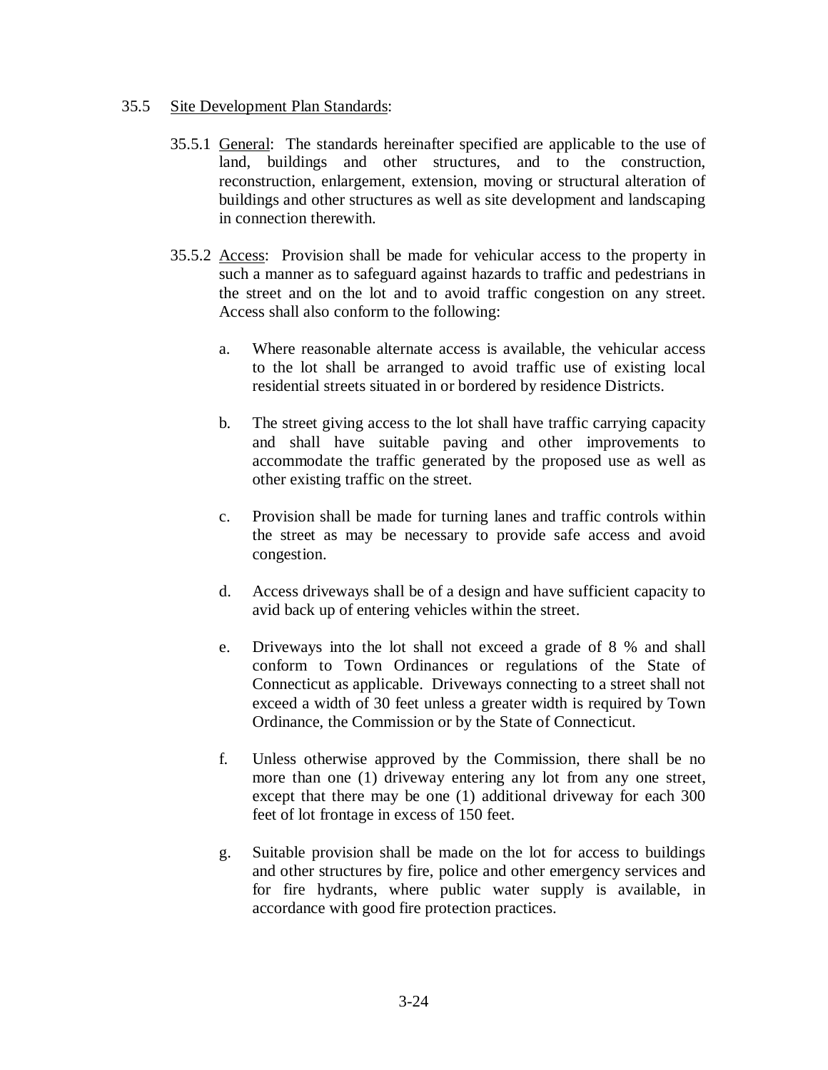35.5 Site Development Plan Standards:

35.5.1 General: The standards hereinafter specified are applicable to the use of land, buildings and other structures, and to the construction, reconstruction, enlargement, extension, moving or structural alteration of buildings and other structures as well as site development and landscaping in connection therewith.

35.5.2 Access: Provision shall be made for vehicular access to the property in such a manner as to safeguard against hazards to traffic and pedestrians in the street and on the lot and to avoid traffic congestion on any street. Access shall also conform to the following:

a. Where reasonable alternate access is available, the vehicular access to the lot shall be arranged to avoid traffic use of existing local residential streets situated in or bordered by residence Districts.

b. The street giving access to the lot shall have traffic carrying capacity and shall have suitable paving and other improvements to accommodate the traffic generated by the proposed use as well as other existing traffic on the street.

c. Provision shall be made for turning lanes and traffic controls within the street as may be necessary to provide safe access and avoid congestion.

d. Access driveways shall be of a design and have sufficient capacity to avid back up of entering vehicles within the street.

e. Driveways into the lot shall not exceed a grade of 8 % and shall conform to Town Ordinances or regulations of the State of Connecticut as applicable. Driveways connecting to a street shall not exceed a width of 30 feet unless a greater width is required by Town Ordinance, the Commission or by the State of Connecticut.

f. Unless otherwise approved by the Commission, there shall be no more than one (1) driveway entering any lot from any one street, except that there may be one (1) additional driveway for each 300 feet of lot frontage in excess of 150 feet.

g. Suitable provision shall be made on the lot for access to buildings and other structures by fire, police and other emergency services and for fire hydrants, where public water supply is available, in accordance with good fire protection practices.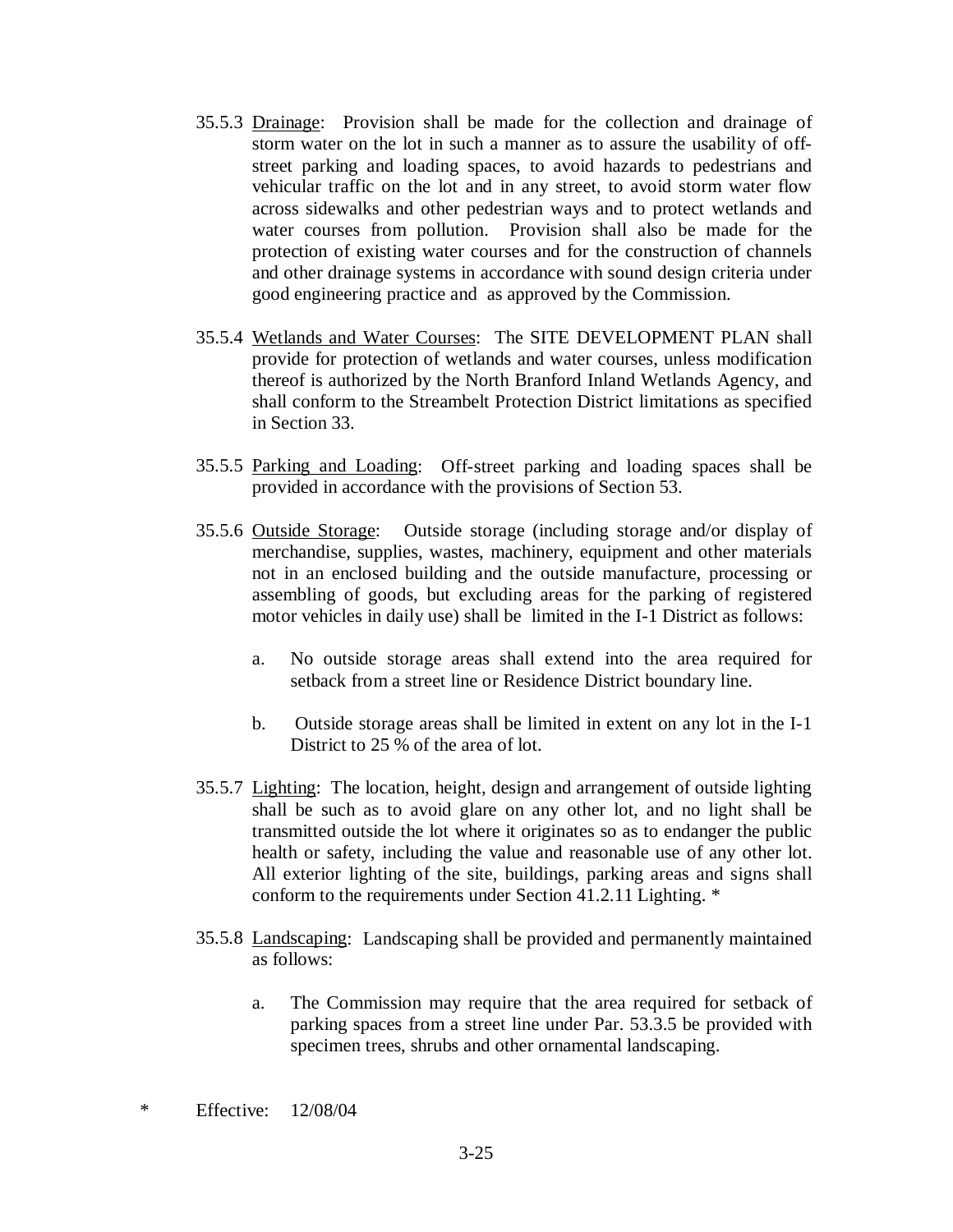35.5.3 Drainage: Provision shall be made for the collection and drainage of storm water on the lot in such a manner as to assure the usability of off-street parking and loading spaces, to avoid hazards to pedestrians and vehicular traffic on the lot and in any street, to avoid storm water flow across sidewalks and other pedestrian ways and to protect wetlands and water courses from pollution. Provision shall also be made for the protection of existing water courses and for the construction of channels and other drainage systems in accordance with sound design criteria under good engineering practice and as approved by the Commission.

35.5.4 Wetlands and Water Courses: The SITE DEVELOPMENT PLAN shall provide for protection of wetlands and water courses, unless modification thereof is authorized by the North Branford Inland Wetlands Agency, and shall conform to the Streambelt Protection District limitations as specified in Section 33.

35.5.5 Parking and Loading: Off-street parking and loading spaces shall be provided in accordance with the provisions of Section 53.

35.5.6 Outside Storage: Outside storage (including storage and/or display of merchandise, supplies, wastes, machinery, equipment and other materials not in an enclosed building and the outside manufacture, processing or assembling of goods, but excluding areas for the parking of registered motor vehicles in daily use) shall be limited in the I-1 District as follows:

a. No outside storage areas shall extend into the area required for setback from a street line or Residence District boundary line.

b. Outside storage areas shall be limited in extent on any lot in the I-1 District to 25 % of the area of lot.

35.5.7 Lighting: The location, height, design and arrangement of outside lighting shall be such as to avoid glare on any other lot, and no light shall be transmitted outside the lot where it originates so as to endanger the public health or safety, including the value and reasonable use of any other lot. All exterior lighting of the site, buildings, parking areas and signs shall conform to the requirements under Section 41.2.11 Lighting. *

35.5.8 Landscaping: Landscaping shall be provided and permanently maintained as follows:

a. The Commission may require that the area required for setback of parking spaces from a street line under Par. 53.3.5 be provided with specimen trees, shrubs and other ornamental landscaping.

* Effective: 12/08/04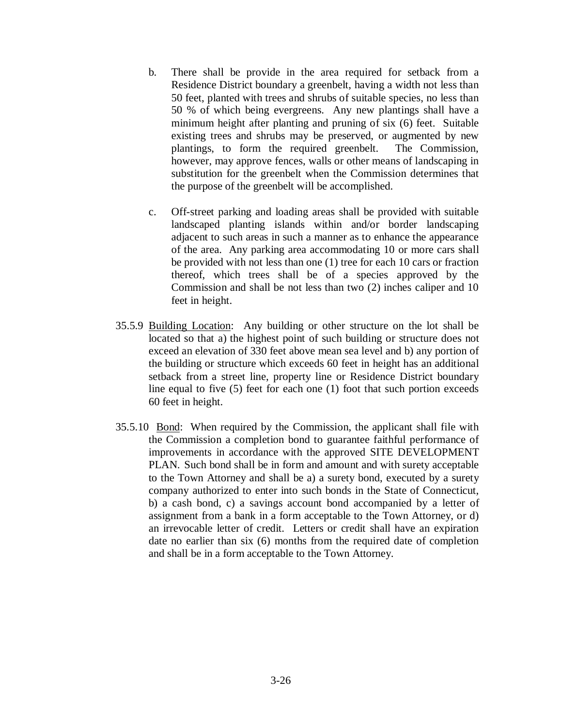b. There shall be provide in the area required for setback from a Residence District boundary a greenbelt, having a width not less than 50 feet, planted with trees and shrubs of suitable species, no less than 50 % of which being evergreens. Any new plantings shall have a minimum height after planting and pruning of six (6) feet. Suitable existing trees and shrubs may be preserved, or augmented by new plantings, to form the required greenbelt. The Commission, however, may approve fences, walls or other means of landscaping in substitution for the greenbelt when the Commission determines that the purpose of the greenbelt will be accomplished.

c. Off-street parking and loading areas shall be provided with suitable landscaped planting islands within and/or border landscaping adjacent to such areas in such a manner as to enhance the appearance of the area. Any parking area accommodating 10 or more cars shall be provided with not less than one (1) tree for each 10 cars or fraction thereof, which trees shall be of a species approved by the Commission and shall be not less than two (2) inches caliper and 10 feet in height.

35.5.9 Building Location: Any building or other structure on the lot shall be located so that a) the highest point of such building or structure does not exceed an elevation of 330 feet above mean sea level and b) any portion of the building or structure which exceeds 60 feet in height has an additional setback from a street line, property line or Residence District boundary line equal to five (5) feet for each one (1) foot that such portion exceeds 60 feet in height.

35.5.10 Bond: When required by the Commission, the applicant shall file with the Commission a completion bond to guarantee faithful performance of improvements in accordance with the approved SITE DEVELOPMENT PLAN. Such bond shall be in form and amount and with surety acceptable to the Town Attorney and shall be a) a surety bond, executed by a surety company authorized to enter into such bonds in the State of Connecticut, b) a cash bond, c) a savings account bond accompanied by a letter of assignment from a bank in a form acceptable to the Town Attorney, or d) an irrevocable letter of credit. Letters or credit shall have an expiration date no earlier than six (6) months from the required date of completion and shall be in a form acceptable to the Town Attorney.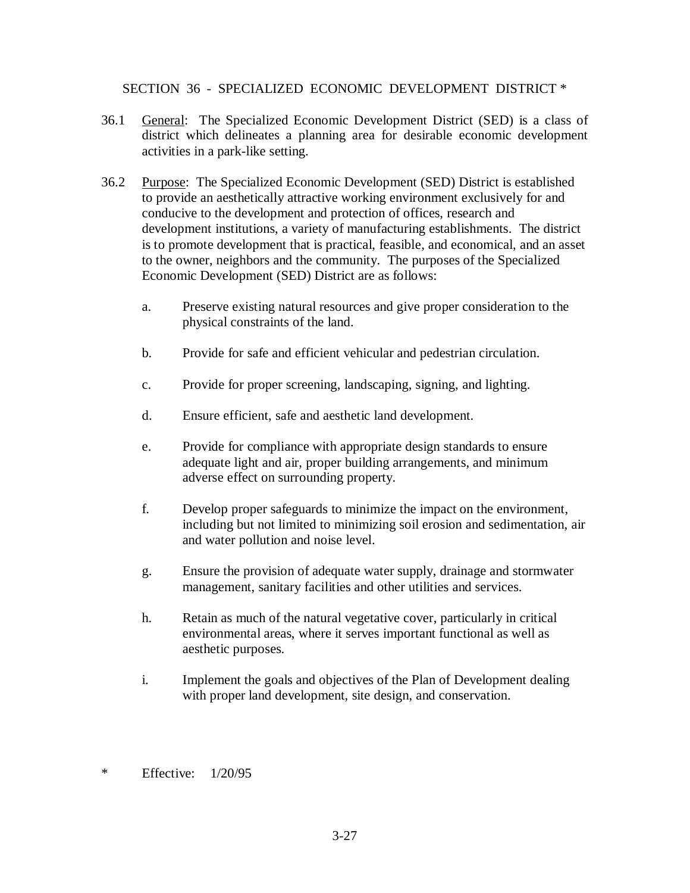## SECTION 36 - SPECIALIZED ECONOMIC DEVELOPMENT DISTRICT *

36.1 General: The Specialized Economic Development District (SED) is a class of district which delineates a planning area for desirable economic development activities in a park-like setting.

36.2 Purpose: The Specialized Economic Development (SED) District is established to provide an aesthetically attractive working environment exclusively for and conducive to the development and protection of offices, research and development institutions, a variety of manufacturing establishments. The district is to promote development that is practical, feasible, and economical, and an asset to the owner, neighbors and the community. The purposes of the Specialized Economic Development (SED) District are as follows:

a. Preserve existing natural resources and give proper consideration to the physical constraints of the land.

b. Provide for safe and efficient vehicular and pedestrian circulation.

c. Provide for proper screening, landscaping, signing, and lighting.

d. Ensure efficient, safe and aesthetic land development.

e. Provide for compliance with appropriate design standards to ensure adequate light and air, proper building arrangements, and minimum adverse effect on surrounding property.

f. Develop proper safeguards to minimize the impact on the environment, including but not limited to minimizing soil erosion and sedimentation, air and water pollution and noise level.

g. Ensure the provision of adequate water supply, drainage and stormwater management, sanitary facilities and other utilities and services.

h. Retain as much of the natural vegetative cover, particularly in critical environmental areas, where it serves important functional as well as aesthetic purposes.

i. Implement the goals and objectives of the Plan of Development dealing with proper land development, site design, and conservation.

\* Effective: 1/20/95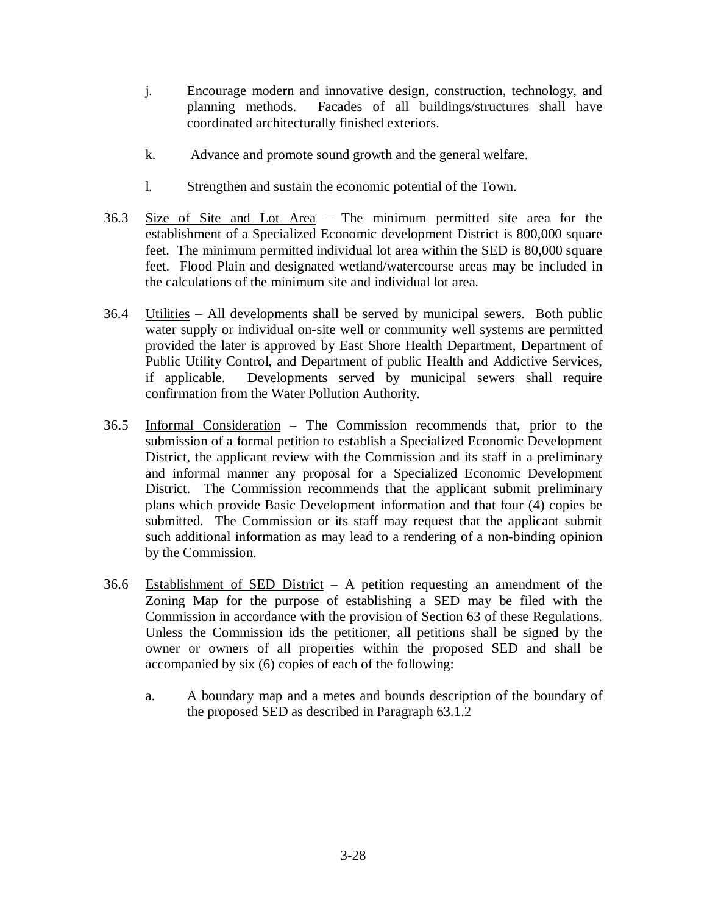j. Encourage modern and innovative design, construction, technology, and planning methods. Facades of all buildings/structures shall have coordinated architecturally finished exteriors.

k. Advance and promote sound growth and the general welfare.

l. Strengthen and sustain the economic potential of the Town.

36.3 Size of Site and Lot Area – The minimum permitted site area for the establishment of a Specialized Economic development District is 800,000 square feet. The minimum permitted individual lot area within the SED is 80,000 square feet. Flood Plain and designated wetland/watercourse areas may be included in the calculations of the minimum site and individual lot area.

36.4 Utilities – All developments shall be served by municipal sewers. Both public water supply or individual on-site well or community well systems are permitted provided the later is approved by East Shore Health Department, Department of Public Utility Control, and Department of public Health and Addictive Services, if applicable. Developments served by municipal sewers shall require confirmation from the Water Pollution Authority.

36.5 Informal Consideration – The Commission recommends that, prior to the submission of a formal petition to establish a Specialized Economic Development District, the applicant review with the Commission and its staff in a preliminary and informal manner any proposal for a Specialized Economic Development District. The Commission recommends that the applicant submit preliminary plans which provide Basic Development information and that four (4) copies be submitted. The Commission or its staff may request that the applicant submit such additional information as may lead to a rendering of a non-binding opinion by the Commission.

36.6 Establishment of SED District – A petition requesting an amendment of the Zoning Map for the purpose of establishing a SED may be filed with the Commission in accordance with the provision of Section 63 of these Regulations. Unless the Commission ids the petitioner, all petitions shall be signed by the owner or owners of all properties within the proposed SED and shall be accompanied by six (6) copies of each of the following:

a. A boundary map and a metes and bounds description of the boundary of the proposed SED as described in Paragraph 63.1.2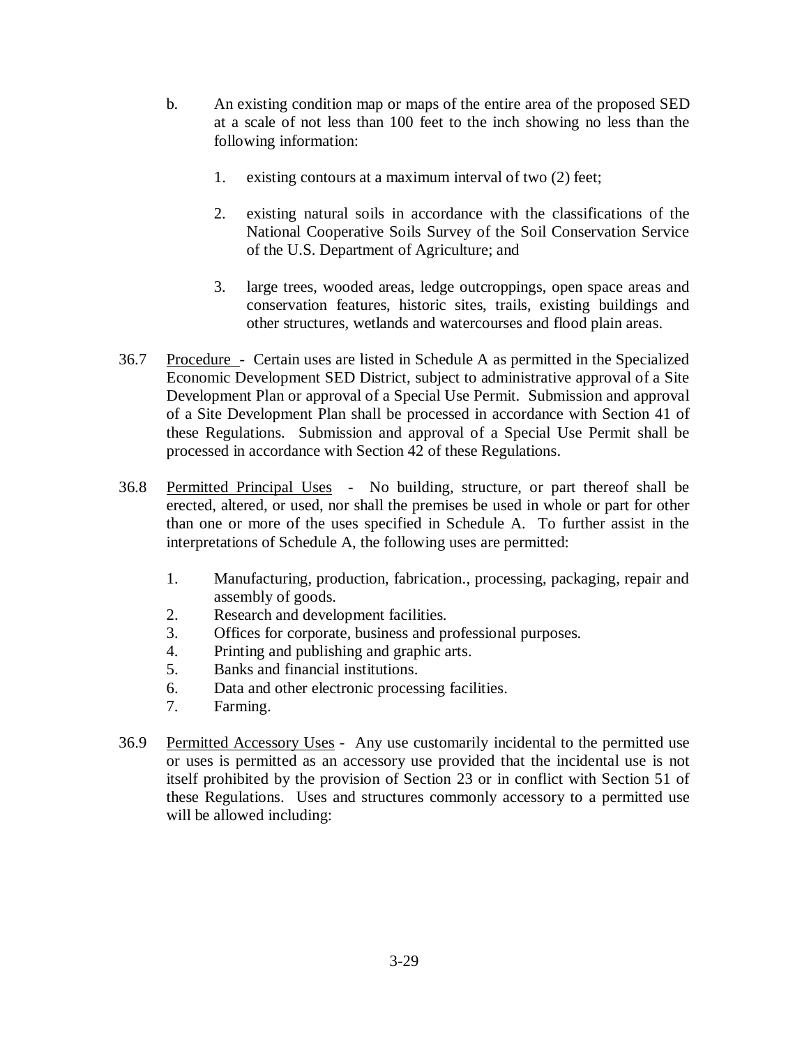b. An existing condition map or maps of the entire area of the proposed SED at a scale of not less than 100 feet to the inch showing no less than the following information:

   1. existing contours at a maximum interval of two (2) feet;

   2. existing natural soils in accordance with the classifications of the National Cooperative Soils Survey of the Soil Conservation Service of the U.S. Department of Agriculture; and

   3. large trees, wooded areas, ledge outcroppings, open space areas and conservation features, historic sites, trails, existing buildings and other structures, wetlands and watercourses and flood plain areas.

36.7 <u>Procedure</u> - Certain uses are listed in Schedule A as permitted in the Specialized Economic Development SED District, subject to administrative approval of a Site Development Plan or approval of a Special Use Permit. Submission and approval of a Site Development Plan shall be processed in accordance with Section 41 of these Regulations. Submission and approval of a Special Use Permit shall be processed in accordance with Section 42 of these Regulations.

36.8 <u>Permitted Principal Uses</u> - No building, structure, or part thereof shall be erected, altered, or used, nor shall the premises be used in whole or part for other than one or more of the uses specified in Schedule A. To further assist in the interpretations of Schedule A, the following uses are permitted:

1. Manufacturing, production, fabrication., processing, packaging, repair and assembly of goods.
2. Research and development facilities.
3. Offices for corporate, business and professional purposes.
4. Printing and publishing and graphic arts.
5. Banks and financial institutions.
6. Data and other electronic processing facilities.
7. Farming.

36.9 <u>Permitted Accessory Uses</u> - Any use customarily incidental to the permitted use or uses is permitted as an accessory use provided that the incidental use is not itself prohibited by the provision of Section 23 or in conflict with Section 51 of these Regulations. Uses and structures commonly accessory to a permitted use will be allowed including: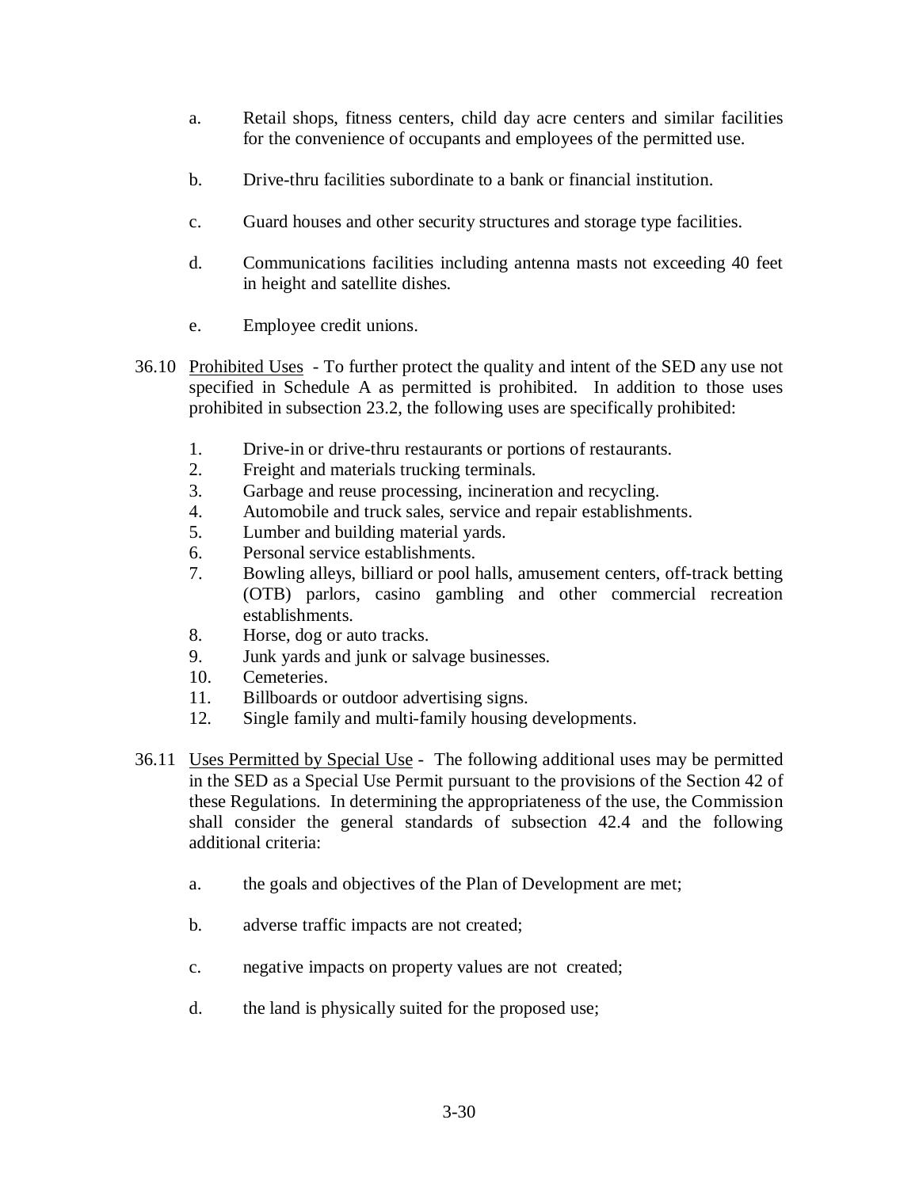a. Retail shops, fitness centers, child day acre centers and similar facilities for the convenience of occupants and employees of the permitted use.

b. Drive-thru facilities subordinate to a bank or financial institution.

c. Guard houses and other security structures and storage type facilities.

d. Communications facilities including antenna masts not exceeding 40 feet in height and satellite dishes.

e. Employee credit unions.

36.10 <u>Prohibited Uses</u> - To further protect the quality and intent of the SED any use not specified in Schedule A as permitted is prohibited. In addition to those uses prohibited in subsection 23.2, the following uses are specifically prohibited:

1. Drive-in or drive-thru restaurants or portions of restaurants.
2. Freight and materials trucking terminals.
3. Garbage and reuse processing, incineration and recycling.
4. Automobile and truck sales, service and repair establishments.
5. Lumber and building material yards.
6. Personal service establishments.
7. Bowling alleys, billiard or pool halls, amusement centers, off-track betting (OTB) parlors, casino gambling and other commercial recreation establishments.
8. Horse, dog or auto tracks.
9. Junk yards and junk or salvage businesses.
10. Cemeteries.
11. Billboards or outdoor advertising signs.
12. Single family and multi-family housing developments.

36.11 <u>Uses Permitted by Special Use</u> - The following additional uses may be permitted in the SED as a Special Use Permit pursuant to the provisions of the Section 42 of these Regulations. In determining the appropriateness of the use, the Commission shall consider the general standards of subsection 42.4 and the following additional criteria:

a. the goals and objectives of the Plan of Development are met;

b. adverse traffic impacts are not created;

c. negative impacts on property values are not created;

d. the land is physically suited for the proposed use;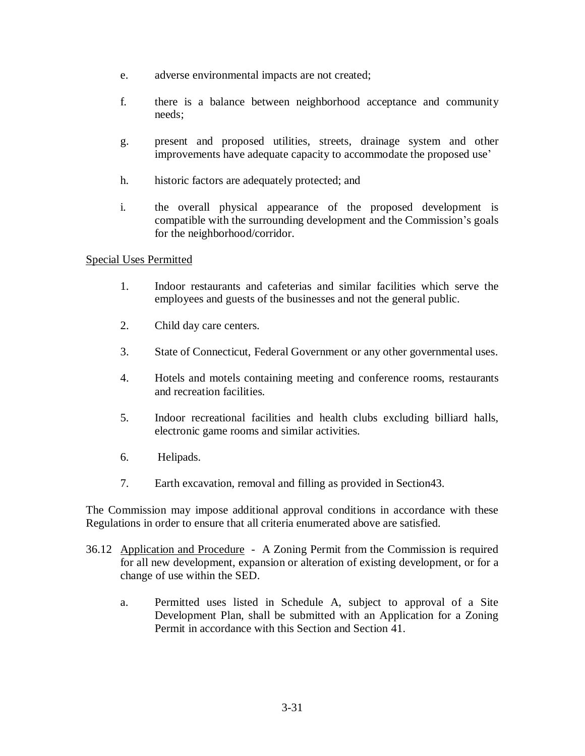e. adverse environmental impacts are not created;

f. there is a balance between neighborhood acceptance and community needs;

g. present and proposed utilities, streets, drainage system and other improvements have adequate capacity to accommodate the proposed use'

h. historic factors are adequately protected; and

i. the overall physical appearance of the proposed development is compatible with the surrounding development and the Commission's goals for the neighborhood/corridor.

<u>Special Uses Permitted</u>

1. Indoor restaurants and cafeterias and similar facilities which serve the employees and guests of the businesses and not the general public.

2. Child day care centers.

3. State of Connecticut, Federal Government or any other governmental uses.

4. Hotels and motels containing meeting and conference rooms, restaurants and recreation facilities.

5. Indoor recreational facilities and health clubs excluding billiard halls, electronic game rooms and similar activities.

6. Helipads.

7. Earth excavation, removal and filling as provided in Section43.

The Commission may impose additional approval conditions in accordance with these Regulations in order to ensure that all criteria enumerated above are satisfied.

36.12 <u>Application and Procedure</u> - A Zoning Permit from the Commission is required for all new development, expansion or alteration of existing development, or for a change of use within the SED.

a. Permitted uses listed in Schedule A, subject to approval of a Site Development Plan, shall be submitted with an Application for a Zoning Permit in accordance with this Section and Section 41.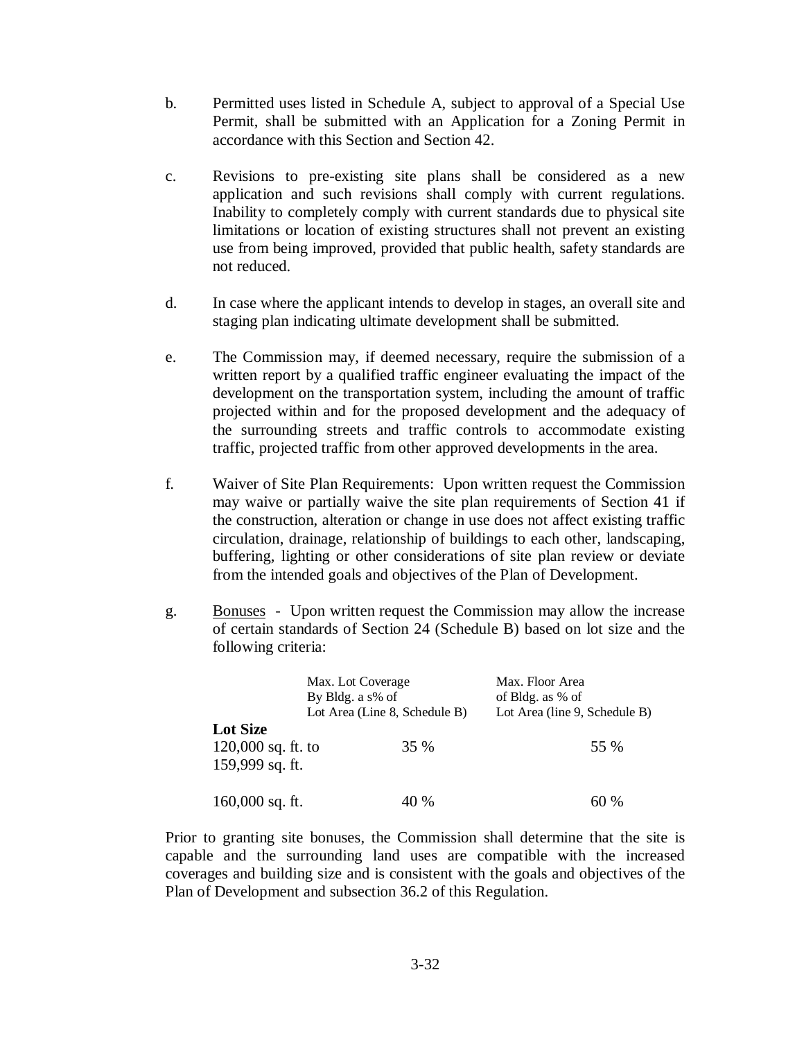b. Permitted uses listed in Schedule A, subject to approval of a Special Use Permit, shall be submitted with an Application for a Zoning Permit in accordance with this Section and Section 42.

c. Revisions to pre-existing site plans shall be considered as a new application and such revisions shall comply with current regulations. Inability to completely comply with current standards due to physical site limitations or location of existing structures shall not prevent an existing use from being improved, provided that public health, safety standards are not reduced.

d. In case where the applicant intends to develop in stages, an overall site and staging plan indicating ultimate development shall be submitted.

e. The Commission may, if deemed necessary, require the submission of a written report by a qualified traffic engineer evaluating the impact of the development on the transportation system, including the amount of traffic projected within and for the proposed development and the adequacy of the surrounding streets and traffic controls to accommodate existing traffic, projected traffic from other approved developments in the area.

f. Waiver of Site Plan Requirements: Upon written request the Commission may waive or partially waive the site plan requirements of Section 41 if the construction, alteration or change in use does not affect existing traffic circulation, drainage, relationship of buildings to each other, landscaping, buffering, lighting or other considerations of site plan review or deviate from the intended goals and objectives of the Plan of Development.

g. Bonuses - Upon written request the Commission may allow the increase of certain standards of Section 24 (Schedule B) based on lot size and the following criteria:

| **Lot Size** | Max. Lot Coverage By Bldg. a s% of Lot Area (Line 8, Schedule B) | Max. Floor Area of Bldg. as % of Lot Area (line 9, Schedule B) |
|---|---|---|
| 120,000 sq. ft. to 159,999 sq. ft. | 35 % | 55 % |
| 160,000 sq. ft. | 40 % | 60 % |

Prior to granting site bonuses, the Commission shall determine that the site is capable and the surrounding land uses are compatible with the increased coverages and building size and is consistent with the goals and objectives of the Plan of Development and subsection 36.2 of this Regulation.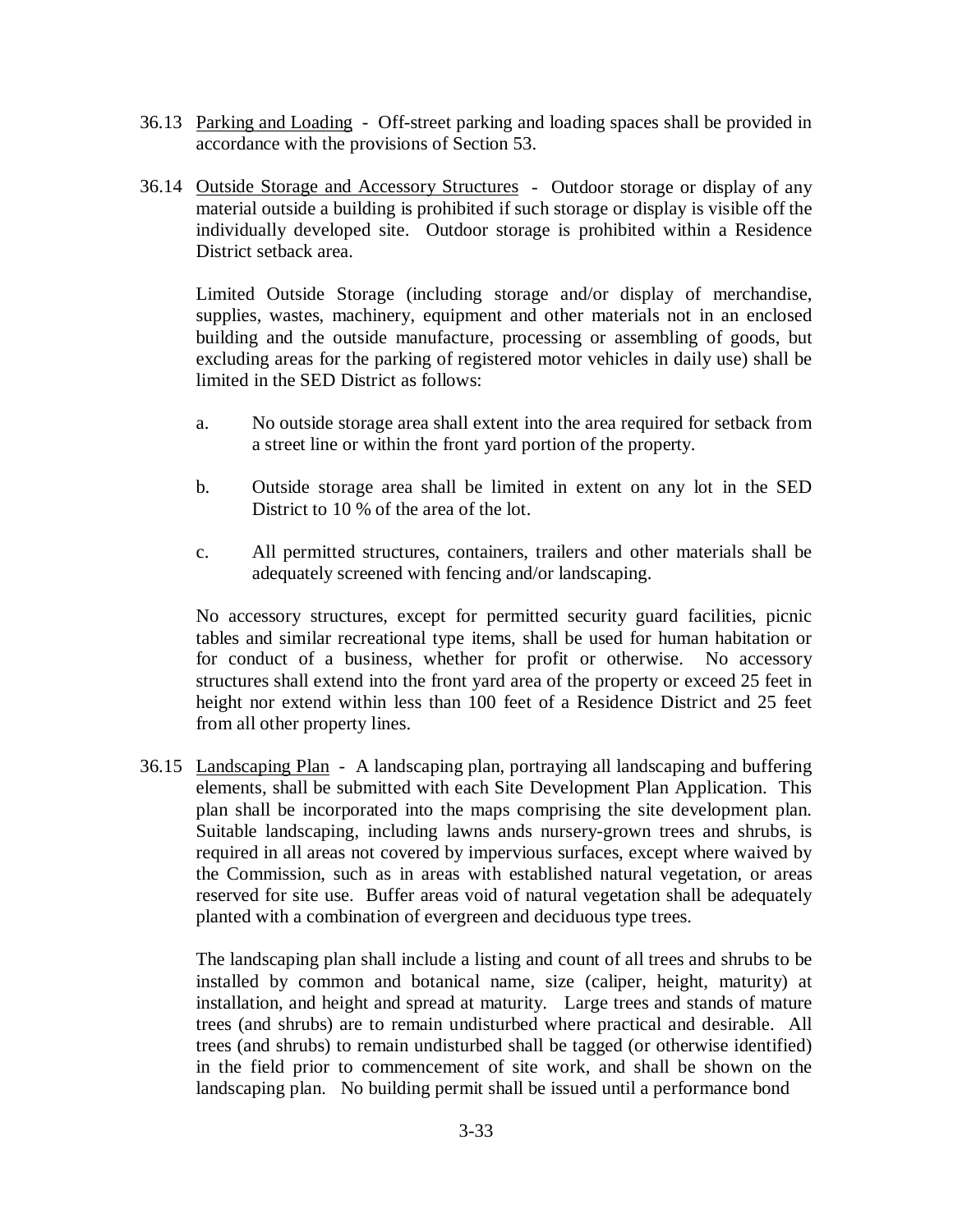36.13 <u>Parking and Loading</u> - Off-street parking and loading spaces shall be provided in accordance with the provisions of Section 53.

36.14 <u>Outside Storage and Accessory Structures</u> - Outdoor storage or display of any material outside a building is prohibited if such storage or display is visible off the individually developed site. Outdoor storage is prohibited within a Residence District setback area.

Limited Outside Storage (including storage and/or display of merchandise, supplies, wastes, machinery, equipment and other materials not in an enclosed building and the outside manufacture, processing or assembling of goods, but excluding areas for the parking of registered motor vehicles in daily use) shall be limited in the SED District as follows:

a. No outside storage area shall extent into the area required for setback from a street line or within the front yard portion of the property.

b. Outside storage area shall be limited in extent on any lot in the SED District to 10 % of the area of the lot.

c. All permitted structures, containers, trailers and other materials shall be adequately screened with fencing and/or landscaping.

No accessory structures, except for permitted security guard facilities, picnic tables and similar recreational type items, shall be used for human habitation or for conduct of a business, whether for profit or otherwise. No accessory structures shall extend into the front yard area of the property or exceed 25 feet in height nor extend within less than 100 feet of a Residence District and 25 feet from all other property lines.

36.15 <u>Landscaping Plan</u> - A landscaping plan, portraying all landscaping and buffering elements, shall be submitted with each Site Development Plan Application. This plan shall be incorporated into the maps comprising the site development plan. Suitable landscaping, including lawns ands nursery-grown trees and shrubs, is required in all areas not covered by impervious surfaces, except where waived by the Commission, such as in areas with established natural vegetation, or areas reserved for site use. Buffer areas void of natural vegetation shall be adequately planted with a combination of evergreen and deciduous type trees.

The landscaping plan shall include a listing and count of all trees and shrubs to be installed by common and botanical name, size (caliper, height, maturity) at installation, and height and spread at maturity. Large trees and stands of mature trees (and shrubs) are to remain undisturbed where practical and desirable. All trees (and shrubs) to remain undisturbed shall be tagged (or otherwise identified) in the field prior to commencement of site work, and shall be shown on the landscaping plan. No building permit shall be issued until a performance bond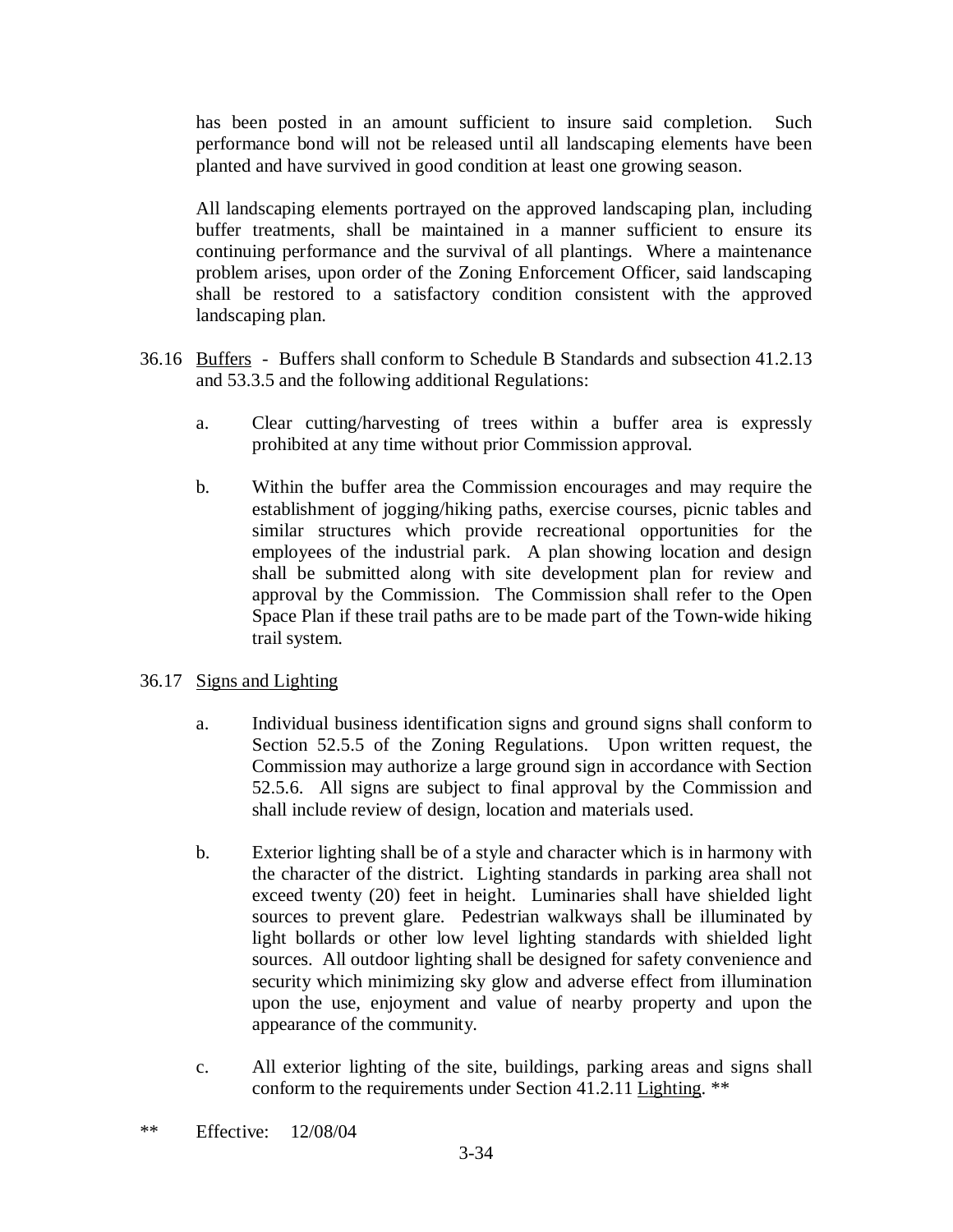has been posted in an amount sufficient to insure said completion. Such performance bond will not be released until all landscaping elements have been planted and have survived in good condition at least one growing season.

All landscaping elements portrayed on the approved landscaping plan, including buffer treatments, shall be maintained in a manner sufficient to ensure its continuing performance and the survival of all plantings. Where a maintenance problem arises, upon order of the Zoning Enforcement Officer, said landscaping shall be restored to a satisfactory condition consistent with the approved landscaping plan.

36.16 Buffers - Buffers shall conform to Schedule B Standards and subsection 41.2.13 and 53.3.5 and the following additional Regulations:

a. Clear cutting/harvesting of trees within a buffer area is expressly prohibited at any time without prior Commission approval.

b. Within the buffer area the Commission encourages and may require the establishment of jogging/hiking paths, exercise courses, picnic tables and similar structures which provide recreational opportunities for the employees of the industrial park. A plan showing location and design shall be submitted along with site development plan for review and approval by the Commission. The Commission shall refer to the Open Space Plan if these trail paths are to be made part of the Town-wide hiking trail system.

36.17 Signs and Lighting

a. Individual business identification signs and ground signs shall conform to Section 52.5.5 of the Zoning Regulations. Upon written request, the Commission may authorize a large ground sign in accordance with Section 52.5.6. All signs are subject to final approval by the Commission and shall include review of design, location and materials used.

b. Exterior lighting shall be of a style and character which is in harmony with the character of the district. Lighting standards in parking area shall not exceed twenty (20) feet in height. Luminaries shall have shielded light sources to prevent glare. Pedestrian walkways shall be illuminated by light bollards or other low level lighting standards with shielded light sources. All outdoor lighting shall be designed for safety convenience and security which minimizing sky glow and adverse effect from illumination upon the use, enjoyment and value of nearby property and upon the appearance of the community.

c. All exterior lighting of the site, buildings, parking areas and signs shall conform to the requirements under Section 41.2.11 Lighting. **

** Effective: 12/08/04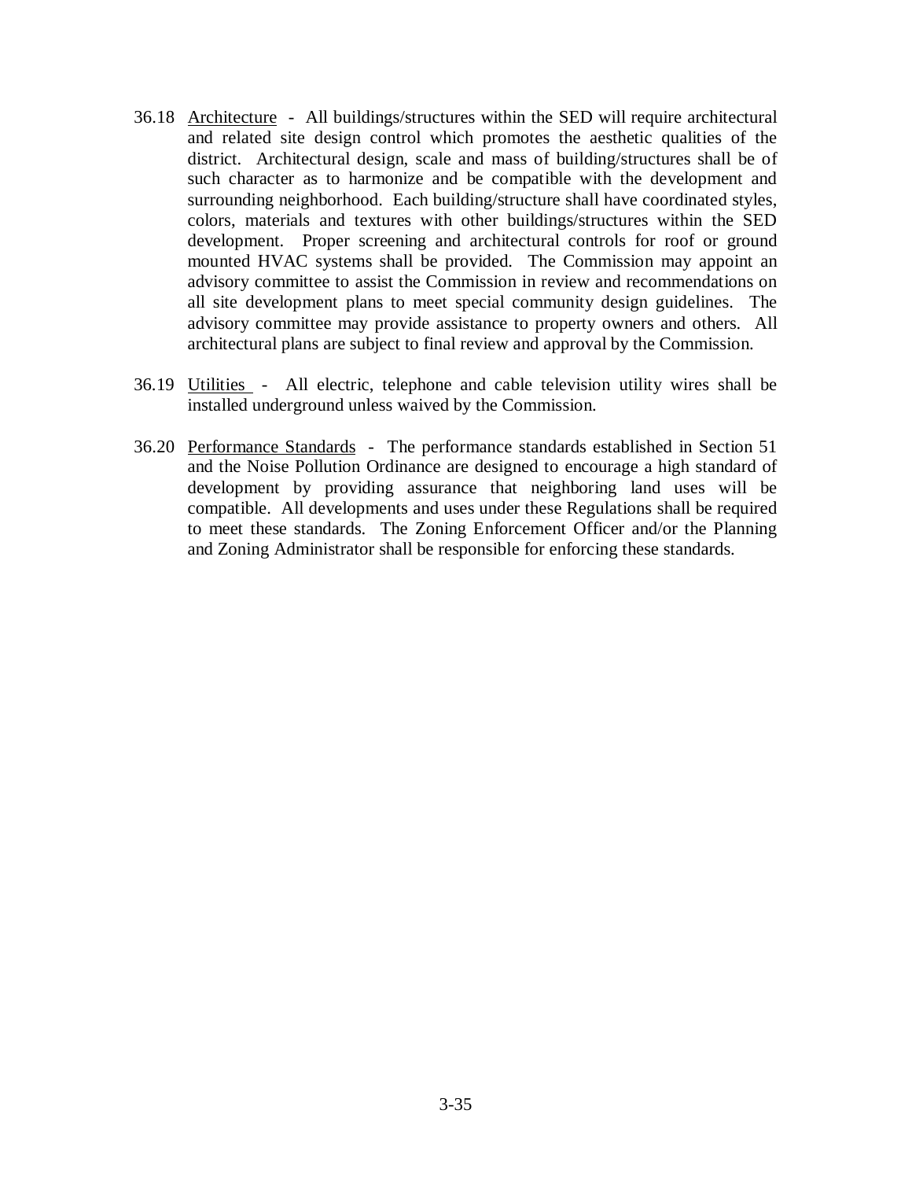36.18 Architecture - All buildings/structures within the SED will require architectural and related site design control which promotes the aesthetic qualities of the district. Architectural design, scale and mass of building/structures shall be of such character as to harmonize and be compatible with the development and surrounding neighborhood. Each building/structure shall have coordinated styles, colors, materials and textures with other buildings/structures within the SED development. Proper screening and architectural controls for roof or ground mounted HVAC systems shall be provided. The Commission may appoint an advisory committee to assist the Commission in review and recommendations on all site development plans to meet special community design guidelines. The advisory committee may provide assistance to property owners and others. All architectural plans are subject to final review and approval by the Commission.

36.19 Utilities - All electric, telephone and cable television utility wires shall be installed underground unless waived by the Commission.

36.20 Performance Standards - The performance standards established in Section 51 and the Noise Pollution Ordinance are designed to encourage a high standard of development by providing assurance that neighboring land uses will be compatible. All developments and uses under these Regulations shall be required to meet these standards. The Zoning Enforcement Officer and/or the Planning and Zoning Administrator shall be responsible for enforcing these standards.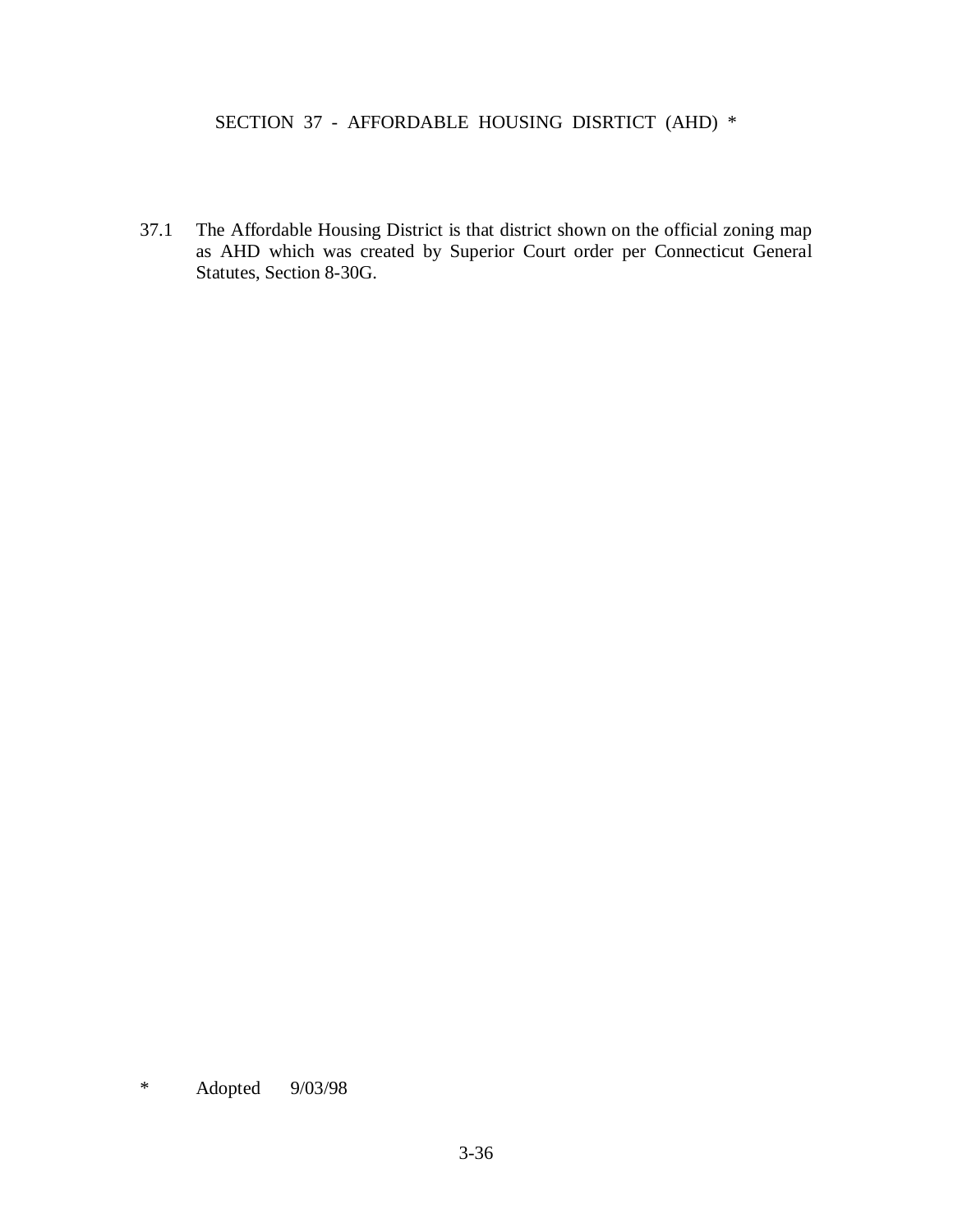# SECTION 37 - AFFORDABLE HOUSING DISRTICT (AHD) *

37.1 The Affordable Housing District is that district shown on the official zoning map as AHD which was created by Superior Court order per Connecticut General Statutes, Section 8-30G.

\* Adopted 9/03/98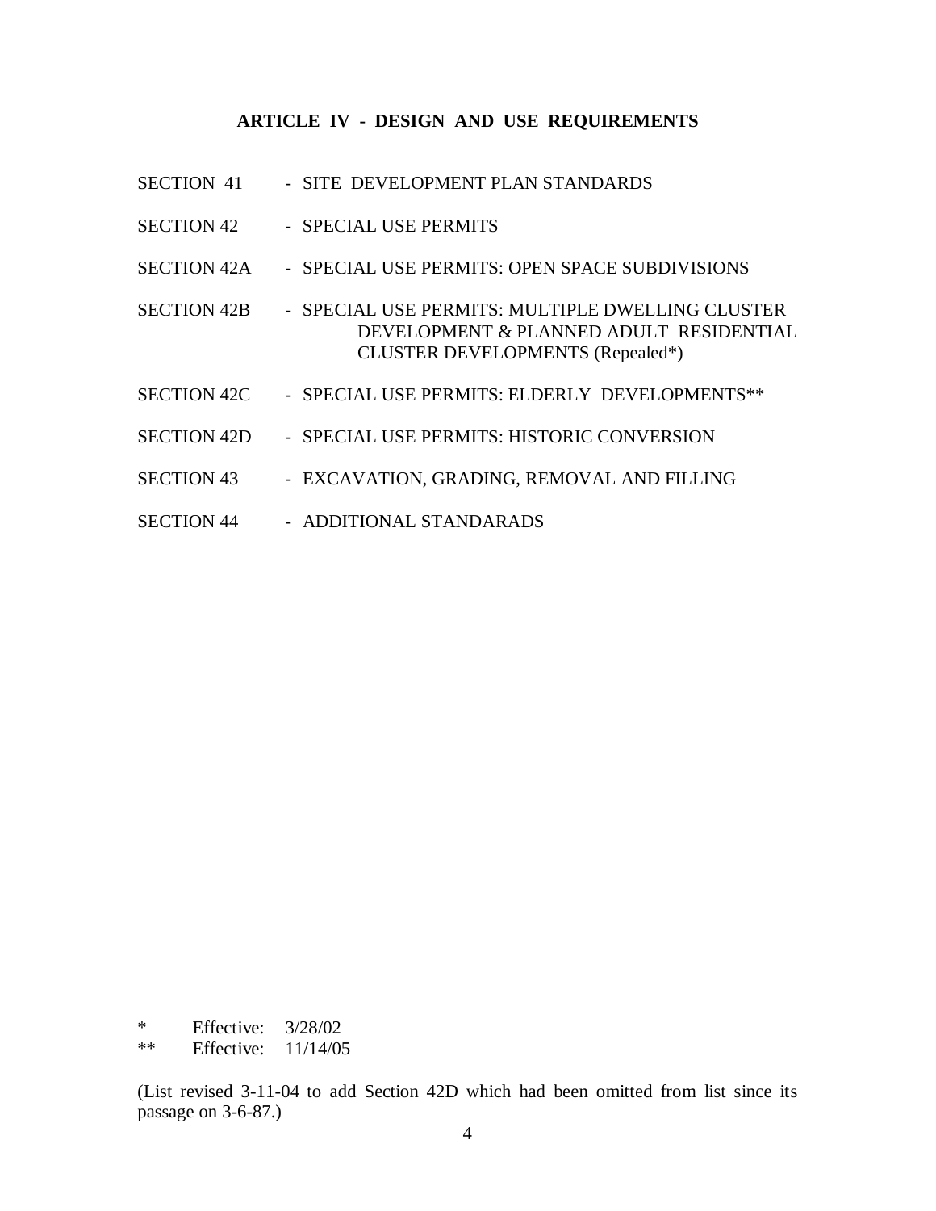# ARTICLE IV - DESIGN AND USE REQUIREMENTS

| | |
|---|---|
| SECTION 41 | - SITE DEVELOPMENT PLAN STANDARDS |
| SECTION 42 | - SPECIAL USE PERMITS |
| SECTION 42A | - SPECIAL USE PERMITS: OPEN SPACE SUBDIVISIONS |
| SECTION 42B | - SPECIAL USE PERMITS: MULTIPLE DWELLING CLUSTER DEVELOPMENT & PLANNED ADULT RESIDENTIAL CLUSTER DEVELOPMENTS (Repealed*) |
| SECTION 42C | - SPECIAL USE PERMITS: ELDERLY DEVELOPMENTS** |
| SECTION 42D | - SPECIAL USE PERMITS: HISTORIC CONVERSION |
| SECTION 43 | - EXCAVATION, GRADING, REMOVAL AND FILLING |
| SECTION 44 | - ADDITIONAL STANDARADS |

\* Effective: 3/28/02
\*\* Effective: 11/14/05

(List revised 3-11-04 to add Section 42D which had been omitted from list since its passage on 3-6-87.)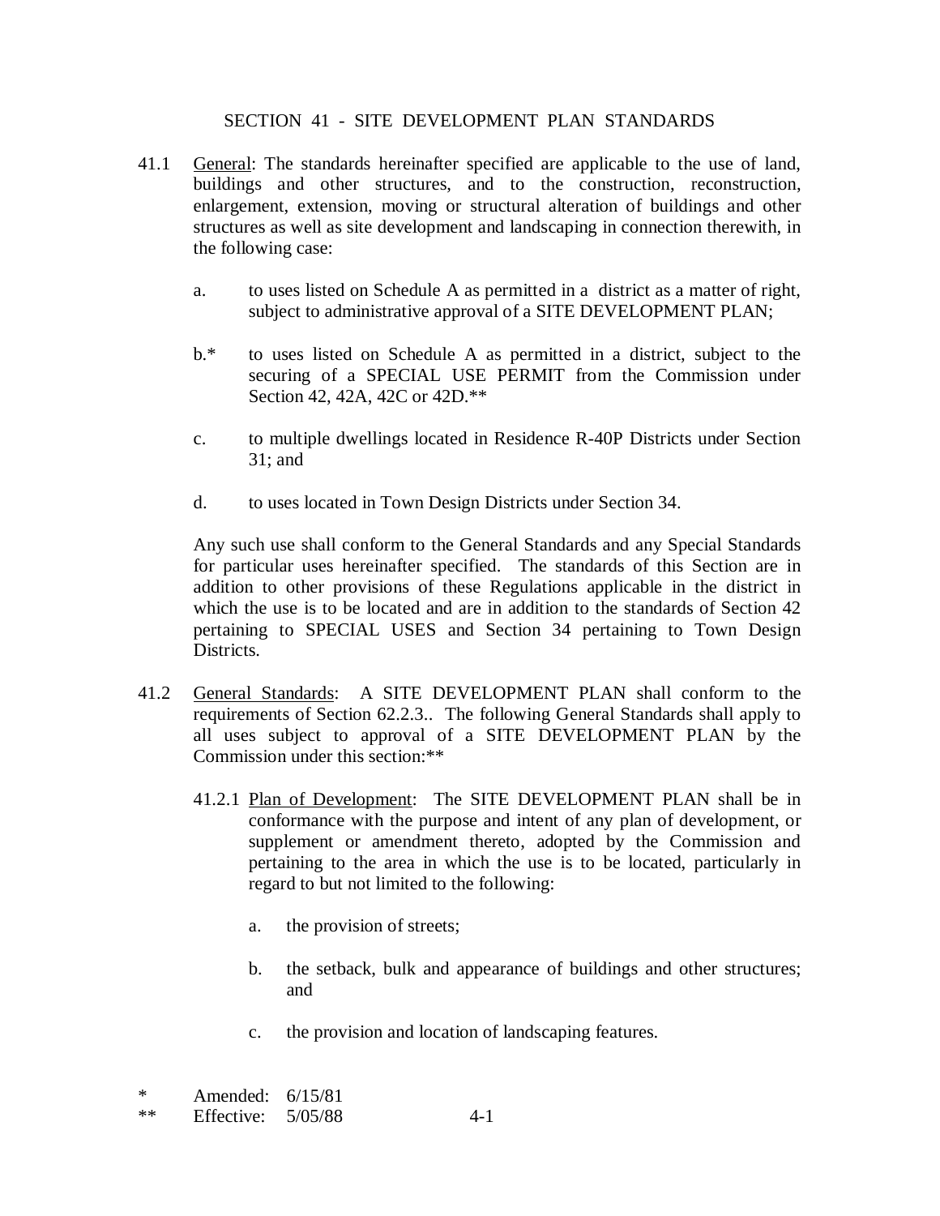## SECTION 41 - SITE DEVELOPMENT PLAN STANDARDS

41.1 General: The standards hereinafter specified are applicable to the use of land, buildings and other structures, and to the construction, reconstruction, enlargement, extension, moving or structural alteration of buildings and other structures as well as site development and landscaping in connection therewith, in the following case:

a. to uses listed on Schedule A as permitted in a district as a matter of right, subject to administrative approval of a SITE DEVELOPMENT PLAN;

b.* to uses listed on Schedule A as permitted in a district, subject to the securing of a SPECIAL USE PERMIT from the Commission under Section 42, 42A, 42C or 42D.**

c. to multiple dwellings located in Residence R-40P Districts under Section 31; and

d. to uses located in Town Design Districts under Section 34.

Any such use shall conform to the General Standards and any Special Standards for particular uses hereinafter specified. The standards of this Section are in addition to other provisions of these Regulations applicable in the district in which the use is to be located and are in addition to the standards of Section 42 pertaining to SPECIAL USES and Section 34 pertaining to Town Design Districts.

41.2 General Standards: A SITE DEVELOPMENT PLAN shall conform to the requirements of Section 62.2.3.. The following General Standards shall apply to all uses subject to approval of a SITE DEVELOPMENT PLAN by the Commission under this section:**

41.2.1 Plan of Development: The SITE DEVELOPMENT PLAN shall be in conformance with the purpose and intent of any plan of development, or supplement or amendment thereto, adopted by the Commission and pertaining to the area in which the use is to be located, particularly in regard to but not limited to the following:

a. the provision of streets;

b. the setback, bulk and appearance of buildings and other structures; and

c. the provision and location of landscaping features.

\* Amended: 6/15/81
** Effective: 5/05/88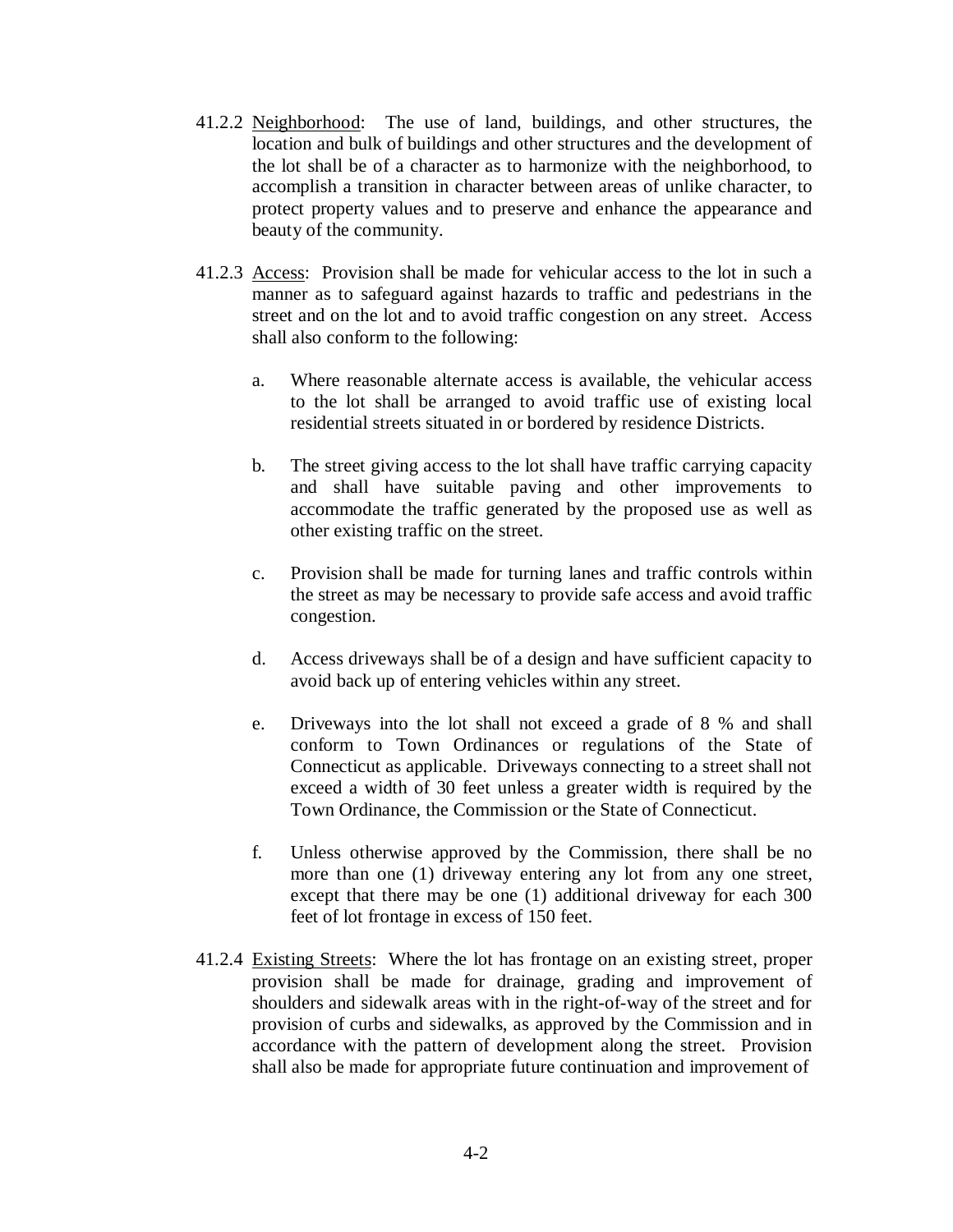41.2.2 <u>Neighborhood</u>: The use of land, buildings, and other structures, the location and bulk of buildings and other structures and the development of the lot shall be of a character as to harmonize with the neighborhood, to accomplish a transition in character between areas of unlike character, to protect property values and to preserve and enhance the appearance and beauty of the community.

41.2.3 <u>Access</u>: Provision shall be made for vehicular access to the lot in such a manner as to safeguard against hazards to traffic and pedestrians in the street and on the lot and to avoid traffic congestion on any street. Access shall also conform to the following:

a. Where reasonable alternate access is available, the vehicular access to the lot shall be arranged to avoid traffic use of existing local residential streets situated in or bordered by residence Districts.

b. The street giving access to the lot shall have traffic carrying capacity and shall have suitable paving and other improvements to accommodate the traffic generated by the proposed use as well as other existing traffic on the street.

c. Provision shall be made for turning lanes and traffic controls within the street as may be necessary to provide safe access and avoid traffic congestion.

d. Access driveways shall be of a design and have sufficient capacity to avoid back up of entering vehicles within any street.

e. Driveways into the lot shall not exceed a grade of 8 % and shall conform to Town Ordinances or regulations of the State of Connecticut as applicable. Driveways connecting to a street shall not exceed a width of 30 feet unless a greater width is required by the Town Ordinance, the Commission or the State of Connecticut.

f. Unless otherwise approved by the Commission, there shall be no more than one (1) driveway entering any lot from any one street, except that there may be one (1) additional driveway for each 300 feet of lot frontage in excess of 150 feet.

41.2.4 <u>Existing Streets</u>: Where the lot has frontage on an existing street, proper provision shall be made for drainage, grading and improvement of shoulders and sidewalk areas with in the right-of-way of the street and for provision of curbs and sidewalks, as approved by the Commission and in accordance with the pattern of development along the street. Provision shall also be made for appropriate future continuation and improvement of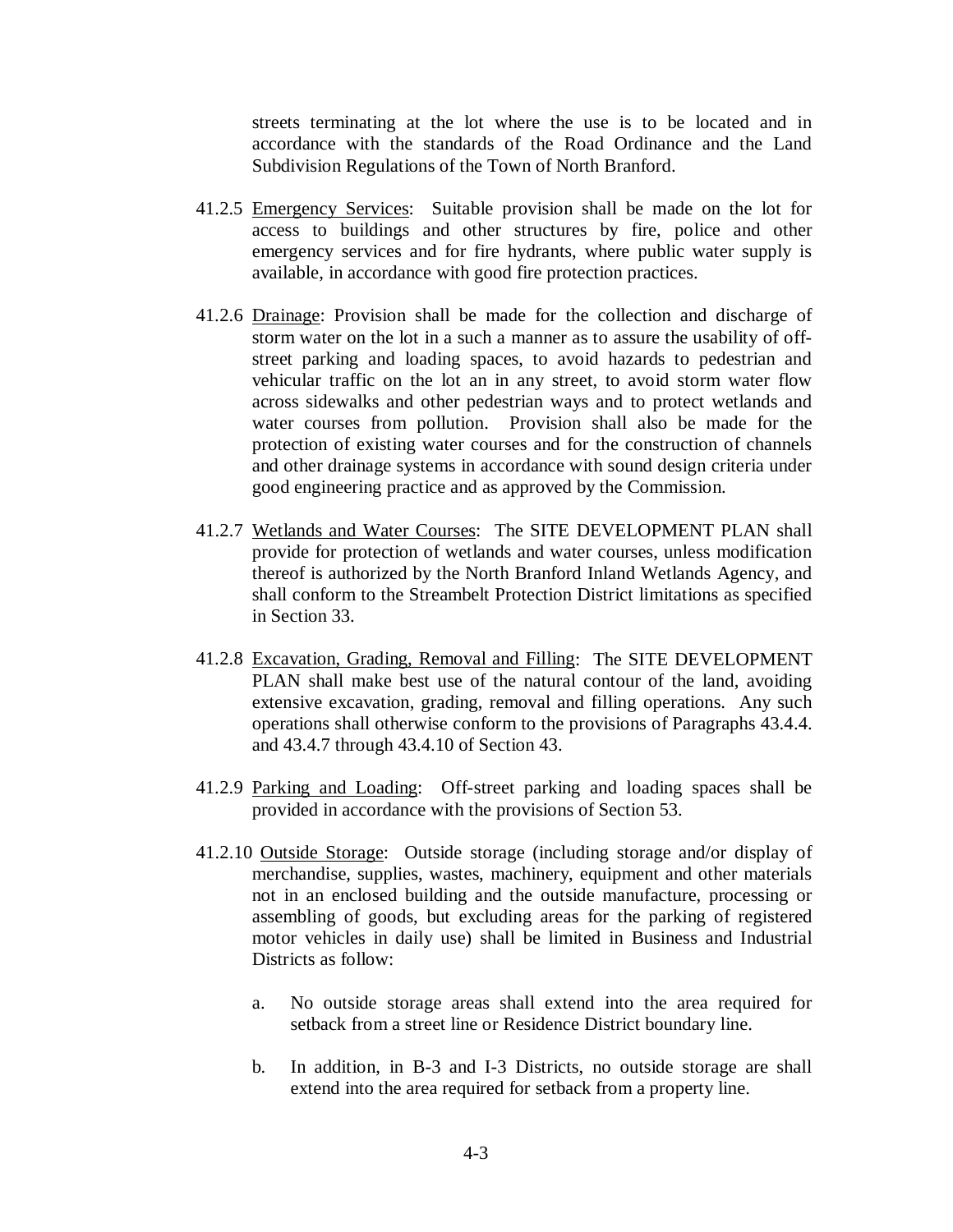streets terminating at the lot where the use is to be located and in accordance with the standards of the Road Ordinance and the Land Subdivision Regulations of the Town of North Branford.

41.2.5 Emergency Services: Suitable provision shall be made on the lot for access to buildings and other structures by fire, police and other emergency services and for fire hydrants, where public water supply is available, in accordance with good fire protection practices.

41.2.6 Drainage: Provision shall be made for the collection and discharge of storm water on the lot in a such a manner as to assure the usability of off-street parking and loading spaces, to avoid hazards to pedestrian and vehicular traffic on the lot an in any street, to avoid storm water flow across sidewalks and other pedestrian ways and to protect wetlands and water courses from pollution. Provision shall also be made for the protection of existing water courses and for the construction of channels and other drainage systems in accordance with sound design criteria under good engineering practice and as approved by the Commission.

41.2.7 Wetlands and Water Courses: The SITE DEVELOPMENT PLAN shall provide for protection of wetlands and water courses, unless modification thereof is authorized by the North Branford Inland Wetlands Agency, and shall conform to the Streambelt Protection District limitations as specified in Section 33.

41.2.8 Excavation, Grading, Removal and Filling: The SITE DEVELOPMENT PLAN shall make best use of the natural contour of the land, avoiding extensive excavation, grading, removal and filling operations. Any such operations shall otherwise conform to the provisions of Paragraphs 43.4.4. and 43.4.7 through 43.4.10 of Section 43.

41.2.9 Parking and Loading: Off-street parking and loading spaces shall be provided in accordance with the provisions of Section 53.

41.2.10 Outside Storage: Outside storage (including storage and/or display of merchandise, supplies, wastes, machinery, equipment and other materials not in an enclosed building and the outside manufacture, processing or assembling of goods, but excluding areas for the parking of registered motor vehicles in daily use) shall be limited in Business and Industrial Districts as follow:

a. No outside storage areas shall extend into the area required for setback from a street line or Residence District boundary line.

b. In addition, in B-3 and I-3 Districts, no outside storage are shall extend into the area required for setback from a property line.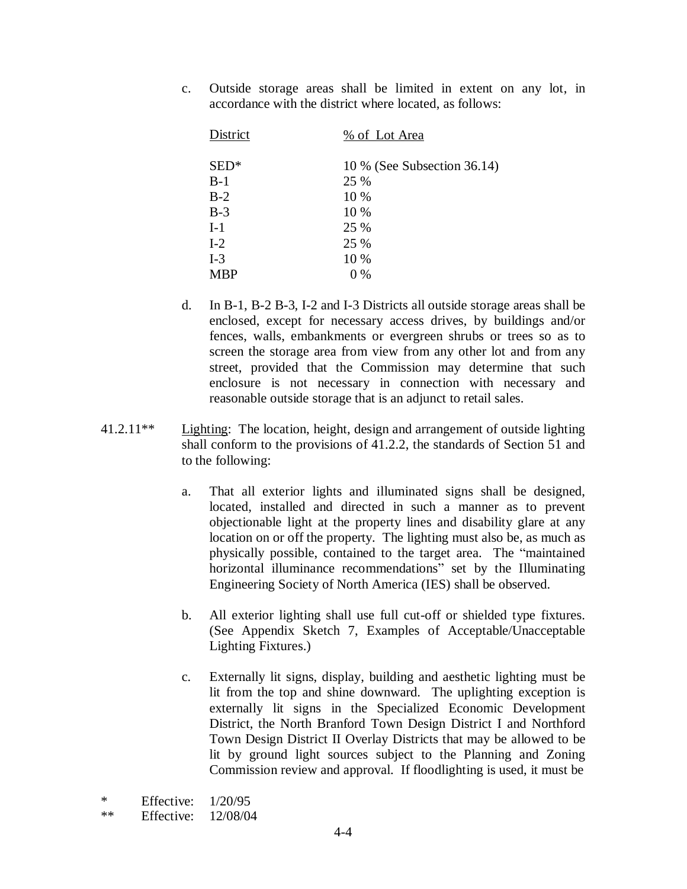c. Outside storage areas shall be limited in extent on any lot, in accordance with the district where located, as follows:

| District | % of Lot Area |
|---|---|
| SED* | 10 % (See Subsection 36.14) |
| B-1 | 25 % |
| B-2 | 10 % |
| B-3 | 10 % |
| I-1 | 25 % |
| I-2 | 25 % |
| I-3 | 10 % |
| MBP | 0 % |

d. In B-1, B-2 B-3, I-2 and I-3 Districts all outside storage areas shall be enclosed, except for necessary access drives, by buildings and/or fences, walls, embankments or evergreen shrubs or trees so as to screen the storage area from view from any other lot and from any street, provided that the Commission may determine that such enclosure is not necessary in connection with necessary and reasonable outside storage that is an adjunct to retail sales.

41.2.11** Lighting: The location, height, design and arrangement of outside lighting shall conform to the provisions of 41.2.2, the standards of Section 51 and to the following:

a. That all exterior lights and illuminated signs shall be designed, located, installed and directed in such a manner as to prevent objectionable light at the property lines and disability glare at any location on or off the property. The lighting must also be, as much as physically possible, contained to the target area. The "maintained horizontal illuminance recommendations" set by the Illuminating Engineering Society of North America (IES) shall be observed.

b. All exterior lighting shall use full cut-off or shielded type fixtures. (See Appendix Sketch 7, Examples of Acceptable/Unacceptable Lighting Fixtures.)

c. Externally lit signs, display, building and aesthetic lighting must be lit from the top and shine downward. The uplighting exception is externally lit signs in the Specialized Economic Development District, the North Branford Town Design District I and Northford Town Design District II Overlay Districts that may be allowed to be lit by ground light sources subject to the Planning and Zoning Commission review and approval. If floodlighting is used, it must be

\* Effective: 1/20/95
\*\* Effective: 12/08/04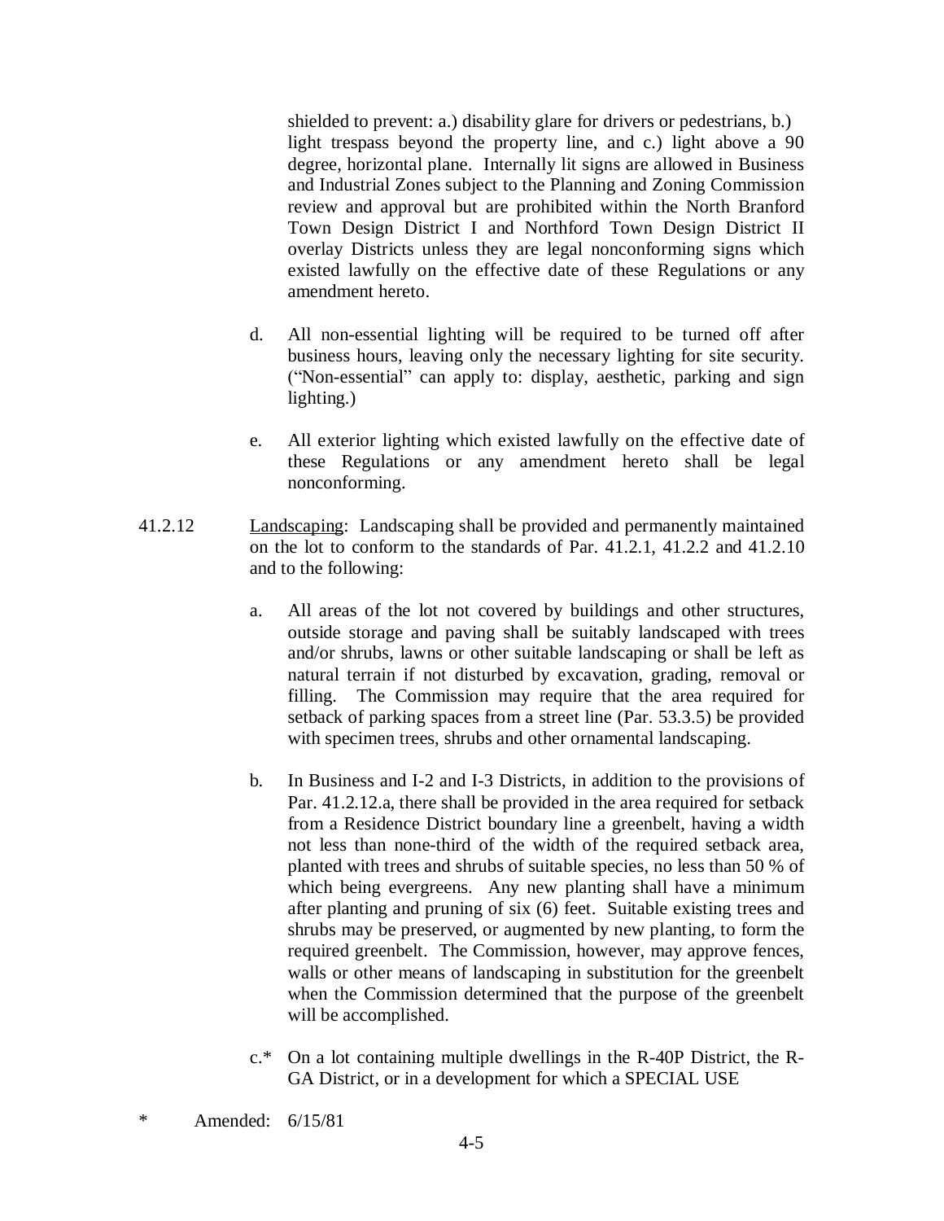shielded to prevent: a.) disability glare for drivers or pedestrians, b.) light trespass beyond the property line, and c.) light above a 90 degree, horizontal plane. Internally lit signs are allowed in Business and Industrial Zones subject to the Planning and Zoning Commission review and approval but are prohibited within the North Branford Town Design District I and Northford Town Design District II overlay Districts unless they are legal nonconforming signs which existed lawfully on the effective date of these Regulations or any amendment hereto.

d. All non-essential lighting will be required to be turned off after business hours, leaving only the necessary lighting for site security. ("Non-essential" can apply to: display, aesthetic, parking and sign lighting.)

e. All exterior lighting which existed lawfully on the effective date of these Regulations or any amendment hereto shall be legal nonconforming.

41.2.12 Landscaping: Landscaping shall be provided and permanently maintained on the lot to conform to the standards of Par. 41.2.1, 41.2.2 and 41.2.10 and to the following:

a. All areas of the lot not covered by buildings and other structures, outside storage and paving shall be suitably landscaped with trees and/or shrubs, lawns or other suitable landscaping or shall be left as natural terrain if not disturbed by excavation, grading, removal or filling. The Commission may require that the area required for setback of parking spaces from a street line (Par. 53.3.5) be provided with specimen trees, shrubs and other ornamental landscaping.

b. In Business and I-2 and I-3 Districts, in addition to the provisions of Par. 41.2.12.a, there shall be provided in the area required for setback from a Residence District boundary line a greenbelt, having a width not less than none-third of the width of the required setback area, planted with trees and shrubs of suitable species, no less than 50 % of which being evergreens. Any new planting shall have a minimum after planting and pruning of six (6) feet. Suitable existing trees and shrubs may be preserved, or augmented by new planting, to form the required greenbelt. The Commission, however, may approve fences, walls or other means of landscaping in substitution for the greenbelt when the Commission determined that the purpose of the greenbelt will be accomplished.

c.* On a lot containing multiple dwellings in the R-40P District, the R-GA District, or in a development for which a SPECIAL USE

\* Amended: 6/15/81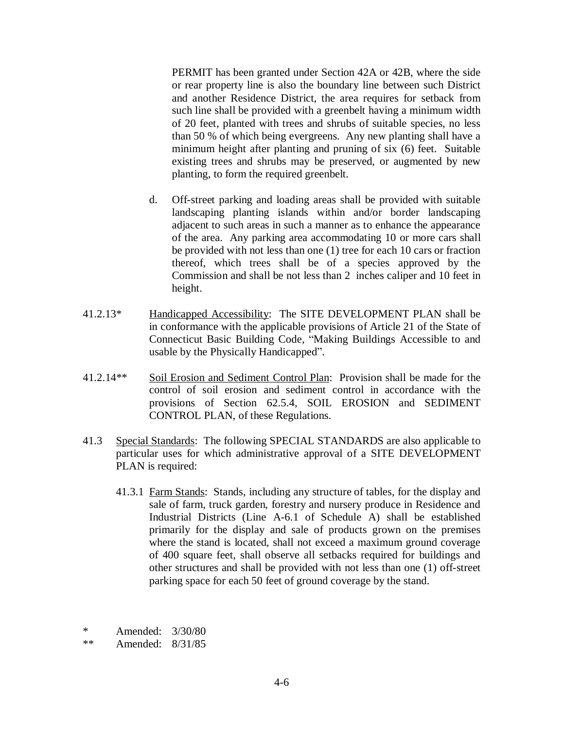PERMIT has been granted under Section 42A or 42B, where the side or rear property line is also the boundary line between such District and another Residence District, the area requires for setback from such line shall be provided with a greenbelt having a minimum width of 20 feet, planted with trees and shrubs of suitable species, no less than 50 % of which being evergreens. Any new planting shall have a minimum height after planting and pruning of six (6) feet. Suitable existing trees and shrubs may be preserved, or augmented by new planting, to form the required greenbelt.

d. Off-street parking and loading areas shall be provided with suitable landscaping planting islands within and/or border landscaping adjacent to such areas in such a manner as to enhance the appearance of the area. Any parking area accommodating 10 or more cars shall be provided with not less than one (1) tree for each 10 cars or fraction thereof, which trees shall be of a species approved by the Commission and shall be not less than 2 inches caliper and 10 feet in height.

41.2.13* Handicapped Accessibility: The SITE DEVELOPMENT PLAN shall be in conformance with the applicable provisions of Article 21 of the State of Connecticut Basic Building Code, "Making Buildings Accessible to and usable by the Physically Handicapped".

41.2.14** Soil Erosion and Sediment Control Plan: Provision shall be made for the control of soil erosion and sediment control in accordance with the provisions of Section 62.5.4, SOIL EROSION and SEDIMENT CONTROL PLAN, of these Regulations.

41.3 Special Standards: The following SPECIAL STANDARDS are also applicable to particular uses for which administrative approval of a SITE DEVELOPMENT PLAN is required:

41.3.1 Farm Stands: Stands, including any structure of tables, for the display and sale of farm, truck garden, forestry and nursery produce in Residence and Industrial Districts (Line A-6.1 of Schedule A) shall be established primarily for the display and sale of products grown on the premises where the stand is located, shall not exceed a maximum ground coverage of 400 square feet, shall observe all setbacks required for buildings and other structures and shall be provided with not less than one (1) off-street parking space for each 50 feet of ground coverage by the stand.

\* Amended: 3/30/80
\** Amended: 8/31/85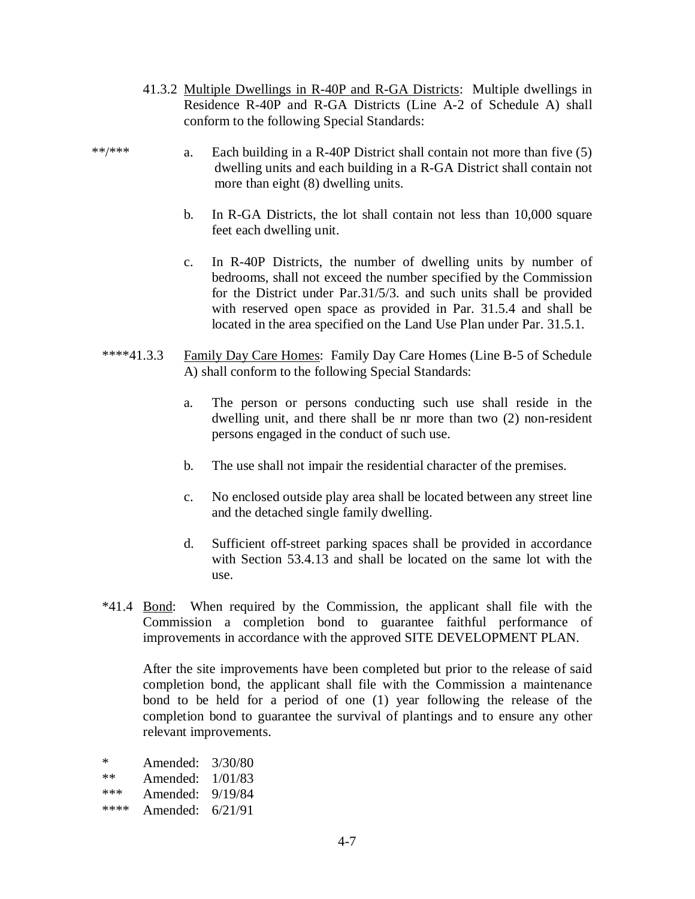41.3.2 <u>Multiple Dwellings in R-40P and R-GA Districts</u>: Multiple dwellings in Residence R-40P and R-GA Districts (Line A-2 of Schedule A) shall conform to the following Special Standards:

**/*** a. Each building in a R-40P District shall contain not more than five (5) dwelling units and each building in a R-GA District shall contain not more than eight (8) dwelling units.

b. In R-GA Districts, the lot shall contain not less than 10,000 square feet each dwelling unit.

c. In R-40P Districts, the number of dwelling units by number of bedrooms, shall not exceed the number specified by the Commission for the District under Par.31/5/3. and such units shall be provided with reserved open space as provided in Par. 31.5.4 and shall be located in the area specified on the Land Use Plan under Par. 31.5.1.

****41.3.3 <u>Family Day Care Homes</u>: Family Day Care Homes (Line B-5 of Schedule A) shall conform to the following Special Standards:

a. The person or persons conducting such use shall reside in the dwelling unit, and there shall be nr more than two (2) non-resident persons engaged in the conduct of such use.

b. The use shall not impair the residential character of the premises.

c. No enclosed outside play area shall be located between any street line and the detached single family dwelling.

d. Sufficient off-street parking spaces shall be provided in accordance with Section 53.4.13 and shall be located on the same lot with the use.

*41.4 <u>Bond</u>: When required by the Commission, the applicant shall file with the Commission a completion bond to guarantee faithful performance of improvements in accordance with the approved SITE DEVELOPMENT PLAN.

After the site improvements have been completed but prior to the release of said completion bond, the applicant shall file with the Commission a maintenance bond to be held for a period of one (1) year following the release of the completion bond to guarantee the survival of plantings and to ensure any other relevant improvements.

| | |
|---|---|
| * | Amended: 3/30/80 |
| ** | Amended: 1/01/83 |
| *** | Amended: 9/19/84 |
| **** | Amended: 6/21/91 |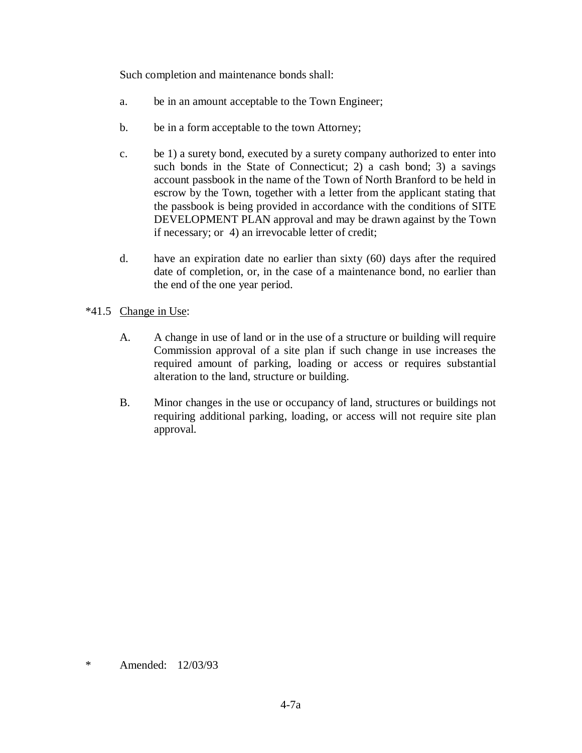Such completion and maintenance bonds shall:

a. be in an amount acceptable to the Town Engineer;

b. be in a form acceptable to the town Attorney;

c. be 1) a surety bond, executed by a surety company authorized to enter into such bonds in the State of Connecticut; 2) a cash bond; 3) a savings account passbook in the name of the Town of North Branford to be held in escrow by the Town, together with a letter from the applicant stating that the passbook is being provided in accordance with the conditions of SITE DEVELOPMENT PLAN approval and may be drawn against by the Town if necessary; or 4) an irrevocable letter of credit;

d. have an expiration date no earlier than sixty (60) days after the required date of completion, or, in the case of a maintenance bond, no earlier than the end of the one year period.

*41.5 <u>Change in Use</u>:

A. A change in use of land or in the use of a structure or building will require Commission approval of a site plan if such change in use increases the required amount of parking, loading or access or requires substantial alteration to the land, structure or building.

B. Minor changes in the use or occupancy of land, structures or buildings not requiring additional parking, loading, or access will not require site plan approval.

\* Amended: 12/03/93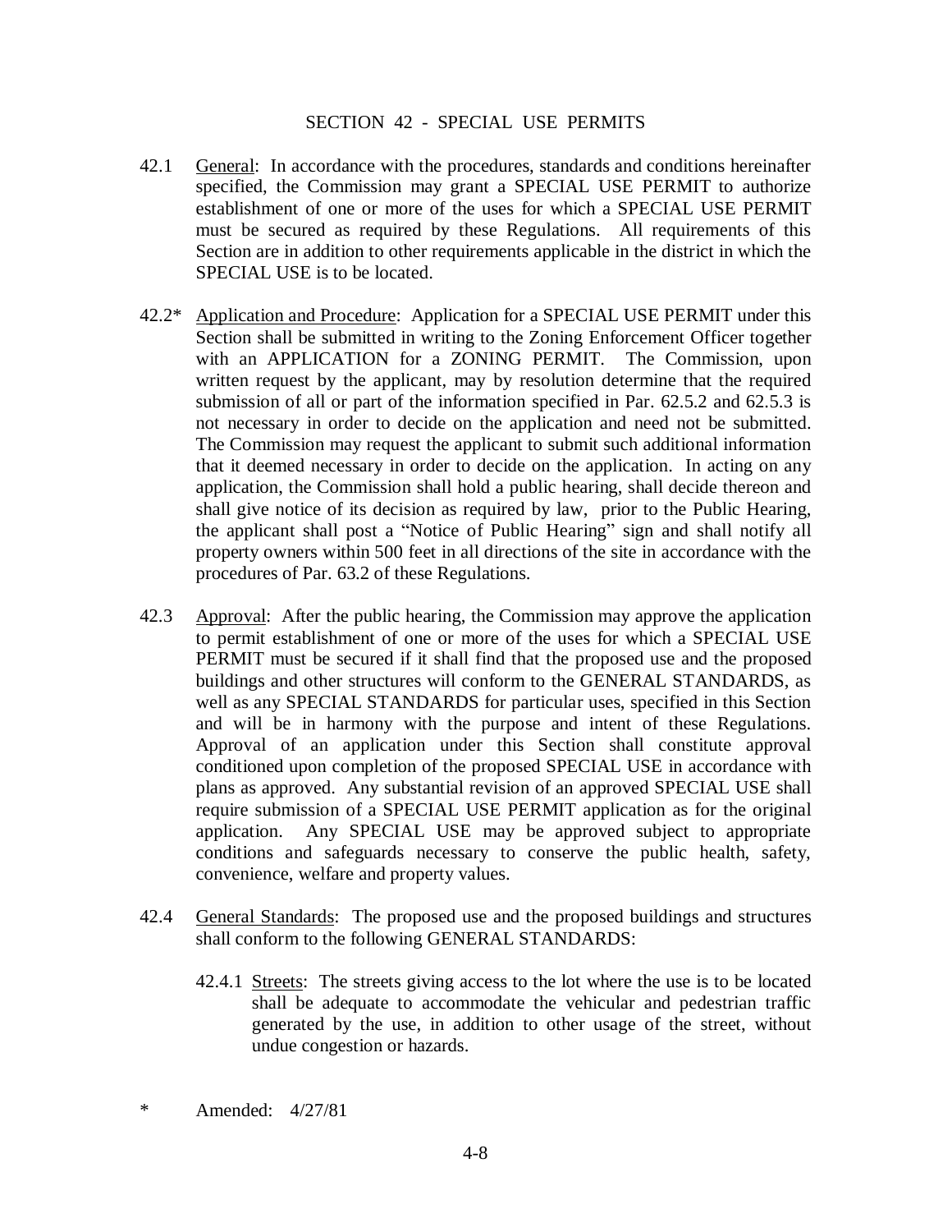# SECTION 42 - SPECIAL USE PERMITS

42.1 General: In accordance with the procedures, standards and conditions hereinafter specified, the Commission may grant a SPECIAL USE PERMIT to authorize establishment of one or more of the uses for which a SPECIAL USE PERMIT must be secured as required by these Regulations. All requirements of this Section are in addition to other requirements applicable in the district in which the SPECIAL USE is to be located.

42.2* Application and Procedure: Application for a SPECIAL USE PERMIT under this Section shall be submitted in writing to the Zoning Enforcement Officer together with an APPLICATION for a ZONING PERMIT. The Commission, upon written request by the applicant, may by resolution determine that the required submission of all or part of the information specified in Par. 62.5.2 and 62.5.3 is not necessary in order to decide on the application and need not be submitted. The Commission may request the applicant to submit such additional information that it deemed necessary in order to decide on the application. In acting on any application, the Commission shall hold a public hearing, shall decide thereon and shall give notice of its decision as required by law, prior to the Public Hearing, the applicant shall post a "Notice of Public Hearing" sign and shall notify all property owners within 500 feet in all directions of the site in accordance with the procedures of Par. 63.2 of these Regulations.

42.3 Approval: After the public hearing, the Commission may approve the application to permit establishment of one or more of the uses for which a SPECIAL USE PERMIT must be secured if it shall find that the proposed use and the proposed buildings and other structures will conform to the GENERAL STANDARDS, as well as any SPECIAL STANDARDS for particular uses, specified in this Section and will be in harmony with the purpose and intent of these Regulations. Approval of an application under this Section shall constitute approval conditioned upon completion of the proposed SPECIAL USE in accordance with plans as approved. Any substantial revision of an approved SPECIAL USE shall require submission of a SPECIAL USE PERMIT application as for the original application. Any SPECIAL USE may be approved subject to appropriate conditions and safeguards necessary to conserve the public health, safety, convenience, welfare and property values.

42.4 General Standards: The proposed use and the proposed buildings and structures shall conform to the following GENERAL STANDARDS:

42.4.1 Streets: The streets giving access to the lot where the use is to be located shall be adequate to accommodate the vehicular and pedestrian traffic generated by the use, in addition to other usage of the street, without undue congestion or hazards.

\* Amended: 4/27/81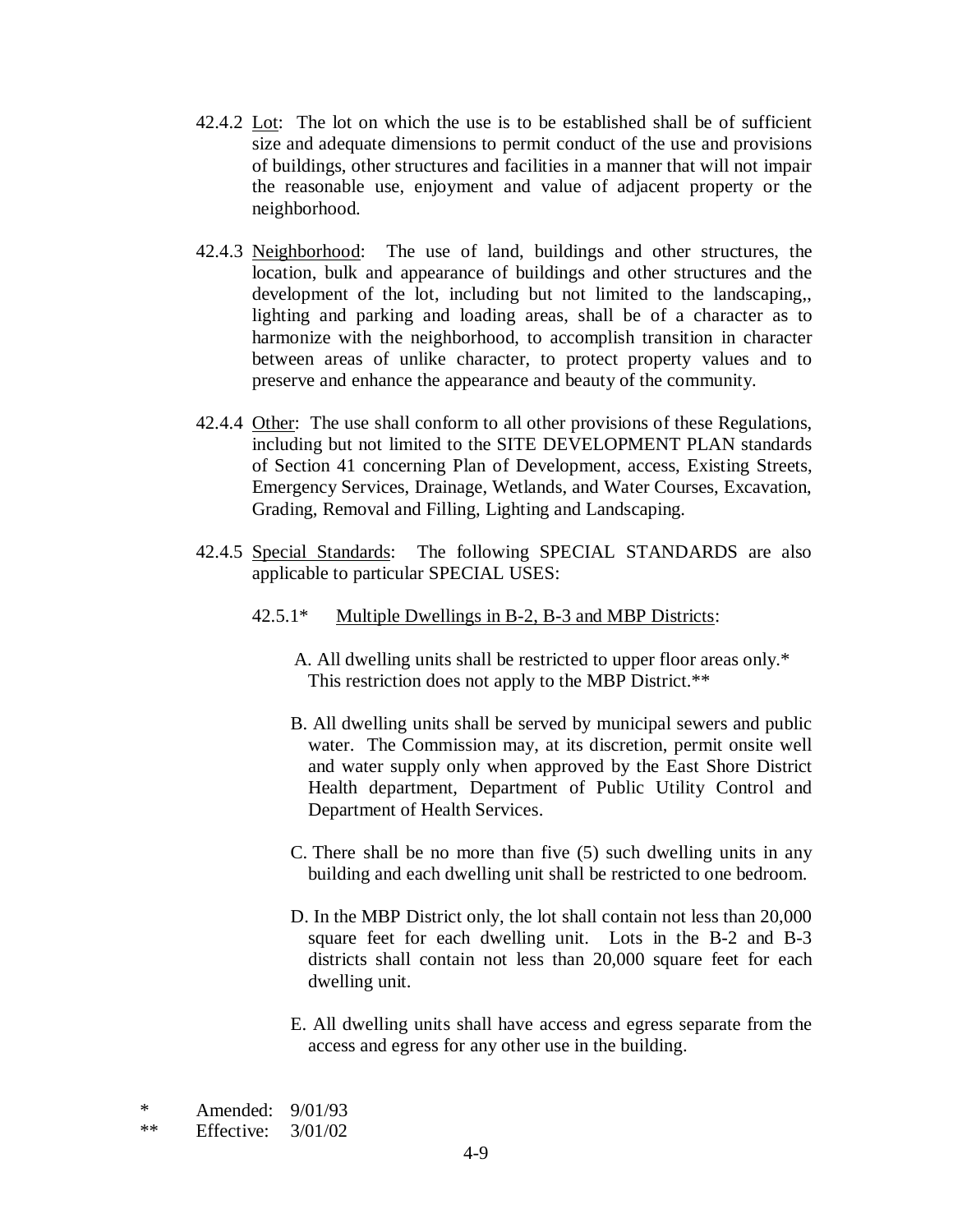42.4.2 Lot: The lot on which the use is to be established shall be of sufficient size and adequate dimensions to permit conduct of the use and provisions of buildings, other structures and facilities in a manner that will not impair the reasonable use, enjoyment and value of adjacent property or the neighborhood.

42.4.3 Neighborhood: The use of land, buildings and other structures, the location, bulk and appearance of buildings and other structures and the development of the lot, including but not limited to the landscaping,, lighting and parking and loading areas, shall be of a character as to harmonize with the neighborhood, to accomplish transition in character between areas of unlike character, to protect property values and to preserve and enhance the appearance and beauty of the community.

42.4.4 Other: The use shall conform to all other provisions of these Regulations, including but not limited to the SITE DEVELOPMENT PLAN standards of Section 41 concerning Plan of Development, access, Existing Streets, Emergency Services, Drainage, Wetlands, and Water Courses, Excavation, Grading, Removal and Filling, Lighting and Landscaping.

42.4.5 Special Standards: The following SPECIAL STANDARDS are also applicable to particular SPECIAL USES:

42.5.1* Multiple Dwellings in B-2, B-3 and MBP Districts:

A. All dwelling units shall be restricted to upper floor areas only.* This restriction does not apply to the MBP District.**

B. All dwelling units shall be served by municipal sewers and public water. The Commission may, at its discretion, permit onsite well and water supply only when approved by the East Shore District Health department, Department of Public Utility Control and Department of Health Services.

C. There shall be no more than five (5) such dwelling units in any building and each dwelling unit shall be restricted to one bedroom.

D. In the MBP District only, the lot shall contain not less than 20,000 square feet for each dwelling unit. Lots in the B-2 and B-3 districts shall contain not less than 20,000 square feet for each dwelling unit.

E. All dwelling units shall have access and egress separate from the access and egress for any other use in the building.

\* Amended: 9/01/93

** Effective: 3/01/02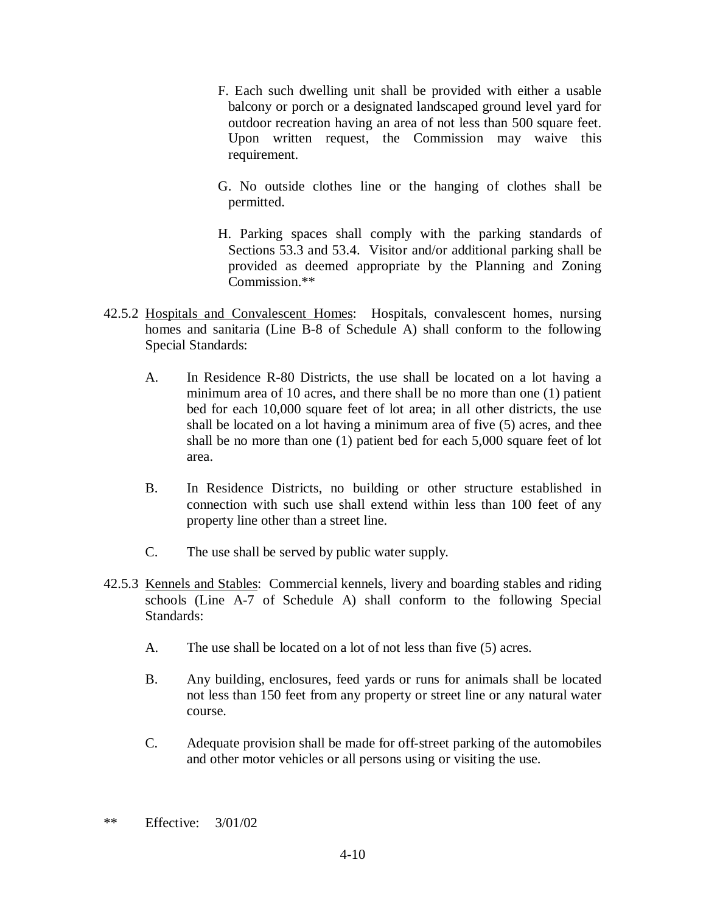F. Each such dwelling unit shall be provided with either a usable balcony or porch or a designated landscaped ground level yard for outdoor recreation having an area of not less than 500 square feet. Upon written request, the Commission may waive this requirement.

G. No outside clothes line or the hanging of clothes shall be permitted.

H. Parking spaces shall comply with the parking standards of Sections 53.3 and 53.4. Visitor and/or additional parking shall be provided as deemed appropriate by the Planning and Zoning Commission.**

42.5.2 <u>Hospitals and Convalescent Homes</u>: Hospitals, convalescent homes, nursing homes and sanitaria (Line B-8 of Schedule A) shall conform to the following Special Standards:

A. In Residence R-80 Districts, the use shall be located on a lot having a minimum area of 10 acres, and there shall be no more than one (1) patient bed for each 10,000 square feet of lot area; in all other districts, the use shall be located on a lot having a minimum area of five (5) acres, and thee shall be no more than one (1) patient bed for each 5,000 square feet of lot area.

B. In Residence Districts, no building or other structure established in connection with such use shall extend within less than 100 feet of any property line other than a street line.

C. The use shall be served by public water supply.

42.5.3 <u>Kennels and Stables</u>: Commercial kennels, livery and boarding stables and riding schools (Line A-7 of Schedule A) shall conform to the following Special Standards:

A. The use shall be located on a lot of not less than five (5) acres.

B. Any building, enclosures, feed yards or runs for animals shall be located not less than 150 feet from any property or street line or any natural water course.

C. Adequate provision shall be made for off-street parking of the automobiles and other motor vehicles or all persons using or visiting the use.

** Effective: 3/01/02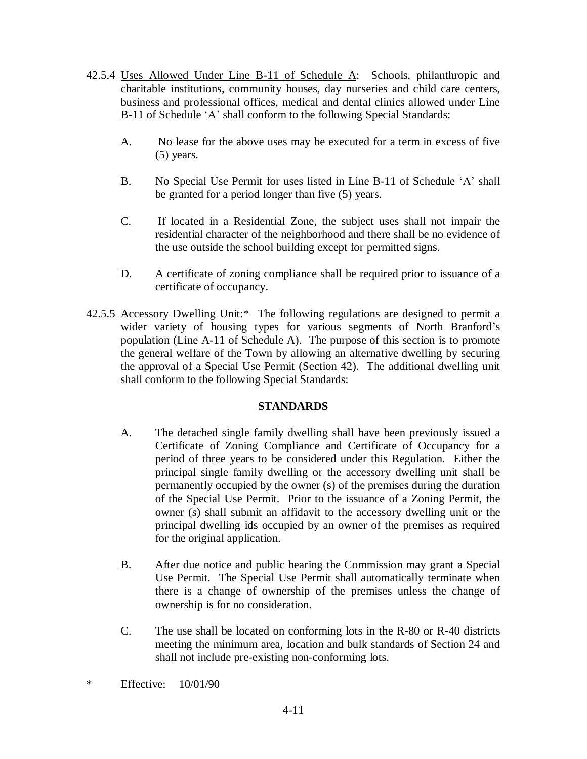42.5.4 Uses Allowed Under Line B-11 of Schedule A: Schools, philanthropic and charitable institutions, community houses, day nurseries and child care centers, business and professional offices, medical and dental clinics allowed under Line B-11 of Schedule 'A' shall conform to the following Special Standards:

A. No lease for the above uses may be executed for a term in excess of five (5) years.

B. No Special Use Permit for uses listed in Line B-11 of Schedule 'A' shall be granted for a period longer than five (5) years.

C. If located in a Residential Zone, the subject uses shall not impair the residential character of the neighborhood and there shall be no evidence of the use outside the school building except for permitted signs.

D. A certificate of zoning compliance shall be required prior to issuance of a certificate of occupancy.

42.5.5 Accessory Dwelling Unit:* The following regulations are designed to permit a wider variety of housing types for various segments of North Branford's population (Line A-11 of Schedule A). The purpose of this section is to promote the general welfare of the Town by allowing an alternative dwelling by securing the approval of a Special Use Permit (Section 42). The additional dwelling unit shall conform to the following Special Standards:

**STANDARDS**

A. The detached single family dwelling shall have been previously issued a Certificate of Zoning Compliance and Certificate of Occupancy for a period of three years to be considered under this Regulation. Either the principal single family dwelling or the accessory dwelling unit shall be permanently occupied by the owner (s) of the premises during the duration of the Special Use Permit. Prior to the issuance of a Zoning Permit, the owner (s) shall submit an affidavit to the accessory dwelling unit or the principal dwelling ids occupied by an owner of the premises as required for the original application.

B. After due notice and public hearing the Commission may grant a Special Use Permit. The Special Use Permit shall automatically terminate when there is a change of ownership of the premises unless the change of ownership is for no consideration.

C. The use shall be located on conforming lots in the R-80 or R-40 districts meeting the minimum area, location and bulk standards of Section 24 and shall not include pre-existing non-conforming lots.

* Effective: 10/01/90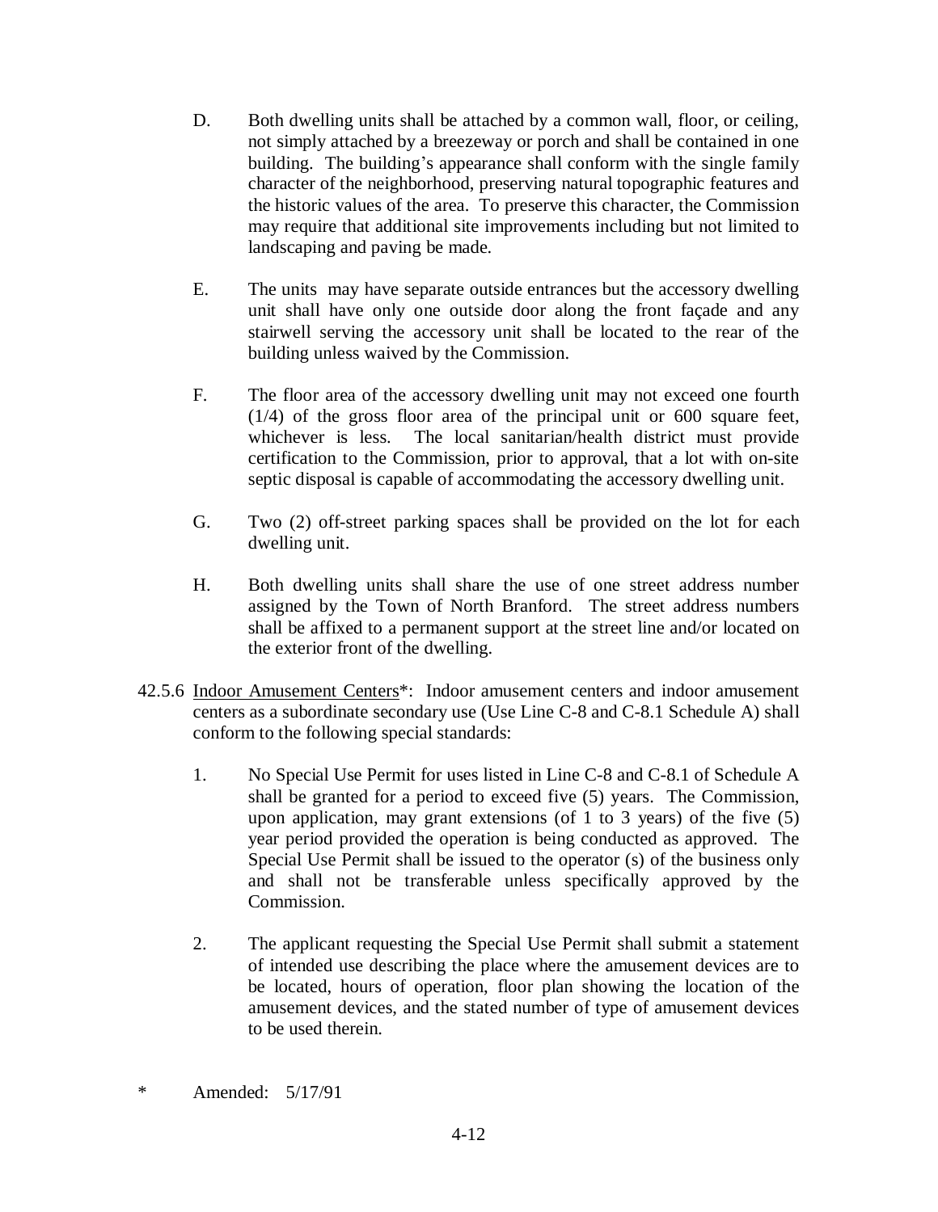D. Both dwelling units shall be attached by a common wall, floor, or ceiling, not simply attached by a breezeway or porch and shall be contained in one building. The building's appearance shall conform with the single family character of the neighborhood, preserving natural topographic features and the historic values of the area. To preserve this character, the Commission may require that additional site improvements including but not limited to landscaping and paving be made.

E. The units may have separate outside entrances but the accessory dwelling unit shall have only one outside door along the front façade and any stairwell serving the accessory unit shall be located to the rear of the building unless waived by the Commission.

F. The floor area of the accessory dwelling unit may not exceed one fourth (1/4) of the gross floor area of the principal unit or 600 square feet, whichever is less. The local sanitarian/health district must provide certification to the Commission, prior to approval, that a lot with on-site septic disposal is capable of accommodating the accessory dwelling unit.

G. Two (2) off-street parking spaces shall be provided on the lot for each dwelling unit.

H. Both dwelling units shall share the use of one street address number assigned by the Town of North Branford. The street address numbers shall be affixed to a permanent support at the street line and/or located on the exterior front of the dwelling.

42.5.6 Indoor Amusement Centers*: Indoor amusement centers and indoor amusement centers as a subordinate secondary use (Use Line C-8 and C-8.1 Schedule A) shall conform to the following special standards:

1. No Special Use Permit for uses listed in Line C-8 and C-8.1 of Schedule A shall be granted for a period to exceed five (5) years. The Commission, upon application, may grant extensions (of 1 to 3 years) of the five (5) year period provided the operation is being conducted as approved. The Special Use Permit shall be issued to the operator (s) of the business only and shall not be transferable unless specifically approved by the Commission.

2. The applicant requesting the Special Use Permit shall submit a statement of intended use describing the place where the amusement devices are to be located, hours of operation, floor plan showing the location of the amusement devices, and the stated number of type of amusement devices to be used therein.

\* Amended: 5/17/91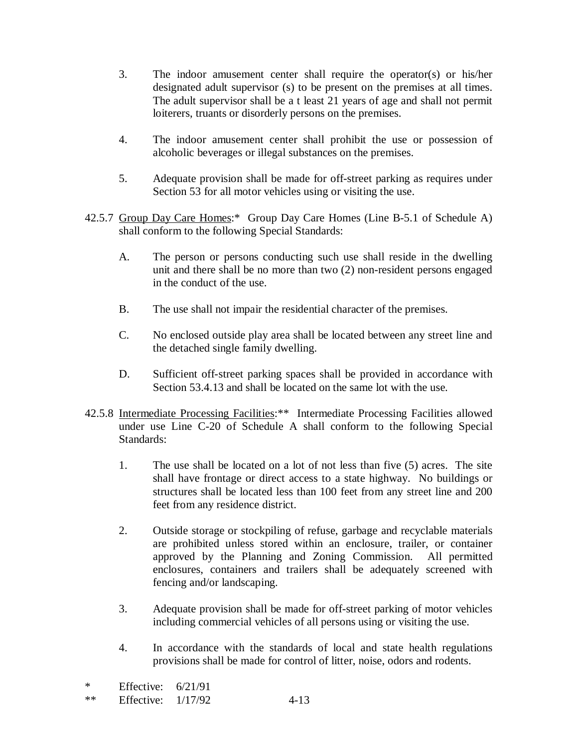3. The indoor amusement center shall require the operator(s) or his/her designated adult supervisor (s) to be present on the premises at all times. The adult supervisor shall be a t least 21 years of age and shall not permit loiterers, truants or disorderly persons on the premises.

4. The indoor amusement center shall prohibit the use or possession of alcoholic beverages or illegal substances on the premises.

5. Adequate provision shall be made for off-street parking as requires under Section 53 for all motor vehicles using or visiting the use.

42.5.7 <u>Group Day Care Homes</u>:* Group Day Care Homes (Line B-5.1 of Schedule A) shall conform to the following Special Standards:

A. The person or persons conducting such use shall reside in the dwelling unit and there shall be no more than two (2) non-resident persons engaged in the conduct of the use.

B. The use shall not impair the residential character of the premises.

C. No enclosed outside play area shall be located between any street line and the detached single family dwelling.

D. Sufficient off-street parking spaces shall be provided in accordance with Section 53.4.13 and shall be located on the same lot with the use.

42.5.8 <u>Intermediate Processing Facilities</u>:** Intermediate Processing Facilities allowed under use Line C-20 of Schedule A shall conform to the following Special Standards:

1. The use shall be located on a lot of not less than five (5) acres. The site shall have frontage or direct access to a state highway. No buildings or structures shall be located less than 100 feet from any street line and 200 feet from any residence district.

2. Outside storage or stockpiling of refuse, garbage and recyclable materials are prohibited unless stored within an enclosure, trailer, or container approved by the Planning and Zoning Commission. All permitted enclosures, containers and trailers shall be adequately screened with fencing and/or landscaping.

3. Adequate provision shall be made for off-street parking of motor vehicles including commercial vehicles of all persons using or visiting the use.

4. In accordance with the standards of local and state health regulations provisions shall be made for control of litter, noise, odors and rodents.

\* Effective: 6/21/91
\** Effective: 1/17/92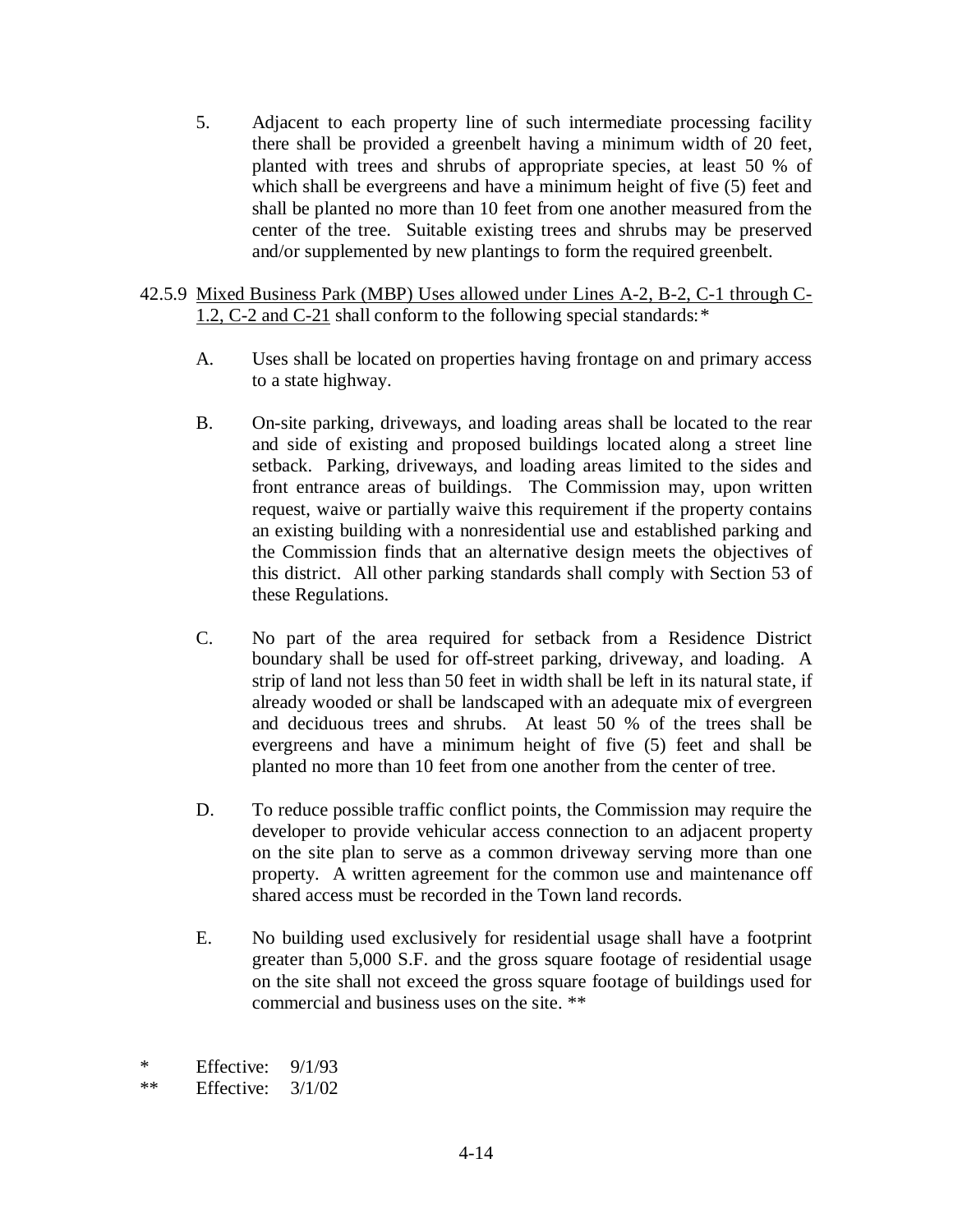5. Adjacent to each property line of such intermediate processing facility there shall be provided a greenbelt having a minimum width of 20 feet, planted with trees and shrubs of appropriate species, at least 50 % of which shall be evergreens and have a minimum height of five (5) feet and shall be planted no more than 10 feet from one another measured from the center of the tree. Suitable existing trees and shrubs may be preserved and/or supplemented by new plantings to form the required greenbelt.

42.5.9 Mixed Business Park (MBP) Uses allowed under Lines A-2, B-2, C-1 through C-1.2, C-2 and C-21 shall conform to the following special standards:*

A. Uses shall be located on properties having frontage on and primary access to a state highway.

B. On-site parking, driveways, and loading areas shall be located to the rear and side of existing and proposed buildings located along a street line setback. Parking, driveways, and loading areas limited to the sides and front entrance areas of buildings. The Commission may, upon written request, waive or partially waive this requirement if the property contains an existing building with a nonresidential use and established parking and the Commission finds that an alternative design meets the objectives of this district. All other parking standards shall comply with Section 53 of these Regulations.

C. No part of the area required for setback from a Residence District boundary shall be used for off-street parking, driveway, and loading. A strip of land not less than 50 feet in width shall be left in its natural state, if already wooded or shall be landscaped with an adequate mix of evergreen and deciduous trees and shrubs. At least 50 % of the trees shall be evergreens and have a minimum height of five (5) feet and shall be planted no more than 10 feet from one another from the center of tree.

D. To reduce possible traffic conflict points, the Commission may require the developer to provide vehicular access connection to an adjacent property on the site plan to serve as a common driveway serving more than one property. A written agreement for the common use and maintenance off shared access must be recorded in the Town land records.

E. No building used exclusively for residential usage shall have a footprint greater than 5,000 S.F. and the gross square footage of residential usage on the site shall not exceed the gross square footage of buildings used for commercial and business uses on the site. **

\* Effective: 9/1/93

\** Effective: 3/1/02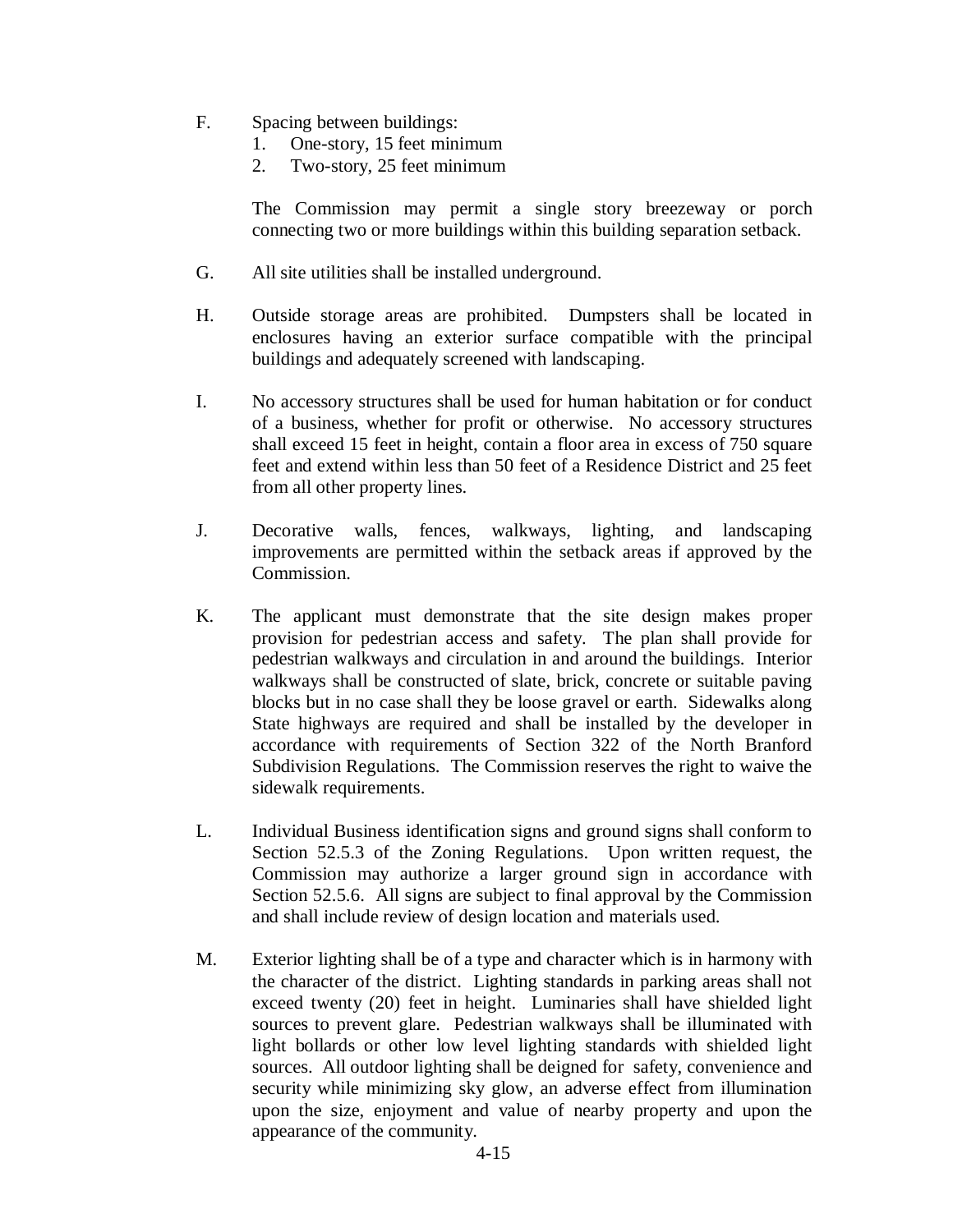F. Spacing between buildings:
   1. One-story, 15 feet minimum
   2. Two-story, 25 feet minimum

   The Commission may permit a single story breezeway or porch connecting two or more buildings within this building separation setback.

G. All site utilities shall be installed underground.

H. Outside storage areas are prohibited. Dumpsters shall be located in enclosures having an exterior surface compatible with the principal buildings and adequately screened with landscaping.

I. No accessory structures shall be used for human habitation or for conduct of a business, whether for profit or otherwise. No accessory structures shall exceed 15 feet in height, contain a floor area in excess of 750 square feet and extend within less than 50 feet of a Residence District and 25 feet from all other property lines.

J. Decorative walls, fences, walkways, lighting, and landscaping improvements are permitted within the setback areas if approved by the Commission.

K. The applicant must demonstrate that the site design makes proper provision for pedestrian access and safety. The plan shall provide for pedestrian walkways and circulation in and around the buildings. Interior walkways shall be constructed of slate, brick, concrete or suitable paving blocks but in no case shall they be loose gravel or earth. Sidewalks along State highways are required and shall be installed by the developer in accordance with requirements of Section 322 of the North Branford Subdivision Regulations. The Commission reserves the right to waive the sidewalk requirements.

L. Individual Business identification signs and ground signs shall conform to Section 52.5.3 of the Zoning Regulations. Upon written request, the Commission may authorize a larger ground sign in accordance with Section 52.5.6. All signs are subject to final approval by the Commission and shall include review of design location and materials used.

M. Exterior lighting shall be of a type and character which is in harmony with the character of the district. Lighting standards in parking areas shall not exceed twenty (20) feet in height. Luminaries shall have shielded light sources to prevent glare. Pedestrian walkways shall be illuminated with light bollards or other low level lighting standards with shielded light sources. All outdoor lighting shall be deigned for safety, convenience and security while minimizing sky glow, an adverse effect from illumination upon the size, enjoyment and value of nearby property and upon the appearance of the community.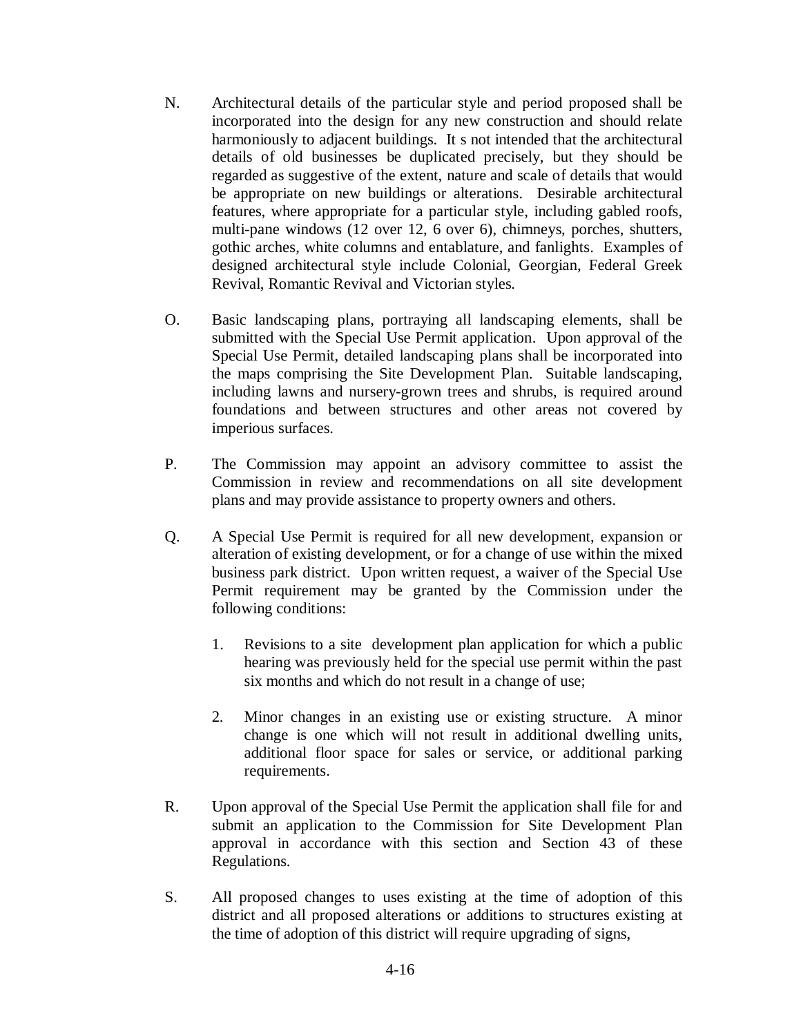N. Architectural details of the particular style and period proposed shall be incorporated into the design for any new construction and should relate harmoniously to adjacent buildings. It s not intended that the architectural details of old businesses be duplicated precisely, but they should be regarded as suggestive of the extent, nature and scale of details that would be appropriate on new buildings or alterations. Desirable architectural features, where appropriate for a particular style, including gabled roofs, multi-pane windows (12 over 12, 6 over 6), chimneys, porches, shutters, gothic arches, white columns and entablature, and fanlights. Examples of designed architectural style include Colonial, Georgian, Federal Greek Revival, Romantic Revival and Victorian styles.

O. Basic landscaping plans, portraying all landscaping elements, shall be submitted with the Special Use Permit application. Upon approval of the Special Use Permit, detailed landscaping plans shall be incorporated into the maps comprising the Site Development Plan. Suitable landscaping, including lawns and nursery-grown trees and shrubs, is required around foundations and between structures and other areas not covered by imperious surfaces.

P. The Commission may appoint an advisory committee to assist the Commission in review and recommendations on all site development plans and may provide assistance to property owners and others.

Q. A Special Use Permit is required for all new development, expansion or alteration of existing development, or for a change of use within the mixed business park district. Upon written request, a waiver of the Special Use Permit requirement may be granted by the Commission under the following conditions:

   1. Revisions to a site development plan application for which a public hearing was previously held for the special use permit within the past six months and which do not result in a change of use;

   2. Minor changes in an existing use or existing structure. A minor change is one which will not result in additional dwelling units, additional floor space for sales or service, or additional parking requirements.

R. Upon approval of the Special Use Permit the application shall file for and submit an application to the Commission for Site Development Plan approval in accordance with this section and Section 43 of these Regulations.

S. All proposed changes to uses existing at the time of adoption of this district and all proposed alterations or additions to structures existing at the time of adoption of this district will require upgrading of signs,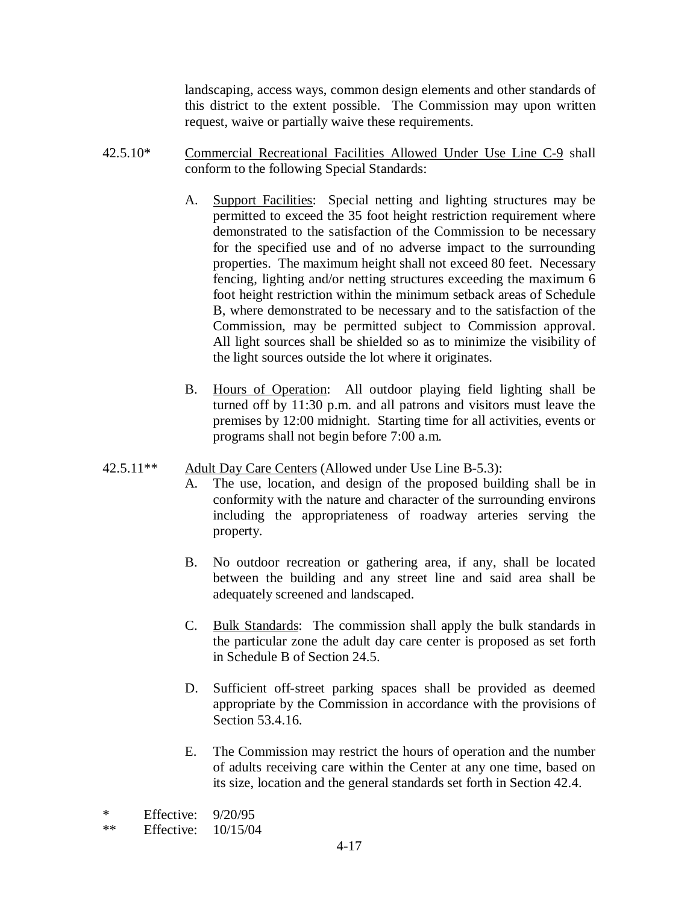landscaping, access ways, common design elements and other standards of this district to the extent possible. The Commission may upon written request, waive or partially waive these requirements.

42.5.10* Commercial Recreational Facilities Allowed Under Use Line C-9 shall conform to the following Special Standards:

A. Support Facilities: Special netting and lighting structures may be permitted to exceed the 35 foot height restriction requirement where demonstrated to the satisfaction of the Commission to be necessary for the specified use and of no adverse impact to the surrounding properties. The maximum height shall not exceed 80 feet. Necessary fencing, lighting and/or netting structures exceeding the maximum 6 foot height restriction within the minimum setback areas of Schedule B, where demonstrated to be necessary and to the satisfaction of the Commission, may be permitted subject to Commission approval. All light sources shall be shielded so as to minimize the visibility of the light sources outside the lot where it originates.

B. Hours of Operation: All outdoor playing field lighting shall be turned off by 11:30 p.m. and all patrons and visitors must leave the premises by 12:00 midnight. Starting time for all activities, events or programs shall not begin before 7:00 a.m.

42.5.11** Adult Day Care Centers (Allowed under Use Line B-5.3):

A. The use, location, and design of the proposed building shall be in conformity with the nature and character of the surrounding environs including the appropriateness of roadway arteries serving the property.

B. No outdoor recreation or gathering area, if any, shall be located between the building and any street line and said area shall be adequately screened and landscaped.

C. Bulk Standards: The commission shall apply the bulk standards in the particular zone the adult day care center is proposed as set forth in Schedule B of Section 24.5.

D. Sufficient off-street parking spaces shall be provided as deemed appropriate by the Commission in accordance with the provisions of Section 53.4.16.

E. The Commission may restrict the hours of operation and the number of adults receiving care within the Center at any one time, based on its size, location and the general standards set forth in Section 42.4.

* Effective: 9/20/95
** Effective: 10/15/04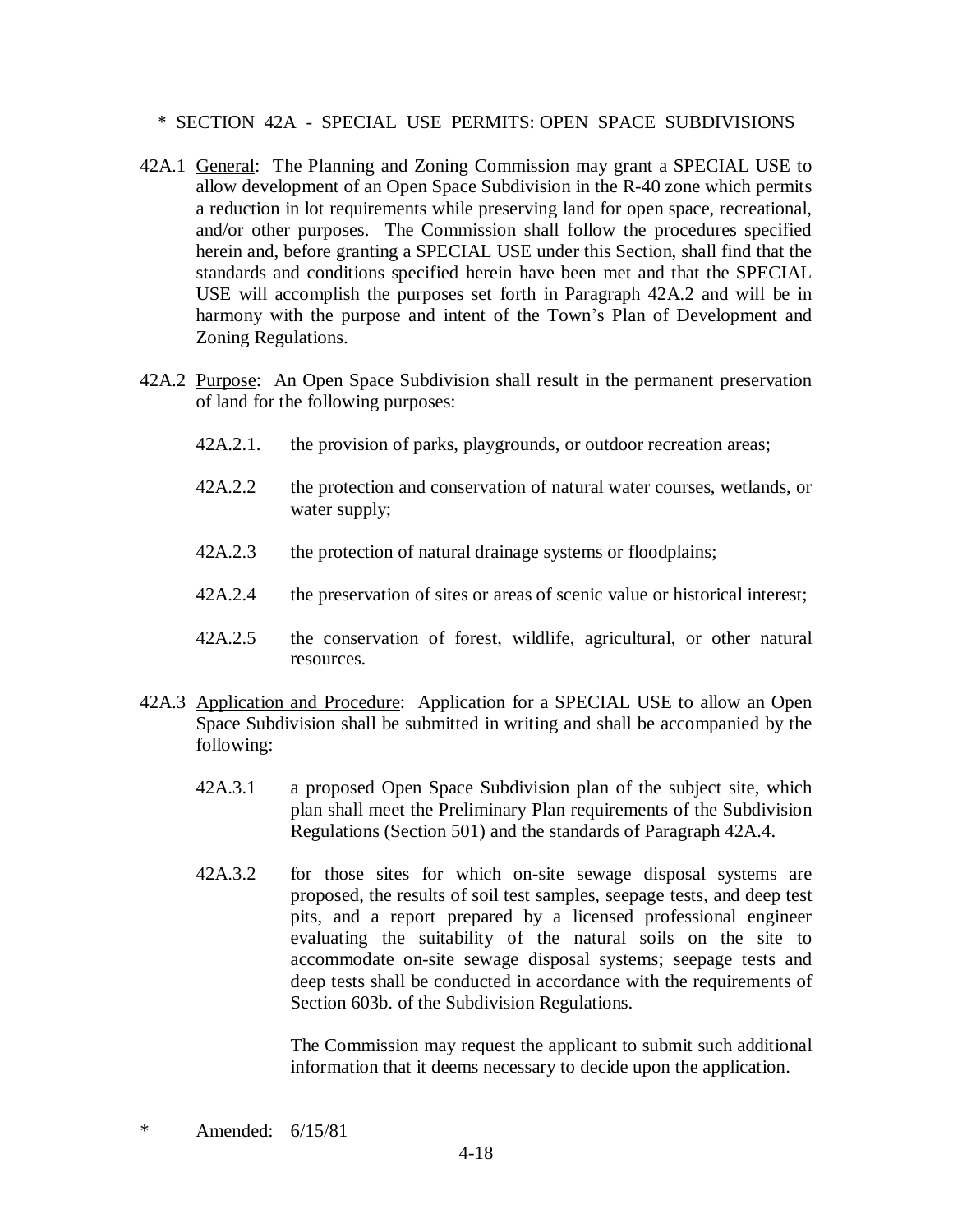## * SECTION 42A - SPECIAL USE PERMITS: OPEN SPACE SUBDIVISIONS

42A.1 General: The Planning and Zoning Commission may grant a SPECIAL USE to allow development of an Open Space Subdivision in the R-40 zone which permits a reduction in lot requirements while preserving land for open space, recreational, and/or other purposes. The Commission shall follow the procedures specified herein and, before granting a SPECIAL USE under this Section, shall find that the standards and conditions specified herein have been met and that the SPECIAL USE will accomplish the purposes set forth in Paragraph 42A.2 and will be in harmony with the purpose and intent of the Town's Plan of Development and Zoning Regulations.

42A.2 Purpose: An Open Space Subdivision shall result in the permanent preservation of land for the following purposes:

- 42A.2.1. the provision of parks, playgrounds, or outdoor recreation areas;
- 42A.2.2 the protection and conservation of natural water courses, wetlands, or water supply;
- 42A.2.3 the protection of natural drainage systems or floodplains;
- 42A.2.4 the preservation of sites or areas of scenic value or historical interest;
- 42A.2.5 the conservation of forest, wildlife, agricultural, or other natural resources.

42A.3 Application and Procedure: Application for a SPECIAL USE to allow an Open Space Subdivision shall be submitted in writing and shall be accompanied by the following:

- 42A.3.1 a proposed Open Space Subdivision plan of the subject site, which plan shall meet the Preliminary Plan requirements of the Subdivision Regulations (Section 501) and the standards of Paragraph 42A.4.
- 42A.3.2 for those sites for which on-site sewage disposal systems are proposed, the results of soil test samples, seepage tests, and deep test pits, and a report prepared by a licensed professional engineer evaluating the suitability of the natural soils on the site to accommodate on-site sewage disposal systems; seepage tests and deep tests shall be conducted in accordance with the requirements of Section 603b. of the Subdivision Regulations.

  The Commission may request the applicant to submit such additional information that it deems necessary to decide upon the application.

\* Amended: 6/15/81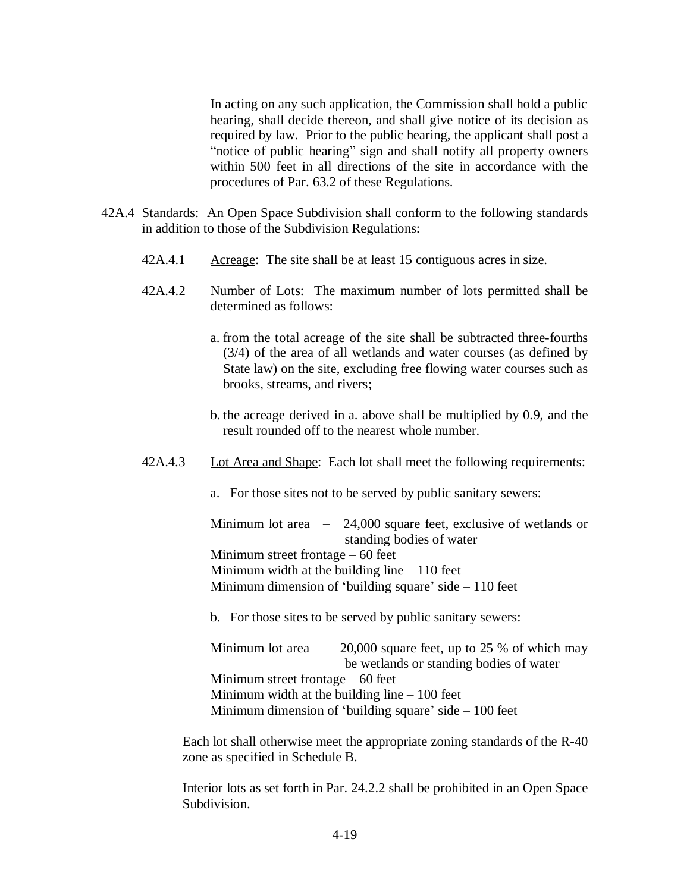In acting on any such application, the Commission shall hold a public hearing, shall decide thereon, and shall give notice of its decision as required by law. Prior to the public hearing, the applicant shall post a "notice of public hearing" sign and shall notify all property owners within 500 feet in all directions of the site in accordance with the procedures of Par. 63.2 of these Regulations.

42A.4 Standards: An Open Space Subdivision shall conform to the following standards in addition to those of the Subdivision Regulations:

42A.4.1 Acreage: The site shall be at least 15 contiguous acres in size.

42A.4.2 Number of Lots: The maximum number of lots permitted shall be determined as follows:

a. from the total acreage of the site shall be subtracted three-fourths (3/4) of the area of all wetlands and water courses (as defined by State law) on the site, excluding free flowing water courses such as brooks, streams, and rivers;

b. the acreage derived in a. above shall be multiplied by 0.9, and the result rounded off to the nearest whole number.

42A.4.3 Lot Area and Shape: Each lot shall meet the following requirements:

a. For those sites not to be served by public sanitary sewers:

Minimum lot area – 24,000 square feet, exclusive of wetlands or standing bodies of water
Minimum street frontage – 60 feet
Minimum width at the building line – 110 feet
Minimum dimension of 'building square' side – 110 feet

b. For those sites to be served by public sanitary sewers:

Minimum lot area – 20,000 square feet, up to 25 % of which may be wetlands or standing bodies of water
Minimum street frontage – 60 feet
Minimum width at the building line – 100 feet
Minimum dimension of 'building square' side – 100 feet

Each lot shall otherwise meet the appropriate zoning standards of the R-40 zone as specified in Schedule B.

Interior lots as set forth in Par. 24.2.2 shall be prohibited in an Open Space Subdivision.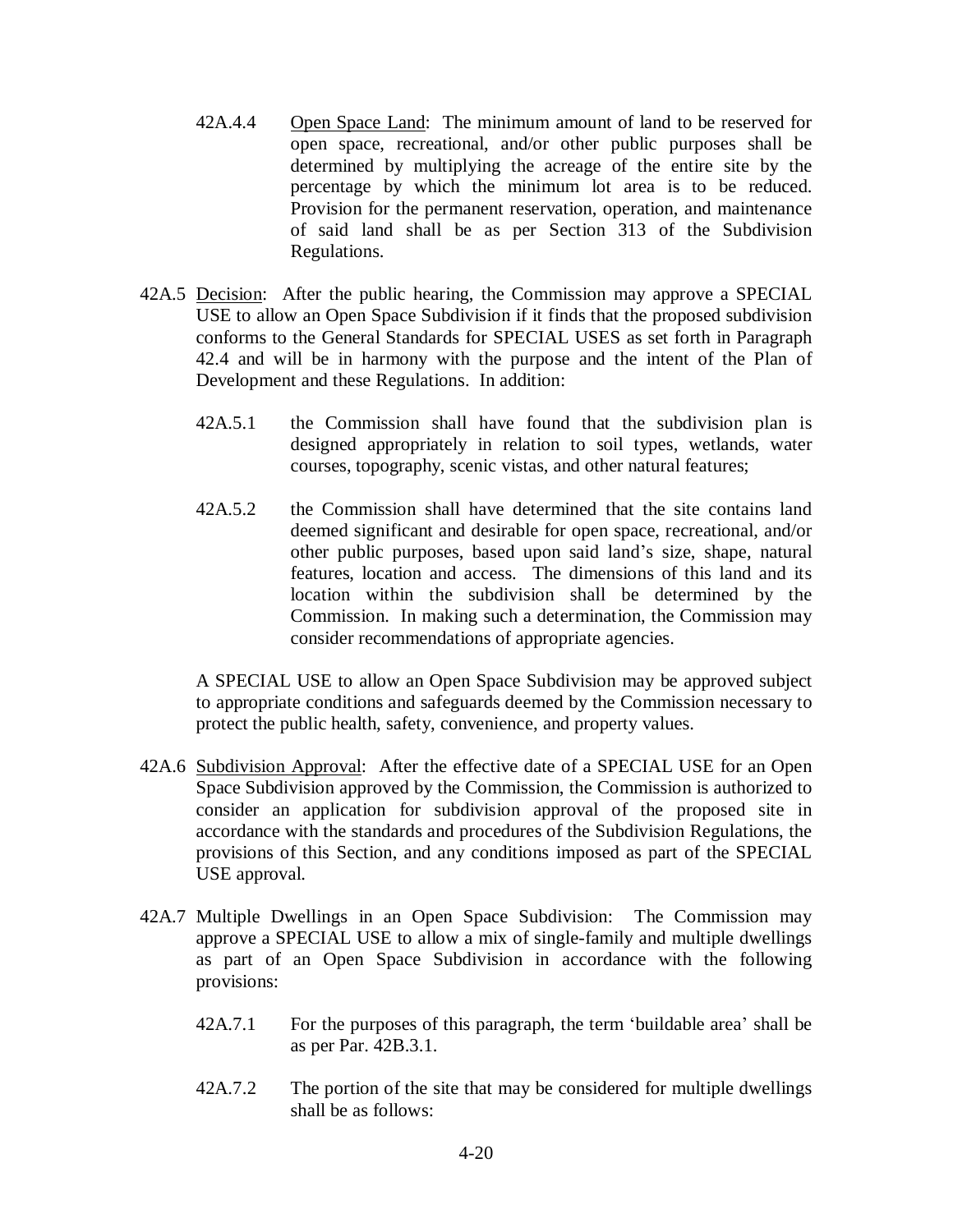42A.4.4 Open Space Land: The minimum amount of land to be reserved for open space, recreational, and/or other public purposes shall be determined by multiplying the acreage of the entire site by the percentage by which the minimum lot area is to be reduced. Provision for the permanent reservation, operation, and maintenance of said land shall be as per Section 313 of the Subdivision Regulations.

42A.5 Decision: After the public hearing, the Commission may approve a SPECIAL USE to allow an Open Space Subdivision if it finds that the proposed subdivision conforms to the General Standards for SPECIAL USES as set forth in Paragraph 42.4 and will be in harmony with the purpose and the intent of the Plan of Development and these Regulations. In addition:

42A.5.1 the Commission shall have found that the subdivision plan is designed appropriately in relation to soil types, wetlands, water courses, topography, scenic vistas, and other natural features;

42A.5.2 the Commission shall have determined that the site contains land deemed significant and desirable for open space, recreational, and/or other public purposes, based upon said land's size, shape, natural features, location and access. The dimensions of this land and its location within the subdivision shall be determined by the Commission. In making such a determination, the Commission may consider recommendations of appropriate agencies.

A SPECIAL USE to allow an Open Space Subdivision may be approved subject to appropriate conditions and safeguards deemed by the Commission necessary to protect the public health, safety, convenience, and property values.

42A.6 Subdivision Approval: After the effective date of a SPECIAL USE for an Open Space Subdivision approved by the Commission, the Commission is authorized to consider an application for subdivision approval of the proposed site in accordance with the standards and procedures of the Subdivision Regulations, the provisions of this Section, and any conditions imposed as part of the SPECIAL USE approval.

42A.7 Multiple Dwellings in an Open Space Subdivision: The Commission may approve a SPECIAL USE to allow a mix of single-family and multiple dwellings as part of an Open Space Subdivision in accordance with the following provisions:

42A.7.1 For the purposes of this paragraph, the term 'buildable area' shall be as per Par. 42B.3.1.

42A.7.2 The portion of the site that may be considered for multiple dwellings shall be as follows: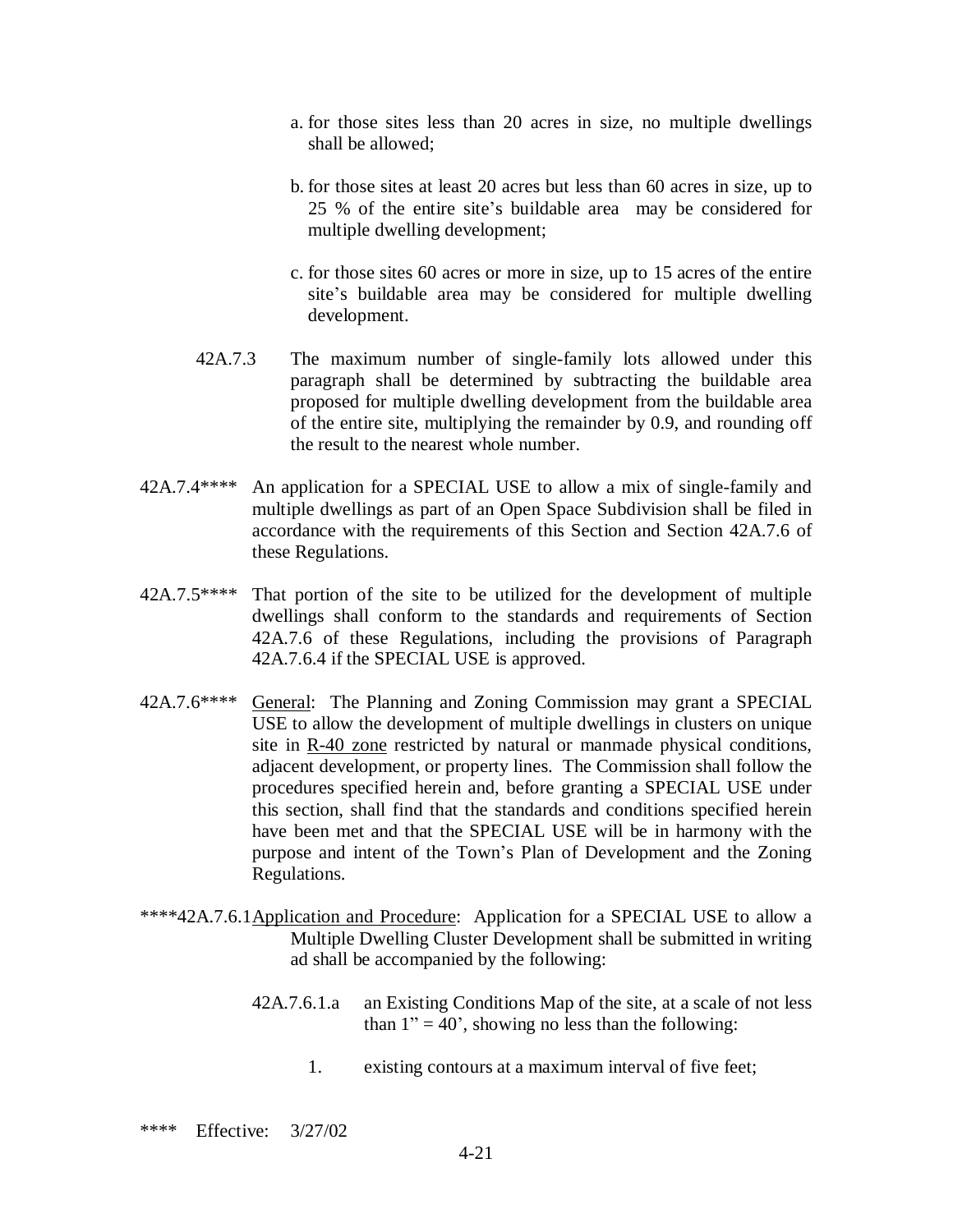a. for those sites less than 20 acres in size, no multiple dwellings shall be allowed;

b. for those sites at least 20 acres but less than 60 acres in size, up to 25 % of the entire site's buildable area may be considered for multiple dwelling development;

c. for those sites 60 acres or more in size, up to 15 acres of the entire site's buildable area may be considered for multiple dwelling development.

42A.7.3 The maximum number of single-family lots allowed under this paragraph shall be determined by subtracting the buildable area proposed for multiple dwelling development from the buildable area of the entire site, multiplying the remainder by 0.9, and rounding off the result to the nearest whole number.

42A.7.4**** An application for a SPECIAL USE to allow a mix of single-family and multiple dwellings as part of an Open Space Subdivision shall be filed in accordance with the requirements of this Section and Section 42A.7.6 of these Regulations.

42A.7.5**** That portion of the site to be utilized for the development of multiple dwellings shall conform to the standards and requirements of Section 42A.7.6 of these Regulations, including the provisions of Paragraph 42A.7.6.4 if the SPECIAL USE is approved.

42A.7.6**** <u>General</u>: The Planning and Zoning Commission may grant a SPECIAL USE to allow the development of multiple dwellings in clusters on unique site in <u>R-40 zone</u> restricted by natural or manmade physical conditions, adjacent development, or property lines. The Commission shall follow the procedures specified herein and, before granting a SPECIAL USE under this section, shall find that the standards and conditions specified herein have been met and that the SPECIAL USE will be in harmony with the purpose and intent of the Town's Plan of Development and the Zoning Regulations.

****42A.7.6.1 <u>Application and Procedure</u>: Application for a SPECIAL USE to allow a Multiple Dwelling Cluster Development shall be submitted in writing ad shall be accompanied by the following:

42A.7.6.1.a an Existing Conditions Map of the site, at a scale of not less than 1" = 40', showing no less than the following:

1. existing contours at a maximum interval of five feet;

**** Effective: 3/27/02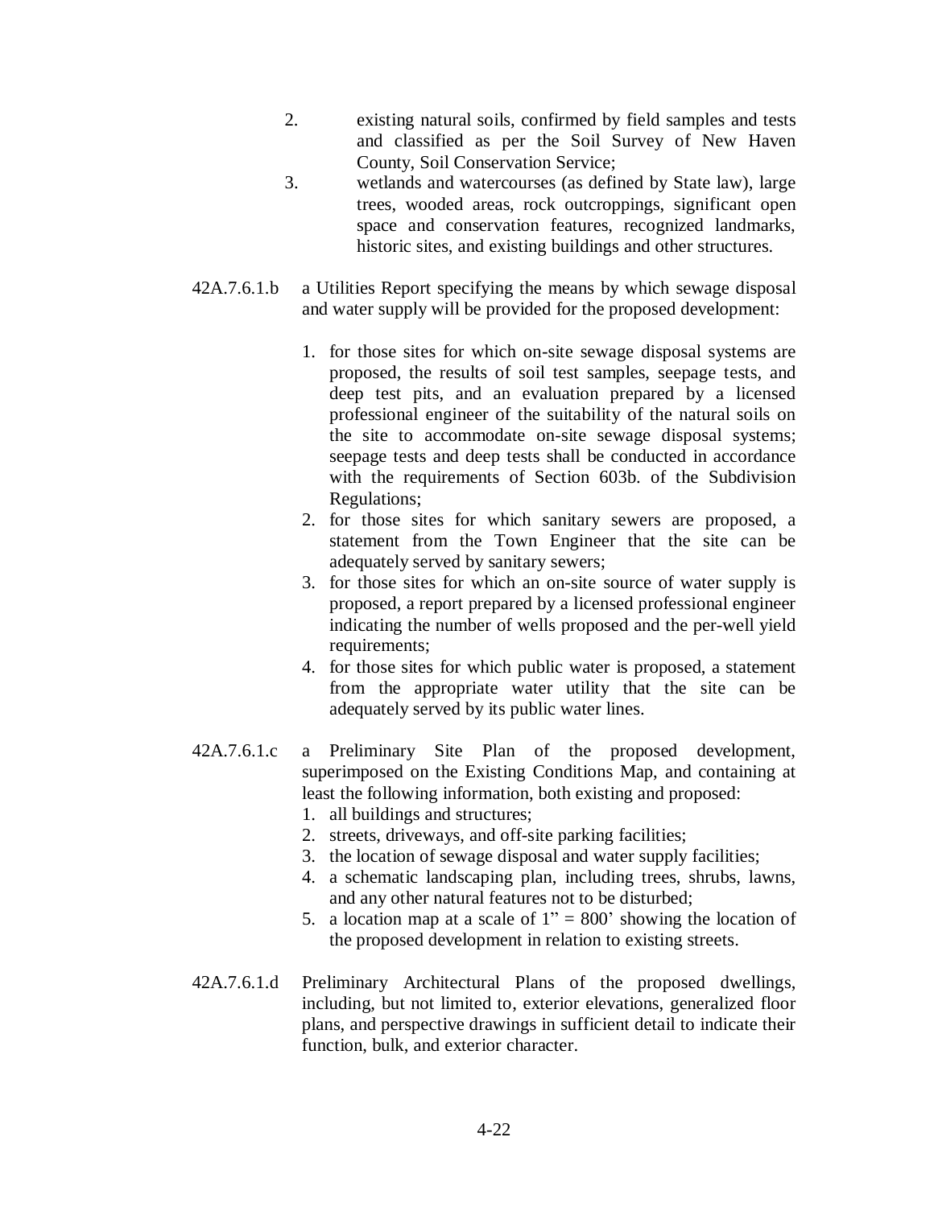2. existing natural soils, confirmed by field samples and tests and classified as per the Soil Survey of New Haven County, Soil Conservation Service;
3. wetlands and watercourses (as defined by State law), large trees, wooded areas, rock outcroppings, significant open space and conservation features, recognized landmarks, historic sites, and existing buildings and other structures.

42A.7.6.1.b a Utilities Report specifying the means by which sewage disposal and water supply will be provided for the proposed development:

1. for those sites for which on-site sewage disposal systems are proposed, the results of soil test samples, seepage tests, and deep test pits, and an evaluation prepared by a licensed professional engineer of the suitability of the natural soils on the site to accommodate on-site sewage disposal systems; seepage tests and deep tests shall be conducted in accordance with the requirements of Section 603b. of the Subdivision Regulations;
2. for those sites for which sanitary sewers are proposed, a statement from the Town Engineer that the site can be adequately served by sanitary sewers;
3. for those sites for which an on-site source of water supply is proposed, a report prepared by a licensed professional engineer indicating the number of wells proposed and the per-well yield requirements;
4. for those sites for which public water is proposed, a statement from the appropriate water utility that the site can be adequately served by its public water lines.

42A.7.6.1.c a Preliminary Site Plan of the proposed development, superimposed on the Existing Conditions Map, and containing at least the following information, both existing and proposed:

1. all buildings and structures;
2. streets, driveways, and off-site parking facilities;
3. the location of sewage disposal and water supply facilities;
4. a schematic landscaping plan, including trees, shrubs, lawns, and any other natural features not to be disturbed;
5. a location map at a scale of 1" = 800' showing the location of the proposed development in relation to existing streets.

42A.7.6.1.d Preliminary Architectural Plans of the proposed dwellings, including, but not limited to, exterior elevations, generalized floor plans, and perspective drawings in sufficient detail to indicate their function, bulk, and exterior character.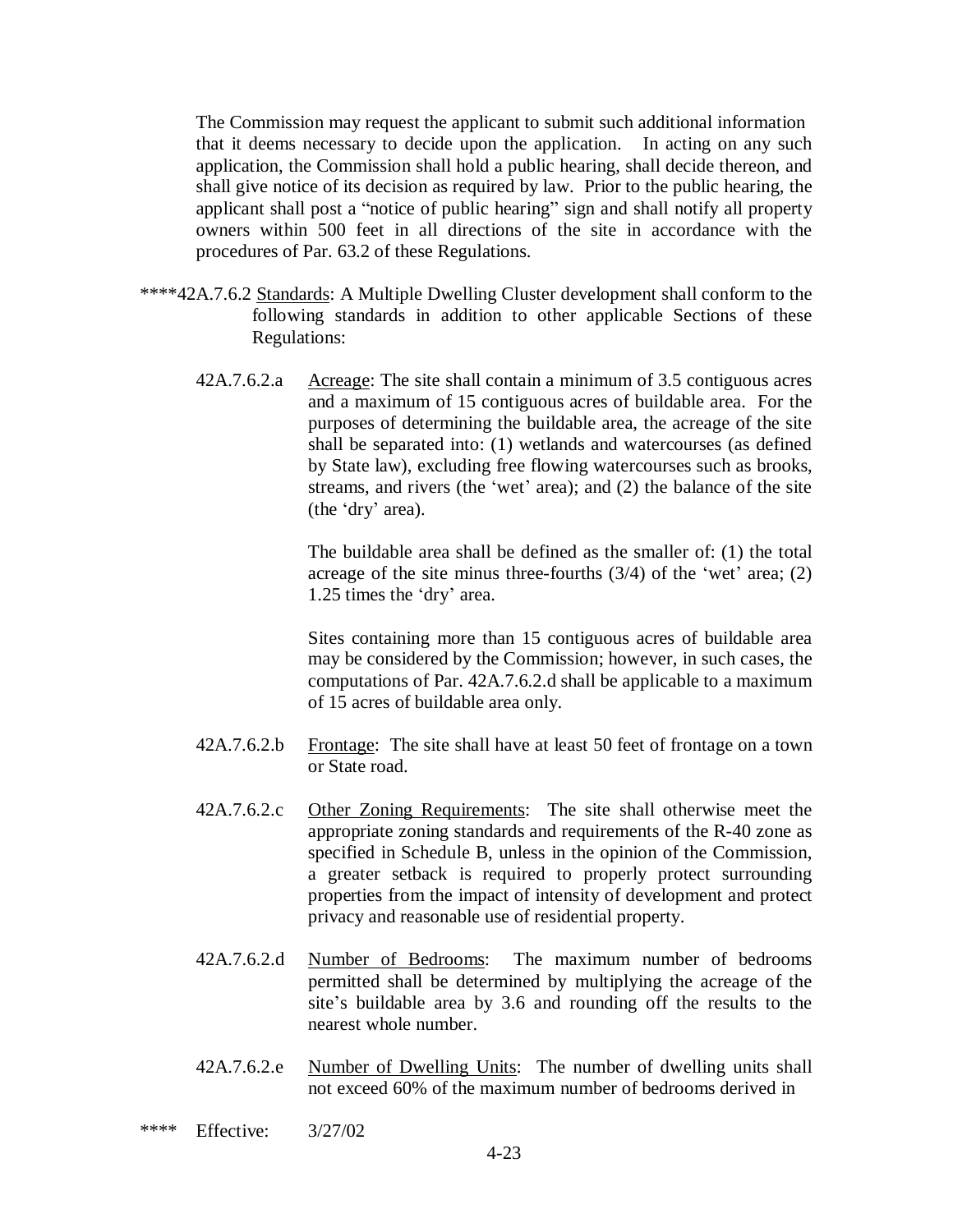The Commission may request the applicant to submit such additional information that it deems necessary to decide upon the application. In acting on any such application, the Commission shall hold a public hearing, shall decide thereon, and shall give notice of its decision as required by law. Prior to the public hearing, the applicant shall post a "notice of public hearing" sign and shall notify all property owners within 500 feet in all directions of the site in accordance with the procedures of Par. 63.2 of these Regulations.

****42A.7.6.2 Standards: A Multiple Dwelling Cluster development shall conform to the following standards in addition to other applicable Sections of these Regulations:

42A.7.6.2.a Acreage: The site shall contain a minimum of 3.5 contiguous acres and a maximum of 15 contiguous acres of buildable area. For the purposes of determining the buildable area, the acreage of the site shall be separated into: (1) wetlands and watercourses (as defined by State law), excluding free flowing watercourses such as brooks, streams, and rivers (the 'wet' area); and (2) the balance of the site (the 'dry' area).

The buildable area shall be defined as the smaller of: (1) the total acreage of the site minus three-fourths (3/4) of the 'wet' area; (2) 1.25 times the 'dry' area.

Sites containing more than 15 contiguous acres of buildable area may be considered by the Commission; however, in such cases, the computations of Par. 42A.7.6.2.d shall be applicable to a maximum of 15 acres of buildable area only.

42A.7.6.2.b Frontage: The site shall have at least 50 feet of frontage on a town or State road.

42A.7.6.2.c Other Zoning Requirements: The site shall otherwise meet the appropriate zoning standards and requirements of the R-40 zone as specified in Schedule B, unless in the opinion of the Commission, a greater setback is required to properly protect surrounding properties from the impact of intensity of development and protect privacy and reasonable use of residential property.

42A.7.6.2.d Number of Bedrooms: The maximum number of bedrooms permitted shall be determined by multiplying the acreage of the site's buildable area by 3.6 and rounding off the results to the nearest whole number.

42A.7.6.2.e Number of Dwelling Units: The number of dwelling units shall not exceed 60% of the maximum number of bedrooms derived in

**** Effective: 3/27/02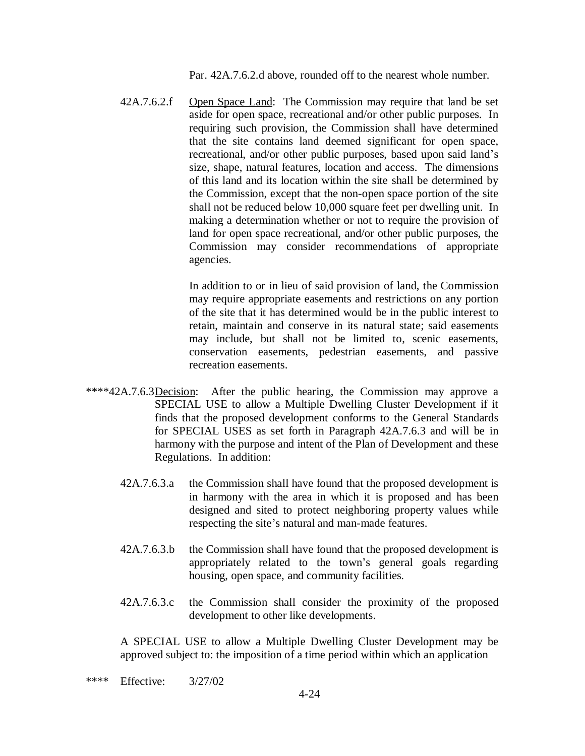Par. 42A.7.6.2.d above, rounded off to the nearest whole number.

42A.7.6.2.f <u>Open Space Land</u>: The Commission may require that land be set aside for open space, recreational and/or other public purposes. In requiring such provision, the Commission shall have determined that the site contains land deemed significant for open space, recreational, and/or other public purposes, based upon said land's size, shape, natural features, location and access. The dimensions of this land and its location within the site shall be determined by the Commission, except that the non-open space portion of the site shall not be reduced below 10,000 square feet per dwelling unit. In making a determination whether or not to require the provision of land for open space recreational, and/or other public purposes, the Commission may consider recommendations of appropriate agencies.

In addition to or in lieu of said provision of land, the Commission may require appropriate easements and restrictions on any portion of the site that it has determined would be in the public interest to retain, maintain and conserve in its natural state; said easements may include, but shall not be limited to, scenic easements, conservation easements, pedestrian easements, and passive recreation easements.

****42A.7.6.3 <u>Decision</u>: After the public hearing, the Commission may approve a SPECIAL USE to allow a Multiple Dwelling Cluster Development if it finds that the proposed development conforms to the General Standards for SPECIAL USES as set forth in Paragraph 42A.7.6.3 and will be in harmony with the purpose and intent of the Plan of Development and these Regulations. In addition:

42A.7.6.3.a the Commission shall have found that the proposed development is in harmony with the area in which it is proposed and has been designed and sited to protect neighboring property values while respecting the site's natural and man-made features.

42A.7.6.3.b the Commission shall have found that the proposed development is appropriately related to the town's general goals regarding housing, open space, and community facilities.

42A.7.6.3.c the Commission shall consider the proximity of the proposed development to other like developments.

A SPECIAL USE to allow a Multiple Dwelling Cluster Development may be approved subject to: the imposition of a time period within which an application

**** Effective: 3/27/02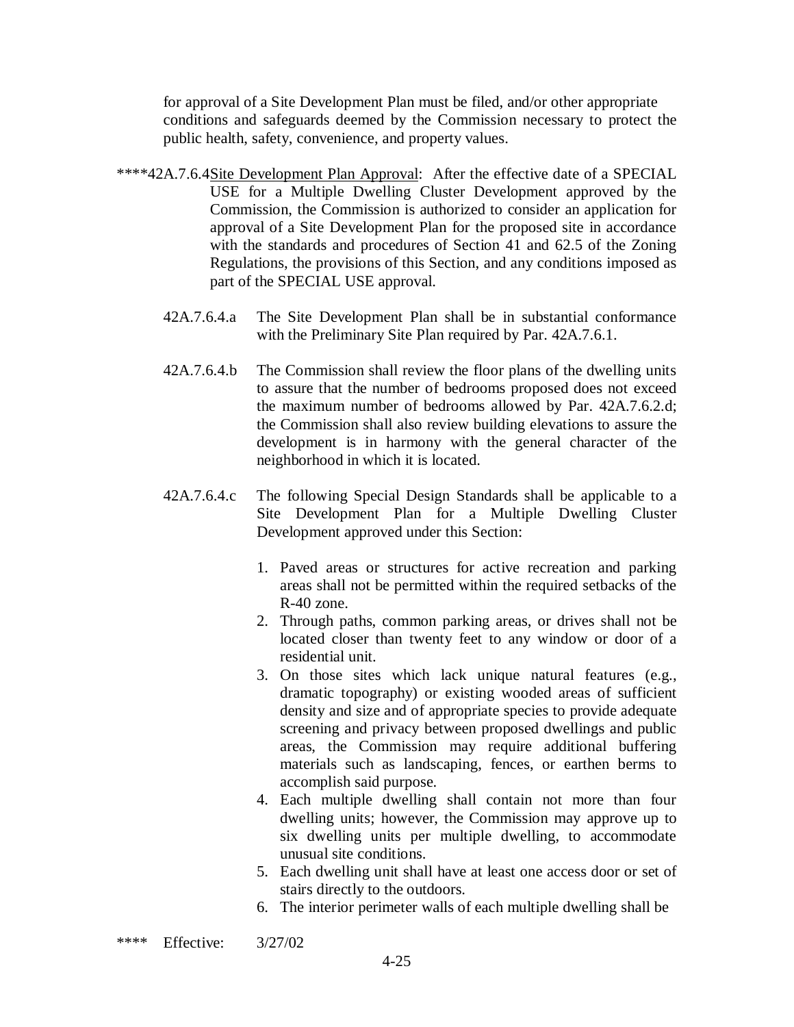for approval of a Site Development Plan must be filed, and/or other appropriate conditions and safeguards deemed by the Commission necessary to protect the public health, safety, convenience, and property values.

****42A.7.6.4 Site Development Plan Approval: After the effective date of a SPECIAL USE for a Multiple Dwelling Cluster Development approved by the Commission, the Commission is authorized to consider an application for approval of a Site Development Plan for the proposed site in accordance with the standards and procedures of Section 41 and 62.5 of the Zoning Regulations, the provisions of this Section, and any conditions imposed as part of the SPECIAL USE approval.

42A.7.6.4.a The Site Development Plan shall be in substantial conformance with the Preliminary Site Plan required by Par. 42A.7.6.1.

42A.7.6.4.b The Commission shall review the floor plans of the dwelling units to assure that the number of bedrooms proposed does not exceed the maximum number of bedrooms allowed by Par. 42A.7.6.2.d; the Commission shall also review building elevations to assure the development is in harmony with the general character of the neighborhood in which it is located.

42A.7.6.4.c The following Special Design Standards shall be applicable to a Site Development Plan for a Multiple Dwelling Cluster Development approved under this Section:

1. Paved areas or structures for active recreation and parking areas shall not be permitted within the required setbacks of the R-40 zone.
2. Through paths, common parking areas, or drives shall not be located closer than twenty feet to any window or door of a residential unit.
3. On those sites which lack unique natural features (e.g., dramatic topography) or existing wooded areas of sufficient density and size and of appropriate species to provide adequate screening and privacy between proposed dwellings and public areas, the Commission may require additional buffering materials such as landscaping, fences, or earthen berms to accomplish said purpose.
4. Each multiple dwelling shall contain not more than four dwelling units; however, the Commission may approve up to six dwelling units per multiple dwelling, to accommodate unusual site conditions.
5. Each dwelling unit shall have at least one access door or set of stairs directly to the outdoors.
6. The interior perimeter walls of each multiple dwelling shall be

**** Effective: 3/27/02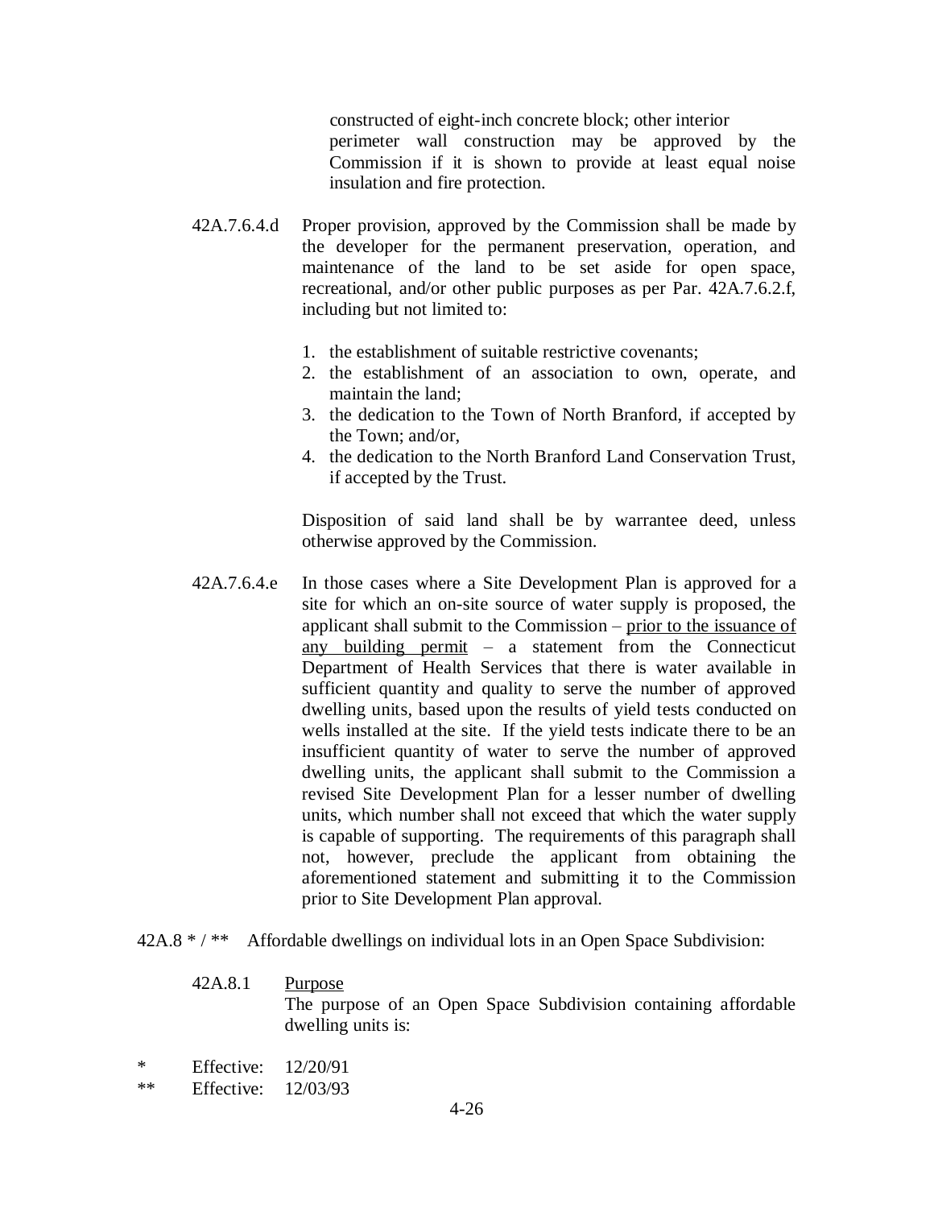constructed of eight-inch concrete block; other interior perimeter wall construction may be approved by the Commission if it is shown to provide at least equal noise insulation and fire protection.

42A.7.6.4.d Proper provision, approved by the Commission shall be made by the developer for the permanent preservation, operation, and maintenance of the land to be set aside for open space, recreational, and/or other public purposes as per Par. 42A.7.6.2.f, including but not limited to:

1. the establishment of suitable restrictive covenants;
2. the establishment of an association to own, operate, and maintain the land;
3. the dedication to the Town of North Branford, if accepted by the Town; and/or,
4. the dedication to the North Branford Land Conservation Trust, if accepted by the Trust.

Disposition of said land shall be by warrantee deed, unless otherwise approved by the Commission.

42A.7.6.4.e In those cases where a Site Development Plan is approved for a site for which an on-site source of water supply is proposed, the applicant shall submit to the Commission – <u>prior to the issuance of any building permit</u> – a statement from the Connecticut Department of Health Services that there is water available in sufficient quantity and quality to serve the number of approved dwelling units, based upon the results of yield tests conducted on wells installed at the site. If the yield tests indicate there to be an insufficient quantity of water to serve the number of approved dwelling units, the applicant shall submit to the Commission a revised Site Development Plan for a lesser number of dwelling units, which number shall not exceed that which the water supply is capable of supporting. The requirements of this paragraph shall not, however, preclude the applicant from obtaining the aforementioned statement and submitting it to the Commission prior to Site Development Plan approval.

42A.8 * / ** Affordable dwellings on individual lots in an Open Space Subdivision:

42A.8.1 <u>Purpose</u>
The purpose of an Open Space Subdivision containing affordable dwelling units is:

\* Effective: 12/20/91
** Effective: 12/03/93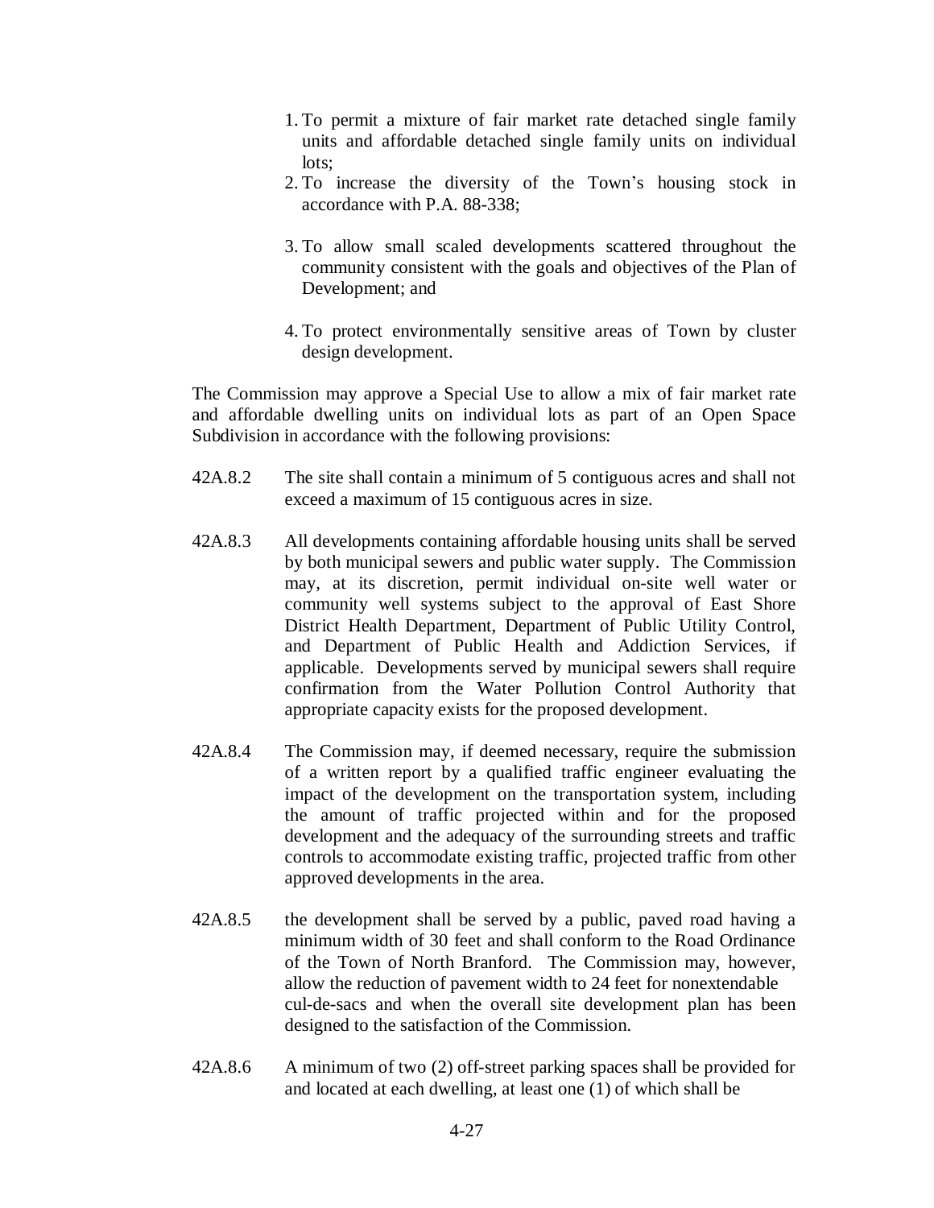1. To permit a mixture of fair market rate detached single family units and affordable detached single family units on individual lots;
2. To increase the diversity of the Town's housing stock in accordance with P.A. 88-338;
3. To allow small scaled developments scattered throughout the community consistent with the goals and objectives of the Plan of Development; and
4. To protect environmentally sensitive areas of Town by cluster design development.

The Commission may approve a Special Use to allow a mix of fair market rate and affordable dwelling units on individual lots as part of an Open Space Subdivision in accordance with the following provisions:

42A.8.2 The site shall contain a minimum of 5 contiguous acres and shall not exceed a maximum of 15 contiguous acres in size.

42A.8.3 All developments containing affordable housing units shall be served by both municipal sewers and public water supply. The Commission may, at its discretion, permit individual on-site well water or community well systems subject to the approval of East Shore District Health Department, Department of Public Utility Control, and Department of Public Health and Addiction Services, if applicable. Developments served by municipal sewers shall require confirmation from the Water Pollution Control Authority that appropriate capacity exists for the proposed development.

42A.8.4 The Commission may, if deemed necessary, require the submission of a written report by a qualified traffic engineer evaluating the impact of the development on the transportation system, including the amount of traffic projected within and for the proposed development and the adequacy of the surrounding streets and traffic controls to accommodate existing traffic, projected traffic from other approved developments in the area.

42A.8.5 the development shall be served by a public, paved road having a minimum width of 30 feet and shall conform to the Road Ordinance of the Town of North Branford. The Commission may, however, allow the reduction of pavement width to 24 feet for nonextendable cul-de-sacs and when the overall site development plan has been designed to the satisfaction of the Commission.

42A.8.6 A minimum of two (2) off-street parking spaces shall be provided for and located at each dwelling, at least one (1) of which shall be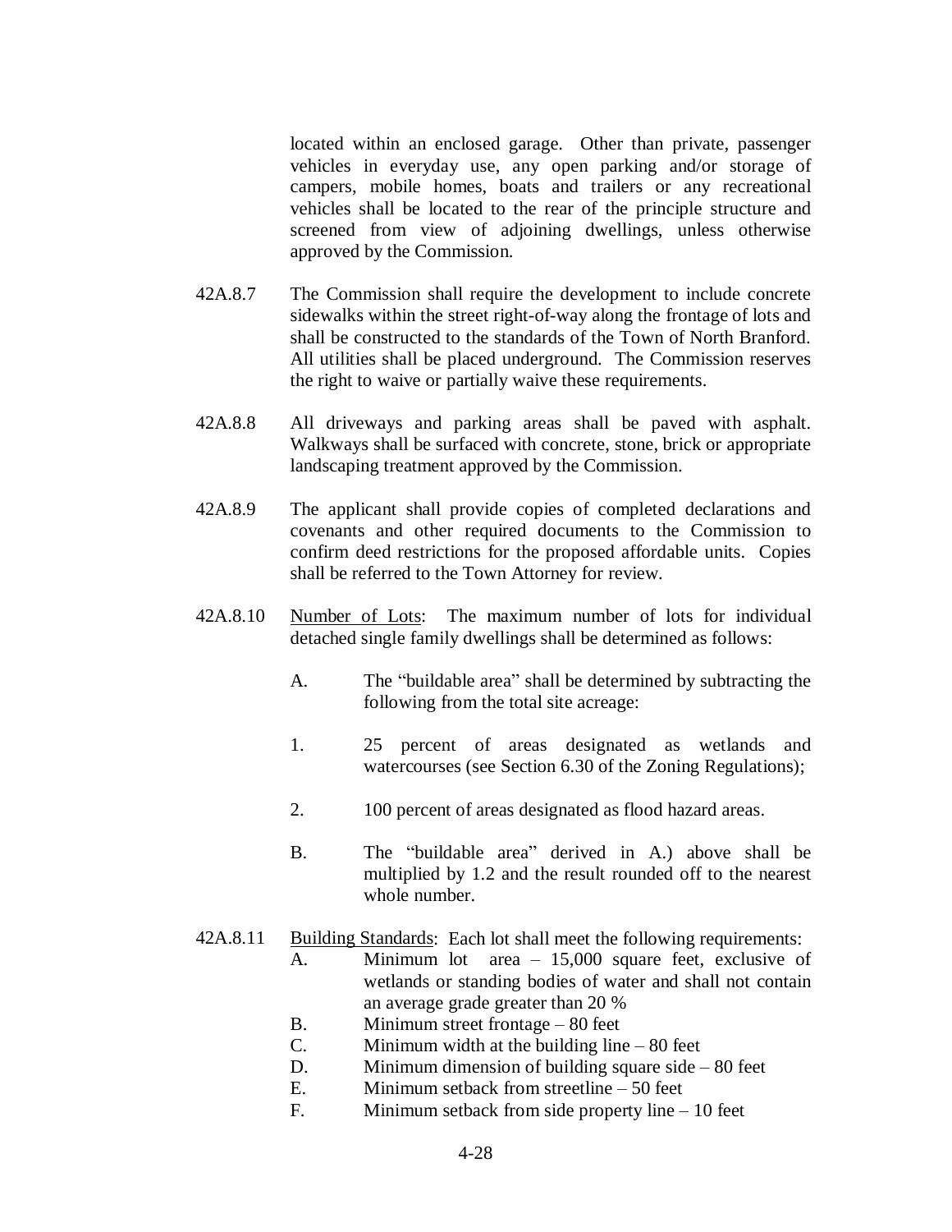located within an enclosed garage. Other than private, passenger vehicles in everyday use, any open parking and/or storage of campers, mobile homes, boats and trailers or any recreational vehicles shall be located to the rear of the principle structure and screened from view of adjoining dwellings, unless otherwise approved by the Commission.

42A.8.7 The Commission shall require the development to include concrete sidewalks within the street right-of-way along the frontage of lots and shall be constructed to the standards of the Town of North Branford. All utilities shall be placed underground. The Commission reserves the right to waive or partially waive these requirements.

42A.8.8 All driveways and parking areas shall be paved with asphalt. Walkways shall be surfaced with concrete, stone, brick or appropriate landscaping treatment approved by the Commission.

42A.8.9 The applicant shall provide copies of completed declarations and covenants and other required documents to the Commission to confirm deed restrictions for the proposed affordable units. Copies shall be referred to the Town Attorney for review.

42A.8.10 Number of Lots: The maximum number of lots for individual detached single family dwellings shall be determined as follows:

A. The "buildable area" shall be determined by subtracting the following from the total site acreage:

1. 25 percent of areas designated as wetlands and watercourses (see Section 6.30 of the Zoning Regulations);

2. 100 percent of areas designated as flood hazard areas.

B. The "buildable area" derived in A.) above shall be multiplied by 1.2 and the result rounded off to the nearest whole number.

42A.8.11 Building Standards: Each lot shall meet the following requirements:

A. Minimum lot area – 15,000 square feet, exclusive of wetlands or standing bodies of water and shall not contain an average grade greater than 20 %
B. Minimum street frontage – 80 feet
C. Minimum width at the building line – 80 feet
D. Minimum dimension of building square side – 80 feet
E. Minimum setback from streetline – 50 feet
F. Minimum setback from side property line – 10 feet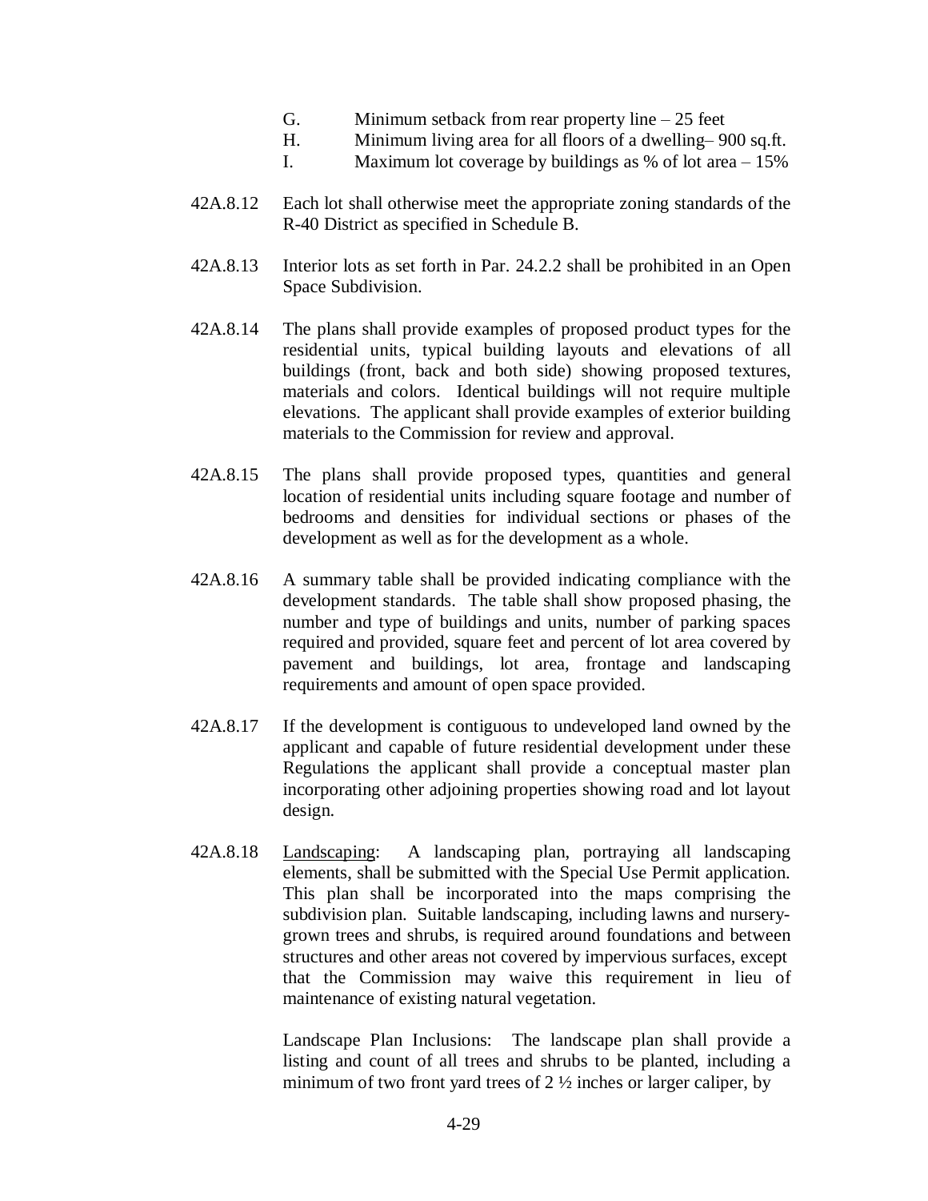G. Minimum setback from rear property line – 25 feet
H. Minimum living area for all floors of a dwelling– 900 sq.ft.
I. Maximum lot coverage by buildings as % of lot area – 15%

42A.8.12 Each lot shall otherwise meet the appropriate zoning standards of the R-40 District as specified in Schedule B.

42A.8.13 Interior lots as set forth in Par. 24.2.2 shall be prohibited in an Open Space Subdivision.

42A.8.14 The plans shall provide examples of proposed product types for the residential units, typical building layouts and elevations of all buildings (front, back and both side) showing proposed textures, materials and colors. Identical buildings will not require multiple elevations. The applicant shall provide examples of exterior building materials to the Commission for review and approval.

42A.8.15 The plans shall provide proposed types, quantities and general location of residential units including square footage and number of bedrooms and densities for individual sections or phases of the development as well as for the development as a whole.

42A.8.16 A summary table shall be provided indicating compliance with the development standards. The table shall show proposed phasing, the number and type of buildings and units, number of parking spaces required and provided, square feet and percent of lot area covered by pavement and buildings, lot area, frontage and landscaping requirements and amount of open space provided.

42A.8.17 If the development is contiguous to undeveloped land owned by the applicant and capable of future residential development under these Regulations the applicant shall provide a conceptual master plan incorporating other adjoining properties showing road and lot layout design.

42A.8.18 Landscaping: A landscaping plan, portraying all landscaping elements, shall be submitted with the Special Use Permit application. This plan shall be incorporated into the maps comprising the subdivision plan. Suitable landscaping, including lawns and nursery-grown trees and shrubs, is required around foundations and between structures and other areas not covered by impervious surfaces, except that the Commission may waive this requirement in lieu of maintenance of existing natural vegetation.

Landscape Plan Inclusions: The landscape plan shall provide a listing and count of all trees and shrubs to be planted, including a minimum of two front yard trees of 2 ½ inches or larger caliper, by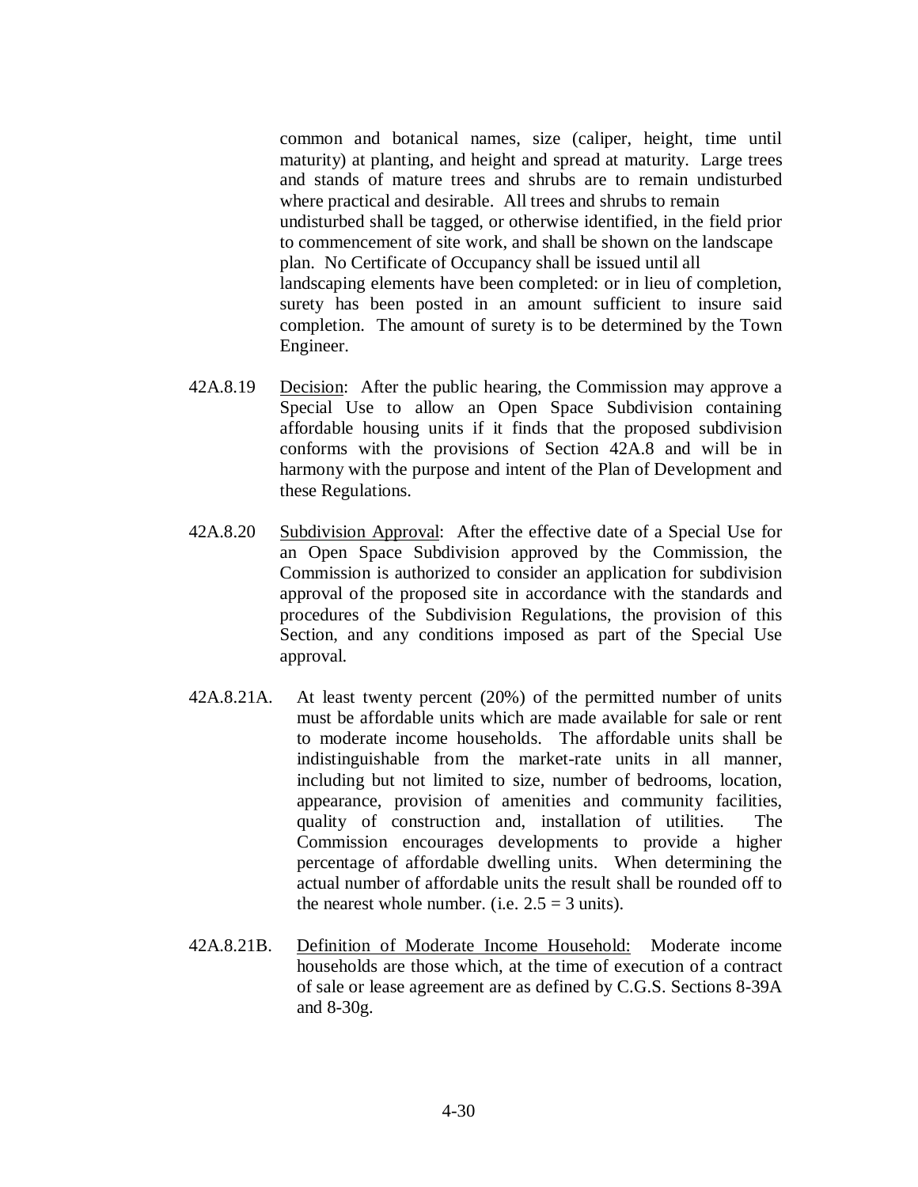common and botanical names, size (caliper, height, time until maturity) at planting, and height and spread at maturity. Large trees and stands of mature trees and shrubs are to remain undisturbed where practical and desirable. All trees and shrubs to remain undisturbed shall be tagged, or otherwise identified, in the field prior to commencement of site work, and shall be shown on the landscape plan. No Certificate of Occupancy shall be issued until all landscaping elements have been completed: or in lieu of completion, surety has been posted in an amount sufficient to insure said completion. The amount of surety is to be determined by the Town Engineer.

42A.8.19 Decision: After the public hearing, the Commission may approve a Special Use to allow an Open Space Subdivision containing affordable housing units if it finds that the proposed subdivision conforms with the provisions of Section 42A.8 and will be in harmony with the purpose and intent of the Plan of Development and these Regulations.

42A.8.20 Subdivision Approval: After the effective date of a Special Use for an Open Space Subdivision approved by the Commission, the Commission is authorized to consider an application for subdivision approval of the proposed site in accordance with the standards and procedures of the Subdivision Regulations, the provision of this Section, and any conditions imposed as part of the Special Use approval.

42A.8.21A. At least twenty percent (20%) of the permitted number of units must be affordable units which are made available for sale or rent to moderate income households. The affordable units shall be indistinguishable from the market-rate units in all manner, including but not limited to size, number of bedrooms, location, appearance, provision of amenities and community facilities, quality of construction and, installation of utilities. The Commission encourages developments to provide a higher percentage of affordable dwelling units. When determining the actual number of affordable units the result shall be rounded off to the nearest whole number. (i.e. 2.5 = 3 units).

42A.8.21B. Definition of Moderate Income Household: Moderate income households are those which, at the time of execution of a contract of sale or lease agreement are as defined by C.G.S. Sections 8-39A and 8-30g.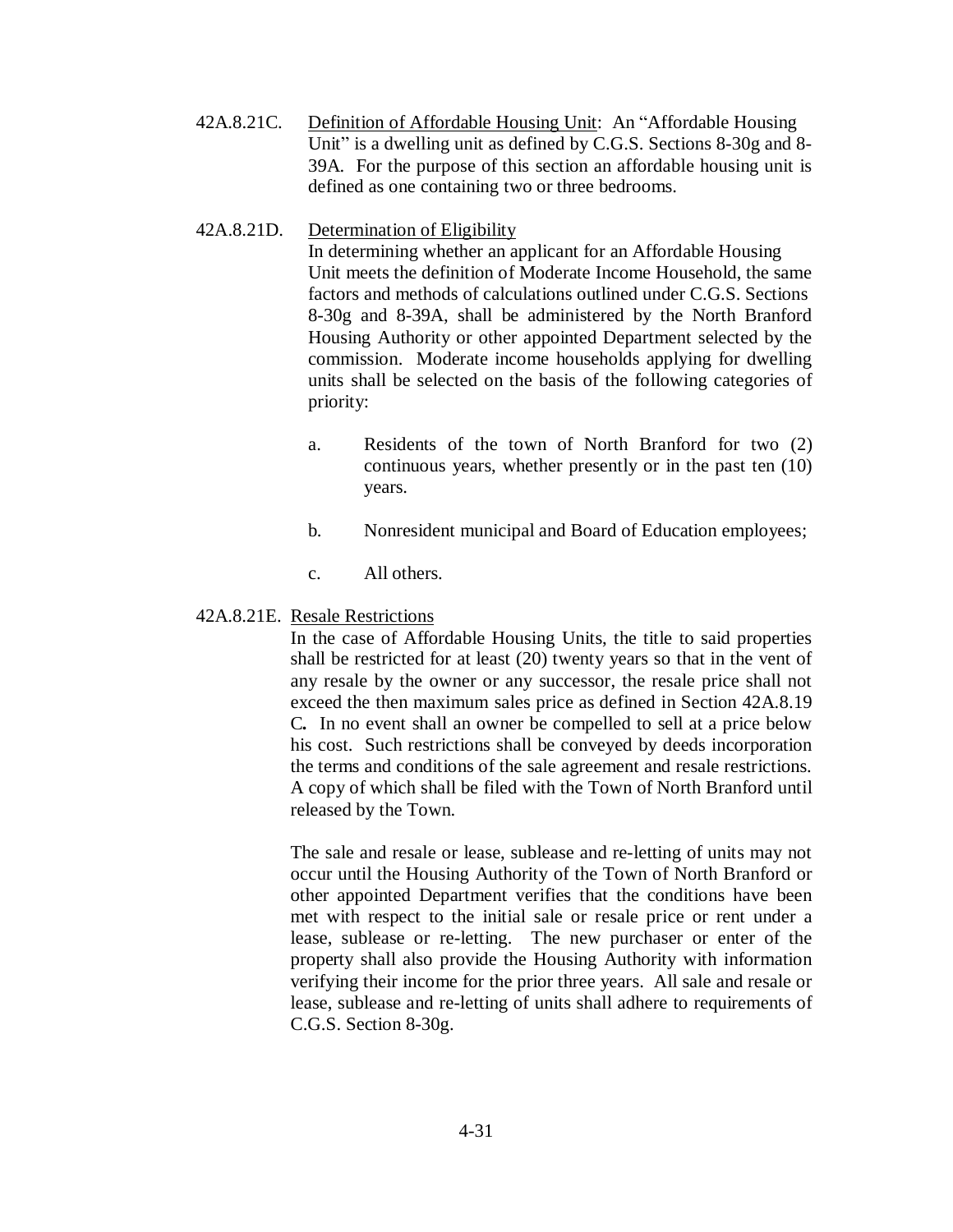42A.8.21C. Definition of Affordable Housing Unit: An "Affordable Housing Unit" is a dwelling unit as defined by C.G.S. Sections 8-30g and 8-39A. For the purpose of this section an affordable housing unit is defined as one containing two or three bedrooms.

42A.8.21D. Determination of Eligibility

In determining whether an applicant for an Affordable Housing Unit meets the definition of Moderate Income Household, the same factors and methods of calculations outlined under C.G.S. Sections 8-30g and 8-39A, shall be administered by the North Branford Housing Authority or other appointed Department selected by the commission. Moderate income households applying for dwelling units shall be selected on the basis of the following categories of priority:

a. Residents of the town of North Branford for two (2) continuous years, whether presently or in the past ten (10) years.

b. Nonresident municipal and Board of Education employees;

c. All others.

42A.8.21E. Resale Restrictions

In the case of Affordable Housing Units, the title to said properties shall be restricted for at least (20) twenty years so that in the vent of any resale by the owner or any successor, the resale price shall not exceed the then maximum sales price as defined in Section 42A.8.19 C**.** In no event shall an owner be compelled to sell at a price below his cost. Such restrictions shall be conveyed by deeds incorporation the terms and conditions of the sale agreement and resale restrictions. A copy of which shall be filed with the Town of North Branford until released by the Town.

The sale and resale or lease, sublease and re-letting of units may not occur until the Housing Authority of the Town of North Branford or other appointed Department verifies that the conditions have been met with respect to the initial sale or resale price or rent under a lease, sublease or re-letting. The new purchaser or enter of the property shall also provide the Housing Authority with information verifying their income for the prior three years. All sale and resale or lease, sublease and re-letting of units shall adhere to requirements of C.G.S. Section 8-30g.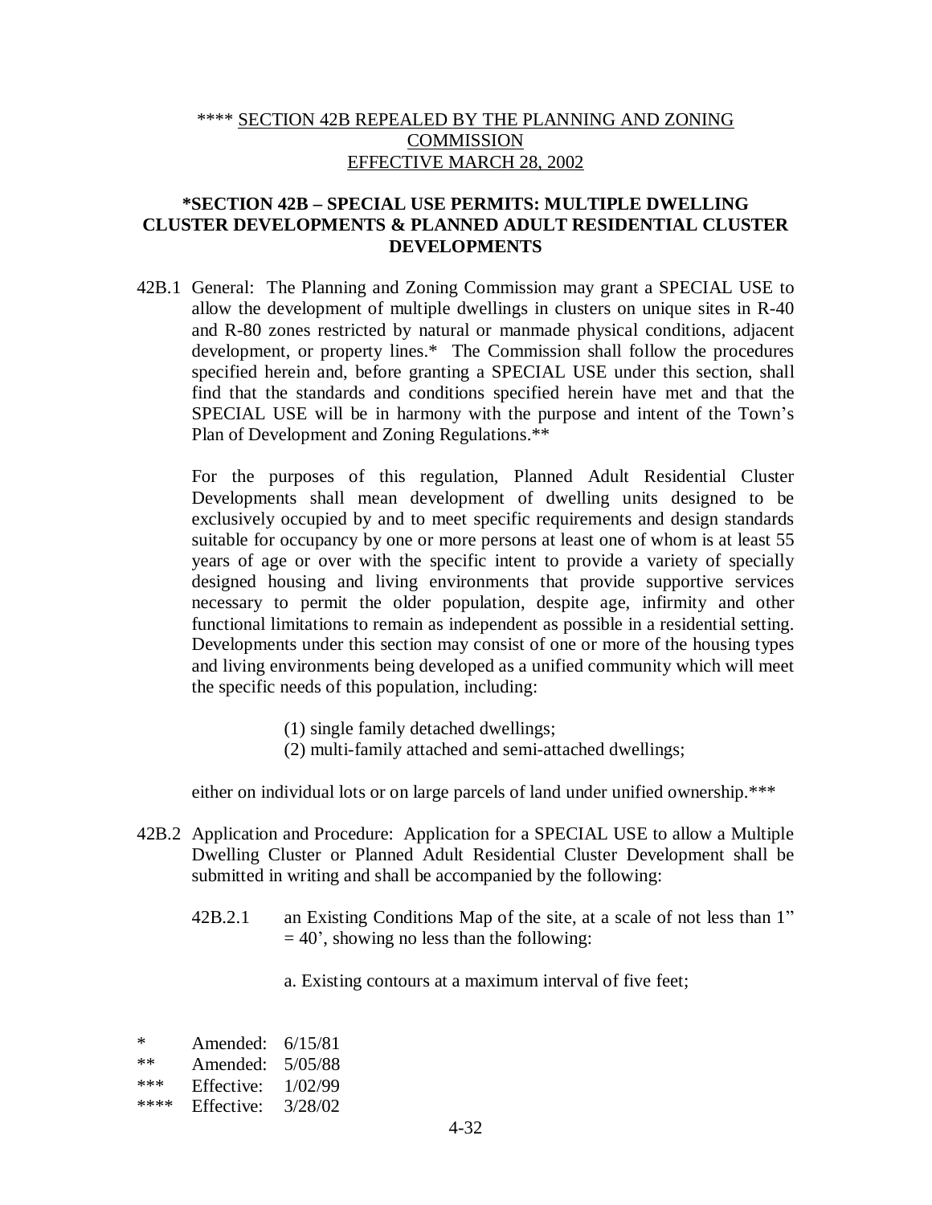**** <u>SECTION 42B REPEALED BY THE PLANNING AND ZONING COMMISSION EFFECTIVE MARCH 28, 2002</u>

## *SECTION 42B – SPECIAL USE PERMITS: MULTIPLE DWELLING CLUSTER DEVELOPMENTS & PLANNED ADULT RESIDENTIAL CLUSTER DEVELOPMENTS

42B.1 General: The Planning and Zoning Commission may grant a SPECIAL USE to allow the development of multiple dwellings in clusters on unique sites in R-40 and R-80 zones restricted by natural or manmade physical conditions, adjacent development, or property lines.* The Commission shall follow the procedures specified herein and, before granting a SPECIAL USE under this section, shall find that the standards and conditions specified herein have met and that the SPECIAL USE will be in harmony with the purpose and intent of the Town's Plan of Development and Zoning Regulations.**

For the purposes of this regulation, Planned Adult Residential Cluster Developments shall mean development of dwelling units designed to be exclusively occupied by and to meet specific requirements and design standards suitable for occupancy by one or more persons at least one of whom is at least 55 years of age or over with the specific intent to provide a variety of specially designed housing and living environments that provide supportive services necessary to permit the older population, despite age, infirmity and other functional limitations to remain as independent as possible in a residential setting. Developments under this section may consist of one or more of the housing types and living environments being developed as a unified community which will meet the specific needs of this population, including:

(1) single family detached dwellings;
(2) multi-family attached and semi-attached dwellings;

either on individual lots or on large parcels of land under unified ownership.***

42B.2 Application and Procedure: Application for a SPECIAL USE to allow a Multiple Dwelling Cluster or Planned Adult Residential Cluster Development shall be submitted in writing and shall be accompanied by the following:

42B.2.1 an Existing Conditions Map of the site, at a scale of not less than 1" = 40', showing no less than the following:

a. Existing contours at a maximum interval of five feet;

\* Amended: 6/15/81
\** Amended: 5/05/88
\*** Effective: 1/02/99
\**** Effective: 3/28/02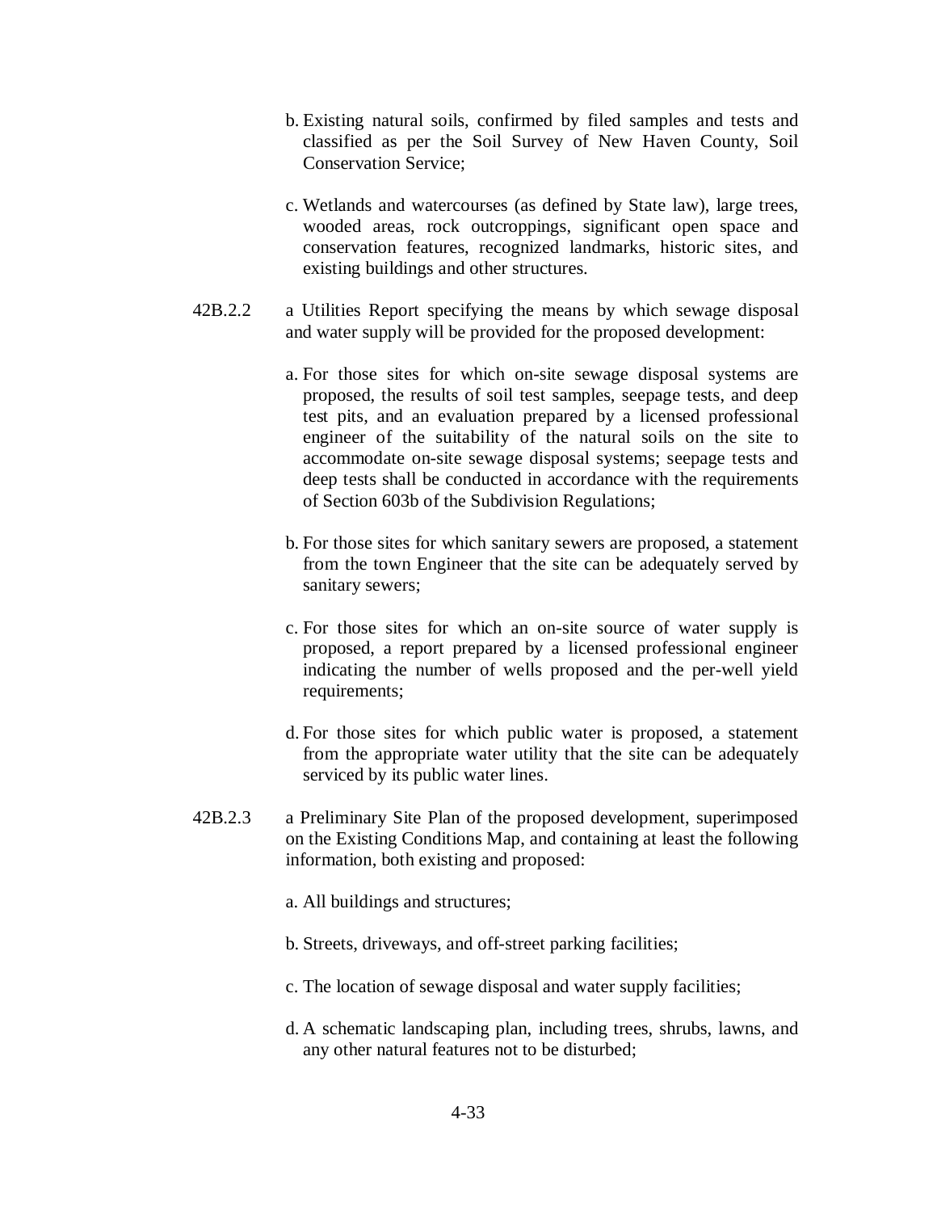b. Existing natural soils, confirmed by filed samples and tests and classified as per the Soil Survey of New Haven County, Soil Conservation Service;

c. Wetlands and watercourses (as defined by State law), large trees, wooded areas, rock outcroppings, significant open space and conservation features, recognized landmarks, historic sites, and existing buildings and other structures.

42B.2.2 a Utilities Report specifying the means by which sewage disposal and water supply will be provided for the proposed development:

a. For those sites for which on-site sewage disposal systems are proposed, the results of soil test samples, seepage tests, and deep test pits, and an evaluation prepared by a licensed professional engineer of the suitability of the natural soils on the site to accommodate on-site sewage disposal systems; seepage tests and deep tests shall be conducted in accordance with the requirements of Section 603b of the Subdivision Regulations;

b. For those sites for which sanitary sewers are proposed, a statement from the town Engineer that the site can be adequately served by sanitary sewers;

c. For those sites for which an on-site source of water supply is proposed, a report prepared by a licensed professional engineer indicating the number of wells proposed and the per-well yield requirements;

d. For those sites for which public water is proposed, a statement from the appropriate water utility that the site can be adequately serviced by its public water lines.

42B.2.3 a Preliminary Site Plan of the proposed development, superimposed on the Existing Conditions Map, and containing at least the following information, both existing and proposed:

a. All buildings and structures;

b. Streets, driveways, and off-street parking facilities;

c. The location of sewage disposal and water supply facilities;

d. A schematic landscaping plan, including trees, shrubs, lawns, and any other natural features not to be disturbed;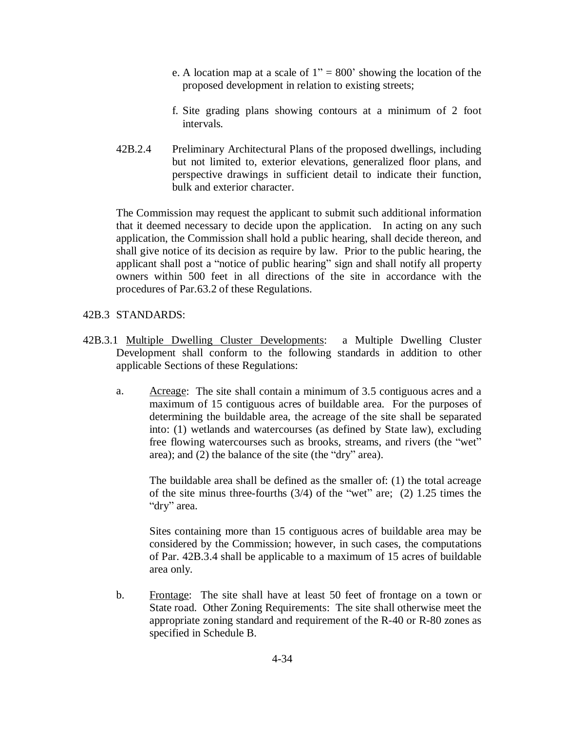e. A location map at a scale of 1" = 800' showing the location of the proposed development in relation to existing streets;

f. Site grading plans showing contours at a minimum of 2 foot intervals.

42B.2.4 Preliminary Architectural Plans of the proposed dwellings, including but not limited to, exterior elevations, generalized floor plans, and perspective drawings in sufficient detail to indicate their function, bulk and exterior character.

The Commission may request the applicant to submit such additional information that it deemed necessary to decide upon the application. In acting on any such application, the Commission shall hold a public hearing, shall decide thereon, and shall give notice of its decision as require by law. Prior to the public hearing, the applicant shall post a "notice of public hearing" sign and shall notify all property owners within 500 feet in all directions of the site in accordance with the procedures of Par.63.2 of these Regulations.

42B.3 STANDARDS:

42B.3.1 <u>Multiple Dwelling Cluster Developments</u>: a Multiple Dwelling Cluster Development shall conform to the following standards in addition to other applicable Sections of these Regulations:

a. <u>Acreage</u>: The site shall contain a minimum of 3.5 contiguous acres and a maximum of 15 contiguous acres of buildable area. For the purposes of determining the buildable area, the acreage of the site shall be separated into: (1) wetlands and watercourses (as defined by State law), excluding free flowing watercourses such as brooks, streams, and rivers (the "wet" area); and (2) the balance of the site (the "dry" area).

The buildable area shall be defined as the smaller of: (1) the total acreage of the site minus three-fourths (3/4) of the "wet" are; (2) 1.25 times the "dry" area.

Sites containing more than 15 contiguous acres of buildable area may be considered by the Commission; however, in such cases, the computations of Par. 42B.3.4 shall be applicable to a maximum of 15 acres of buildable area only.

b. <u>Frontage</u>: The site shall have at least 50 feet of frontage on a town or State road. Other Zoning Requirements: The site shall otherwise meet the appropriate zoning standard and requirement of the R-40 or R-80 zones as specified in Schedule B.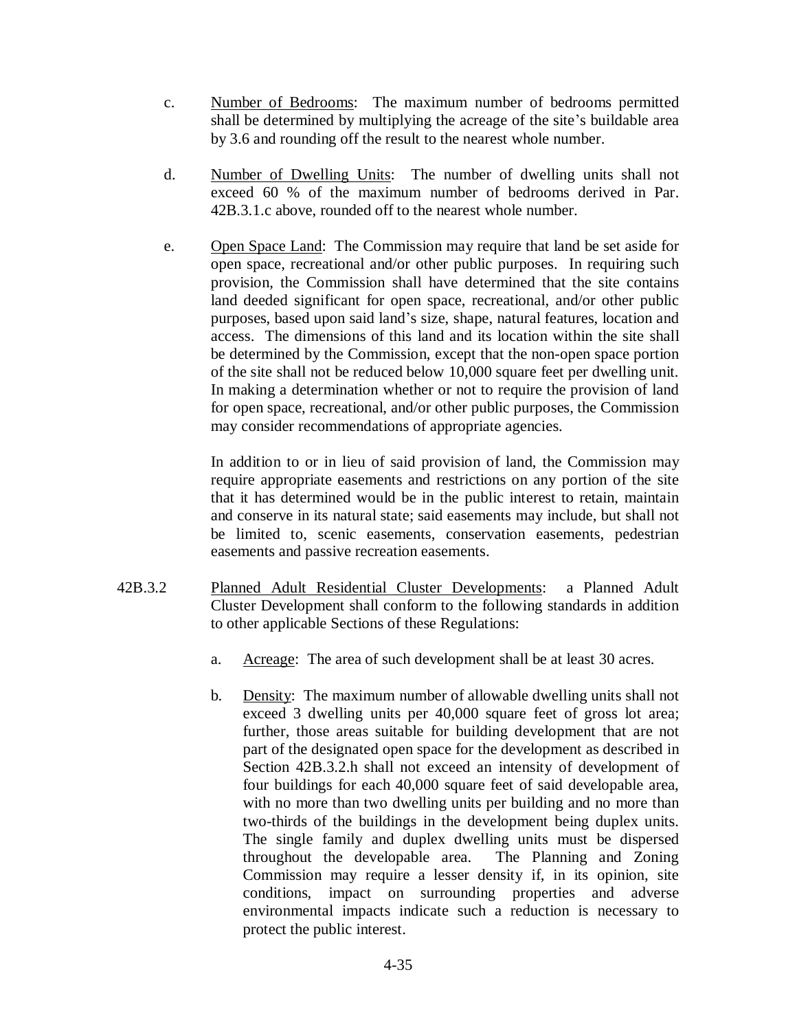c. Number of Bedrooms: The maximum number of bedrooms permitted shall be determined by multiplying the acreage of the site's buildable area by 3.6 and rounding off the result to the nearest whole number.

d. Number of Dwelling Units: The number of dwelling units shall not exceed 60 % of the maximum number of bedrooms derived in Par. 42B.3.1.c above, rounded off to the nearest whole number.

e. Open Space Land: The Commission may require that land be set aside for open space, recreational and/or other public purposes. In requiring such provision, the Commission shall have determined that the site contains land deeded significant for open space, recreational, and/or other public purposes, based upon said land's size, shape, natural features, location and access. The dimensions of this land and its location within the site shall be determined by the Commission, except that the non-open space portion of the site shall not be reduced below 10,000 square feet per dwelling unit. In making a determination whether or not to require the provision of land for open space, recreational, and/or other public purposes, the Commission may consider recommendations of appropriate agencies.

   In addition to or in lieu of said provision of land, the Commission may require appropriate easements and restrictions on any portion of the site that it has determined would be in the public interest to retain, maintain and conserve in its natural state; said easements may include, but shall not be limited to, scenic easements, conservation easements, pedestrian easements and passive recreation easements.

42B.3.2 Planned Adult Residential Cluster Developments: a Planned Adult Cluster Development shall conform to the following standards in addition to other applicable Sections of these Regulations:

a. Acreage: The area of such development shall be at least 30 acres.

b. Density: The maximum number of allowable dwelling units shall not exceed 3 dwelling units per 40,000 square feet of gross lot area; further, those areas suitable for building development that are not part of the designated open space for the development as described in Section 42B.3.2.h shall not exceed an intensity of development of four buildings for each 40,000 square feet of said developable area, with no more than two dwelling units per building and no more than two-thirds of the buildings in the development being duplex units. The single family and duplex dwelling units must be dispersed throughout the developable area. The Planning and Zoning Commission may require a lesser density if, in its opinion, site conditions, impact on surrounding properties and adverse environmental impacts indicate such a reduction is necessary to protect the public interest.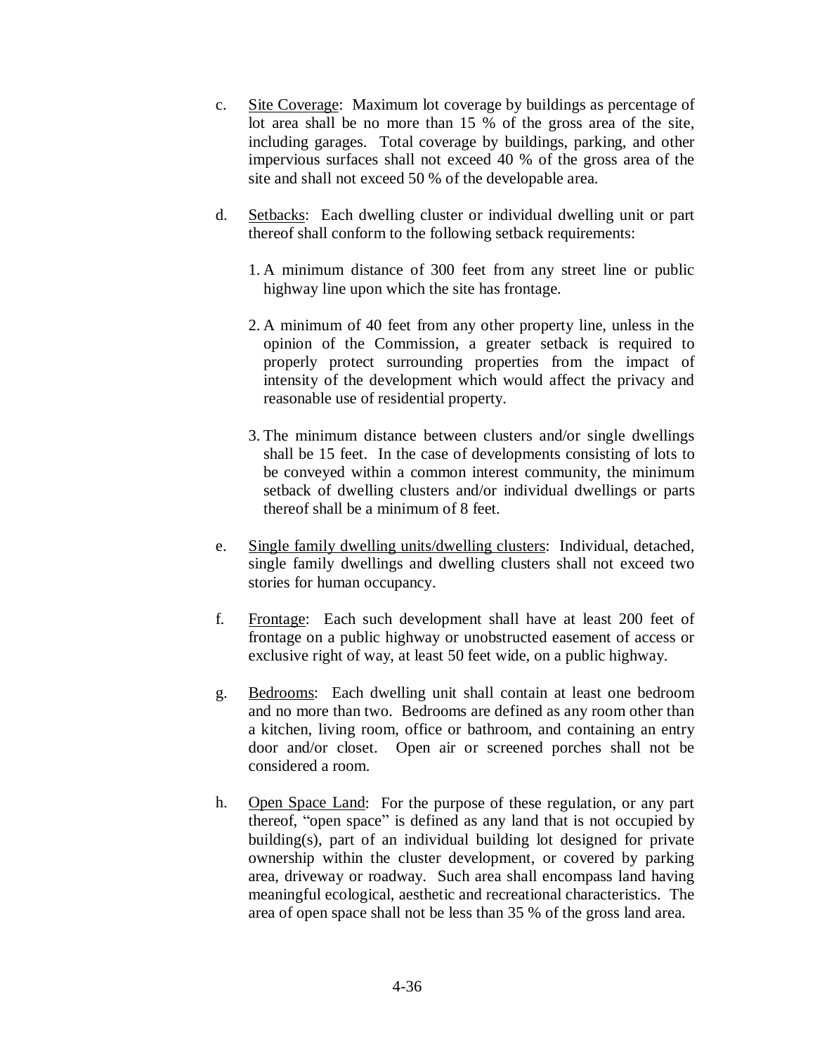c. <u>Site Coverage</u>: Maximum lot coverage by buildings as percentage of lot area shall be no more than 15 % of the gross area of the site, including garages. Total coverage by buildings, parking, and other impervious surfaces shall not exceed 40 % of the gross area of the site and shall not exceed 50 % of the developable area.

d. <u>Setbacks</u>: Each dwelling cluster or individual dwelling unit or part thereof shall conform to the following setback requirements:

   1. A minimum distance of 300 feet from any street line or public highway line upon which the site has frontage.

   2. A minimum of 40 feet from any other property line, unless in the opinion of the Commission, a greater setback is required to properly protect surrounding properties from the impact of intensity of the development which would affect the privacy and reasonable use of residential property.

   3. The minimum distance between clusters and/or single dwellings shall be 15 feet. In the case of developments consisting of lots to be conveyed within a common interest community, the minimum setback of dwelling clusters and/or individual dwellings or parts thereof shall be a minimum of 8 feet.

e. <u>Single family dwelling units/dwelling clusters</u>: Individual, detached, single family dwellings and dwelling clusters shall not exceed two stories for human occupancy.

f. <u>Frontage</u>: Each such development shall have at least 200 feet of frontage on a public highway or unobstructed easement of access or exclusive right of way, at least 50 feet wide, on a public highway.

g. <u>Bedrooms</u>: Each dwelling unit shall contain at least one bedroom and no more than two. Bedrooms are defined as any room other than a kitchen, living room, office or bathroom, and containing an entry door and/or closet. Open air or screened porches shall not be considered a room.

h. <u>Open Space Land</u>: For the purpose of these regulation, or any part thereof, "open space" is defined as any land that is not occupied by building(s), part of an individual building lot designed for private ownership within the cluster development, or covered by parking area, driveway or roadway. Such area shall encompass land having meaningful ecological, aesthetic and recreational characteristics. The area of open space shall not be less than 35 % of the gross land area.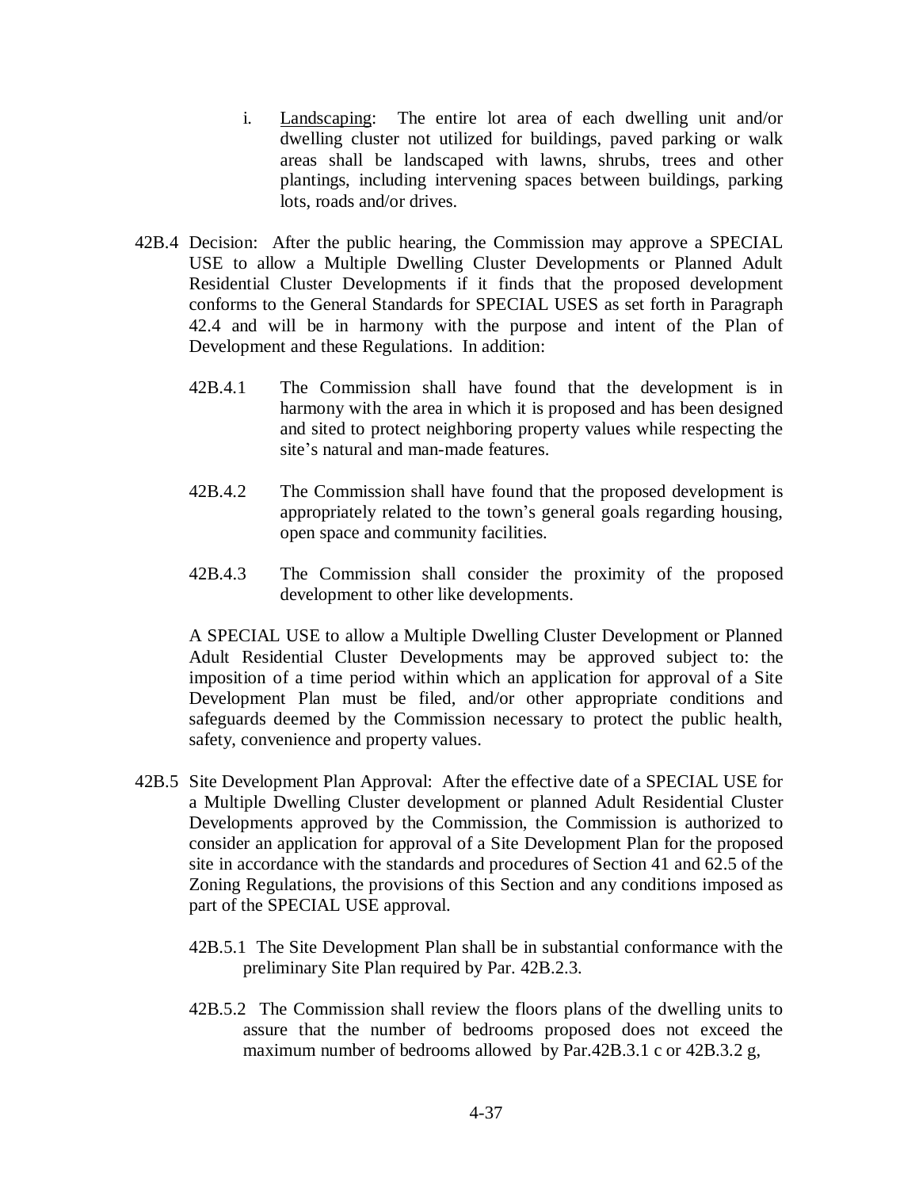i. Landscaping: The entire lot area of each dwelling unit and/or dwelling cluster not utilized for buildings, paved parking or walk areas shall be landscaped with lawns, shrubs, trees and other plantings, including intervening spaces between buildings, parking lots, roads and/or drives.

42B.4 Decision: After the public hearing, the Commission may approve a SPECIAL USE to allow a Multiple Dwelling Cluster Developments or Planned Adult Residential Cluster Developments if it finds that the proposed development conforms to the General Standards for SPECIAL USES as set forth in Paragraph 42.4 and will be in harmony with the purpose and intent of the Plan of Development and these Regulations. In addition:

42B.4.1 The Commission shall have found that the development is in harmony with the area in which it is proposed and has been designed and sited to protect neighboring property values while respecting the site's natural and man-made features.

42B.4.2 The Commission shall have found that the proposed development is appropriately related to the town's general goals regarding housing, open space and community facilities.

42B.4.3 The Commission shall consider the proximity of the proposed development to other like developments.

A SPECIAL USE to allow a Multiple Dwelling Cluster Development or Planned Adult Residential Cluster Developments may be approved subject to: the imposition of a time period within which an application for approval of a Site Development Plan must be filed, and/or other appropriate conditions and safeguards deemed by the Commission necessary to protect the public health, safety, convenience and property values.

42B.5 Site Development Plan Approval: After the effective date of a SPECIAL USE for a Multiple Dwelling Cluster development or planned Adult Residential Cluster Developments approved by the Commission, the Commission is authorized to consider an application for approval of a Site Development Plan for the proposed site in accordance with the standards and procedures of Section 41 and 62.5 of the Zoning Regulations, the provisions of this Section and any conditions imposed as part of the SPECIAL USE approval.

42B.5.1 The Site Development Plan shall be in substantial conformance with the preliminary Site Plan required by Par. 42B.2.3.

42B.5.2 The Commission shall review the floors plans of the dwelling units to assure that the number of bedrooms proposed does not exceed the maximum number of bedrooms allowed by Par.42B.3.1 c or 42B.3.2 g,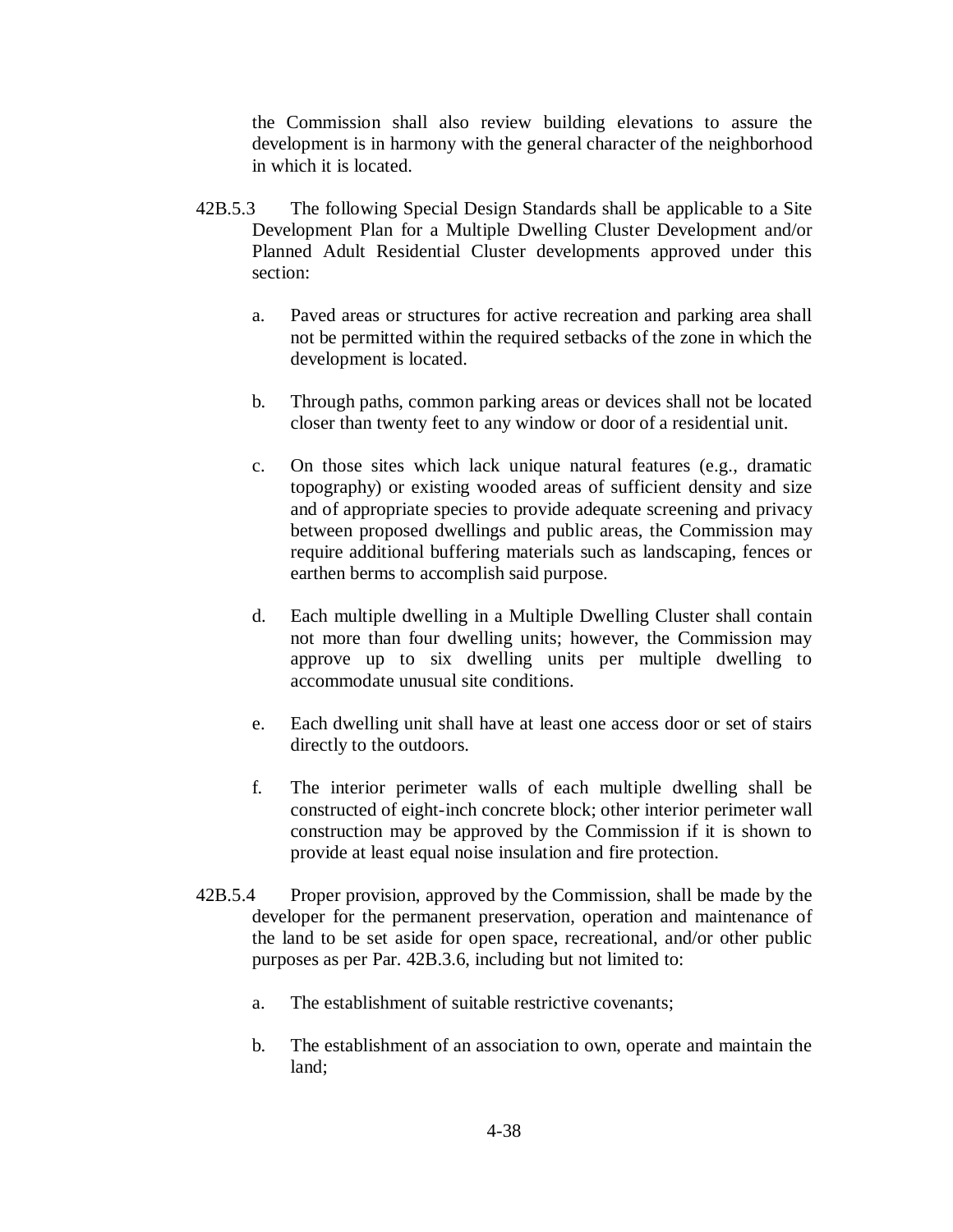the Commission shall also review building elevations to assure the development is in harmony with the general character of the neighborhood in which it is located.

42B.5.3 The following Special Design Standards shall be applicable to a Site Development Plan for a Multiple Dwelling Cluster Development and/or Planned Adult Residential Cluster developments approved under this section:

a. Paved areas or structures for active recreation and parking area shall not be permitted within the required setbacks of the zone in which the development is located.

b. Through paths, common parking areas or devices shall not be located closer than twenty feet to any window or door of a residential unit.

c. On those sites which lack unique natural features (e.g., dramatic topography) or existing wooded areas of sufficient density and size and of appropriate species to provide adequate screening and privacy between proposed dwellings and public areas, the Commission may require additional buffering materials such as landscaping, fences or earthen berms to accomplish said purpose.

d. Each multiple dwelling in a Multiple Dwelling Cluster shall contain not more than four dwelling units; however, the Commission may approve up to six dwelling units per multiple dwelling to accommodate unusual site conditions.

e. Each dwelling unit shall have at least one access door or set of stairs directly to the outdoors.

f. The interior perimeter walls of each multiple dwelling shall be constructed of eight-inch concrete block; other interior perimeter wall construction may be approved by the Commission if it is shown to provide at least equal noise insulation and fire protection.

42B.5.4 Proper provision, approved by the Commission, shall be made by the developer for the permanent preservation, operation and maintenance of the land to be set aside for open space, recreational, and/or other public purposes as per Par. 42B.3.6, including but not limited to:

a. The establishment of suitable restrictive covenants;

b. The establishment of an association to own, operate and maintain the land;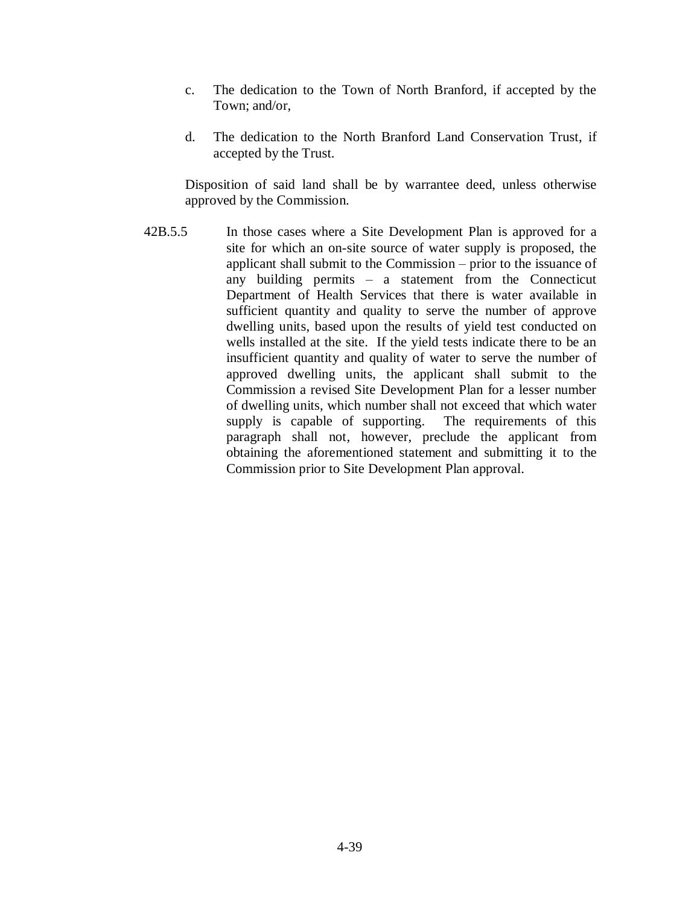c. The dedication to the Town of North Branford, if accepted by the Town; and/or,

d. The dedication to the North Branford Land Conservation Trust, if accepted by the Trust.

Disposition of said land shall be by warrantee deed, unless otherwise approved by the Commission.

42B.5.5 In those cases where a Site Development Plan is approved for a site for which an on-site source of water supply is proposed, the applicant shall submit to the Commission – prior to the issuance of any building permits – a statement from the Connecticut Department of Health Services that there is water available in sufficient quantity and quality to serve the number of approve dwelling units, based upon the results of yield test conducted on wells installed at the site. If the yield tests indicate there to be an insufficient quantity and quality of water to serve the number of approved dwelling units, the applicant shall submit to the Commission a revised Site Development Plan for a lesser number of dwelling units, which number shall not exceed that which water supply is capable of supporting. The requirements of this paragraph shall not, however, preclude the applicant from obtaining the aforementioned statement and submitting it to the Commission prior to Site Development Plan approval.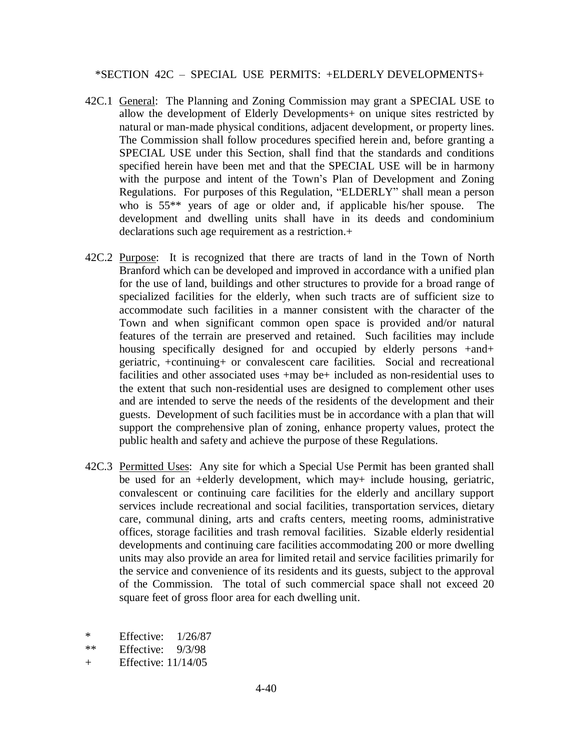## *SECTION 42C – SPECIAL USE PERMITS: +ELDERLY DEVELOPMENTS+

42C.1 General: The Planning and Zoning Commission may grant a SPECIAL USE to allow the development of Elderly Developments+ on unique sites restricted by natural or man-made physical conditions, adjacent development, or property lines. The Commission shall follow procedures specified herein and, before granting a SPECIAL USE under this Section, shall find that the standards and conditions specified herein have been met and that the SPECIAL USE will be in harmony with the purpose and intent of the Town's Plan of Development and Zoning Regulations. For purposes of this Regulation, "ELDERLY" shall mean a person who is 55** years of age or older and, if applicable his/her spouse. The development and dwelling units shall have in its deeds and condominium declarations such age requirement as a restriction.+

42C.2 Purpose: It is recognized that there are tracts of land in the Town of North Branford which can be developed and improved in accordance with a unified plan for the use of land, buildings and other structures to provide for a broad range of specialized facilities for the elderly, when such tracts are of sufficient size to accommodate such facilities in a manner consistent with the character of the Town and when significant common open space is provided and/or natural features of the terrain are preserved and retained. Such facilities may include housing specifically designed for and occupied by elderly persons +and+ geriatric, +continuing+ or convalescent care facilities. Social and recreational facilities and other associated uses +may be+ included as non-residential uses to the extent that such non-residential uses are designed to complement other uses and are intended to serve the needs of the residents of the development and their guests. Development of such facilities must be in accordance with a plan that will support the comprehensive plan of zoning, enhance property values, protect the public health and safety and achieve the purpose of these Regulations.

42C.3 Permitted Uses: Any site for which a Special Use Permit has been granted shall be used for an +elderly development, which may+ include housing, geriatric, convalescent or continuing care facilities for the elderly and ancillary support services include recreational and social facilities, transportation services, dietary care, communal dining, arts and crafts centers, meeting rooms, administrative offices, storage facilities and trash removal facilities. Sizable elderly residential developments and continuing care facilities accommodating 200 or more dwelling units may also provide an area for limited retail and service facilities primarily for the service and convenience of its residents and its guests, subject to the approval of the Commission. The total of such commercial space shall not exceed 20 square feet of gross floor area for each dwelling unit.

\* Effective: 1/26/87
\** Effective: 9/3/98
\+ Effective: 11/14/05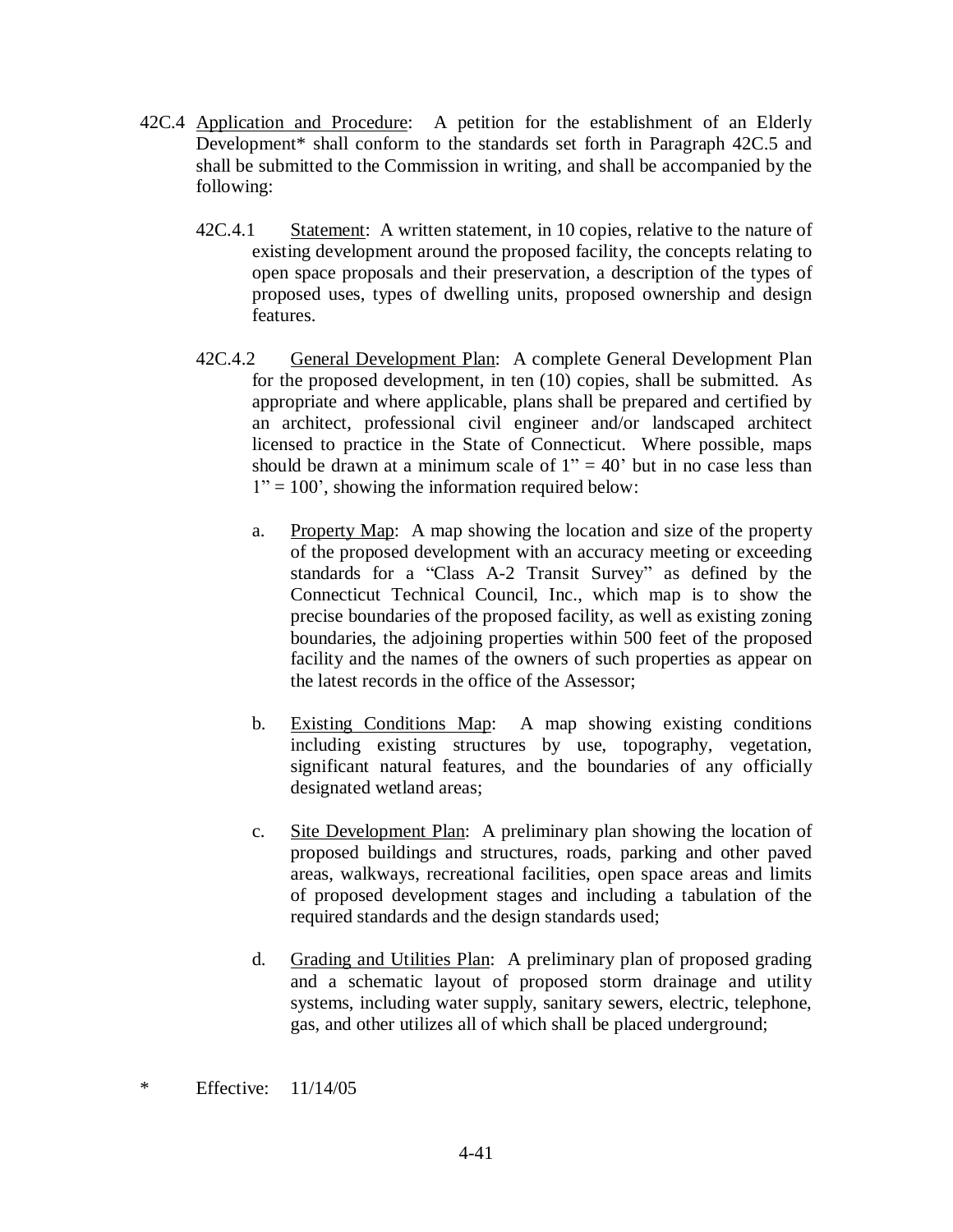42C.4 Application and Procedure: A petition for the establishment of an Elderly Development* shall conform to the standards set forth in Paragraph 42C.5 and shall be submitted to the Commission in writing, and shall be accompanied by the following:

42C.4.1 Statement: A written statement, in 10 copies, relative to the nature of existing development around the proposed facility, the concepts relating to open space proposals and their preservation, a description of the types of proposed uses, types of dwelling units, proposed ownership and design features.

42C.4.2 General Development Plan: A complete General Development Plan for the proposed development, in ten (10) copies, shall be submitted. As appropriate and where applicable, plans shall be prepared and certified by an architect, professional civil engineer and/or landscaped architect licensed to practice in the State of Connecticut. Where possible, maps should be drawn at a minimum scale of 1" = 40' but in no case less than 1" = 100', showing the information required below:

a. Property Map: A map showing the location and size of the property of the proposed development with an accuracy meeting or exceeding standards for a "Class A-2 Transit Survey" as defined by the Connecticut Technical Council, Inc., which map is to show the precise boundaries of the proposed facility, as well as existing zoning boundaries, the adjoining properties within 500 feet of the proposed facility and the names of the owners of such properties as appear on the latest records in the office of the Assessor;

b. Existing Conditions Map: A map showing existing conditions including existing structures by use, topography, vegetation, significant natural features, and the boundaries of any officially designated wetland areas;

c. Site Development Plan: A preliminary plan showing the location of proposed buildings and structures, roads, parking and other paved areas, walkways, recreational facilities, open space areas and limits of proposed development stages and including a tabulation of the required standards and the design standards used;

d. Grading and Utilities Plan: A preliminary plan of proposed grading and a schematic layout of proposed storm drainage and utility systems, including water supply, sanitary sewers, electric, telephone, gas, and other utilizes all of which shall be placed underground;

\* Effective: 11/14/05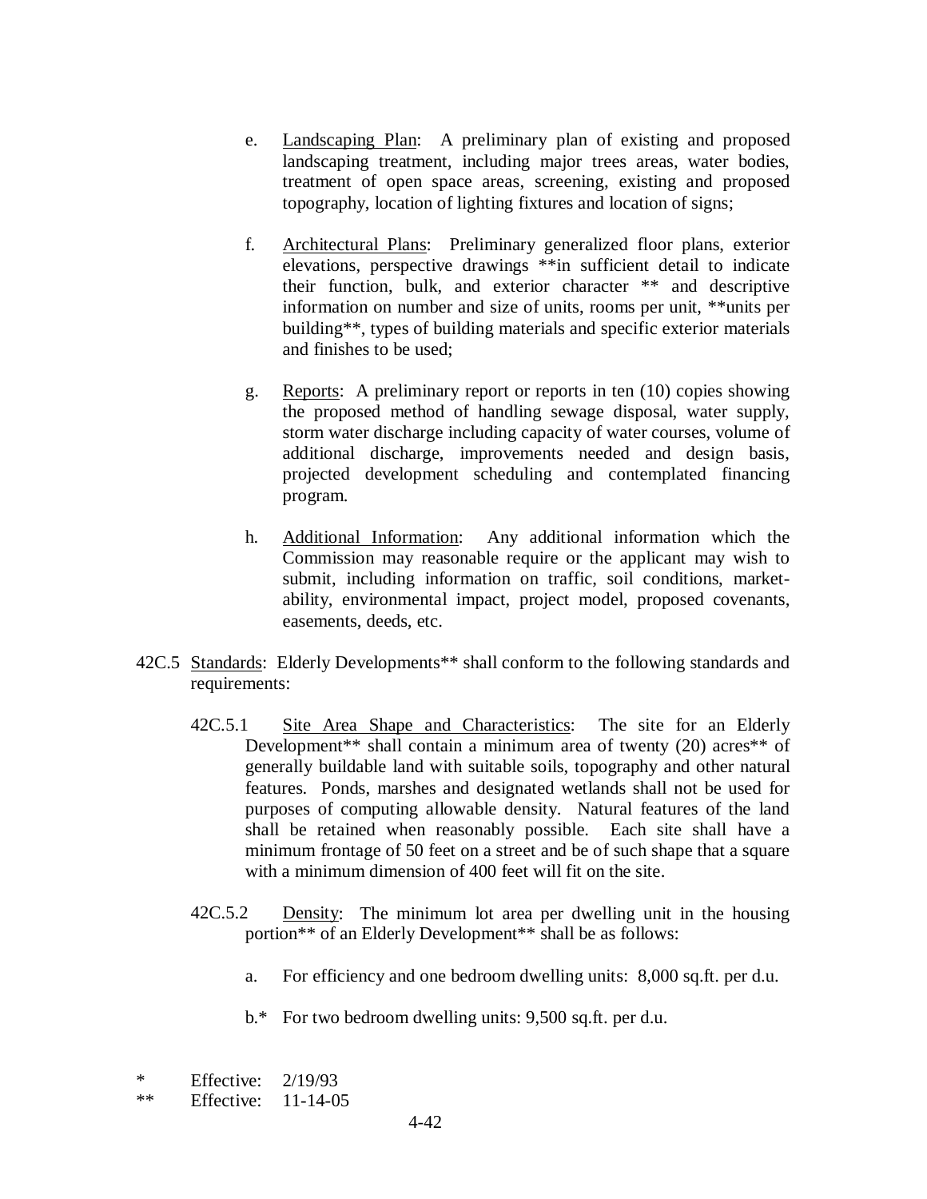e. <u>Landscaping Plan</u>: A preliminary plan of existing and proposed landscaping treatment, including major trees areas, water bodies, treatment of open space areas, screening, existing and proposed topography, location of lighting fixtures and location of signs;

f. <u>Architectural Plans</u>: Preliminary generalized floor plans, exterior elevations, perspective drawings **in sufficient detail to indicate their function, bulk, and exterior character ** and descriptive information on number and size of units, rooms per unit, **units per building**, types of building materials and specific exterior materials and finishes to be used;

g. <u>Reports</u>: A preliminary report or reports in ten (10) copies showing the proposed method of handling sewage disposal, water supply, storm water discharge including capacity of water courses, volume of additional discharge, improvements needed and design basis, projected development scheduling and contemplated financing program.

h. <u>Additional Information</u>: Any additional information which the Commission may reasonable require or the applicant may wish to submit, including information on traffic, soil conditions, market-ability, environmental impact, project model, proposed covenants, easements, deeds, etc.

42C.5 <u>Standards</u>: Elderly Developments** shall conform to the following standards and requirements:

42C.5.1 <u>Site Area Shape and Characteristics</u>: The site for an Elderly Development** shall contain a minimum area of twenty (20) acres** of generally buildable land with suitable soils, topography and other natural features. Ponds, marshes and designated wetlands shall not be used for purposes of computing allowable density. Natural features of the land shall be retained when reasonably possible. Each site shall have a minimum frontage of 50 feet on a street and be of such shape that a square with a minimum dimension of 400 feet will fit on the site.

42C.5.2 <u>Density</u>: The minimum lot area per dwelling unit in the housing portion** of an Elderly Development** shall be as follows:

a. For efficiency and one bedroom dwelling units: 8,000 sq.ft. per d.u.

b.* For two bedroom dwelling units: 9,500 sq.ft. per d.u.

\* Effective: 2/19/93
** Effective: 11-14-05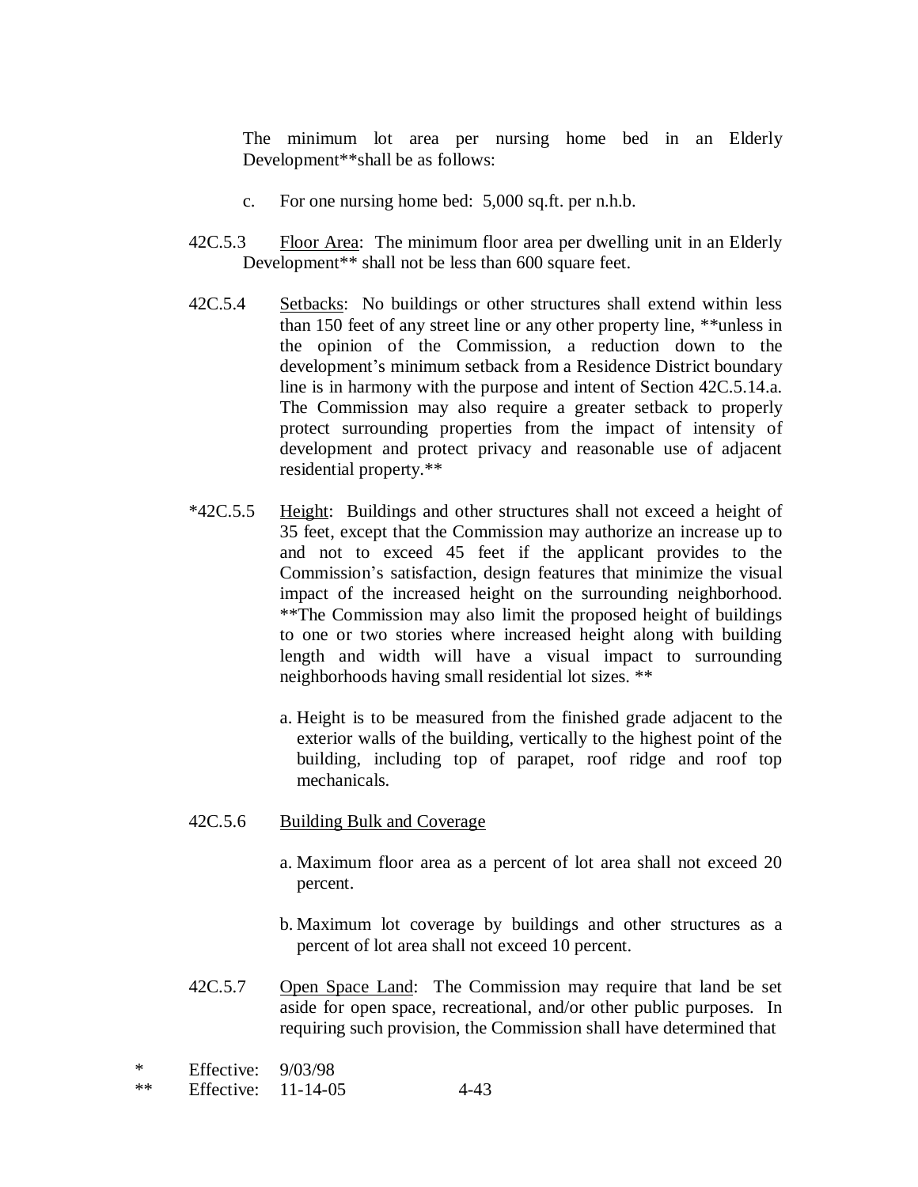The minimum lot area per nursing home bed in an Elderly Development**shall be as follows:

c. For one nursing home bed: 5,000 sq.ft. per n.h.b.

42C.5.3 Floor Area: The minimum floor area per dwelling unit in an Elderly Development** shall not be less than 600 square feet.

42C.5.4 Setbacks: No buildings or other structures shall extend within less than 150 feet of any street line or any other property line, **unless in the opinion of the Commission, a reduction down to the development's minimum setback from a Residence District boundary line is in harmony with the purpose and intent of Section 42C.5.14.a. The Commission may also require a greater setback to properly protect surrounding properties from the impact of intensity of development and protect privacy and reasonable use of adjacent residential property.**

*42C.5.5 Height: Buildings and other structures shall not exceed a height of 35 feet, except that the Commission may authorize an increase up to and not to exceed 45 feet if the applicant provides to the Commission's satisfaction, design features that minimize the visual impact of the increased height on the surrounding neighborhood. **The Commission may also limit the proposed height of buildings to one or two stories where increased height along with building length and width will have a visual impact to surrounding neighborhoods having small residential lot sizes. **

a. Height is to be measured from the finished grade adjacent to the exterior walls of the building, vertically to the highest point of the building, including top of parapet, roof ridge and roof top mechanicals.

42C.5.6 Building Bulk and Coverage

a. Maximum floor area as a percent of lot area shall not exceed 20 percent.

b. Maximum lot coverage by buildings and other structures as a percent of lot area shall not exceed 10 percent.

42C.5.7 Open Space Land: The Commission may require that land be set aside for open space, recreational, and/or other public purposes. In requiring such provision, the Commission shall have determined that

\* Effective: 9/03/98
\** Effective: 11-14-05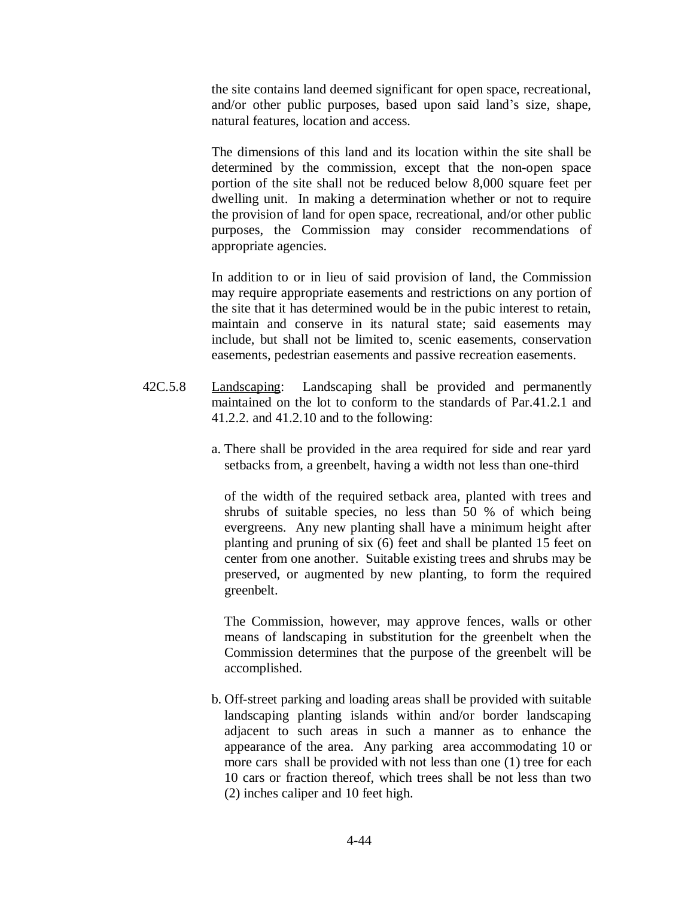the site contains land deemed significant for open space, recreational, and/or other public purposes, based upon said land's size, shape, natural features, location and access.

The dimensions of this land and its location within the site shall be determined by the commission, except that the non-open space portion of the site shall not be reduced below 8,000 square feet per dwelling unit. In making a determination whether or not to require the provision of land for open space, recreational, and/or other public purposes, the Commission may consider recommendations of appropriate agencies.

In addition to or in lieu of said provision of land, the Commission may require appropriate easements and restrictions on any portion of the site that it has determined would be in the pubic interest to retain, maintain and conserve in its natural state; said easements may include, but shall not be limited to, scenic easements, conservation easements, pedestrian easements and passive recreation easements.

42C.5.8 Landscaping: Landscaping shall be provided and permanently maintained on the lot to conform to the standards of Par.41.2.1 and 41.2.2. and 41.2.10 and to the following:

a. There shall be provided in the area required for side and rear yard setbacks from, a greenbelt, having a width not less than one-third of the width of the required setback area, planted with trees and shrubs of suitable species, no less than 50 % of which being evergreens. Any new planting shall have a minimum height after planting and pruning of six (6) feet and shall be planted 15 feet on center from one another. Suitable existing trees and shrubs may be preserved, or augmented by new planting, to form the required greenbelt.

   The Commission, however, may approve fences, walls or other means of landscaping in substitution for the greenbelt when the Commission determines that the purpose of the greenbelt will be accomplished.

b. Off-street parking and loading areas shall be provided with suitable landscaping planting islands within and/or border landscaping adjacent to such areas in such a manner as to enhance the appearance of the area. Any parking area accommodating 10 or more cars shall be provided with not less than one (1) tree for each 10 cars or fraction thereof, which trees shall be not less than two (2) inches caliper and 10 feet high.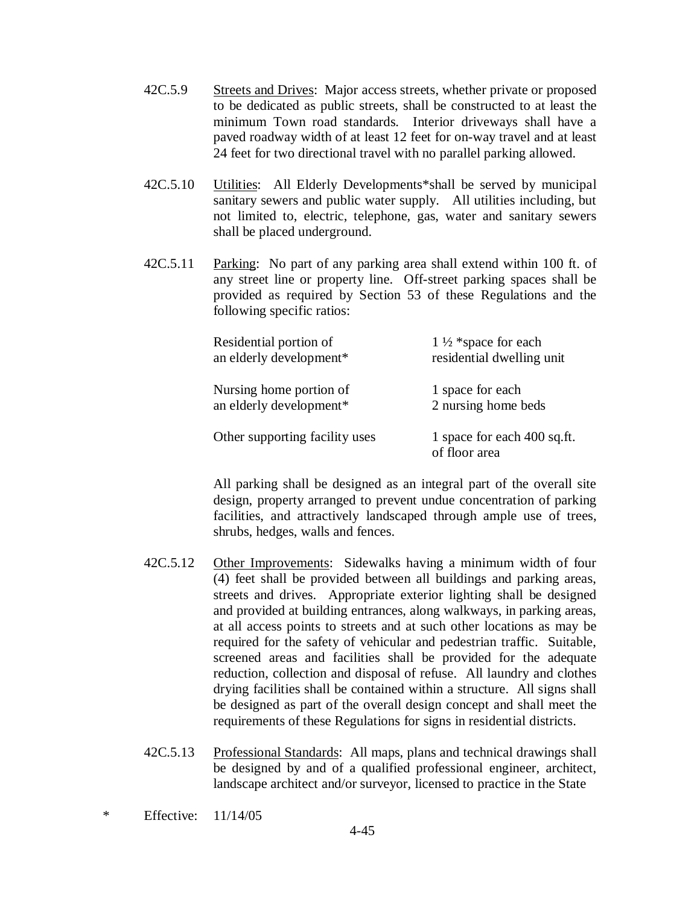42C.5.9 Streets and Drives: Major access streets, whether private or proposed to be dedicated as public streets, shall be constructed to at least the minimum Town road standards. Interior driveways shall have a paved roadway width of at least 12 feet for on-way travel and at least 24 feet for two directional travel with no parallel parking allowed.

42C.5.10 Utilities: All Elderly Developments*shall be served by municipal sanitary sewers and public water supply. All utilities including, but not limited to, electric, telephone, gas, water and sanitary sewers shall be placed underground.

42C.5.11 Parking: No part of any parking area shall extend within 100 ft. of any street line or property line. Off-street parking spaces shall be provided as required by Section 53 of these Regulations and the following specific ratios:

| | |
|---|---|
| Residential portion of an elderly development* | 1 ½ *space for each residential dwelling unit |
| Nursing home portion of an elderly development* | 1 space for each 2 nursing home beds |
| Other supporting facility uses | 1 space for each 400 sq.ft. of floor area |

All parking shall be designed as an integral part of the overall site design, property arranged to prevent undue concentration of parking facilities, and attractively landscaped through ample use of trees, shrubs, hedges, walls and fences.

42C.5.12 Other Improvements: Sidewalks having a minimum width of four (4) feet shall be provided between all buildings and parking areas, streets and drives. Appropriate exterior lighting shall be designed and provided at building entrances, along walkways, in parking areas, at all access points to streets and at such other locations as may be required for the safety of vehicular and pedestrian traffic. Suitable, screened areas and facilities shall be provided for the adequate reduction, collection and disposal of refuse. All laundry and clothes drying facilities shall be contained within a structure. All signs shall be designed as part of the overall design concept and shall meet the requirements of these Regulations for signs in residential districts.

42C.5.13 Professional Standards: All maps, plans and technical drawings shall be designed by and of a qualified professional engineer, architect, landscape architect and/or surveyor, licensed to practice in the State

\* Effective: 11/14/05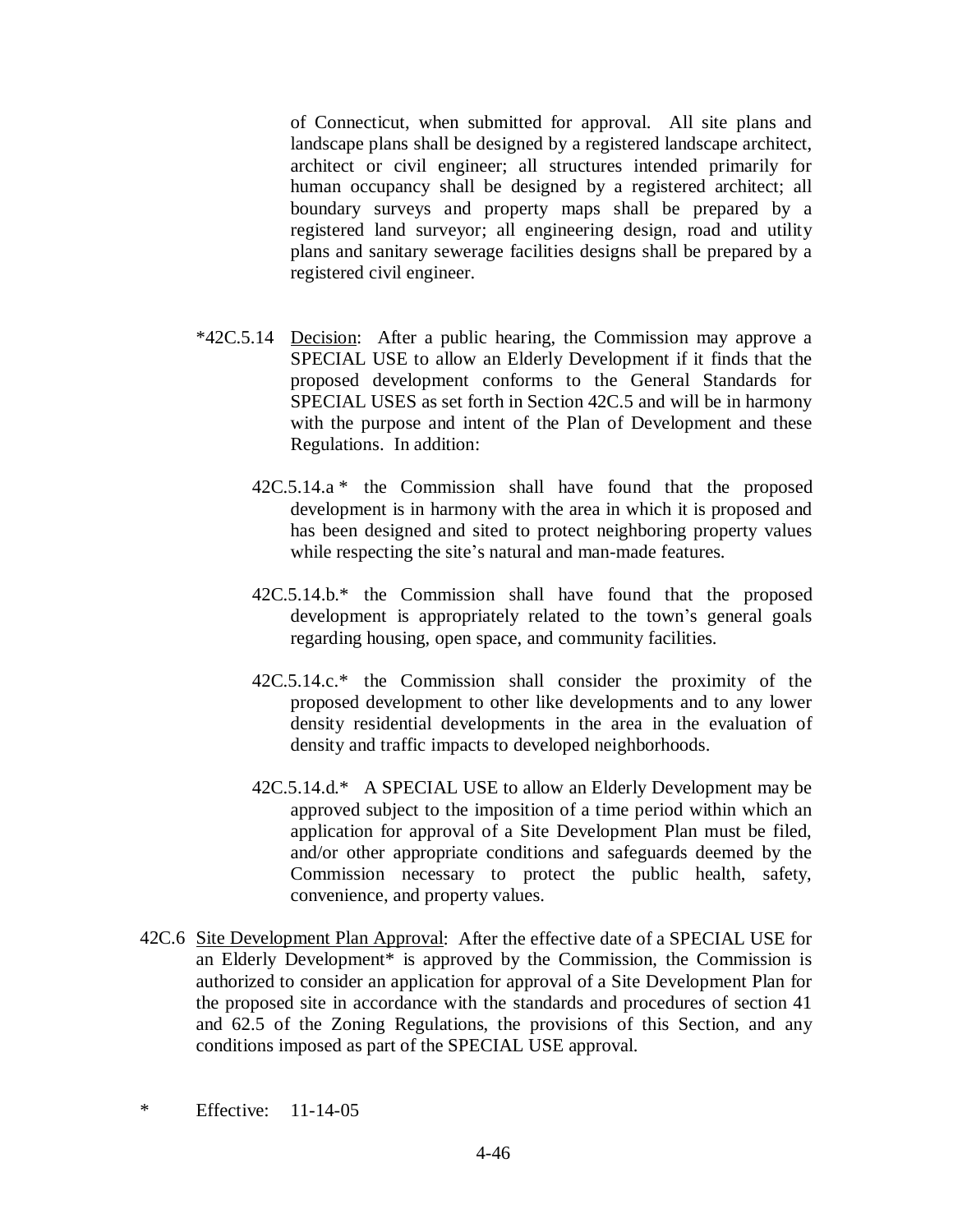of Connecticut, when submitted for approval. All site plans and landscape plans shall be designed by a registered landscape architect, architect or civil engineer; all structures intended primarily for human occupancy shall be designed by a registered architect; all boundary surveys and property maps shall be prepared by a registered land surveyor; all engineering design, road and utility plans and sanitary sewerage facilities designs shall be prepared by a registered civil engineer.

*42C.5.14 Decision: After a public hearing, the Commission may approve a SPECIAL USE to allow an Elderly Development if it finds that the proposed development conforms to the General Standards for SPECIAL USES as set forth in Section 42C.5 and will be in harmony with the purpose and intent of the Plan of Development and these Regulations. In addition:

42C.5.14.a * the Commission shall have found that the proposed development is in harmony with the area in which it is proposed and has been designed and sited to protect neighboring property values while respecting the site's natural and man-made features.

42C.5.14.b.* the Commission shall have found that the proposed development is appropriately related to the town's general goals regarding housing, open space, and community facilities.

42C.5.14.c.* the Commission shall consider the proximity of the proposed development to other like developments and to any lower density residential developments in the area in the evaluation of density and traffic impacts to developed neighborhoods.

42C.5.14.d.* A SPECIAL USE to allow an Elderly Development may be approved subject to the imposition of a time period within which an application for approval of a Site Development Plan must be filed, and/or other appropriate conditions and safeguards deemed by the Commission necessary to protect the public health, safety, convenience, and property values.

42C.6 Site Development Plan Approval: After the effective date of a SPECIAL USE for an Elderly Development* is approved by the Commission, the Commission is authorized to consider an application for approval of a Site Development Plan for the proposed site in accordance with the standards and procedures of section 41 and 62.5 of the Zoning Regulations, the provisions of this Section, and any conditions imposed as part of the SPECIAL USE approval.

\* Effective: 11-14-05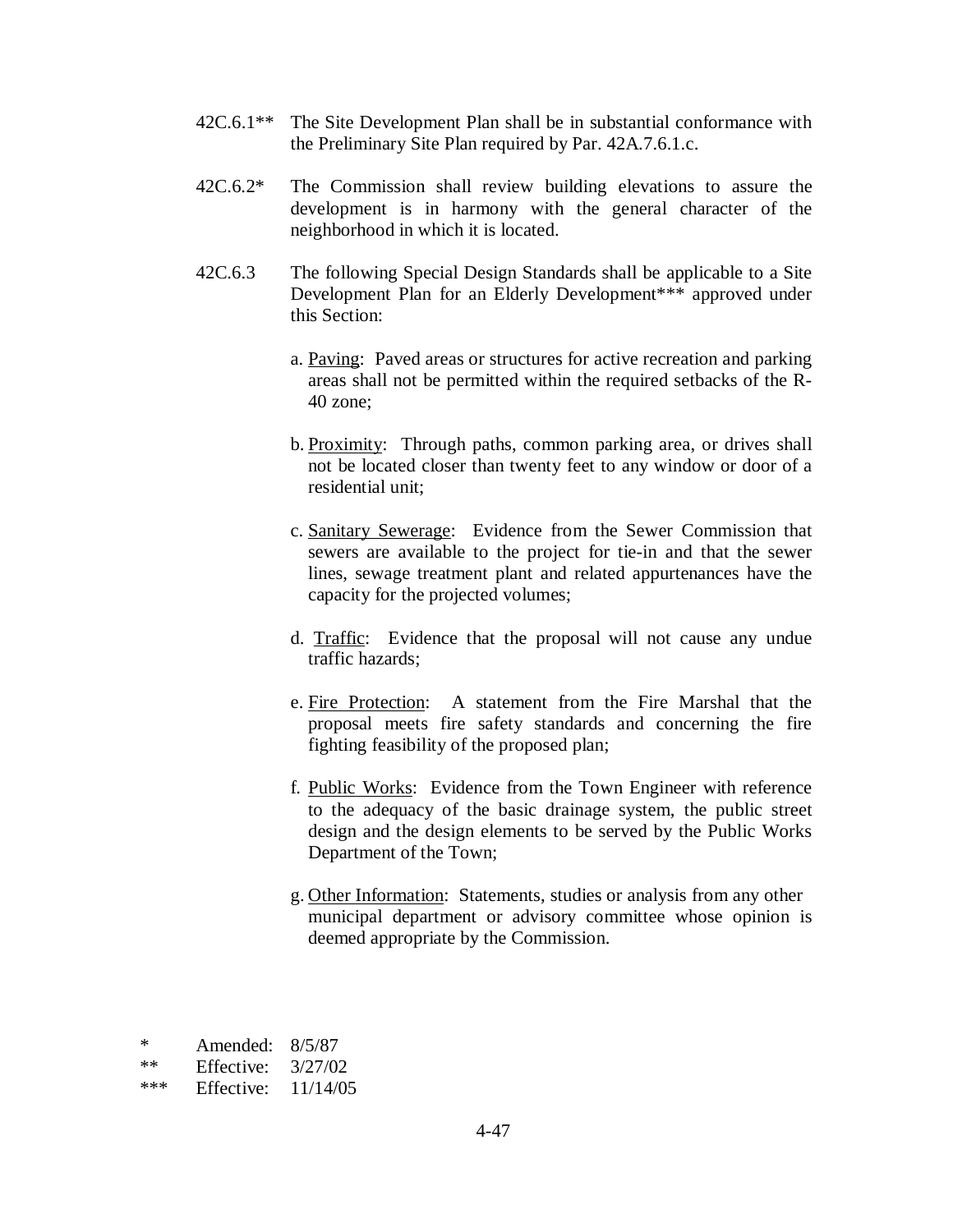42C.6.1** The Site Development Plan shall be in substantial conformance with the Preliminary Site Plan required by Par. 42A.7.6.1.c.

42C.6.2* The Commission shall review building elevations to assure the development is in harmony with the general character of the neighborhood in which it is located.

42C.6.3 The following Special Design Standards shall be applicable to a Site Development Plan for an Elderly Development*** approved under this Section:

a. <u>Paving</u>: Paved areas or structures for active recreation and parking areas shall not be permitted within the required setbacks of the R-40 zone;

b. <u>Proximity</u>: Through paths, common parking area, or drives shall not be located closer than twenty feet to any window or door of a residential unit;

c. <u>Sanitary Sewerage</u>: Evidence from the Sewer Commission that sewers are available to the project for tie-in and that the sewer lines, sewage treatment plant and related appurtenances have the capacity for the projected volumes;

d. <u>Traffic</u>: Evidence that the proposal will not cause any undue traffic hazards;

e. <u>Fire Protection</u>: A statement from the Fire Marshal that the proposal meets fire safety standards and concerning the fire fighting feasibility of the proposed plan;

f. <u>Public Works</u>: Evidence from the Town Engineer with reference to the adequacy of the basic drainage system, the public street design and the design elements to be served by the Public Works Department of the Town;

g. <u>Other Information</u>: Statements, studies or analysis from any other municipal department or advisory committee whose opinion is deemed appropriate by the Commission.

\* Amended: 8/5/87
\** Effective: 3/27/02
\*** Effective: 11/14/05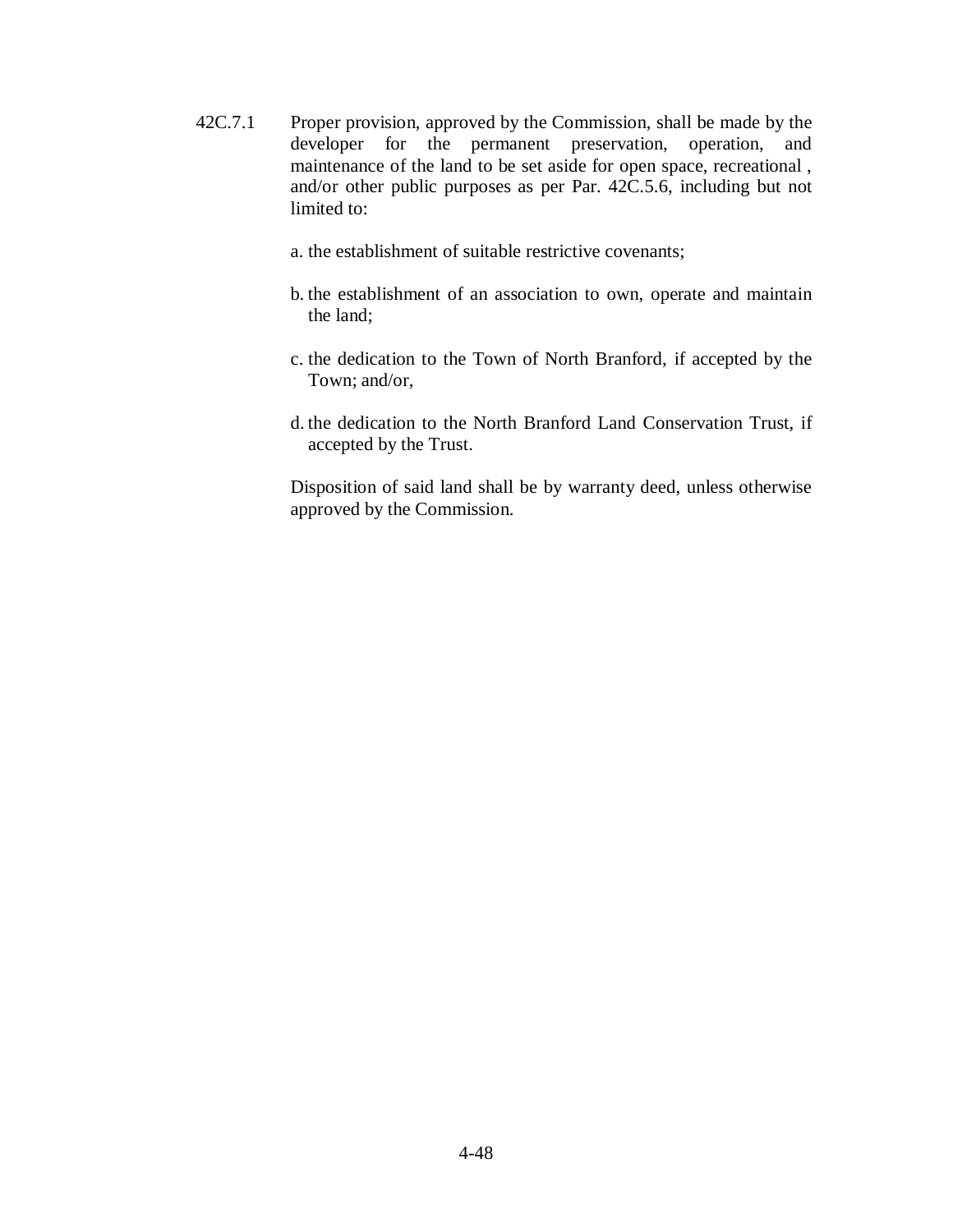42C.7.1 Proper provision, approved by the Commission, shall be made by the developer for the permanent preservation, operation, and maintenance of the land to be set aside for open space, recreational , and/or other public purposes as per Par. 42C.5.6, including but not limited to:

a. the establishment of suitable restrictive covenants;

b. the establishment of an association to own, operate and maintain the land;

c. the dedication to the Town of North Branford, if accepted by the Town; and/or,

d. the dedication to the North Branford Land Conservation Trust, if accepted by the Trust.

Disposition of said land shall be by warranty deed, unless otherwise approved by the Commission.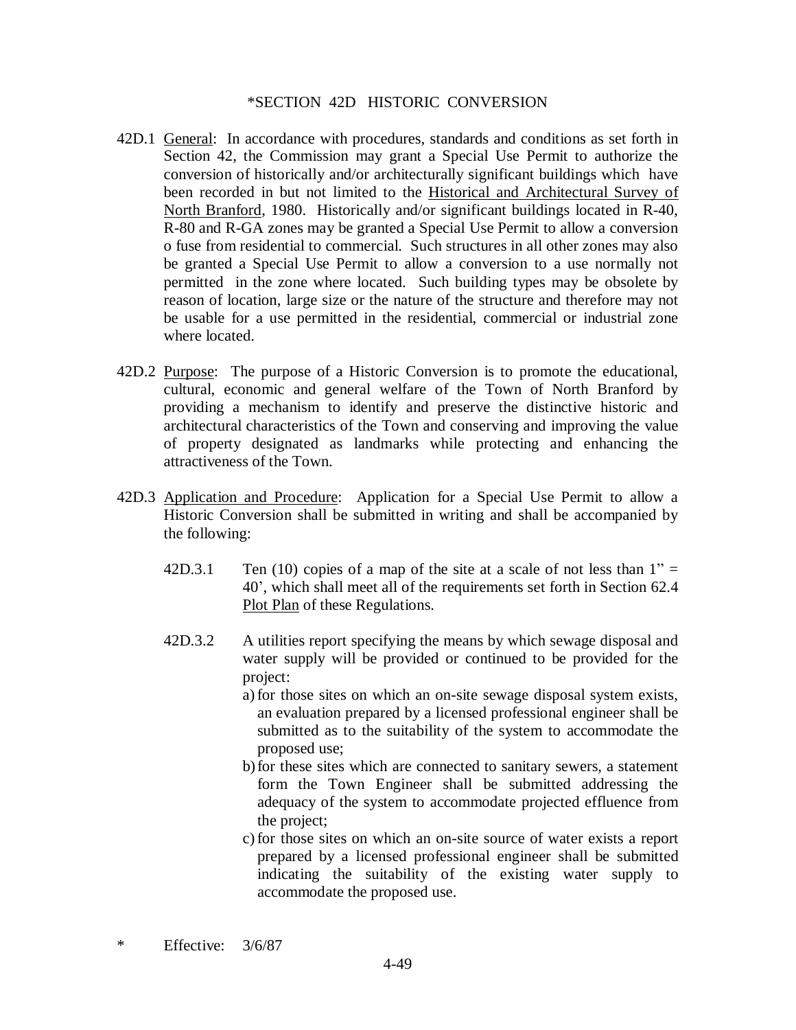# *SECTION 42D HISTORIC CONVERSION

42D.1 General: In accordance with procedures, standards and conditions as set forth in Section 42, the Commission may grant a Special Use Permit to authorize the conversion of historically and/or architecturally significant buildings which have been recorded in but not limited to the Historical and Architectural Survey of North Branford, 1980. Historically and/or significant buildings located in R-40, R-80 and R-GA zones may be granted a Special Use Permit to allow a conversion o fuse from residential to commercial. Such structures in all other zones may also be granted a Special Use Permit to allow a conversion to a use normally not permitted in the zone where located. Such building types may be obsolete by reason of location, large size or the nature of the structure and therefore may not be usable for a use permitted in the residential, commercial or industrial zone where located.

42D.2 Purpose: The purpose of a Historic Conversion is to promote the educational, cultural, economic and general welfare of the Town of North Branford by providing a mechanism to identify and preserve the distinctive historic and architectural characteristics of the Town and conserving and improving the value of property designated as landmarks while protecting and enhancing the attractiveness of the Town.

42D.3 Application and Procedure: Application for a Special Use Permit to allow a Historic Conversion shall be submitted in writing and shall be accompanied by the following:

42D.3.1 Ten (10) copies of a map of the site at a scale of not less than 1" = 40', which shall meet all of the requirements set forth in Section 62.4 Plot Plan of these Regulations.

42D.3.2 A utilities report specifying the means by which sewage disposal and water supply will be provided or continued to be provided for the project:

a) for those sites on which an on-site sewage disposal system exists, an evaluation prepared by a licensed professional engineer shall be submitted as to the suitability of the system to accommodate the proposed use;
b) for these sites which are connected to sanitary sewers, a statement form the Town Engineer shall be submitted addressing the adequacy of the system to accommodate projected effluence from the project;
c) for those sites on which an on-site source of water exists a report prepared by a licensed professional engineer shall be submitted indicating the suitability of the existing water supply to accommodate the proposed use.

\* Effective: 3/6/87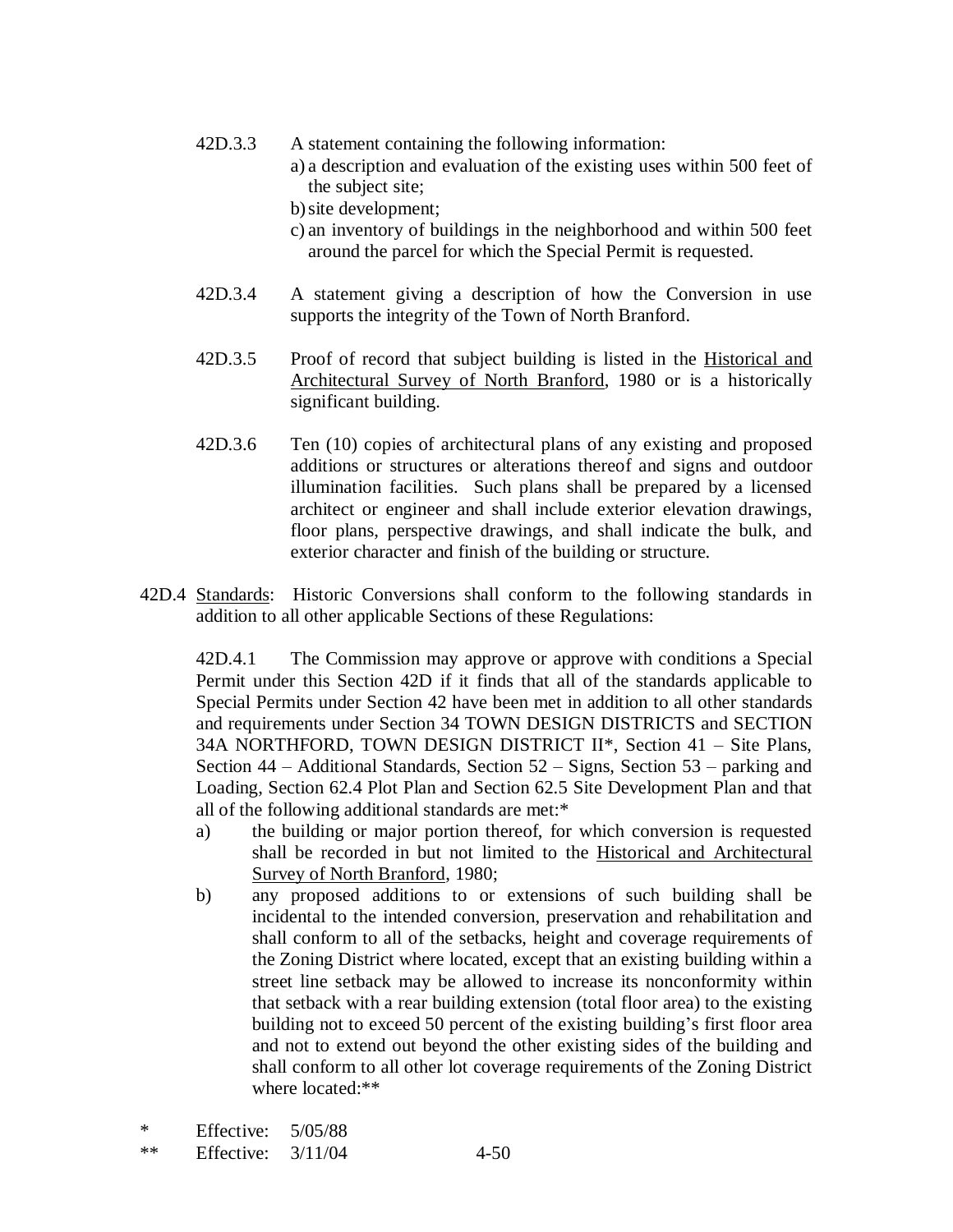42D.3.3 A statement containing the following information:

a) a description and evaluation of the existing uses within 500 feet of the subject site;

b) site development;

c) an inventory of buildings in the neighborhood and within 500 feet around the parcel for which the Special Permit is requested.

42D.3.4 A statement giving a description of how the Conversion in use supports the integrity of the Town of North Branford.

42D.3.5 Proof of record that subject building is listed in the Historical and Architectural Survey of North Branford, 1980 or is a historically significant building.

42D.3.6 Ten (10) copies of architectural plans of any existing and proposed additions or structures or alterations thereof and signs and outdoor illumination facilities. Such plans shall be prepared by a licensed architect or engineer and shall include exterior elevation drawings, floor plans, perspective drawings, and shall indicate the bulk, and exterior character and finish of the building or structure.

42D.4 Standards: Historic Conversions shall conform to the following standards in addition to all other applicable Sections of these Regulations:

42D.4.1 The Commission may approve or approve with conditions a Special Permit under this Section 42D if it finds that all of the standards applicable to Special Permits under Section 42 have been met in addition to all other standards and requirements under Section 34 TOWN DESIGN DISTRICTS and SECTION 34A NORTHFORD, TOWN DESIGN DISTRICT II*, Section 41 – Site Plans, Section 44 – Additional Standards, Section 52 – Signs, Section 53 – parking and Loading, Section 62.4 Plot Plan and Section 62.5 Site Development Plan and that all of the following additional standards are met:*

a) the building or major portion thereof, for which conversion is requested shall be recorded in but not limited to the Historical and Architectural Survey of North Branford, 1980;

b) any proposed additions to or extensions of such building shall be incidental to the intended conversion, preservation and rehabilitation and shall conform to all of the setbacks, height and coverage requirements of the Zoning District where located, except that an existing building within a street line setback may be allowed to increase its nonconformity within that setback with a rear building extension (total floor area) to the existing building not to exceed 50 percent of the existing building's first floor area and not to extend out beyond the other existing sides of the building and shall conform to all other lot coverage requirements of the Zoning District where located:**

\* Effective: 5/05/88

\** Effective: 3/11/04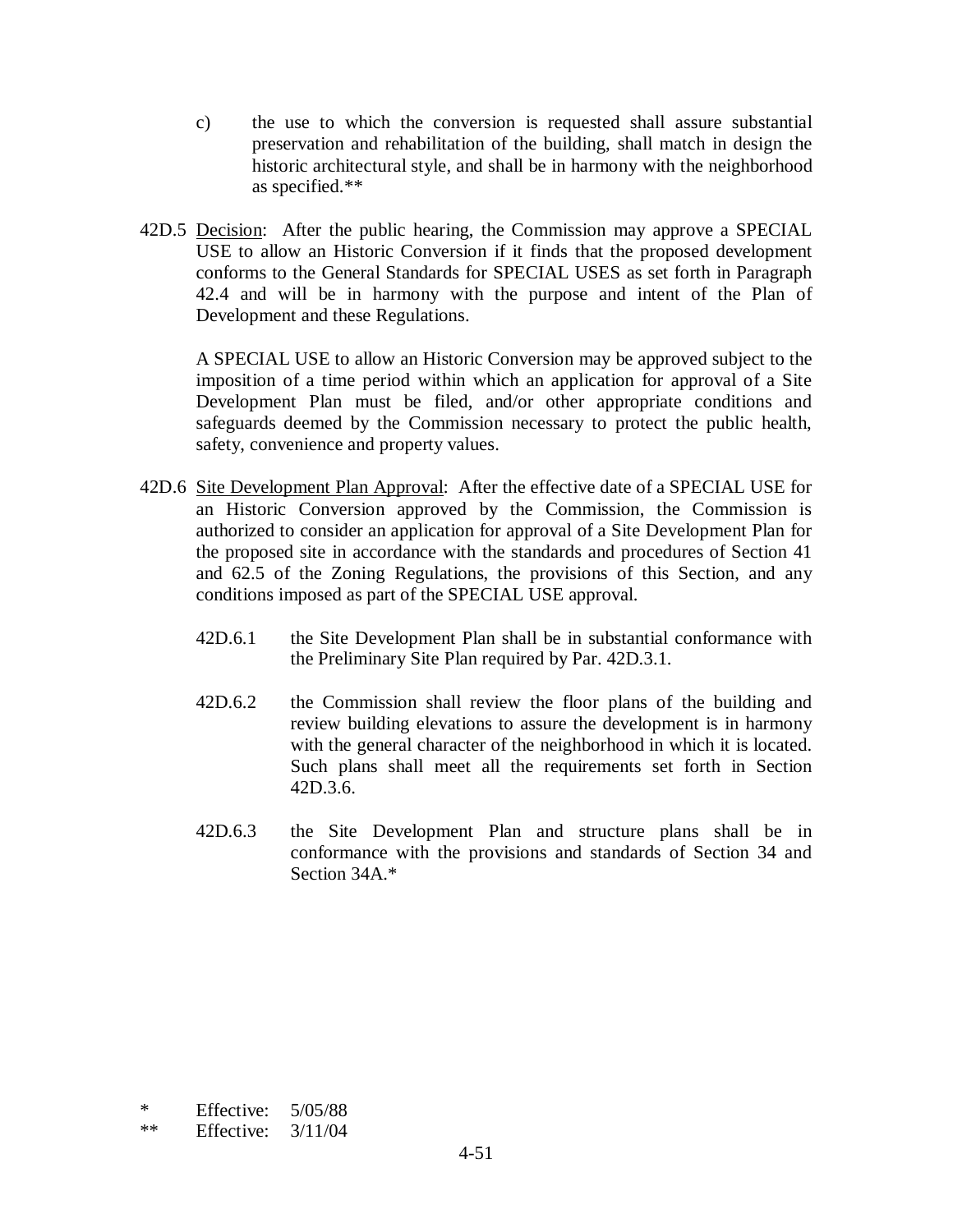c) the use to which the conversion is requested shall assure substantial preservation and rehabilitation of the building, shall match in design the historic architectural style, and shall be in harmony with the neighborhood as specified.**

42D.5 <u>Decision</u>: After the public hearing, the Commission may approve a SPECIAL USE to allow an Historic Conversion if it finds that the proposed development conforms to the General Standards for SPECIAL USES as set forth in Paragraph 42.4 and will be in harmony with the purpose and intent of the Plan of Development and these Regulations.

A SPECIAL USE to allow an Historic Conversion may be approved subject to the imposition of a time period within which an application for approval of a Site Development Plan must be filed, and/or other appropriate conditions and safeguards deemed by the Commission necessary to protect the public health, safety, convenience and property values.

42D.6 <u>Site Development Plan Approval</u>: After the effective date of a SPECIAL USE for an Historic Conversion approved by the Commission, the Commission is authorized to consider an application for approval of a Site Development Plan for the proposed site in accordance with the standards and procedures of Section 41 and 62.5 of the Zoning Regulations, the provisions of this Section, and any conditions imposed as part of the SPECIAL USE approval.

42D.6.1 the Site Development Plan shall be in substantial conformance with the Preliminary Site Plan required by Par. 42D.3.1.

42D.6.2 the Commission shall review the floor plans of the building and review building elevations to assure the development is in harmony with the general character of the neighborhood in which it is located. Such plans shall meet all the requirements set forth in Section 42D.3.6.

42D.6.3 the Site Development Plan and structure plans shall be in conformance with the provisions and standards of Section 34 and Section 34A.*

\* Effective: 5/05/88

\** Effective: 3/11/04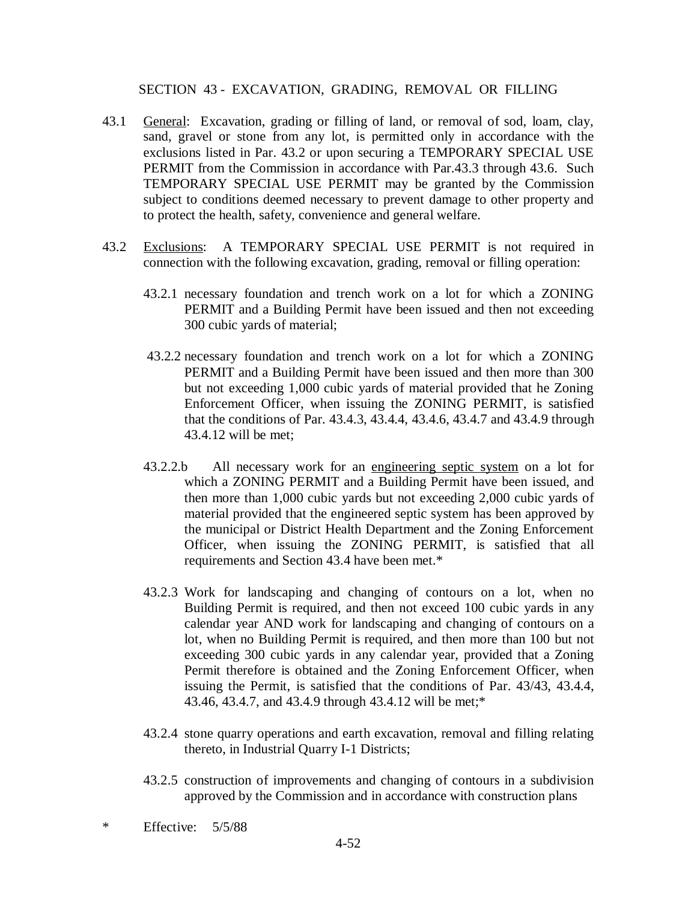## SECTION 43 - EXCAVATION, GRADING, REMOVAL OR FILLING

43.1 General: Excavation, grading or filling of land, or removal of sod, loam, clay, sand, gravel or stone from any lot, is permitted only in accordance with the exclusions listed in Par. 43.2 or upon securing a TEMPORARY SPECIAL USE PERMIT from the Commission in accordance with Par.43.3 through 43.6. Such TEMPORARY SPECIAL USE PERMIT may be granted by the Commission subject to conditions deemed necessary to prevent damage to other property and to protect the health, safety, convenience and general welfare.

43.2 Exclusions: A TEMPORARY SPECIAL USE PERMIT is not required in connection with the following excavation, grading, removal or filling operation:

43.2.1 necessary foundation and trench work on a lot for which a ZONING PERMIT and a Building Permit have been issued and then not exceeding 300 cubic yards of material;

43.2.2 necessary foundation and trench work on a lot for which a ZONING PERMIT and a Building Permit have been issued and then more than 300 but not exceeding 1,000 cubic yards of material provided that he Zoning Enforcement Officer, when issuing the ZONING PERMIT, is satisfied that the conditions of Par. 43.4.3, 43.4.4, 43.4.6, 43.4.7 and 43.4.9 through 43.4.12 will be met;

43.2.2.b All necessary work for an engineering septic system on a lot for which a ZONING PERMIT and a Building Permit have been issued, and then more than 1,000 cubic yards but not exceeding 2,000 cubic yards of material provided that the engineered septic system has been approved by the municipal or District Health Department and the Zoning Enforcement Officer, when issuing the ZONING PERMIT, is satisfied that all requirements and Section 43.4 have been met.*

43.2.3 Work for landscaping and changing of contours on a lot, when no Building Permit is required, and then not exceed 100 cubic yards in any calendar year AND work for landscaping and changing of contours on a lot, when no Building Permit is required, and then more than 100 but not exceeding 300 cubic yards in any calendar year, provided that a Zoning Permit therefore is obtained and the Zoning Enforcement Officer, when issuing the Permit, is satisfied that the conditions of Par. 43/43, 43.4.4, 43.46, 43.4.7, and 43.4.9 through 43.4.12 will be met;*

43.2.4 stone quarry operations and earth excavation, removal and filling relating thereto, in Industrial Quarry I-1 Districts;

43.2.5 construction of improvements and changing of contours in a subdivision approved by the Commission and in accordance with construction plans

\* Effective: 5/5/88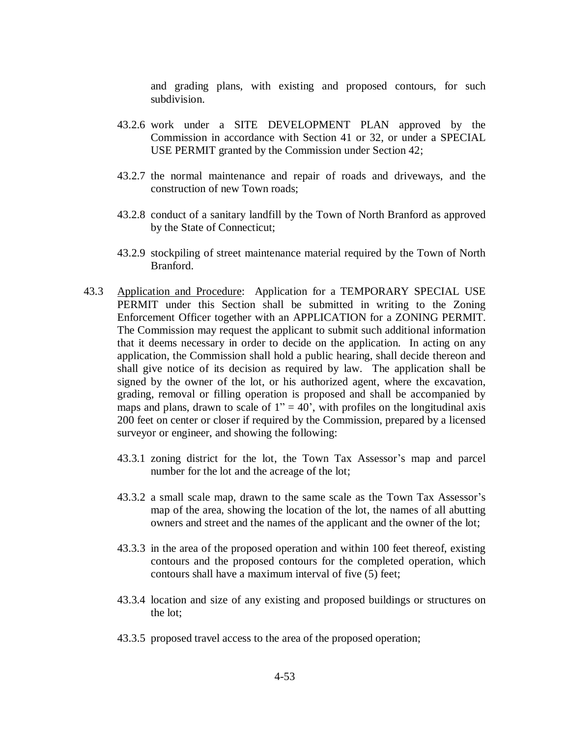and grading plans, with existing and proposed contours, for such subdivision.

43.2.6 work under a SITE DEVELOPMENT PLAN approved by the Commission in accordance with Section 41 or 32, or under a SPECIAL USE PERMIT granted by the Commission under Section 42;

43.2.7 the normal maintenance and repair of roads and driveways, and the construction of new Town roads;

43.2.8 conduct of a sanitary landfill by the Town of North Branford as approved by the State of Connecticut;

43.2.9 stockpiling of street maintenance material required by the Town of North Branford.

43.3 Application and Procedure: Application for a TEMPORARY SPECIAL USE PERMIT under this Section shall be submitted in writing to the Zoning Enforcement Officer together with an APPLICATION for a ZONING PERMIT. The Commission may request the applicant to submit such additional information that it deems necessary in order to decide on the application. In acting on any application, the Commission shall hold a public hearing, shall decide thereon and shall give notice of its decision as required by law. The application shall be signed by the owner of the lot, or his authorized agent, where the excavation, grading, removal or filling operation is proposed and shall be accompanied by maps and plans, drawn to scale of 1" = 40', with profiles on the longitudinal axis 200 feet on center or closer if required by the Commission, prepared by a licensed surveyor or engineer, and showing the following:

43.3.1 zoning district for the lot, the Town Tax Assessor's map and parcel number for the lot and the acreage of the lot;

43.3.2 a small scale map, drawn to the same scale as the Town Tax Assessor's map of the area, showing the location of the lot, the names of all abutting owners and street and the names of the applicant and the owner of the lot;

43.3.3 in the area of the proposed operation and within 100 feet thereof, existing contours and the proposed contours for the completed operation, which contours shall have a maximum interval of five (5) feet;

43.3.4 location and size of any existing and proposed buildings or structures on the lot;

43.3.5 proposed travel access to the area of the proposed operation;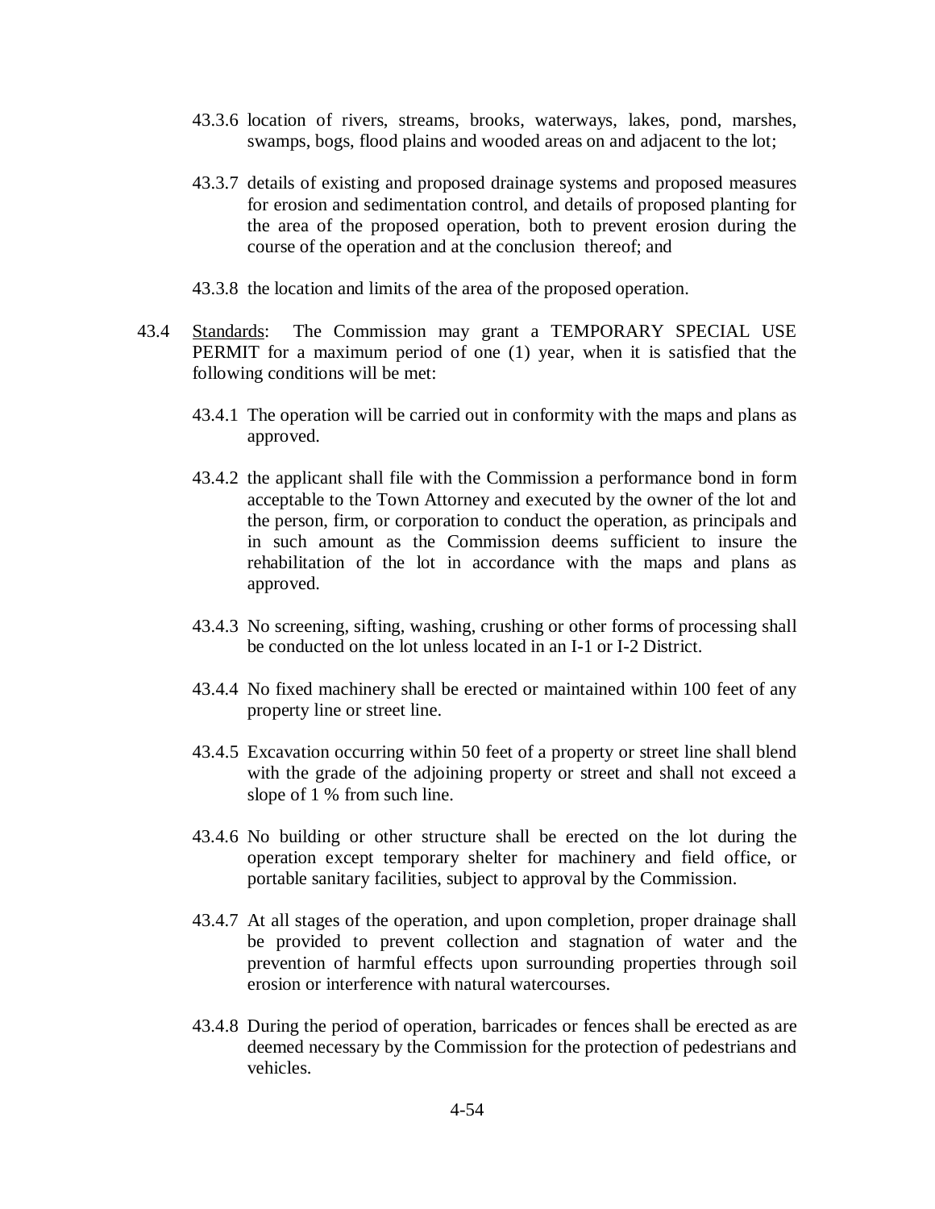43.3.6 location of rivers, streams, brooks, waterways, lakes, pond, marshes, swamps, bogs, flood plains and wooded areas on and adjacent to the lot;

43.3.7 details of existing and proposed drainage systems and proposed measures for erosion and sedimentation control, and details of proposed planting for the area of the proposed operation, both to prevent erosion during the course of the operation and at the conclusion thereof; and

43.3.8 the location and limits of the area of the proposed operation.

43.4 Standards: The Commission may grant a TEMPORARY SPECIAL USE PERMIT for a maximum period of one (1) year, when it is satisfied that the following conditions will be met:

43.4.1 The operation will be carried out in conformity with the maps and plans as approved.

43.4.2 the applicant shall file with the Commission a performance bond in form acceptable to the Town Attorney and executed by the owner of the lot and the person, firm, or corporation to conduct the operation, as principals and in such amount as the Commission deems sufficient to insure the rehabilitation of the lot in accordance with the maps and plans as approved.

43.4.3 No screening, sifting, washing, crushing or other forms of processing shall be conducted on the lot unless located in an I-1 or I-2 District.

43.4.4 No fixed machinery shall be erected or maintained within 100 feet of any property line or street line.

43.4.5 Excavation occurring within 50 feet of a property or street line shall blend with the grade of the adjoining property or street and shall not exceed a slope of 1 % from such line.

43.4.6 No building or other structure shall be erected on the lot during the operation except temporary shelter for machinery and field office, or portable sanitary facilities, subject to approval by the Commission.

43.4.7 At all stages of the operation, and upon completion, proper drainage shall be provided to prevent collection and stagnation of water and the prevention of harmful effects upon surrounding properties through soil erosion or interference with natural watercourses.

43.4.8 During the period of operation, barricades or fences shall be erected as are deemed necessary by the Commission for the protection of pedestrians and vehicles.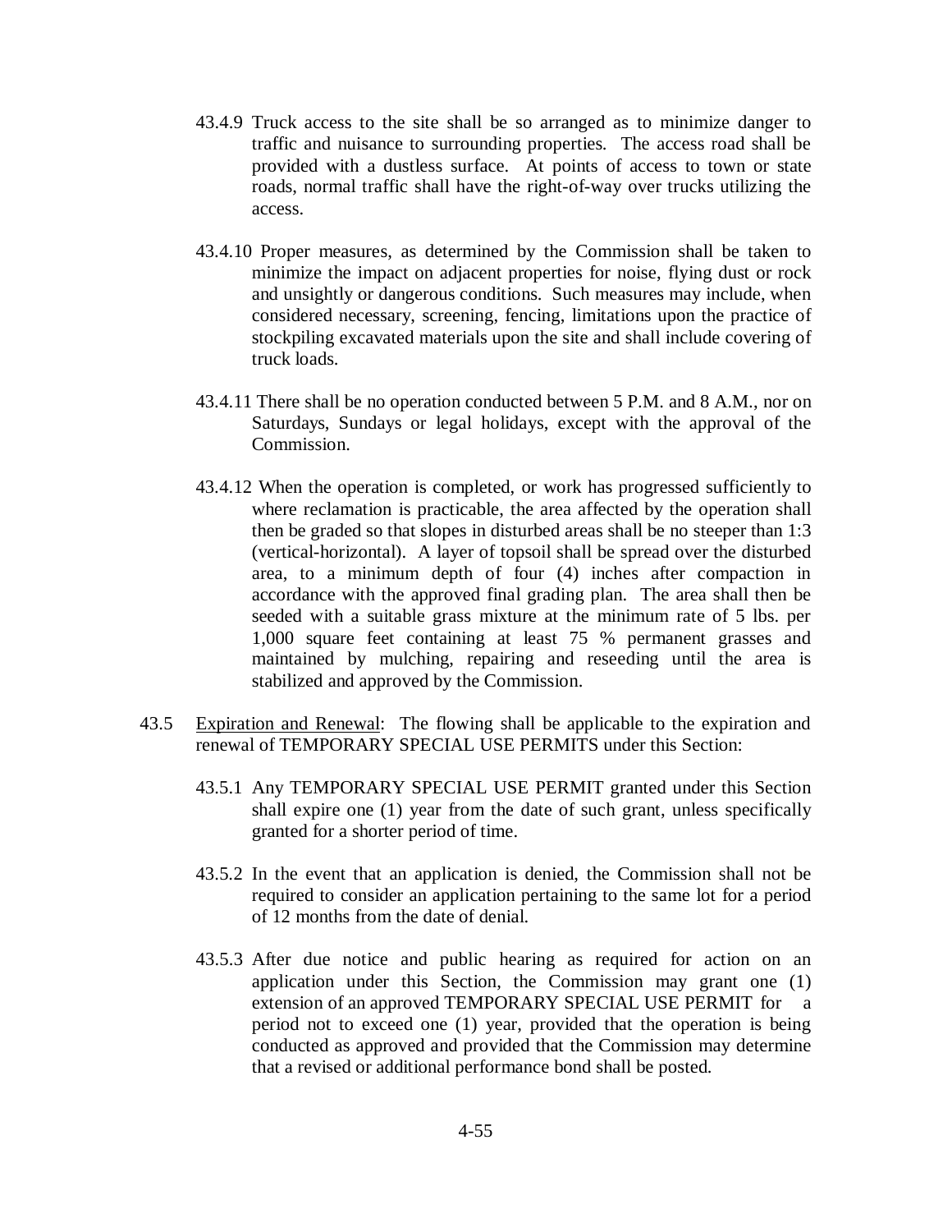43.4.9 Truck access to the site shall be so arranged as to minimize danger to traffic and nuisance to surrounding properties. The access road shall be provided with a dustless surface. At points of access to town or state roads, normal traffic shall have the right-of-way over trucks utilizing the access.

43.4.10 Proper measures, as determined by the Commission shall be taken to minimize the impact on adjacent properties for noise, flying dust or rock and unsightly or dangerous conditions. Such measures may include, when considered necessary, screening, fencing, limitations upon the practice of stockpiling excavated materials upon the site and shall include covering of truck loads.

43.4.11 There shall be no operation conducted between 5 P.M. and 8 A.M., nor on Saturdays, Sundays or legal holidays, except with the approval of the Commission.

43.4.12 When the operation is completed, or work has progressed sufficiently to where reclamation is practicable, the area affected by the operation shall then be graded so that slopes in disturbed areas shall be no steeper than 1:3 (vertical-horizontal). A layer of topsoil shall be spread over the disturbed area, to a minimum depth of four (4) inches after compaction in accordance with the approved final grading plan. The area shall then be seeded with a suitable grass mixture at the minimum rate of 5 lbs. per 1,000 square feet containing at least 75 % permanent grasses and maintained by mulching, repairing and reseeding until the area is stabilized and approved by the Commission.

43.5 Expiration and Renewal: The flowing shall be applicable to the expiration and renewal of TEMPORARY SPECIAL USE PERMITS under this Section:

43.5.1 Any TEMPORARY SPECIAL USE PERMIT granted under this Section shall expire one (1) year from the date of such grant, unless specifically granted for a shorter period of time.

43.5.2 In the event that an application is denied, the Commission shall not be required to consider an application pertaining to the same lot for a period of 12 months from the date of denial.

43.5.3 After due notice and public hearing as required for action on an application under this Section, the Commission may grant one (1) extension of an approved TEMPORARY SPECIAL USE PERMIT for a period not to exceed one (1) year, provided that the operation is being conducted as approved and provided that the Commission may determine that a revised or additional performance bond shall be posted.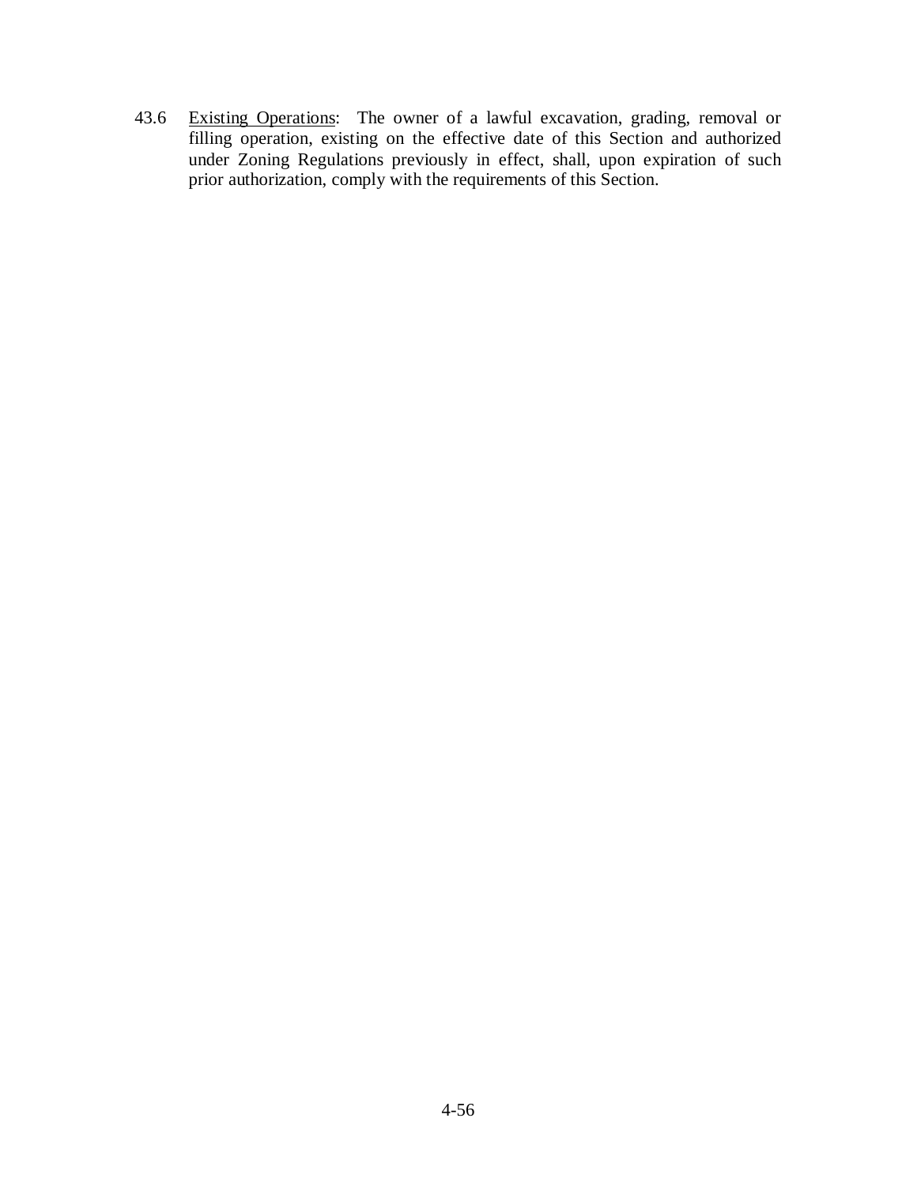43.6 <u>Existing Operations</u>: The owner of a lawful excavation, grading, removal or filling operation, existing on the effective date of this Section and authorized under Zoning Regulations previously in effect, shall, upon expiration of such prior authorization, comply with the requirements of this Section.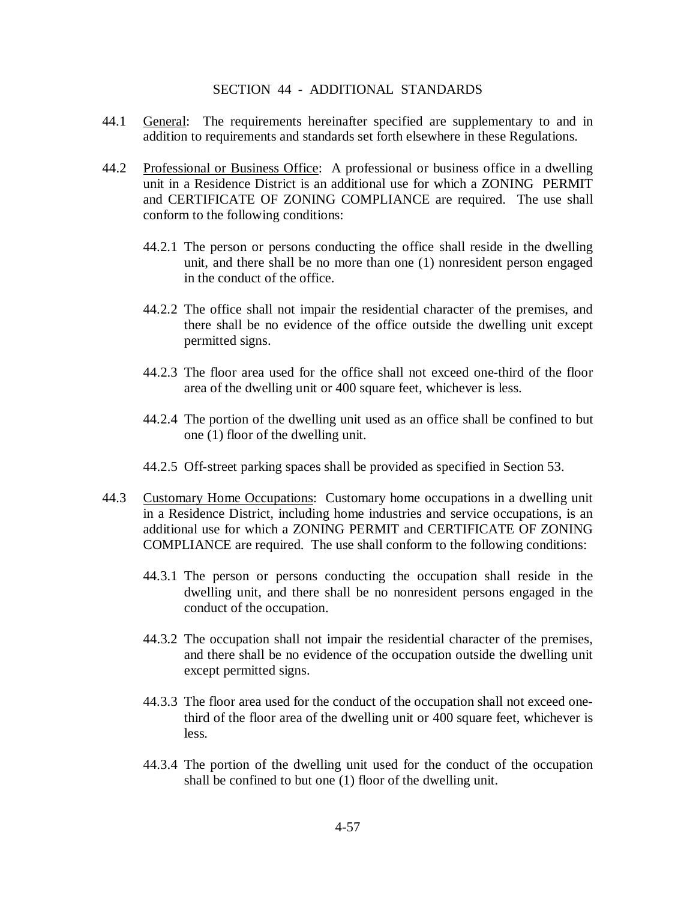# SECTION 44 - ADDITIONAL STANDARDS

44.1 General: The requirements hereinafter specified are supplementary to and in addition to requirements and standards set forth elsewhere in these Regulations.

44.2 Professional or Business Office: A professional or business office in a dwelling unit in a Residence District is an additional use for which a ZONING PERMIT and CERTIFICATE OF ZONING COMPLIANCE are required. The use shall conform to the following conditions:

44.2.1 The person or persons conducting the office shall reside in the dwelling unit, and there shall be no more than one (1) nonresident person engaged in the conduct of the office.

44.2.2 The office shall not impair the residential character of the premises, and there shall be no evidence of the office outside the dwelling unit except permitted signs.

44.2.3 The floor area used for the office shall not exceed one-third of the floor area of the dwelling unit or 400 square feet, whichever is less.

44.2.4 The portion of the dwelling unit used as an office shall be confined to but one (1) floor of the dwelling unit.

44.2.5 Off-street parking spaces shall be provided as specified in Section 53.

44.3 Customary Home Occupations: Customary home occupations in a dwelling unit in a Residence District, including home industries and service occupations, is an additional use for which a ZONING PERMIT and CERTIFICATE OF ZONING COMPLIANCE are required. The use shall conform to the following conditions:

44.3.1 The person or persons conducting the occupation shall reside in the dwelling unit, and there shall be no nonresident persons engaged in the conduct of the occupation.

44.3.2 The occupation shall not impair the residential character of the premises, and there shall be no evidence of the occupation outside the dwelling unit except permitted signs.

44.3.3 The floor area used for the conduct of the occupation shall not exceed one-third of the floor area of the dwelling unit or 400 square feet, whichever is less.

44.3.4 The portion of the dwelling unit used for the conduct of the occupation shall be confined to but one (1) floor of the dwelling unit.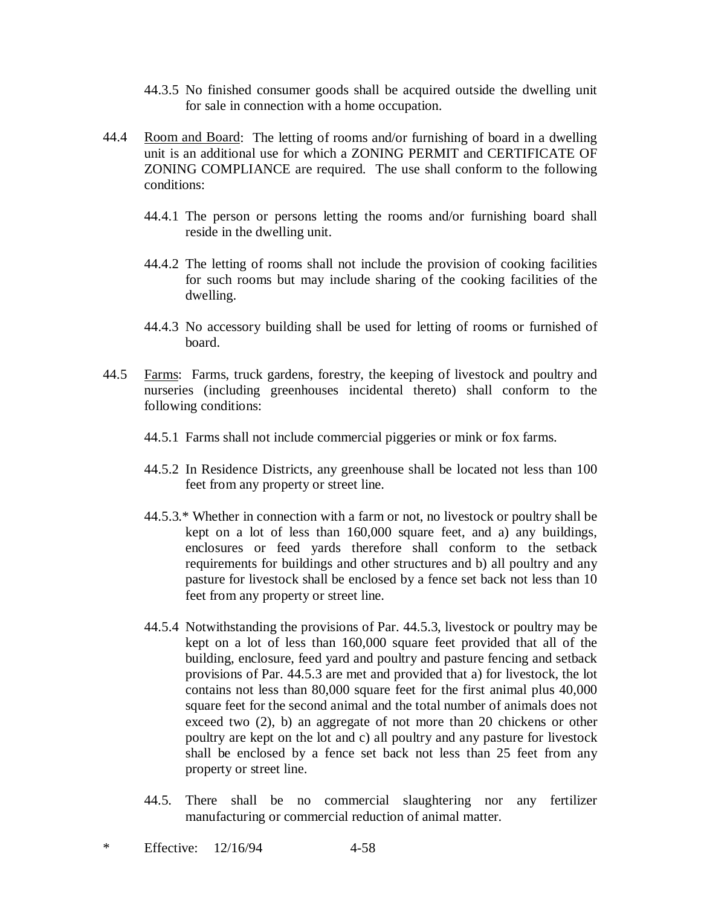44.3.5 No finished consumer goods shall be acquired outside the dwelling unit for sale in connection with a home occupation.

44.4 <u>Room and Board</u>: The letting of rooms and/or furnishing of board in a dwelling unit is an additional use for which a ZONING PERMIT and CERTIFICATE OF ZONING COMPLIANCE are required. The use shall conform to the following conditions:

44.4.1 The person or persons letting the rooms and/or furnishing board shall reside in the dwelling unit.

44.4.2 The letting of rooms shall not include the provision of cooking facilities for such rooms but may include sharing of the cooking facilities of the dwelling.

44.4.3 No accessory building shall be used for letting of rooms or furnished of board.

44.5 <u>Farms</u>: Farms, truck gardens, forestry, the keeping of livestock and poultry and nurseries (including greenhouses incidental thereto) shall conform to the following conditions:

44.5.1 Farms shall not include commercial piggeries or mink or fox farms.

44.5.2 In Residence Districts, any greenhouse shall be located not less than 100 feet from any property or street line.

44.5.3.* Whether in connection with a farm or not, no livestock or poultry shall be kept on a lot of less than 160,000 square feet, and a) any buildings, enclosures or feed yards therefore shall conform to the setback requirements for buildings and other structures and b) all poultry and any pasture for livestock shall be enclosed by a fence set back not less than 10 feet from any property or street line.

44.5.4 Notwithstanding the provisions of Par. 44.5.3, livestock or poultry may be kept on a lot of less than 160,000 square feet provided that all of the building, enclosure, feed yard and poultry and pasture fencing and setback provisions of Par. 44.5.3 are met and provided that a) for livestock, the lot contains not less than 80,000 square feet for the first animal plus 40,000 square feet for the second animal and the total number of animals does not exceed two (2), b) an aggregate of not more than 20 chickens or other poultry are kept on the lot and c) all poultry and any pasture for livestock shall be enclosed by a fence set back not less than 25 feet from any property or street line.

44.5. There shall be no commercial slaughtering nor any fertilizer manufacturing or commercial reduction of animal matter.

\* Effective: 12/16/94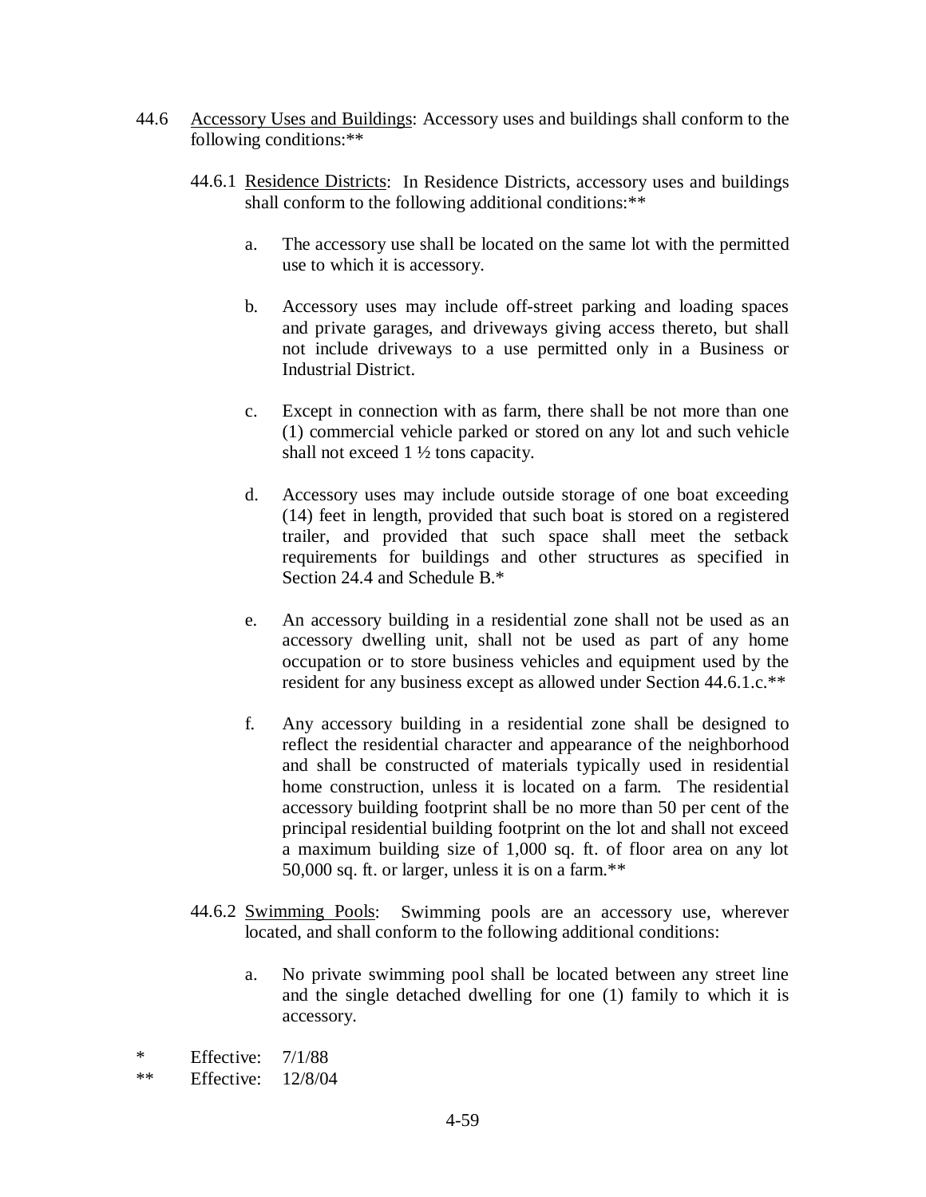44.6 Accessory Uses and Buildings: Accessory uses and buildings shall conform to the following conditions:**

44.6.1 Residence Districts: In Residence Districts, accessory uses and buildings shall conform to the following additional conditions:**

a. The accessory use shall be located on the same lot with the permitted use to which it is accessory.

b. Accessory uses may include off-street parking and loading spaces and private garages, and driveways giving access thereto, but shall not include driveways to a use permitted only in a Business or Industrial District.

c. Except in connection with as farm, there shall be not more than one (1) commercial vehicle parked or stored on any lot and such vehicle shall not exceed 1 ½ tons capacity.

d. Accessory uses may include outside storage of one boat exceeding (14) feet in length, provided that such boat is stored on a registered trailer, and provided that such space shall meet the setback requirements for buildings and other structures as specified in Section 24.4 and Schedule B.*

e. An accessory building in a residential zone shall not be used as an accessory dwelling unit, shall not be used as part of any home occupation or to store business vehicles and equipment used by the resident for any business except as allowed under Section 44.6.1.c.**

f. Any accessory building in a residential zone shall be designed to reflect the residential character and appearance of the neighborhood and shall be constructed of materials typically used in residential home construction, unless it is located on a farm. The residential accessory building footprint shall be no more than 50 per cent of the principal residential building footprint on the lot and shall not exceed a maximum building size of 1,000 sq. ft. of floor area on any lot 50,000 sq. ft. or larger, unless it is on a farm.**

44.6.2 Swimming Pools: Swimming pools are an accessory use, wherever located, and shall conform to the following additional conditions:

a. No private swimming pool shall be located between any street line and the single detached dwelling for one (1) family to which it is accessory.

\* Effective: 7/1/88

\*\* Effective: 12/8/04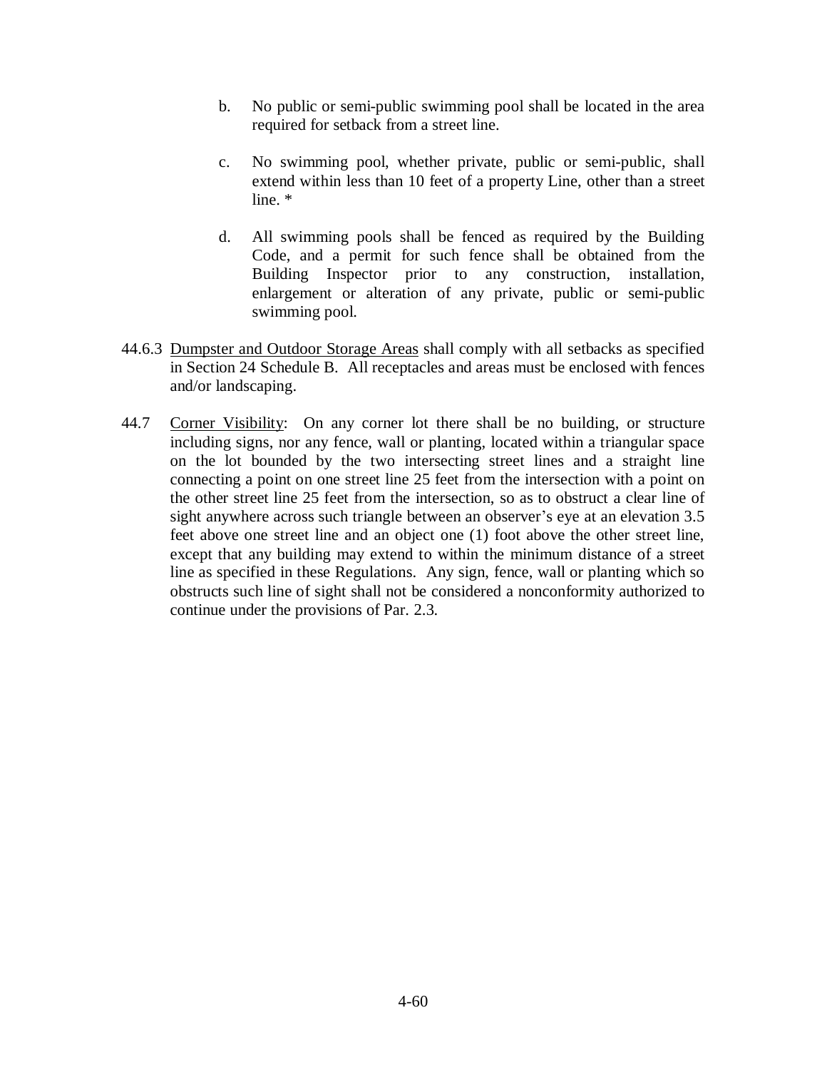b. No public or semi-public swimming pool shall be located in the area required for setback from a street line.

c. No swimming pool, whether private, public or semi-public, shall extend within less than 10 feet of a property Line, other than a street line. *

d. All swimming pools shall be fenced as required by the Building Code, and a permit for such fence shall be obtained from the Building Inspector prior to any construction, installation, enlargement or alteration of any private, public or semi-public swimming pool.

44.6.3 <u>Dumpster and Outdoor Storage Areas</u> shall comply with all setbacks as specified in Section 24 Schedule B. All receptacles and areas must be enclosed with fences and/or landscaping.

44.7 <u>Corner Visibility</u>: On any corner lot there shall be no building, or structure including signs, nor any fence, wall or planting, located within a triangular space on the lot bounded by the two intersecting street lines and a straight line connecting a point on one street line 25 feet from the intersection with a point on the other street line 25 feet from the intersection, so as to obstruct a clear line of sight anywhere across such triangle between an observer's eye at an elevation 3.5 feet above one street line and an object one (1) foot above the other street line, except that any building may extend to within the minimum distance of a street line as specified in these Regulations. Any sign, fence, wall or planting which so obstructs such line of sight shall not be considered a nonconformity authorized to continue under the provisions of Par. 2.3.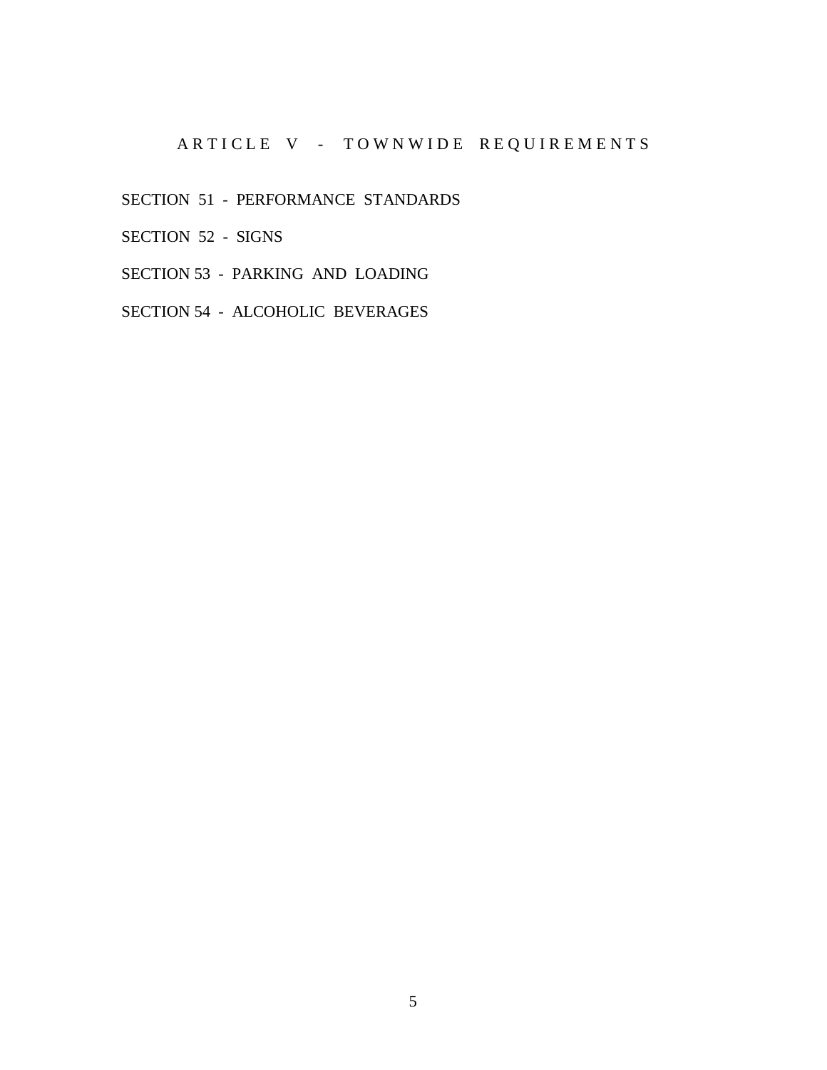# ARTICLE V - TOWNWIDE REQUIREMENTS

SECTION 51 - PERFORMANCE STANDARDS

SECTION 52 - SIGNS

SECTION 53 - PARKING AND LOADING

SECTION 54 - ALCOHOLIC BEVERAGES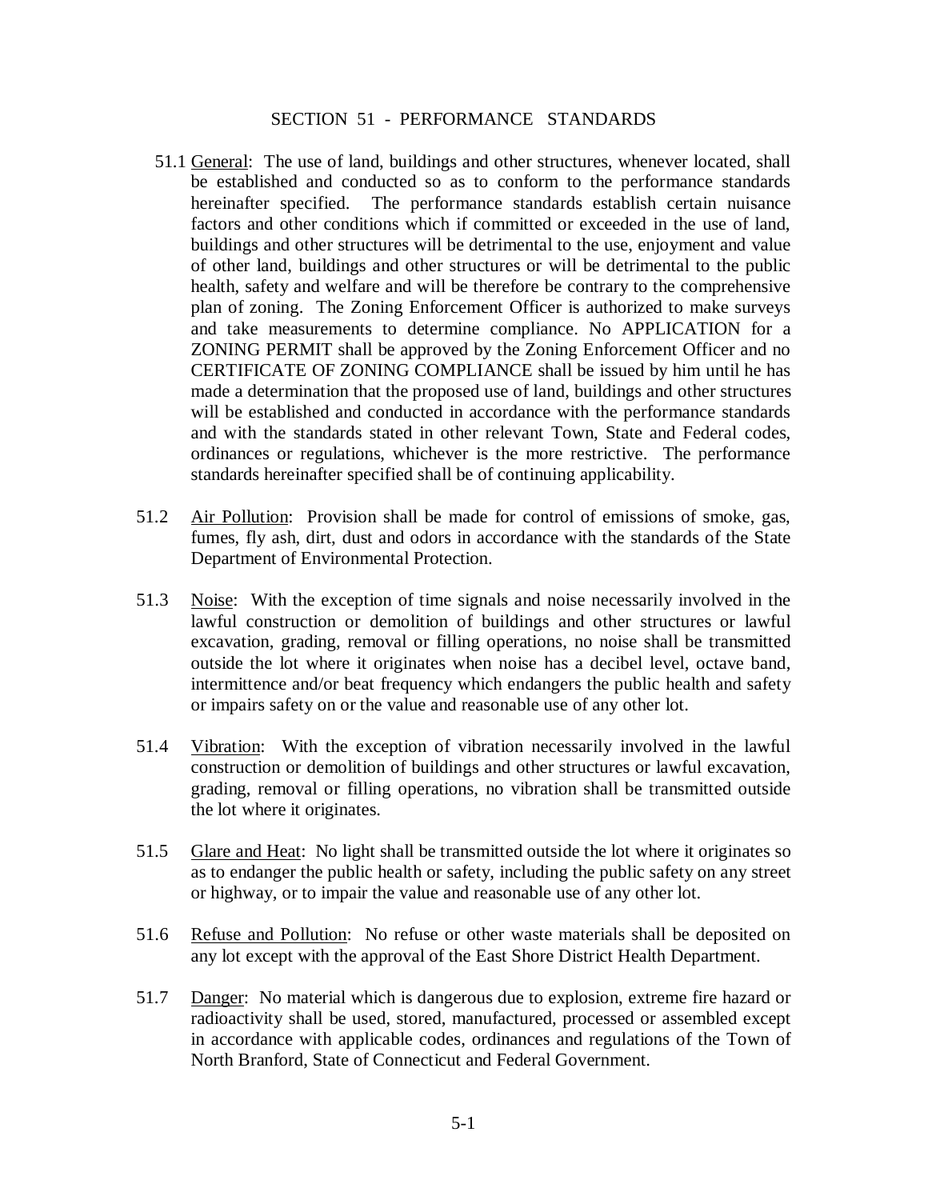## SECTION 51 - PERFORMANCE STANDARDS

51.1 General: The use of land, buildings and other structures, whenever located, shall be established and conducted so as to conform to the performance standards hereinafter specified. The performance standards establish certain nuisance factors and other conditions which if committed or exceeded in the use of land, buildings and other structures will be detrimental to the use, enjoyment and value of other land, buildings and other structures or will be detrimental to the public health, safety and welfare and will be therefore be contrary to the comprehensive plan of zoning. The Zoning Enforcement Officer is authorized to make surveys and take measurements to determine compliance. No APPLICATION for a ZONING PERMIT shall be approved by the Zoning Enforcement Officer and no CERTIFICATE OF ZONING COMPLIANCE shall be issued by him until he has made a determination that the proposed use of land, buildings and other structures will be established and conducted in accordance with the performance standards and with the standards stated in other relevant Town, State and Federal codes, ordinances or regulations, whichever is the more restrictive. The performance standards hereinafter specified shall be of continuing applicability.

51.2 Air Pollution: Provision shall be made for control of emissions of smoke, gas, fumes, fly ash, dirt, dust and odors in accordance with the standards of the State Department of Environmental Protection.

51.3 Noise: With the exception of time signals and noise necessarily involved in the lawful construction or demolition of buildings and other structures or lawful excavation, grading, removal or filling operations, no noise shall be transmitted outside the lot where it originates when noise has a decibel level, octave band, intermittence and/or beat frequency which endangers the public health and safety or impairs safety on or the value and reasonable use of any other lot.

51.4 Vibration: With the exception of vibration necessarily involved in the lawful construction or demolition of buildings and other structures or lawful excavation, grading, removal or filling operations, no vibration shall be transmitted outside the lot where it originates.

51.5 Glare and Heat: No light shall be transmitted outside the lot where it originates so as to endanger the public health or safety, including the public safety on any street or highway, or to impair the value and reasonable use of any other lot.

51.6 Refuse and Pollution: No refuse or other waste materials shall be deposited on any lot except with the approval of the East Shore District Health Department.

51.7 Danger: No material which is dangerous due to explosion, extreme fire hazard or radioactivity shall be used, stored, manufactured, processed or assembled except in accordance with applicable codes, ordinances and regulations of the Town of North Branford, State of Connecticut and Federal Government.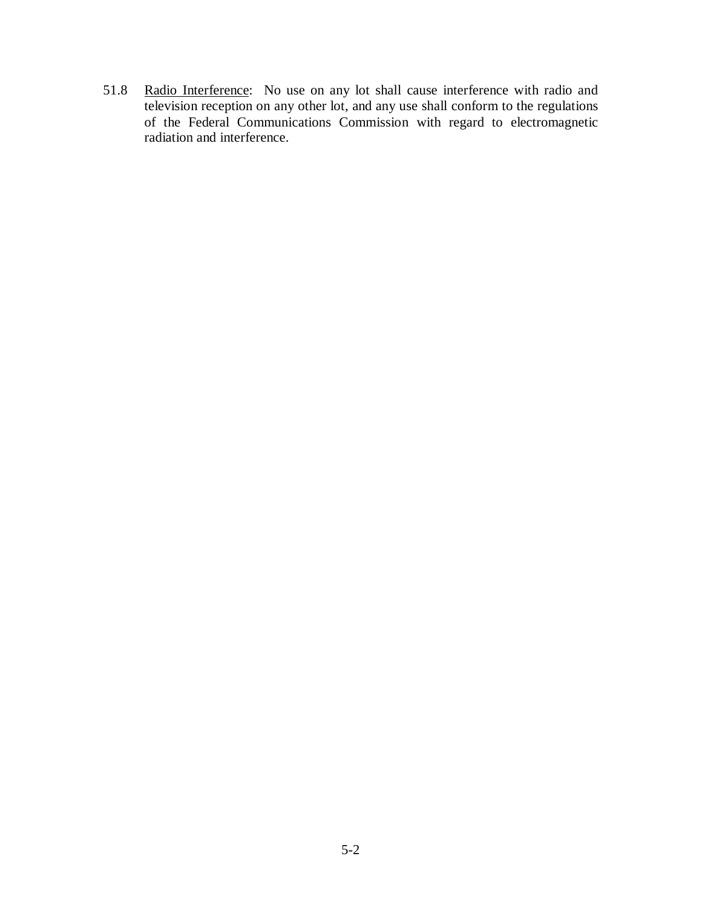51.8 <u>Radio Interference</u>: No use on any lot shall cause interference with radio and television reception on any other lot, and any use shall conform to the regulations of the Federal Communications Commission with regard to electromagnetic radiation and interference.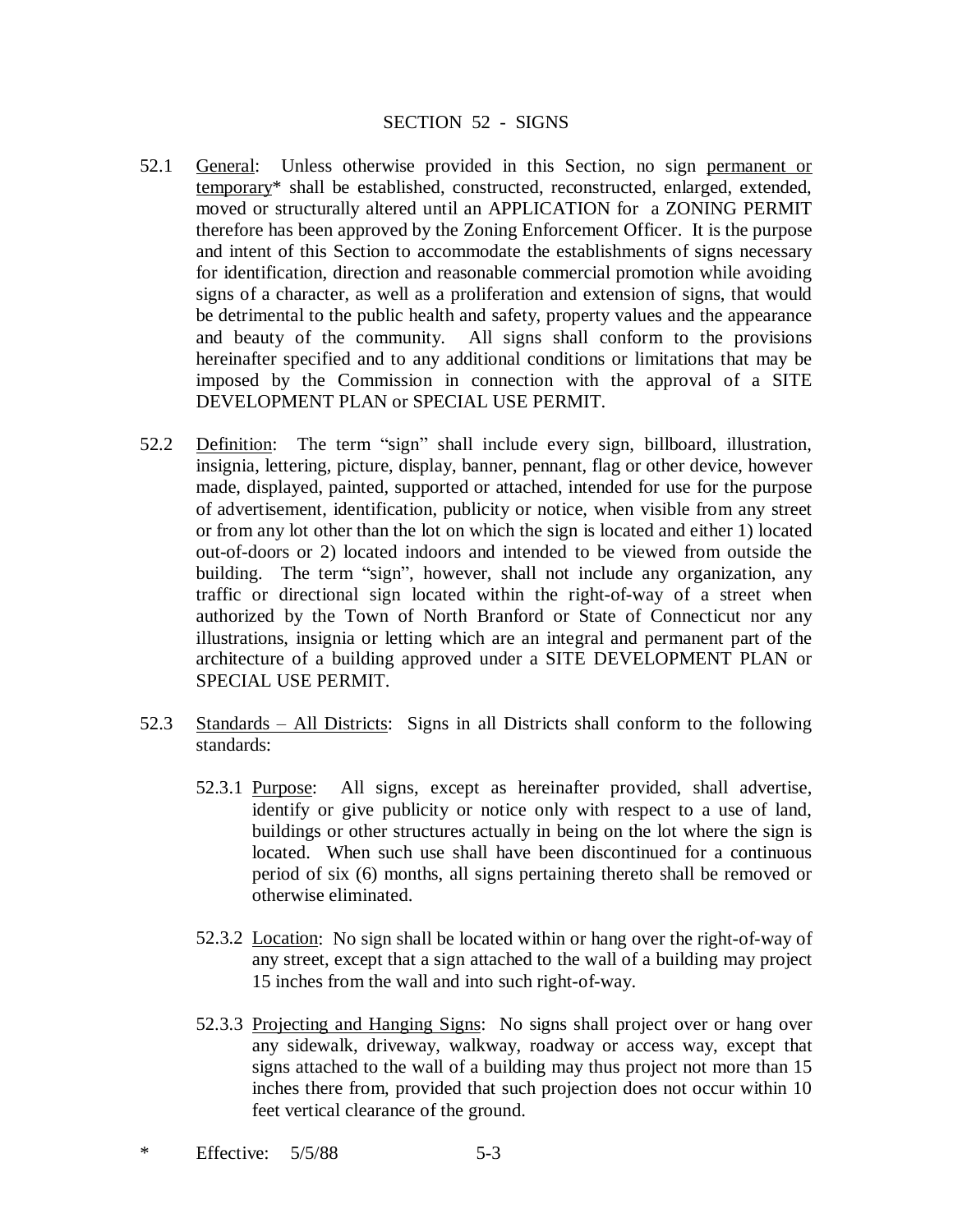## SECTION 52 - SIGNS

52.1 General: Unless otherwise provided in this Section, no sign permanent or temporary* shall be established, constructed, reconstructed, enlarged, extended, moved or structurally altered until an APPLICATION for a ZONING PERMIT therefore has been approved by the Zoning Enforcement Officer. It is the purpose and intent of this Section to accommodate the establishments of signs necessary for identification, direction and reasonable commercial promotion while avoiding signs of a character, as well as a proliferation and extension of signs, that would be detrimental to the public health and safety, property values and the appearance and beauty of the community. All signs shall conform to the provisions hereinafter specified and to any additional conditions or limitations that may be imposed by the Commission in connection with the approval of a SITE DEVELOPMENT PLAN or SPECIAL USE PERMIT.

52.2 Definition: The term "sign" shall include every sign, billboard, illustration, insignia, lettering, picture, display, banner, pennant, flag or other device, however made, displayed, painted, supported or attached, intended for use for the purpose of advertisement, identification, publicity or notice, when visible from any street or from any lot other than the lot on which the sign is located and either 1) located out-of-doors or 2) located indoors and intended to be viewed from outside the building. The term "sign", however, shall not include any organization, any traffic or directional sign located within the right-of-way of a street when authorized by the Town of North Branford or State of Connecticut nor any illustrations, insignia or letting which are an integral and permanent part of the architecture of a building approved under a SITE DEVELOPMENT PLAN or SPECIAL USE PERMIT.

52.3 Standards – All Districts: Signs in all Districts shall conform to the following standards:

52.3.1 Purpose: All signs, except as hereinafter provided, shall advertise, identify or give publicity or notice only with respect to a use of land, buildings or other structures actually in being on the lot where the sign is located. When such use shall have been discontinued for a continuous period of six (6) months, all signs pertaining thereto shall be removed or otherwise eliminated.

52.3.2 Location: No sign shall be located within or hang over the right-of-way of any street, except that a sign attached to the wall of a building may project 15 inches from the wall and into such right-of-way.

52.3.3 Projecting and Hanging Signs: No signs shall project over or hang over any sidewalk, driveway, walkway, roadway or access way, except that signs attached to the wall of a building may thus project not more than 15 inches there from, provided that such projection does not occur within 10 feet vertical clearance of the ground.

\* Effective: 5/5/88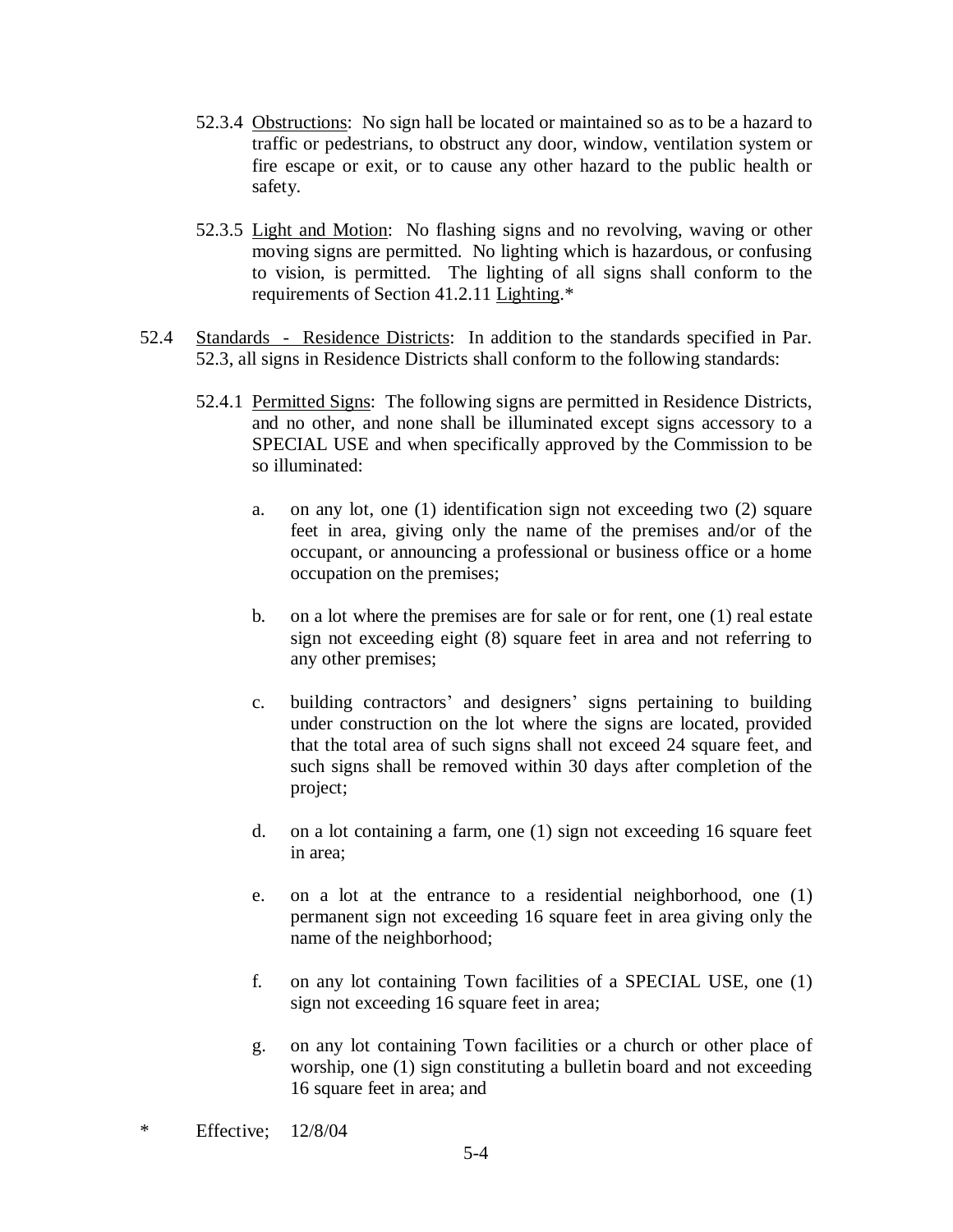52.3.4 Obstructions: No sign hall be located or maintained so as to be a hazard to traffic or pedestrians, to obstruct any door, window, ventilation system or fire escape or exit, or to cause any other hazard to the public health or safety.

52.3.5 Light and Motion: No flashing signs and no revolving, waving or other moving signs are permitted. No lighting which is hazardous, or confusing to vision, is permitted. The lighting of all signs shall conform to the requirements of Section 41.2.11 Lighting.*

52.4 Standards - Residence Districts: In addition to the standards specified in Par. 52.3, all signs in Residence Districts shall conform to the following standards:

52.4.1 Permitted Signs: The following signs are permitted in Residence Districts, and no other, and none shall be illuminated except signs accessory to a SPECIAL USE and when specifically approved by the Commission to be so illuminated:

a. on any lot, one (1) identification sign not exceeding two (2) square feet in area, giving only the name of the premises and/or of the occupant, or announcing a professional or business office or a home occupation on the premises;

b. on a lot where the premises are for sale or for rent, one (1) real estate sign not exceeding eight (8) square feet in area and not referring to any other premises;

c. building contractors' and designers' signs pertaining to building under construction on the lot where the signs are located, provided that the total area of such signs shall not exceed 24 square feet, and such signs shall be removed within 30 days after completion of the project;

d. on a lot containing a farm, one (1) sign not exceeding 16 square feet in area;

e. on a lot at the entrance to a residential neighborhood, one (1) permanent sign not exceeding 16 square feet in area giving only the name of the neighborhood;

f. on any lot containing Town facilities of a SPECIAL USE, one (1) sign not exceeding 16 square feet in area;

g. on any lot containing Town facilities or a church or other place of worship, one (1) sign constituting a bulletin board and not exceeding 16 square feet in area; and

\* Effective; 12/8/04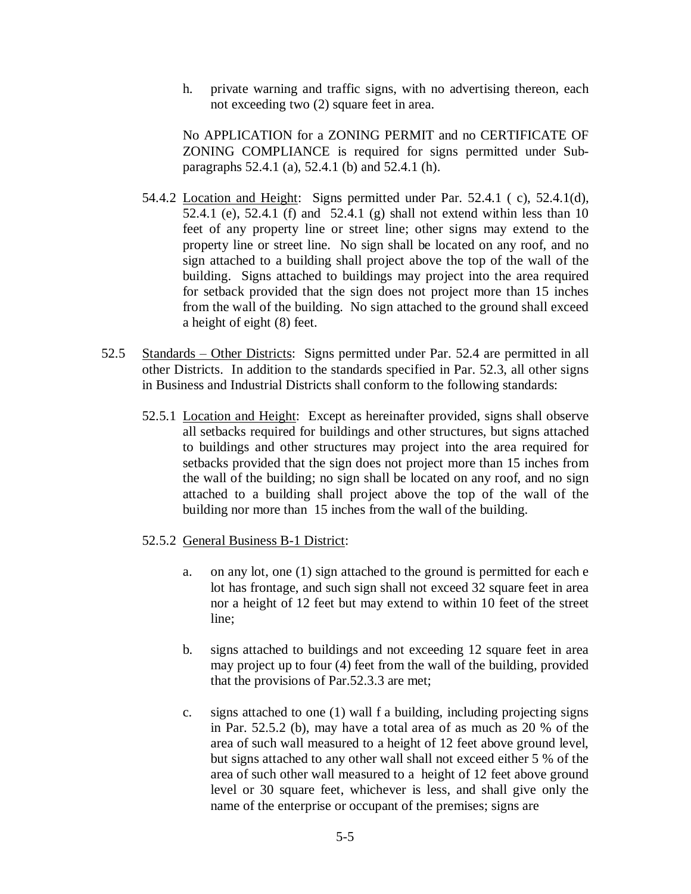h. private warning and traffic signs, with no advertising thereon, each not exceeding two (2) square feet in area.

No APPLICATION for a ZONING PERMIT and no CERTIFICATE OF ZONING COMPLIANCE is required for signs permitted under Sub-paragraphs 52.4.1 (a), 52.4.1 (b) and 52.4.1 (h).

54.4.2 Location and Height: Signs permitted under Par. 52.4.1 ( c), 52.4.1(d), 52.4.1 (e), 52.4.1 (f) and 52.4.1 (g) shall not extend within less than 10 feet of any property line or street line; other signs may extend to the property line or street line. No sign shall be located on any roof, and no sign attached to a building shall project above the top of the wall of the building. Signs attached to buildings may project into the area required for setback provided that the sign does not project more than 15 inches from the wall of the building. No sign attached to the ground shall exceed a height of eight (8) feet.

52.5 Standards – Other Districts: Signs permitted under Par. 52.4 are permitted in all other Districts. In addition to the standards specified in Par. 52.3, all other signs in Business and Industrial Districts shall conform to the following standards:

52.5.1 Location and Height: Except as hereinafter provided, signs shall observe all setbacks required for buildings and other structures, but signs attached to buildings and other structures may project into the area required for setbacks provided that the sign does not project more than 15 inches from the wall of the building; no sign shall be located on any roof, and no sign attached to a building shall project above the top of the wall of the building nor more than 15 inches from the wall of the building.

52.5.2 General Business B-1 District:

a. on any lot, one (1) sign attached to the ground is permitted for each e lot has frontage, and such sign shall not exceed 32 square feet in area nor a height of 12 feet but may extend to within 10 feet of the street line;

b. signs attached to buildings and not exceeding 12 square feet in area may project up to four (4) feet from the wall of the building, provided that the provisions of Par.52.3.3 are met;

c. signs attached to one (1) wall f a building, including projecting signs in Par. 52.5.2 (b), may have a total area of as much as 20 % of the area of such wall measured to a height of 12 feet above ground level, but signs attached to any other wall shall not exceed either 5 % of the area of such other wall measured to a height of 12 feet above ground level or 30 square feet, whichever is less, and shall give only the name of the enterprise or occupant of the premises; signs are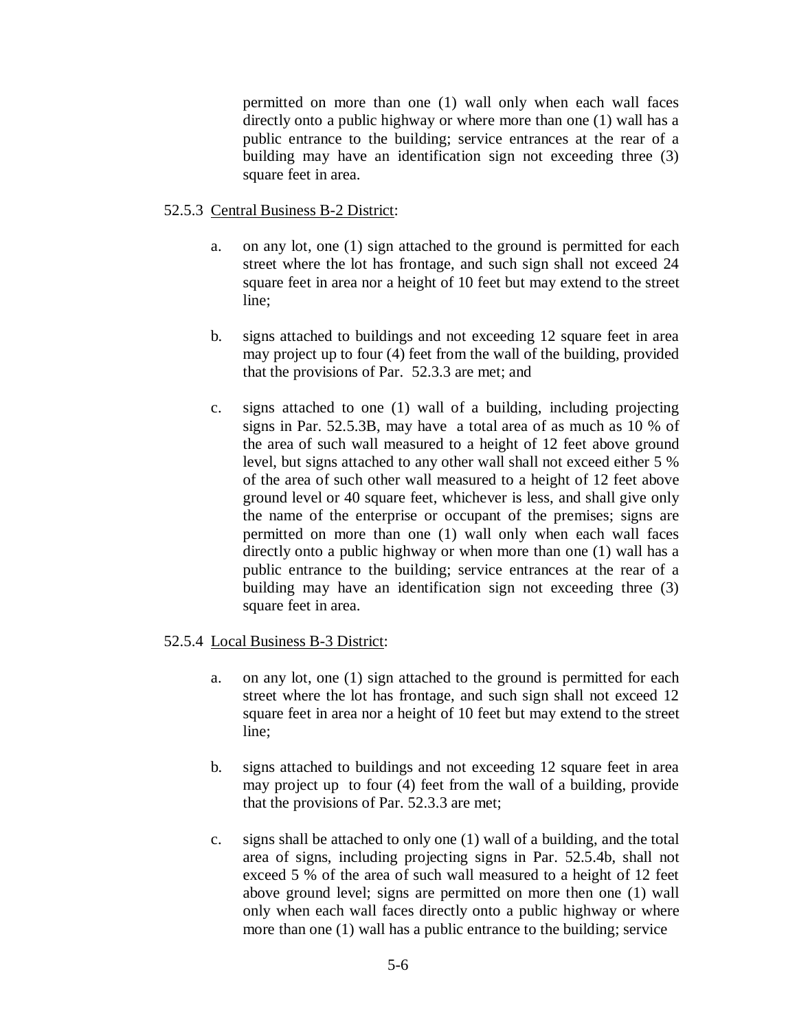permitted on more than one (1) wall only when each wall faces directly onto a public highway or where more than one (1) wall has a public entrance to the building; service entrances at the rear of a building may have an identification sign not exceeding three (3) square feet in area.

52.5.3 <u>Central Business B-2 District</u>:

a. on any lot, one (1) sign attached to the ground is permitted for each street where the lot has frontage, and such sign shall not exceed 24 square feet in area nor a height of 10 feet but may extend to the street line;

b. signs attached to buildings and not exceeding 12 square feet in area may project up to four (4) feet from the wall of the building, provided that the provisions of Par. 52.3.3 are met; and

c. signs attached to one (1) wall of a building, including projecting signs in Par. 52.5.3B, may have a total area of as much as 10 % of the area of such wall measured to a height of 12 feet above ground level, but signs attached to any other wall shall not exceed either 5 % of the area of such other wall measured to a height of 12 feet above ground level or 40 square feet, whichever is less, and shall give only the name of the enterprise or occupant of the premises; signs are permitted on more than one (1) wall only when each wall faces directly onto a public highway or when more than one (1) wall has a public entrance to the building; service entrances at the rear of a building may have an identification sign not exceeding three (3) square feet in area.

52.5.4 <u>Local Business B-3 District</u>:

a. on any lot, one (1) sign attached to the ground is permitted for each street where the lot has frontage, and such sign shall not exceed 12 square feet in area nor a height of 10 feet but may extend to the street line;

b. signs attached to buildings and not exceeding 12 square feet in area may project up to four (4) feet from the wall of a building, provide that the provisions of Par. 52.3.3 are met;

c. signs shall be attached to only one (1) wall of a building, and the total area of signs, including projecting signs in Par. 52.5.4b, shall not exceed 5 % of the area of such wall measured to a height of 12 feet above ground level; signs are permitted on more then one (1) wall only when each wall faces directly onto a public highway or where more than one (1) wall has a public entrance to the building; service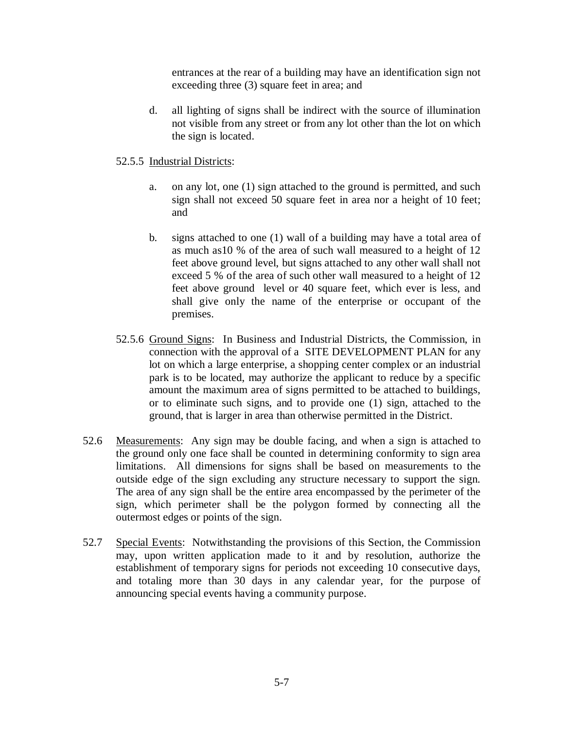entrances at the rear of a building may have an identification sign not exceeding three (3) square feet in area; and

d. all lighting of signs shall be indirect with the source of illumination not visible from any street or from any lot other than the lot on which the sign is located.

52.5.5 <u>Industrial Districts</u>:

a. on any lot, one (1) sign attached to the ground is permitted, and such sign shall not exceed 50 square feet in area nor a height of 10 feet; and

b. signs attached to one (1) wall of a building may have a total area of as much as10 % of the area of such wall measured to a height of 12 feet above ground level, but signs attached to any other wall shall not exceed 5 % of the area of such other wall measured to a height of 12 feet above ground level or 40 square feet, which ever is less, and shall give only the name of the enterprise or occupant of the premises.

52.5.6 <u>Ground Signs</u>: In Business and Industrial Districts, the Commission, in connection with the approval of a SITE DEVELOPMENT PLAN for any lot on which a large enterprise, a shopping center complex or an industrial park is to be located, may authorize the applicant to reduce by a specific amount the maximum area of signs permitted to be attached to buildings, or to eliminate such signs, and to provide one (1) sign, attached to the ground, that is larger in area than otherwise permitted in the District.

52.6 <u>Measurements</u>: Any sign may be double facing, and when a sign is attached to the ground only one face shall be counted in determining conformity to sign area limitations. All dimensions for signs shall be based on measurements to the outside edge of the sign excluding any structure necessary to support the sign. The area of any sign shall be the entire area encompassed by the perimeter of the sign, which perimeter shall be the polygon formed by connecting all the outermost edges or points of the sign.

52.7 <u>Special Events</u>: Notwithstanding the provisions of this Section, the Commission may, upon written application made to it and by resolution, authorize the establishment of temporary signs for periods not exceeding 10 consecutive days, and totaling more than 30 days in any calendar year, for the purpose of announcing special events having a community purpose.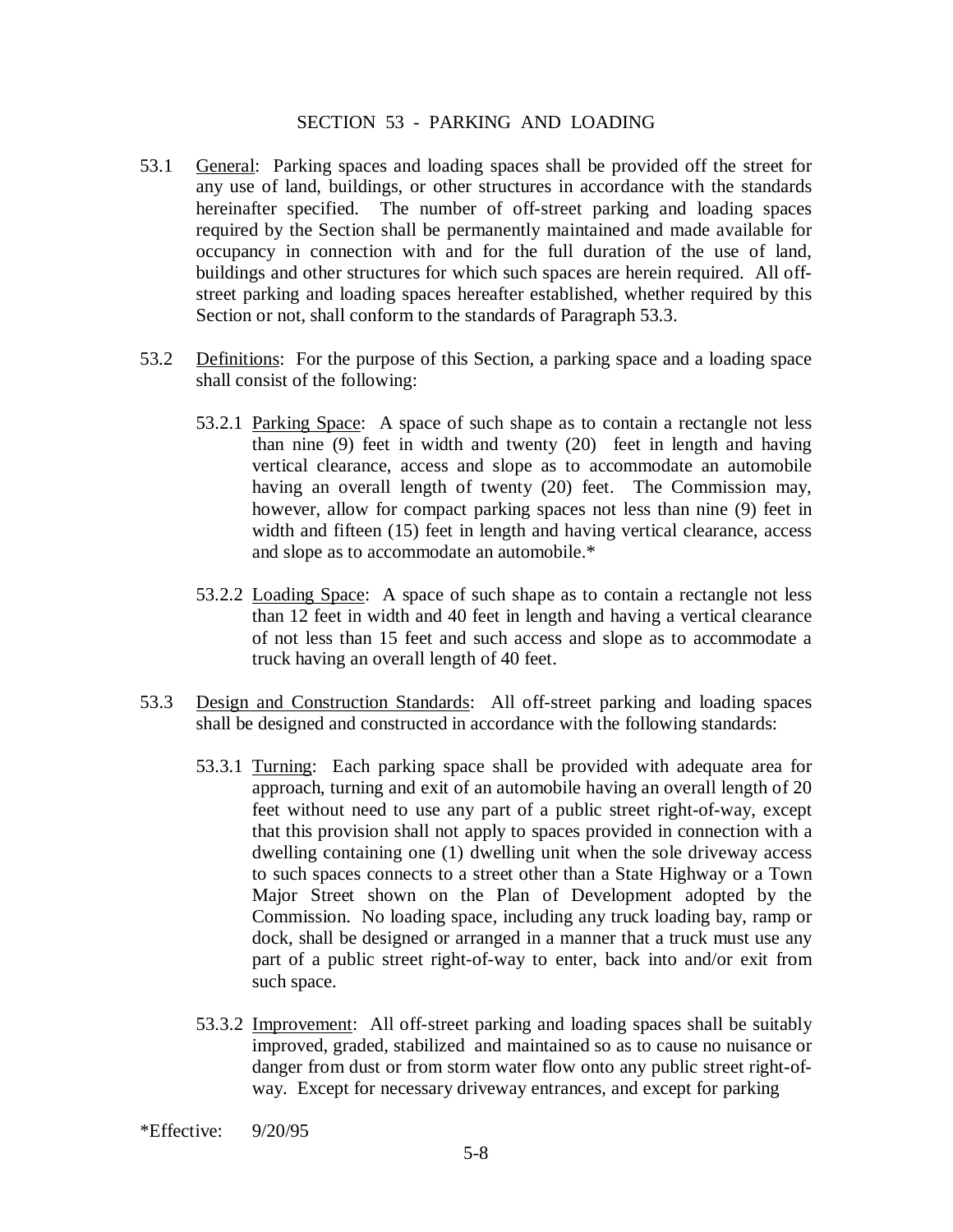## SECTION 53 - PARKING AND LOADING

53.1 <u>General</u>: Parking spaces and loading spaces shall be provided off the street for any use of land, buildings, or other structures in accordance with the standards hereinafter specified. The number of off-street parking and loading spaces required by the Section shall be permanently maintained and made available for occupancy in connection with and for the full duration of the use of land, buildings and other structures for which such spaces are herein required. All off-street parking and loading spaces hereafter established, whether required by this Section or not, shall conform to the standards of Paragraph 53.3.

53.2 <u>Definitions</u>: For the purpose of this Section, a parking space and a loading space shall consist of the following:

53.2.1 <u>Parking Space</u>: A space of such shape as to contain a rectangle not less than nine (9) feet in width and twenty (20) feet in length and having vertical clearance, access and slope as to accommodate an automobile having an overall length of twenty (20) feet. The Commission may, however, allow for compact parking spaces not less than nine (9) feet in width and fifteen (15) feet in length and having vertical clearance, access and slope as to accommodate an automobile.*

53.2.2 <u>Loading Space</u>: A space of such shape as to contain a rectangle not less than 12 feet in width and 40 feet in length and having a vertical clearance of not less than 15 feet and such access and slope as to accommodate a truck having an overall length of 40 feet.

53.3 <u>Design and Construction Standards</u>: All off-street parking and loading spaces shall be designed and constructed in accordance with the following standards:

53.3.1 <u>Turning</u>: Each parking space shall be provided with adequate area for approach, turning and exit of an automobile having an overall length of 20 feet without need to use any part of a public street right-of-way, except that this provision shall not apply to spaces provided in connection with a dwelling containing one (1) dwelling unit when the sole driveway access to such spaces connects to a street other than a State Highway or a Town Major Street shown on the Plan of Development adopted by the Commission. No loading space, including any truck loading bay, ramp or dock, shall be designed or arranged in a manner that a truck must use any part of a public street right-of-way to enter, back into and/or exit from such space.

53.3.2 <u>Improvement</u>: All off-street parking and loading spaces shall be suitably improved, graded, stabilized and maintained so as to cause no nuisance or danger from dust or from storm water flow onto any public street right-of-way. Except for necessary driveway entrances, and except for parking

*Effective: 9/20/95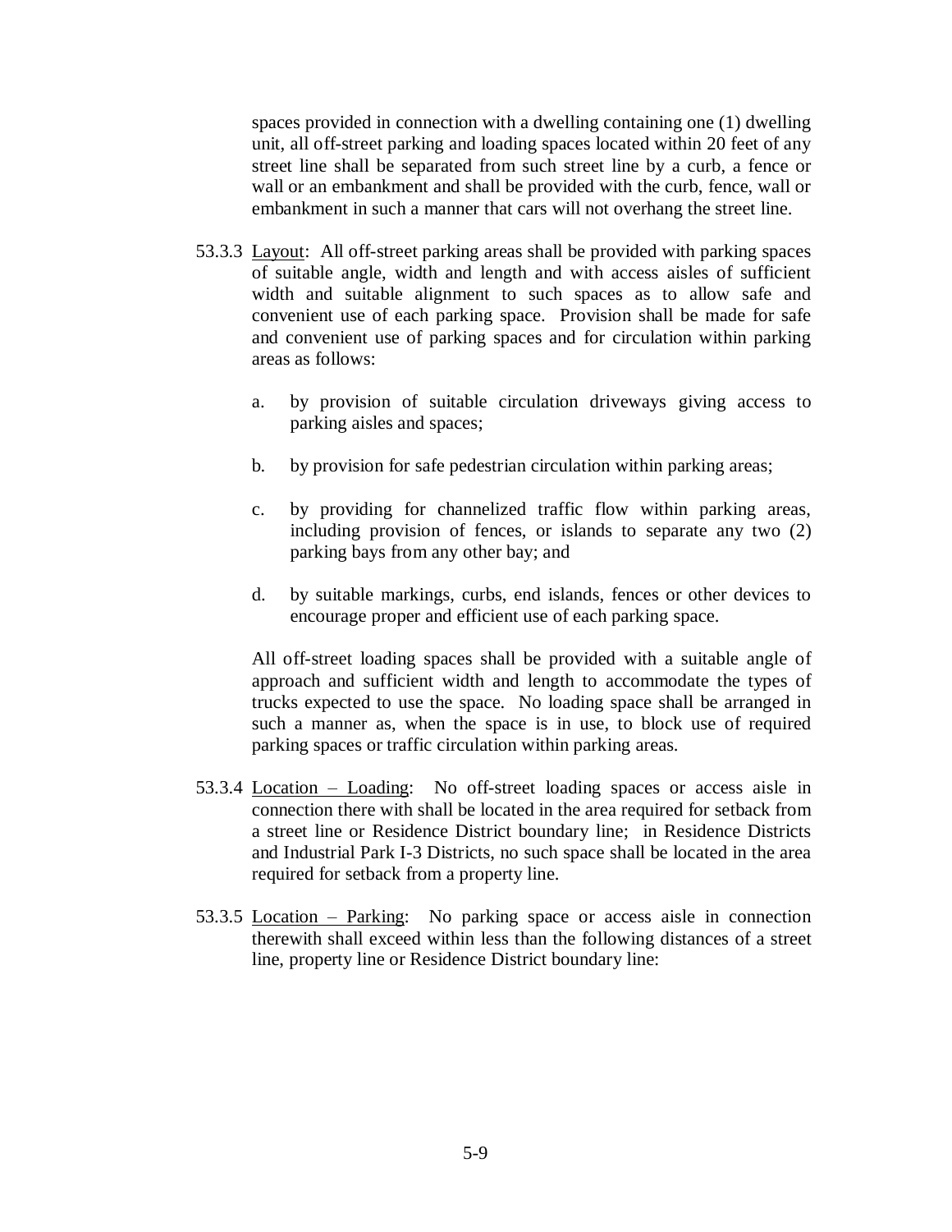spaces provided in connection with a dwelling containing one (1) dwelling unit, all off-street parking and loading spaces located within 20 feet of any street line shall be separated from such street line by a curb, a fence or wall or an embankment and shall be provided with the curb, fence, wall or embankment in such a manner that cars will not overhang the street line.

53.3.3 Layout: All off-street parking areas shall be provided with parking spaces of suitable angle, width and length and with access aisles of sufficient width and suitable alignment to such spaces as to allow safe and convenient use of each parking space. Provision shall be made for safe and convenient use of parking spaces and for circulation within parking areas as follows:

a. by provision of suitable circulation driveways giving access to parking aisles and spaces;

b. by provision for safe pedestrian circulation within parking areas;

c. by providing for channelized traffic flow within parking areas, including provision of fences, or islands to separate any two (2) parking bays from any other bay; and

d. by suitable markings, curbs, end islands, fences or other devices to encourage proper and efficient use of each parking space.

All off-street loading spaces shall be provided with a suitable angle of approach and sufficient width and length to accommodate the types of trucks expected to use the space. No loading space shall be arranged in such a manner as, when the space is in use, to block use of required parking spaces or traffic circulation within parking areas.

53.3.4 Location – Loading: No off-street loading spaces or access aisle in connection there with shall be located in the area required for setback from a street line or Residence District boundary line; in Residence Districts and Industrial Park I-3 Districts, no such space shall be located in the area required for setback from a property line.

53.3.5 Location – Parking: No parking space or access aisle in connection therewith shall exceed within less than the following distances of a street line, property line or Residence District boundary line: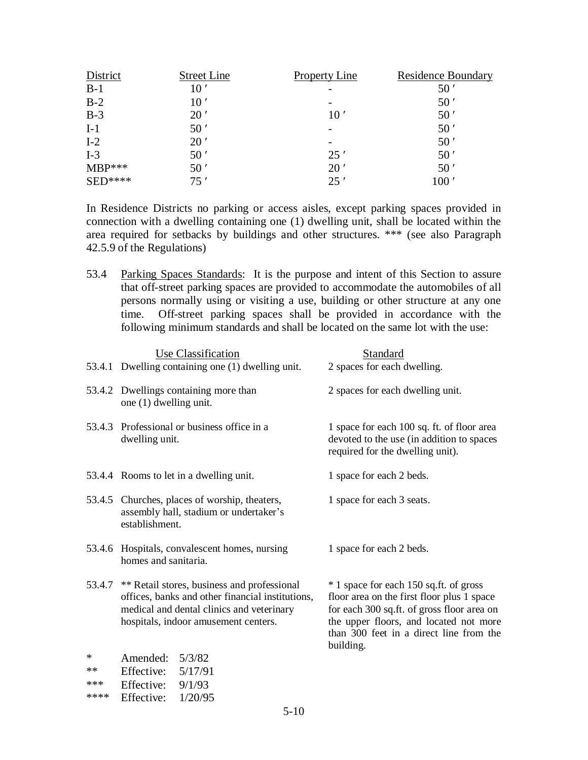| District | Street Line | Property Line | Residence Boundary |
|---|---|---|---|
| B-1 | 10 ′ | - | 50 ′ |
| B-2 | 10 ′ | - | 50 ′ |
| B-3 | 20 ′ | 10 ′ | 50 ′ |
| I-1 | 50 ′ | - | 50 ′ |
| I-2 | 20 ′ | - | 50 ′ |
| I-3 | 50 ′ | 25 ′ | 50 ′ |
| MBP*** | 50 ′ | 20 ′ | 50 ′ |
| SED**** | 75 ′ | 25 ′ | 100 ′ |

In Residence Districts no parking or access aisles, except parking spaces provided in connection with a dwelling containing one (1) dwelling unit, shall be located within the area required for setbacks by buildings and other structures. *** (see also Paragraph 42.5.9 of the Regulations)

53.4 Parking Spaces Standards: It is the purpose and intent of this Section to assure that off-street parking spaces are provided to accommodate the automobiles of all persons normally using or visiting a use, building or other structure at any one time. Off-street parking spaces shall be provided in accordance with the following minimum standards and shall be located on the same lot with the use:

| | Use Classification | Standard |
|---|---|---|
| 53.4.1 | Dwelling containing one (1) dwelling unit. | 2 spaces for each dwelling. |
| 53.4.2 | Dwellings containing more than one (1) dwelling unit. | 2 spaces for each dwelling unit. |
| 53.4.3 | Professional or business office in a dwelling unit. | 1 space for each 100 sq. ft. of floor area devoted to the use (in addition to spaces required for the dwelling unit). |
| 53.4.4 | Rooms to let in a dwelling unit. | 1 space for each 2 beds. |
| 53.4.5 | Churches, places of worship, theaters, assembly hall, stadium or undertaker's establishment. | 1 space for each 3 seats. |
| 53.4.6 | Hospitals, convalescent homes, nursing homes and sanitaria. | 1 space for each 2 beds. |
| 53.4.7 | ** Retail stores, business and professional offices, banks and other financial institutions, medical and dental clinics and veterinary hospitals, indoor amusement centers. | * 1 space for each 150 sq.ft. of gross floor area on the first floor plus 1 space for each 300 sq.ft. of gross floor area on the upper floors, and located not more than 300 feet in a direct line from the building. |

\* Amended: 5/3/82
** Effective: 5/17/91
*** Effective: 9/1/93
**** Effective: 1/20/95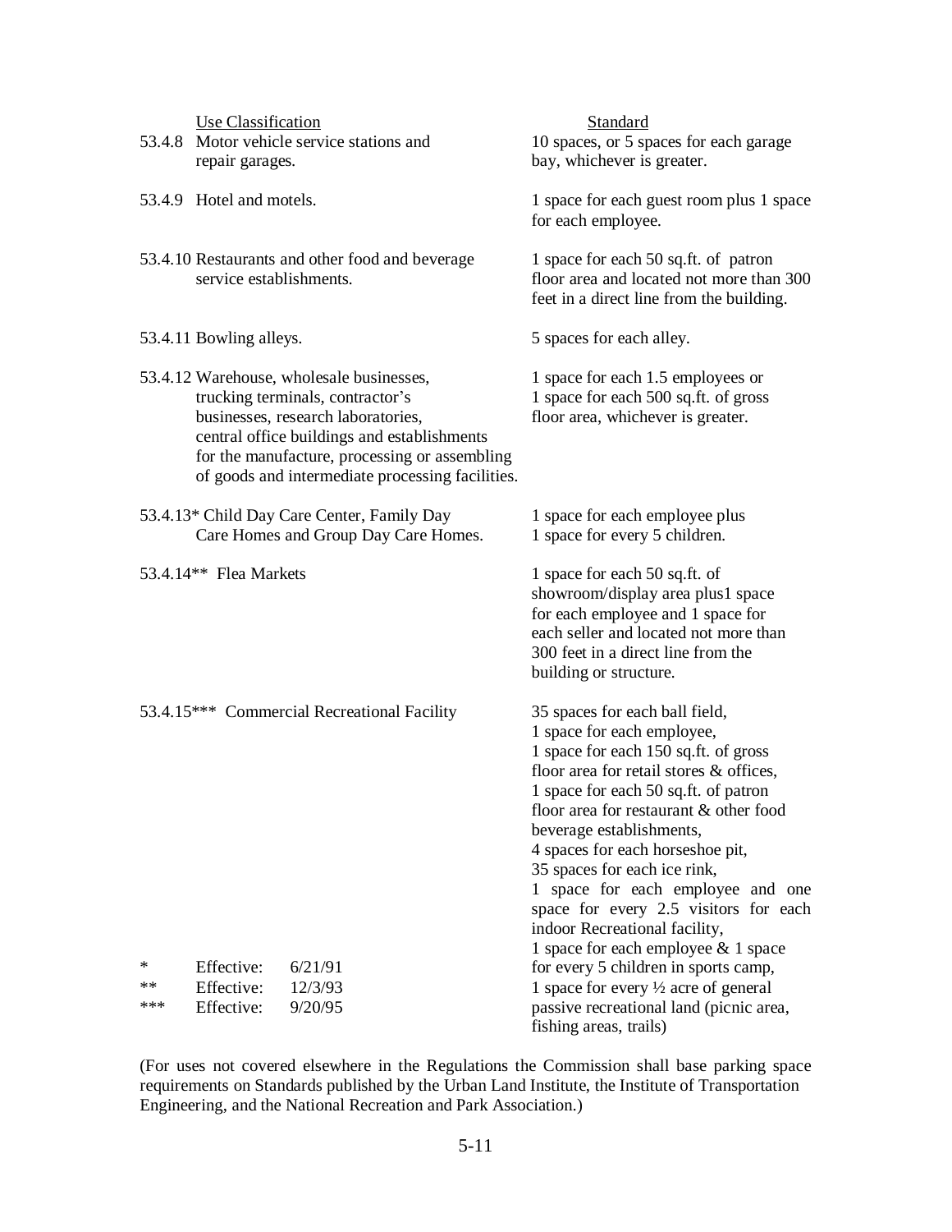| | Use Classification | Standard |
|---|---|---|
| 53.4.8 | Motor vehicle service stations and repair garages. | 10 spaces, or 5 spaces for each garage bay, whichever is greater. |
| 53.4.9 | Hotel and motels. | 1 space for each guest room plus 1 space for each employee. |
| 53.4.10 | Restaurants and other food and beverage service establishments. | 1 space for each 50 sq.ft. of patron floor area and located not more than 300 feet in a direct line from the building. |
| 53.4.11 | Bowling alleys. | 5 spaces for each alley. |
| 53.4.12 | Warehouse, wholesale businesses, trucking terminals, contractor's businesses, research laboratories, central office buildings and establishments for the manufacture, processing or assembling of goods and intermediate processing facilities. | 1 space for each 1.5 employees or 1 space for each 500 sq.ft. of gross floor area, whichever is greater. |
| 53.4.13* | Child Day Care Center, Family Day Care Homes and Group Day Care Homes. | 1 space for each employee plus 1 space for every 5 children. |
| 53.4.14** | Flea Markets | 1 space for each 50 sq.ft. of showroom/display area plus1 space for each employee and 1 space for each seller and located not more than 300 feet in a direct line from the building or structure. |
| 53.4.15*** | Commercial Recreational Facility | 35 spaces for each ball field, 1 space for each employee, 1 space for each 150 sq.ft. of gross floor area for retail stores & offices, 1 space for each 50 sq.ft. of patron floor area for restaurant & other food beverage establishments, 4 spaces for each horseshoe pit, 35 spaces for each ice rink, 1 space for each employee and one space for every 2.5 visitors for each indoor Recreational facility, 1 space for each employee & 1 space for every 5 children in sports camp, 1 space for every ½ acre of general passive recreational land (picnic area, fishing areas, trails) |

\* Effective: 6/21/91
\*\* Effective: 12/3/93
\*\*\* Effective: 9/20/95

(For uses not covered elsewhere in the Regulations the Commission shall base parking space requirements on Standards published by the Urban Land Institute, the Institute of Transportation Engineering, and the National Recreation and Park Association.)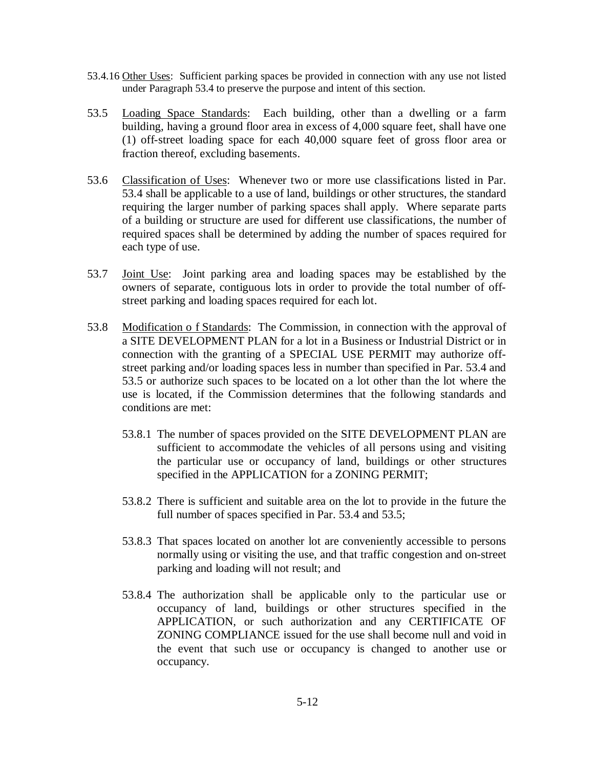53.4.16 <u>Other Uses</u>: Sufficient parking spaces be provided in connection with any use not listed under Paragraph 53.4 to preserve the purpose and intent of this section.

53.5 <u>Loading Space Standards</u>: Each building, other than a dwelling or a farm building, having a ground floor area in excess of 4,000 square feet, shall have one (1) off-street loading space for each 40,000 square feet of gross floor area or fraction thereof, excluding basements.

53.6 <u>Classification of Uses</u>: Whenever two or more use classifications listed in Par. 53.4 shall be applicable to a use of land, buildings or other structures, the standard requiring the larger number of parking spaces shall apply. Where separate parts of a building or structure are used for different use classifications, the number of required spaces shall be determined by adding the number of spaces required for each type of use.

53.7 <u>Joint Use</u>: Joint parking area and loading spaces may be established by the owners of separate, contiguous lots in order to provide the total number of off-street parking and loading spaces required for each lot.

53.8 <u>Modification o f Standards</u>: The Commission, in connection with the approval of a SITE DEVELOPMENT PLAN for a lot in a Business or Industrial District or in connection with the granting of a SPECIAL USE PERMIT may authorize off-street parking and/or loading spaces less in number than specified in Par. 53.4 and 53.5 or authorize such spaces to be located on a lot other than the lot where the use is located, if the Commission determines that the following standards and conditions are met:

53.8.1 The number of spaces provided on the SITE DEVELOPMENT PLAN are sufficient to accommodate the vehicles of all persons using and visiting the particular use or occupancy of land, buildings or other structures specified in the APPLICATION for a ZONING PERMIT;

53.8.2 There is sufficient and suitable area on the lot to provide in the future the full number of spaces specified in Par. 53.4 and 53.5;

53.8.3 That spaces located on another lot are conveniently accessible to persons normally using or visiting the use, and that traffic congestion and on-street parking and loading will not result; and

53.8.4 The authorization shall be applicable only to the particular use or occupancy of land, buildings or other structures specified in the APPLICATION, or such authorization and any CERTIFICATE OF ZONING COMPLIANCE issued for the use shall become null and void in the event that such use or occupancy is changed to another use or occupancy.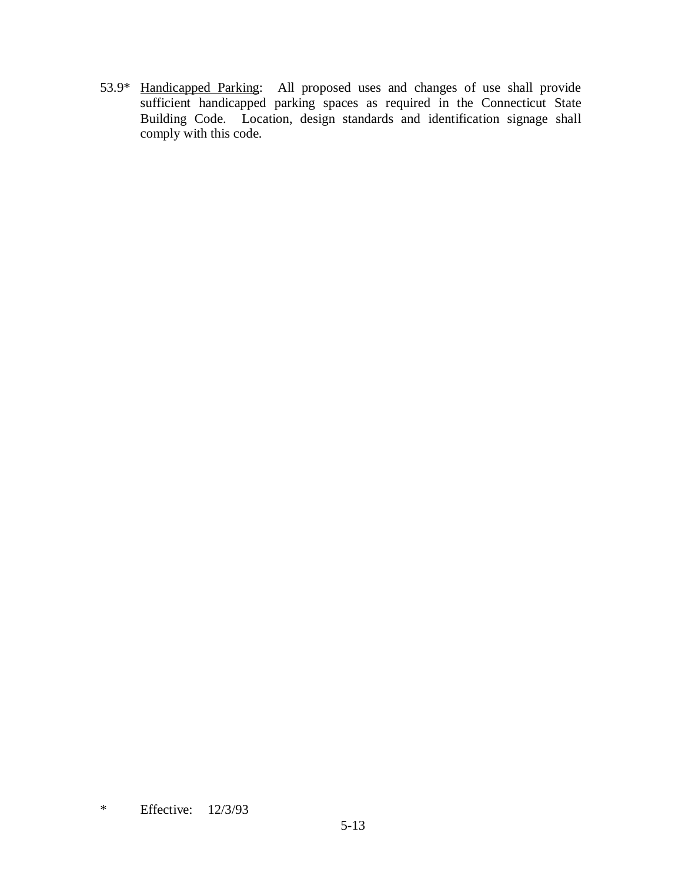53.9* <u>Handicapped Parking</u>: All proposed uses and changes of use shall provide sufficient handicapped parking spaces as required in the Connecticut State Building Code. Location, design standards and identification signage shall comply with this code.

\* Effective: 12/3/93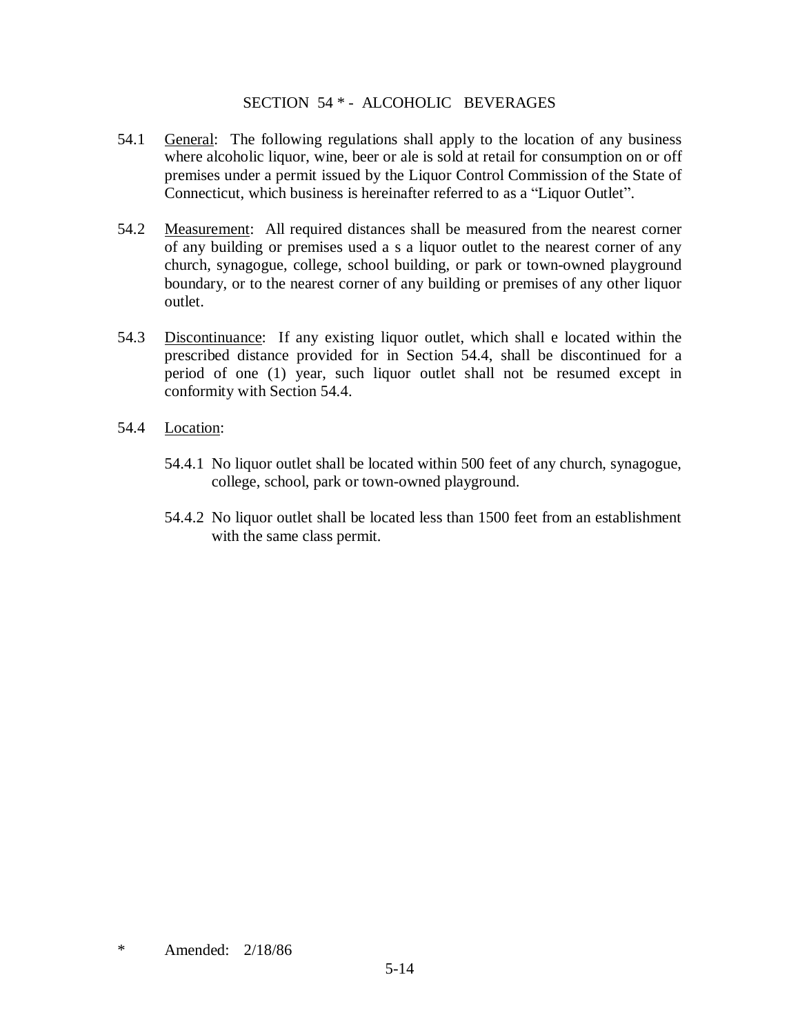# SECTION 54 * - ALCOHOLIC BEVERAGES

54.1 General: The following regulations shall apply to the location of any business where alcoholic liquor, wine, beer or ale is sold at retail for consumption on or off premises under a permit issued by the Liquor Control Commission of the State of Connecticut, which business is hereinafter referred to as a "Liquor Outlet".

54.2 Measurement: All required distances shall be measured from the nearest corner of any building or premises used a s a liquor outlet to the nearest corner of any church, synagogue, college, school building, or park or town-owned playground boundary, or to the nearest corner of any building or premises of any other liquor outlet.

54.3 Discontinuance: If any existing liquor outlet, which shall e located within the prescribed distance provided for in Section 54.4, shall be discontinued for a period of one (1) year, such liquor outlet shall not be resumed except in conformity with Section 54.4.

54.4 Location:

54.4.1 No liquor outlet shall be located within 500 feet of any church, synagogue, college, school, park or town-owned playground.

54.4.2 No liquor outlet shall be located less than 1500 feet from an establishment with the same class permit.

* Amended: 2/18/86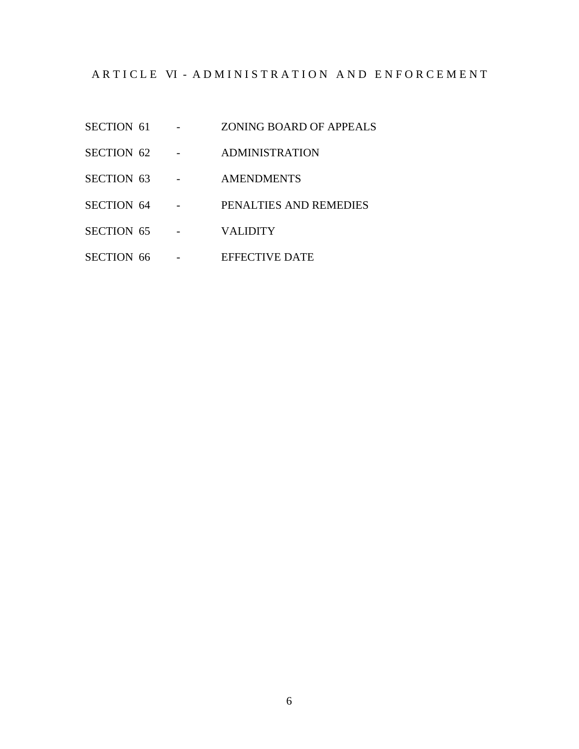## ARTICLE VI - ADMINISTRATION AND ENFORCEMENT

SECTION 61 - ZONING BOARD OF APPEALS

SECTION 62 - ADMINISTRATION

SECTION 63 - AMENDMENTS

SECTION 64 - PENALTIES AND REMEDIES

SECTION 65 - VALIDITY

SECTION 66 - EFFECTIVE DATE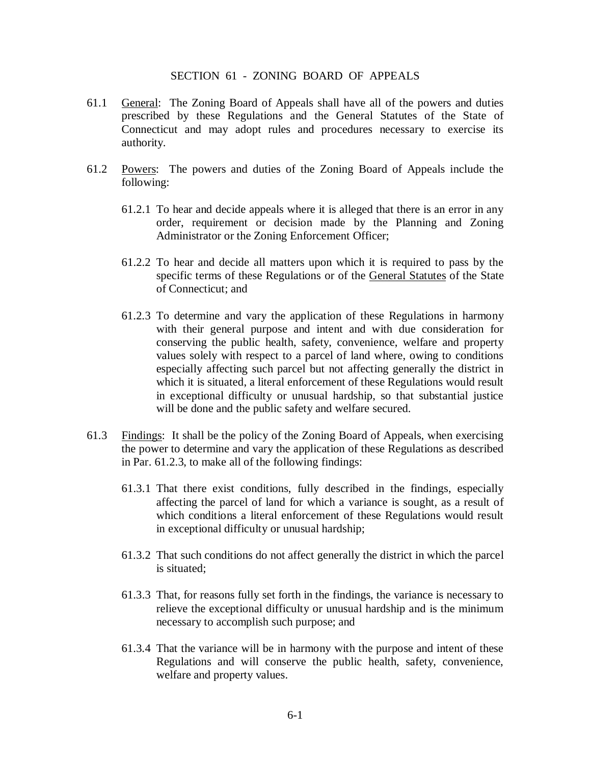# SECTION 61 - ZONING BOARD OF APPEALS

61.1 General: The Zoning Board of Appeals shall have all of the powers and duties prescribed by these Regulations and the General Statutes of the State of Connecticut and may adopt rules and procedures necessary to exercise its authority.

61.2 Powers: The powers and duties of the Zoning Board of Appeals include the following:

61.2.1 To hear and decide appeals where it is alleged that there is an error in any order, requirement or decision made by the Planning and Zoning Administrator or the Zoning Enforcement Officer;

61.2.2 To hear and decide all matters upon which it is required to pass by the specific terms of these Regulations or of the General Statutes of the State of Connecticut; and

61.2.3 To determine and vary the application of these Regulations in harmony with their general purpose and intent and with due consideration for conserving the public health, safety, convenience, welfare and property values solely with respect to a parcel of land where, owing to conditions especially affecting such parcel but not affecting generally the district in which it is situated, a literal enforcement of these Regulations would result in exceptional difficulty or unusual hardship, so that substantial justice will be done and the public safety and welfare secured.

61.3 Findings: It shall be the policy of the Zoning Board of Appeals, when exercising the power to determine and vary the application of these Regulations as described in Par. 61.2.3, to make all of the following findings:

61.3.1 That there exist conditions, fully described in the findings, especially affecting the parcel of land for which a variance is sought, as a result of which conditions a literal enforcement of these Regulations would result in exceptional difficulty or unusual hardship;

61.3.2 That such conditions do not affect generally the district in which the parcel is situated;

61.3.3 That, for reasons fully set forth in the findings, the variance is necessary to relieve the exceptional difficulty or unusual hardship and is the minimum necessary to accomplish such purpose; and

61.3.4 That the variance will be in harmony with the purpose and intent of these Regulations and will conserve the public health, safety, convenience, welfare and property values.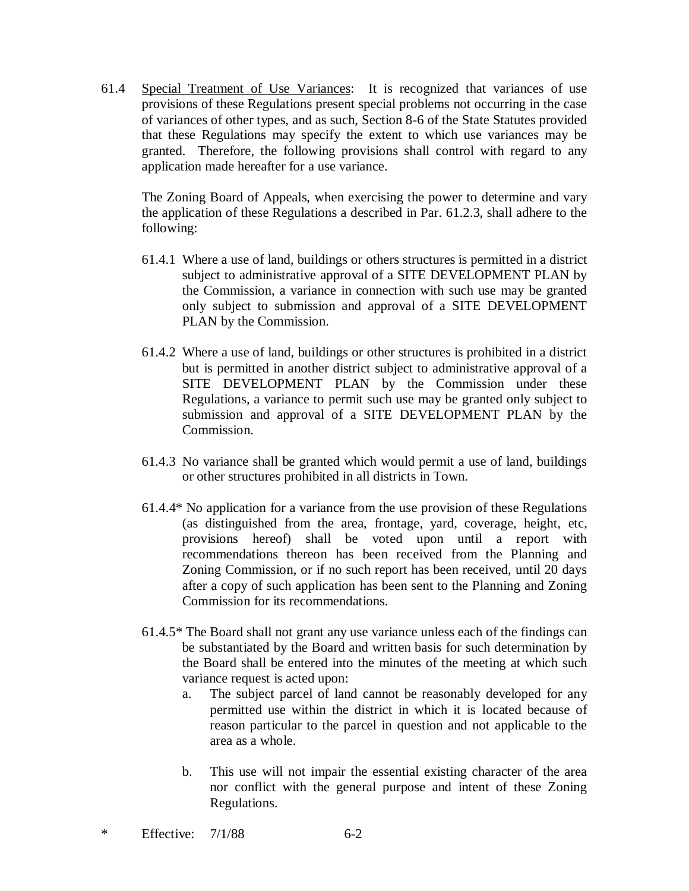61.4 Special Treatment of Use Variances: It is recognized that variances of use provisions of these Regulations present special problems not occurring in the case of variances of other types, and as such, Section 8-6 of the State Statutes provided that these Regulations may specify the extent to which use variances may be granted. Therefore, the following provisions shall control with regard to any application made hereafter for a use variance.

The Zoning Board of Appeals, when exercising the power to determine and vary the application of these Regulations a described in Par. 61.2.3, shall adhere to the following:

61.4.1 Where a use of land, buildings or others structures is permitted in a district subject to administrative approval of a SITE DEVELOPMENT PLAN by the Commission, a variance in connection with such use may be granted only subject to submission and approval of a SITE DEVELOPMENT PLAN by the Commission.

61.4.2 Where a use of land, buildings or other structures is prohibited in a district but is permitted in another district subject to administrative approval of a SITE DEVELOPMENT PLAN by the Commission under these Regulations, a variance to permit such use may be granted only subject to submission and approval of a SITE DEVELOPMENT PLAN by the Commission.

61.4.3 No variance shall be granted which would permit a use of land, buildings or other structures prohibited in all districts in Town.

61.4.4* No application for a variance from the use provision of these Regulations (as distinguished from the area, frontage, yard, coverage, height, etc, provisions hereof) shall be voted upon until a report with recommendations thereon has been received from the Planning and Zoning Commission, or if no such report has been received, until 20 days after a copy of such application has been sent to the Planning and Zoning Commission for its recommendations.

61.4.5* The Board shall not grant any use variance unless each of the findings can be substantiated by the Board and written basis for such determination by the Board shall be entered into the minutes of the meeting at which such variance request is acted upon:

a. The subject parcel of land cannot be reasonably developed for any permitted use within the district in which it is located because of reason particular to the parcel in question and not applicable to the area as a whole.

b. This use will not impair the essential existing character of the area nor conflict with the general purpose and intent of these Zoning Regulations.

\* Effective: 7/1/88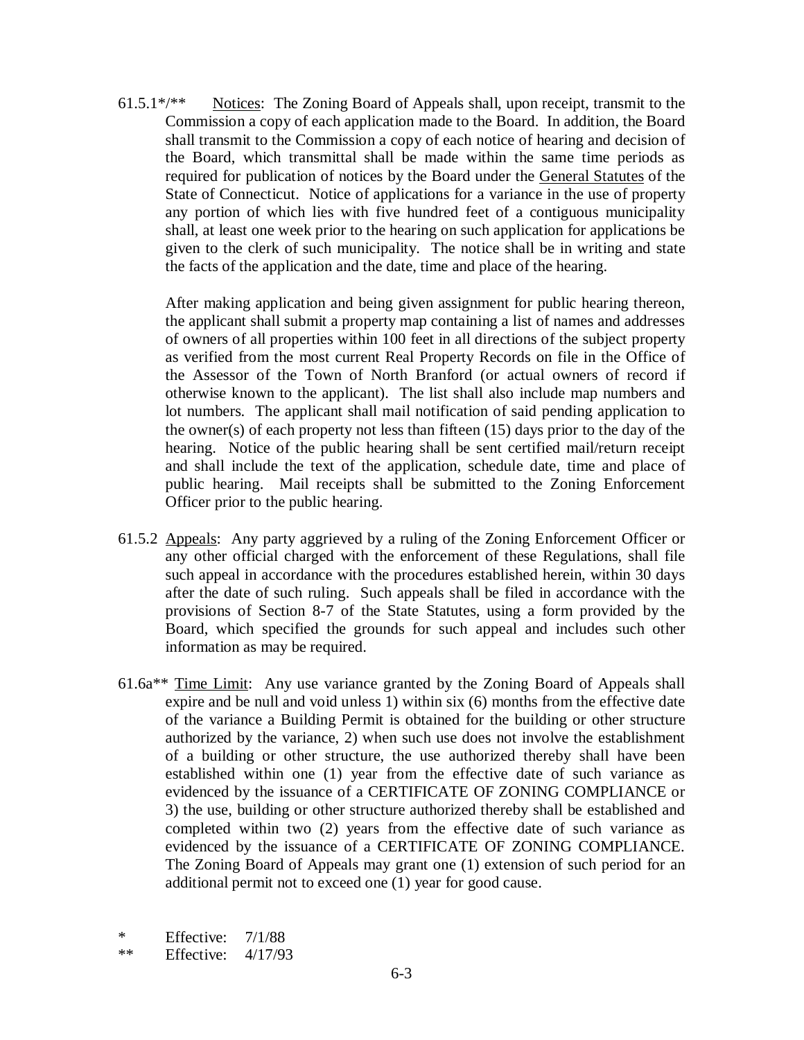61.5.1*/** Notices: The Zoning Board of Appeals shall, upon receipt, transmit to the Commission a copy of each application made to the Board. In addition, the Board shall transmit to the Commission a copy of each notice of hearing and decision of the Board, which transmittal shall be made within the same time periods as required for publication of notices by the Board under the General Statutes of the State of Connecticut. Notice of applications for a variance in the use of property any portion of which lies with five hundred feet of a contiguous municipality shall, at least one week prior to the hearing on such application for applications be given to the clerk of such municipality. The notice shall be in writing and state the facts of the application and the date, time and place of the hearing.

After making application and being given assignment for public hearing thereon, the applicant shall submit a property map containing a list of names and addresses of owners of all properties within 100 feet in all directions of the subject property as verified from the most current Real Property Records on file in the Office of the Assessor of the Town of North Branford (or actual owners of record if otherwise known to the applicant). The list shall also include map numbers and lot numbers. The applicant shall mail notification of said pending application to the owner(s) of each property not less than fifteen (15) days prior to the day of the hearing. Notice of the public hearing shall be sent certified mail/return receipt and shall include the text of the application, schedule date, time and place of public hearing. Mail receipts shall be submitted to the Zoning Enforcement Officer prior to the public hearing.

61.5.2 Appeals: Any party aggrieved by a ruling of the Zoning Enforcement Officer or any other official charged with the enforcement of these Regulations, shall file such appeal in accordance with the procedures established herein, within 30 days after the date of such ruling. Such appeals shall be filed in accordance with the provisions of Section 8-7 of the State Statutes, using a form provided by the Board, which specified the grounds for such appeal and includes such other information as may be required.

61.6a** Time Limit: Any use variance granted by the Zoning Board of Appeals shall expire and be null and void unless 1) within six (6) months from the effective date of the variance a Building Permit is obtained for the building or other structure authorized by the variance, 2) when such use does not involve the establishment of a building or other structure, the use authorized thereby shall have been established within one (1) year from the effective date of such variance as evidenced by the issuance of a CERTIFICATE OF ZONING COMPLIANCE or 3) the use, building or other structure authorized thereby shall be established and completed within two (2) years from the effective date of such variance as evidenced by the issuance of a CERTIFICATE OF ZONING COMPLIANCE. The Zoning Board of Appeals may grant one (1) extension of such period for an additional permit not to exceed one (1) year for good cause.

\* Effective: 7/1/88

\*\* Effective: 4/17/93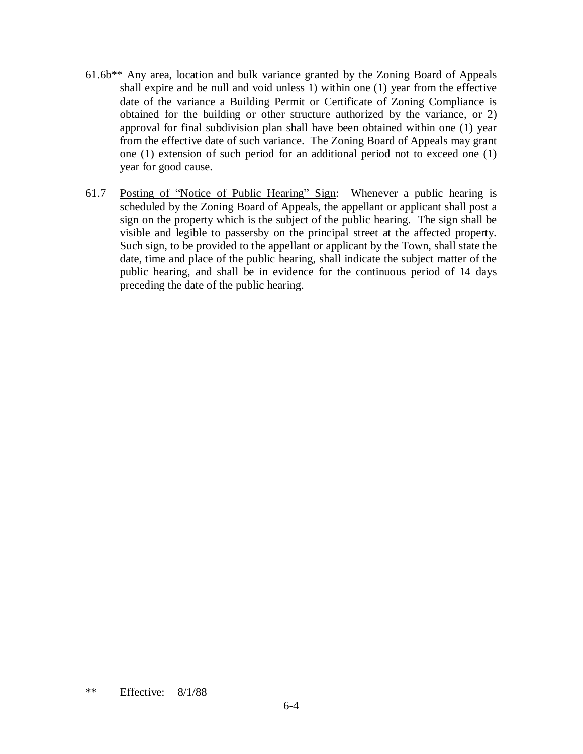61.6b** Any area, location and bulk variance granted by the Zoning Board of Appeals shall expire and be null and void unless 1) <u>within one (1) year</u> from the effective date of the variance a Building Permit or Certificate of Zoning Compliance is obtained for the building or other structure authorized by the variance, or 2) approval for final subdivision plan shall have been obtained within one (1) year from the effective date of such variance. The Zoning Board of Appeals may grant one (1) extension of such period for an additional period not to exceed one (1) year for good cause.

61.7 <u>Posting of "Notice of Public Hearing" Sign</u>: Whenever a public hearing is scheduled by the Zoning Board of Appeals, the appellant or applicant shall post a sign on the property which is the subject of the public hearing. The sign shall be visible and legible to passersby on the principal street at the affected property. Such sign, to be provided to the appellant or applicant by the Town, shall state the date, time and place of the public hearing, shall indicate the subject matter of the public hearing, and shall be in evidence for the continuous period of 14 days preceding the date of the public hearing.

** Effective: 8/1/88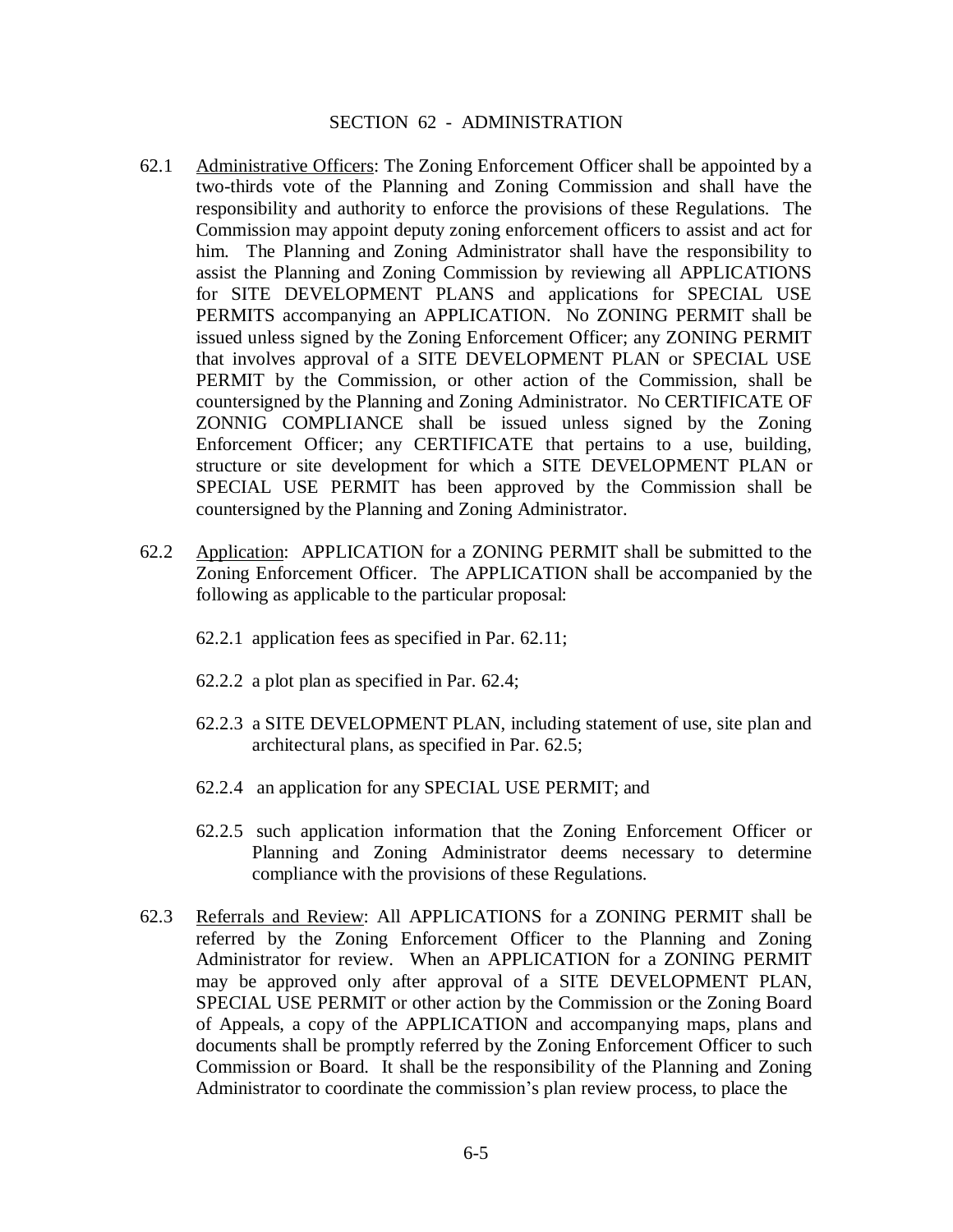# SECTION 62 - ADMINISTRATION

62.1 Administrative Officers: The Zoning Enforcement Officer shall be appointed by a two-thirds vote of the Planning and Zoning Commission and shall have the responsibility and authority to enforce the provisions of these Regulations. The Commission may appoint deputy zoning enforcement officers to assist and act for him. The Planning and Zoning Administrator shall have the responsibility to assist the Planning and Zoning Commission by reviewing all APPLICATIONS for SITE DEVELOPMENT PLANS and applications for SPECIAL USE PERMITS accompanying an APPLICATION. No ZONING PERMIT shall be issued unless signed by the Zoning Enforcement Officer; any ZONING PERMIT that involves approval of a SITE DEVELOPMENT PLAN or SPECIAL USE PERMIT by the Commission, or other action of the Commission, shall be countersigned by the Planning and Zoning Administrator. No CERTIFICATE OF ZONNIG COMPLIANCE shall be issued unless signed by the Zoning Enforcement Officer; any CERTIFICATE that pertains to a use, building, structure or site development for which a SITE DEVELOPMENT PLAN or SPECIAL USE PERMIT has been approved by the Commission shall be countersigned by the Planning and Zoning Administrator.

62.2 Application: APPLICATION for a ZONING PERMIT shall be submitted to the Zoning Enforcement Officer. The APPLICATION shall be accompanied by the following as applicable to the particular proposal:

62.2.1 application fees as specified in Par. 62.11;

62.2.2 a plot plan as specified in Par. 62.4;

62.2.3 a SITE DEVELOPMENT PLAN, including statement of use, site plan and architectural plans, as specified in Par. 62.5;

62.2.4 an application for any SPECIAL USE PERMIT; and

62.2.5 such application information that the Zoning Enforcement Officer or Planning and Zoning Administrator deems necessary to determine compliance with the provisions of these Regulations.

62.3 Referrals and Review: All APPLICATIONS for a ZONING PERMIT shall be referred by the Zoning Enforcement Officer to the Planning and Zoning Administrator for review. When an APPLICATION for a ZONING PERMIT may be approved only after approval of a SITE DEVELOPMENT PLAN, SPECIAL USE PERMIT or other action by the Commission or the Zoning Board of Appeals, a copy of the APPLICATION and accompanying maps, plans and documents shall be promptly referred by the Zoning Enforcement Officer to such Commission or Board. It shall be the responsibility of the Planning and Zoning Administrator to coordinate the commission's plan review process, to place the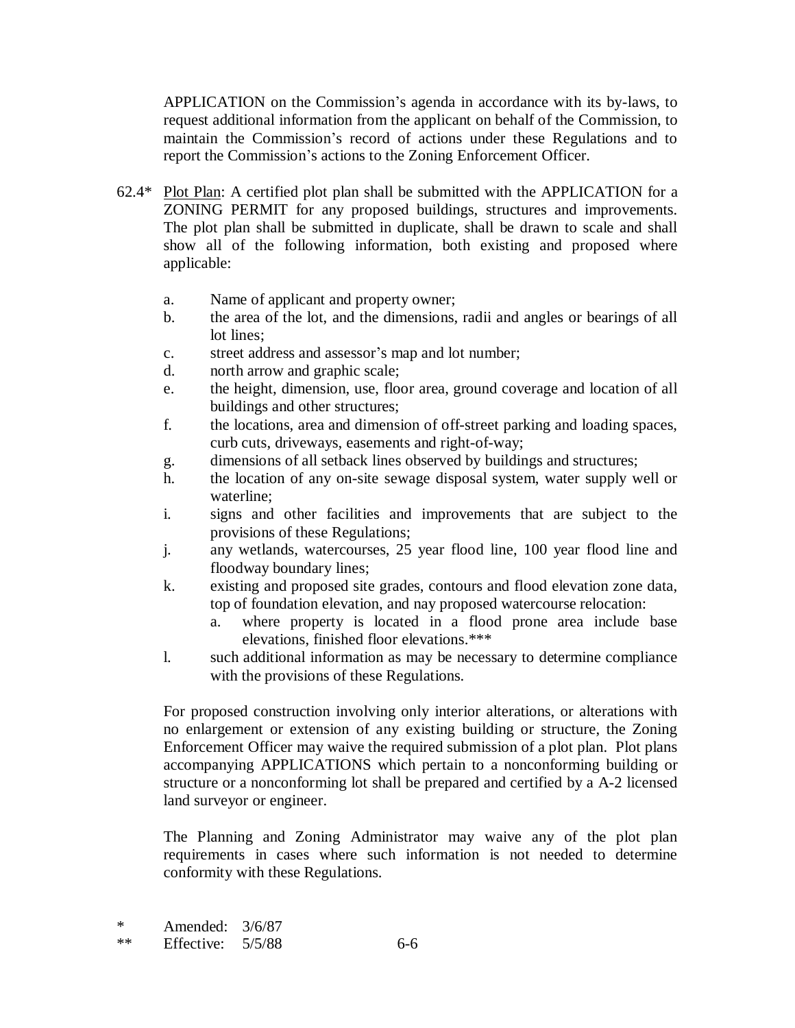APPLICATION on the Commission's agenda in accordance with its by-laws, to request additional information from the applicant on behalf of the Commission, to maintain the Commission's record of actions under these Regulations and to report the Commission's actions to the Zoning Enforcement Officer.

62.4* Plot Plan: A certified plot plan shall be submitted with the APPLICATION for a ZONING PERMIT for any proposed buildings, structures and improvements. The plot plan shall be submitted in duplicate, shall be drawn to scale and shall show all of the following information, both existing and proposed where applicable:

a. Name of applicant and property owner;
b. the area of the lot, and the dimensions, radii and angles or bearings of all lot lines;
c. street address and assessor's map and lot number;
d. north arrow and graphic scale;
e. the height, dimension, use, floor area, ground coverage and location of all buildings and other structures;
f. the locations, area and dimension of off-street parking and loading spaces, curb cuts, driveways, easements and right-of-way;
g. dimensions of all setback lines observed by buildings and structures;
h. the location of any on-site sewage disposal system, water supply well or waterline;
i. signs and other facilities and improvements that are subject to the provisions of these Regulations;
j. any wetlands, watercourses, 25 year flood line, 100 year flood line and floodway boundary lines;
k. existing and proposed site grades, contours and flood elevation zone data, top of foundation elevation, and nay proposed watercourse relocation:
    a. where property is located in a flood prone area include base elevations, finished floor elevations.***
l. such additional information as may be necessary to determine compliance with the provisions of these Regulations.

For proposed construction involving only interior alterations, or alterations with no enlargement or extension of any existing building or structure, the Zoning Enforcement Officer may waive the required submission of a plot plan. Plot plans accompanying APPLICATIONS which pertain to a nonconforming building or structure or a nonconforming lot shall be prepared and certified by a A-2 licensed land surveyor or engineer.

The Planning and Zoning Administrator may waive any of the plot plan requirements in cases where such information is not needed to determine conformity with these Regulations.

\* Amended: 3/6/87
\*\* Effective: 5/5/88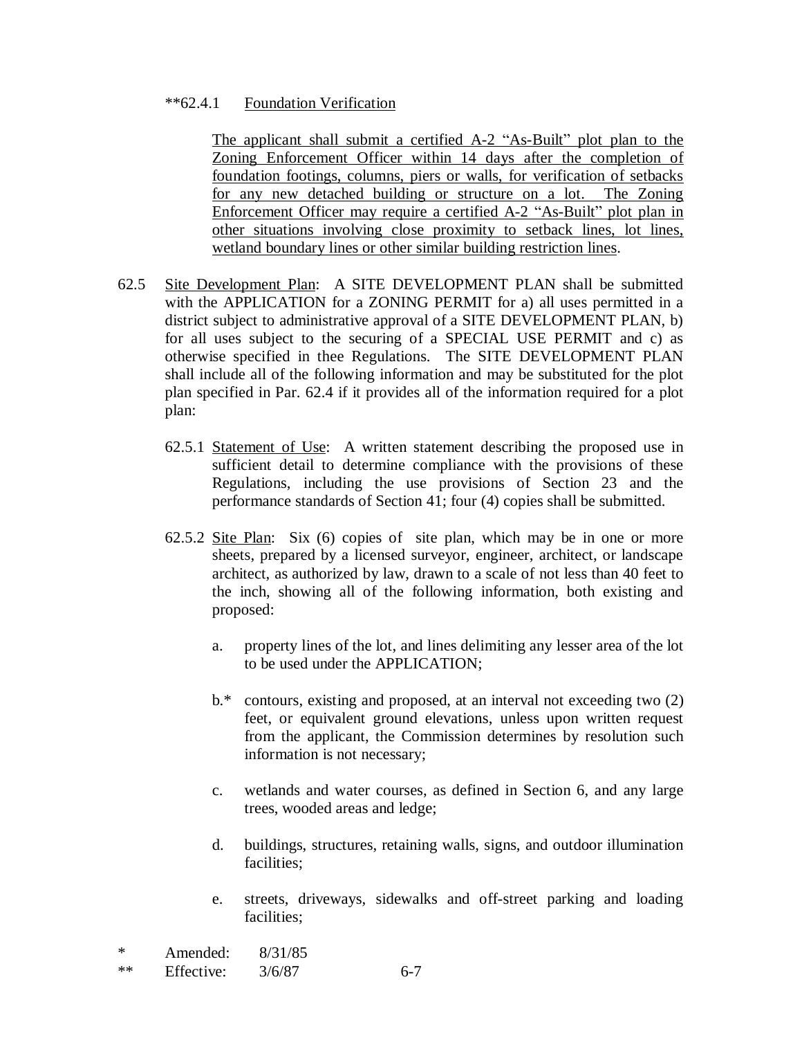**62.4.1 Foundation Verification

The applicant shall submit a certified A-2 "As-Built" plot plan to the Zoning Enforcement Officer within 14 days after the completion of foundation footings, columns, piers or walls, for verification of setbacks for any new detached building or structure on a lot. The Zoning Enforcement Officer may require a certified A-2 "As-Built" plot plan in other situations involving close proximity to setback lines, lot lines, wetland boundary lines or other similar building restriction lines.

62.5 Site Development Plan: A SITE DEVELOPMENT PLAN shall be submitted with the APPLICATION for a ZONING PERMIT for a) all uses permitted in a district subject to administrative approval of a SITE DEVELOPMENT PLAN, b) for all uses subject to the securing of a SPECIAL USE PERMIT and c) as otherwise specified in thee Regulations. The SITE DEVELOPMENT PLAN shall include all of the following information and may be substituted for the plot plan specified in Par. 62.4 if it provides all of the information required for a plot plan:

62.5.1 Statement of Use: A written statement describing the proposed use in sufficient detail to determine compliance with the provisions of these Regulations, including the use provisions of Section 23 and the performance standards of Section 41; four (4) copies shall be submitted.

62.5.2 Site Plan: Six (6) copies of site plan, which may be in one or more sheets, prepared by a licensed surveyor, engineer, architect, or landscape architect, as authorized by law, drawn to a scale of not less than 40 feet to the inch, showing all of the following information, both existing and proposed:

a. property lines of the lot, and lines delimiting any lesser area of the lot to be used under the APPLICATION;

b.* contours, existing and proposed, at an interval not exceeding two (2) feet, or equivalent ground elevations, unless upon written request from the applicant, the Commission determines by resolution such information is not necessary;

c. wetlands and water courses, as defined in Section 6, and any large trees, wooded areas and ledge;

d. buildings, structures, retaining walls, signs, and outdoor illumination facilities;

e. streets, driveways, sidewalks and off-street parking and loading facilities;

\* Amended: 8/31/85
\** Effective: 3/6/87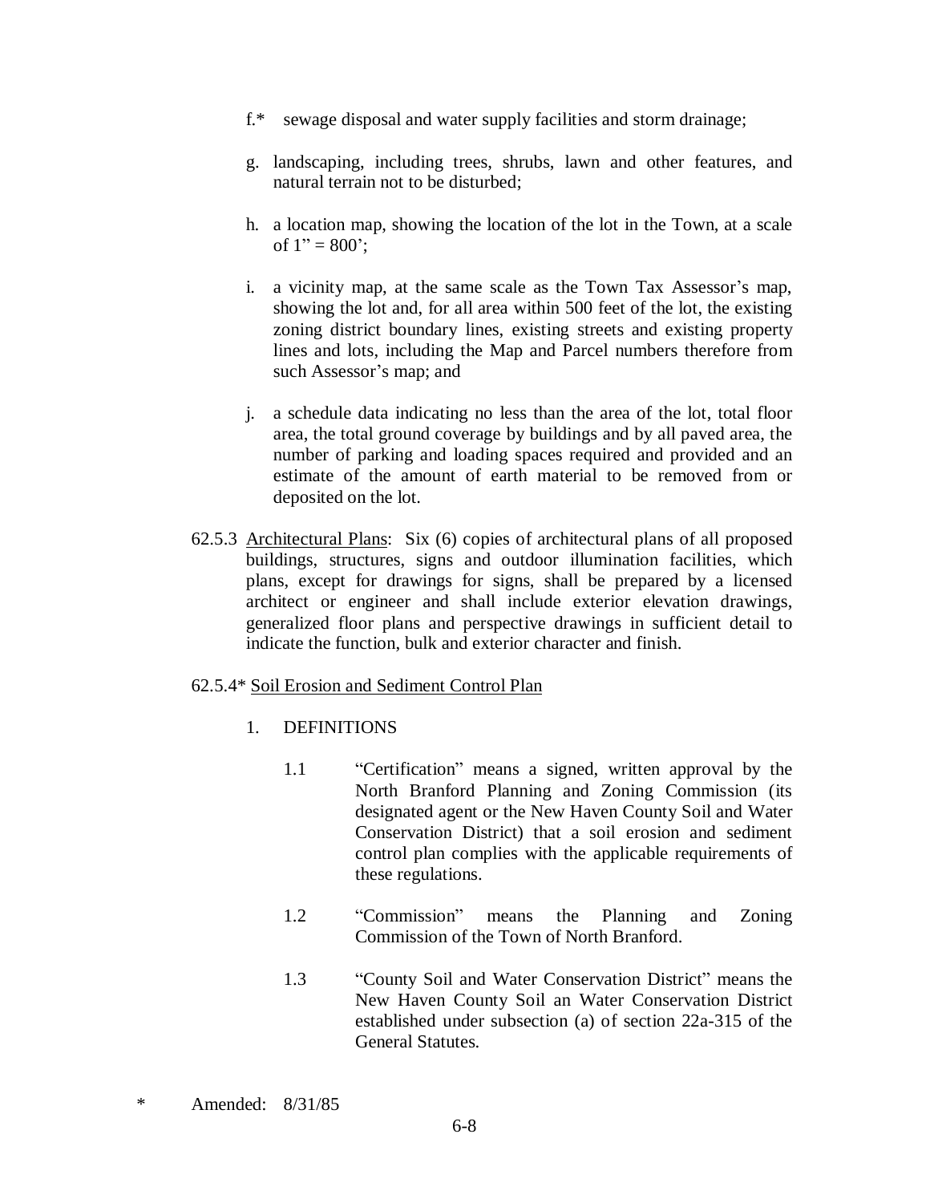f.* sewage disposal and water supply facilities and storm drainage;

g. landscaping, including trees, shrubs, lawn and other features, and natural terrain not to be disturbed;

h. a location map, showing the location of the lot in the Town, at a scale of 1" = 800';

i. a vicinity map, at the same scale as the Town Tax Assessor's map, showing the lot and, for all area within 500 feet of the lot, the existing zoning district boundary lines, existing streets and existing property lines and lots, including the Map and Parcel numbers therefore from such Assessor's map; and

j. a schedule data indicating no less than the area of the lot, total floor area, the total ground coverage by buildings and by all paved area, the number of parking and loading spaces required and provided and an estimate of the amount of earth material to be removed from or deposited on the lot.

62.5.3 Architectural Plans: Six (6) copies of architectural plans of all proposed buildings, structures, signs and outdoor illumination facilities, which plans, except for drawings for signs, shall be prepared by a licensed architect or engineer and shall include exterior elevation drawings, generalized floor plans and perspective drawings in sufficient detail to indicate the function, bulk and exterior character and finish.

62.5.4* Soil Erosion and Sediment Control Plan

1. DEFINITIONS

1.1 "Certification" means a signed, written approval by the North Branford Planning and Zoning Commission (its designated agent or the New Haven County Soil and Water Conservation District) that a soil erosion and sediment control plan complies with the applicable requirements of these regulations.

1.2 "Commission" means the Planning and Zoning Commission of the Town of North Branford.

1.3 "County Soil and Water Conservation District" means the New Haven County Soil an Water Conservation District established under subsection (a) of section 22a-315 of the General Statutes.

\* Amended: 8/31/85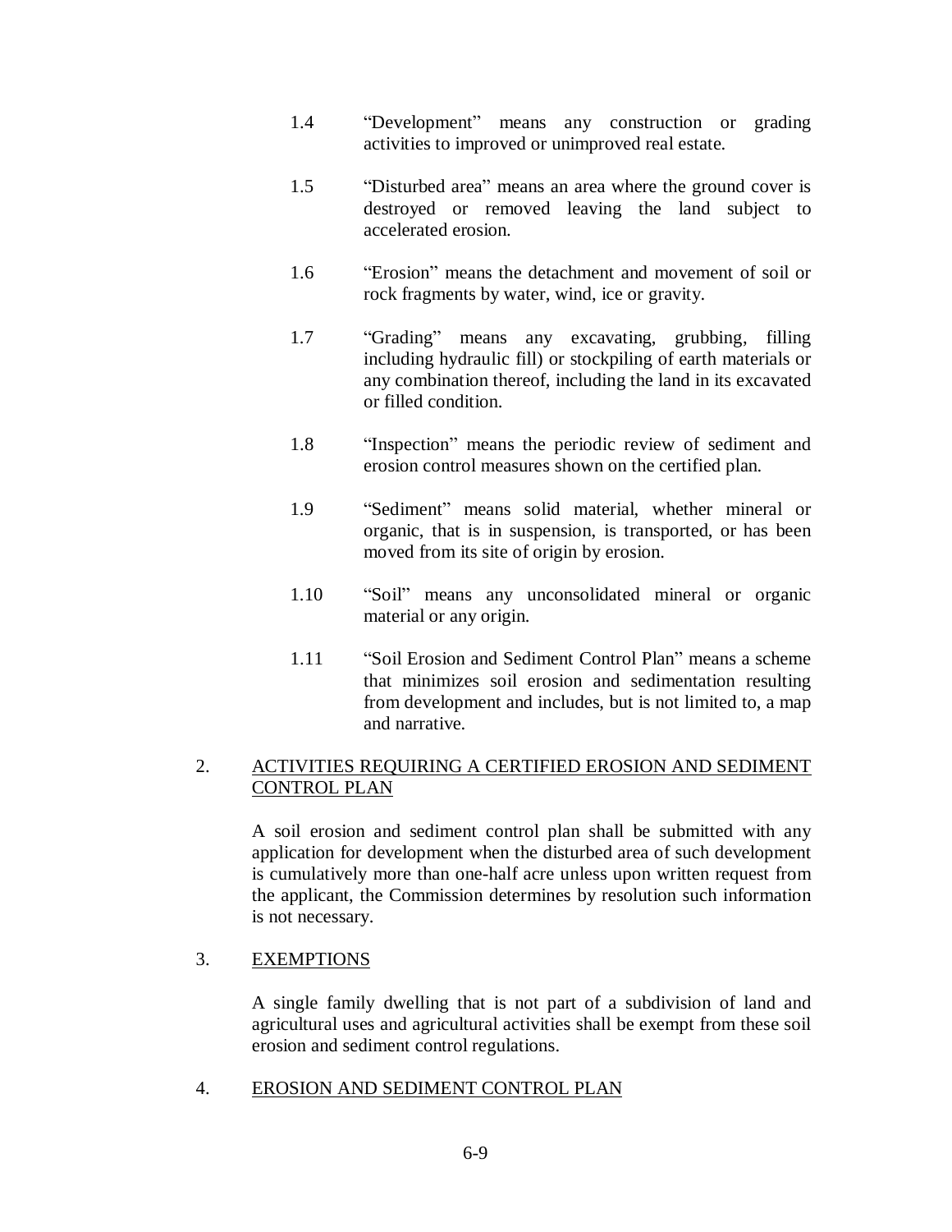1.4 "Development" means any construction or grading activities to improved or unimproved real estate.

1.5 "Disturbed area" means an area where the ground cover is destroyed or removed leaving the land subject to accelerated erosion.

1.6 "Erosion" means the detachment and movement of soil or rock fragments by water, wind, ice or gravity.

1.7 "Grading" means any excavating, grubbing, filling including hydraulic fill) or stockpiling of earth materials or any combination thereof, including the land in its excavated or filled condition.

1.8 "Inspection" means the periodic review of sediment and erosion control measures shown on the certified plan.

1.9 "Sediment" means solid material, whether mineral or organic, that is in suspension, is transported, or has been moved from its site of origin by erosion.

1.10 "Soil" means any unconsolidated mineral or organic material or any origin.

1.11 "Soil Erosion and Sediment Control Plan" means a scheme that minimizes soil erosion and sedimentation resulting from development and includes, but is not limited to, a map and narrative.

## 2. ACTIVITIES REQUIRING A CERTIFIED EROSION AND SEDIMENT CONTROL PLAN

A soil erosion and sediment control plan shall be submitted with any application for development when the disturbed area of such development is cumulatively more than one-half acre unless upon written request from the applicant, the Commission determines by resolution such information is not necessary.

## 3. EXEMPTIONS

A single family dwelling that is not part of a subdivision of land and agricultural uses and agricultural activities shall be exempt from these soil erosion and sediment control regulations.

## 4. EROSION AND SEDIMENT CONTROL PLAN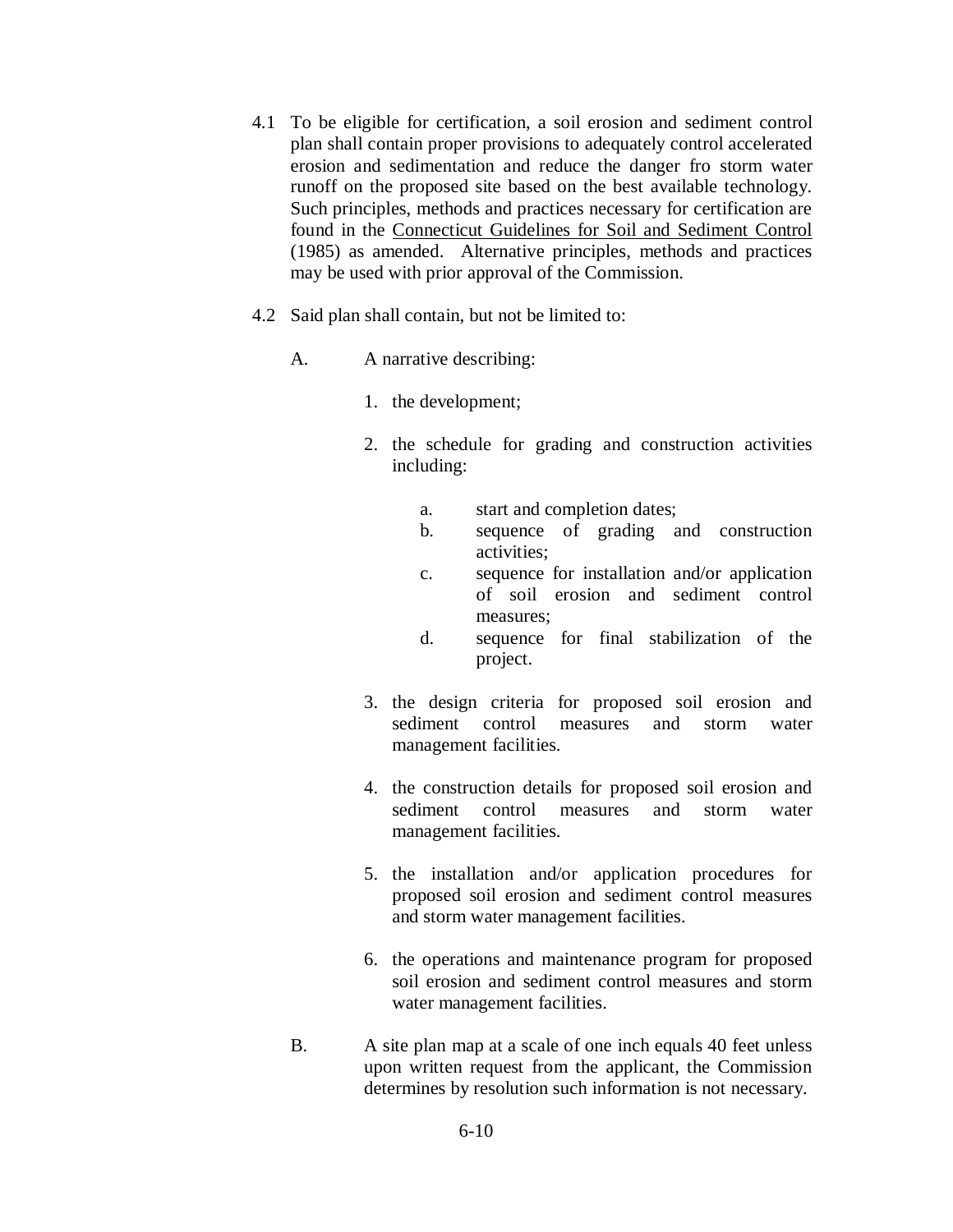4.1 To be eligible for certification, a soil erosion and sediment control plan shall contain proper provisions to adequately control accelerated erosion and sedimentation and reduce the danger fro storm water runoff on the proposed site based on the best available technology. Such principles, methods and practices necessary for certification are found in the <u>Connecticut Guidelines for Soil and Sediment Control</u> (1985) as amended. Alternative principles, methods and practices may be used with prior approval of the Commission.

4.2 Said plan shall contain, but not be limited to:

A. A narrative describing:

1. the development;
2. the schedule for grading and construction activities including:
   a. start and completion dates;
   b. sequence of grading and construction activities;
   c. sequence for installation and/or application of soil erosion and sediment control measures;
   d. sequence for final stabilization of the project.
3. the design criteria for proposed soil erosion and sediment control measures and storm water management facilities.
4. the construction details for proposed soil erosion and sediment control measures and storm water management facilities.
5. the installation and/or application procedures for proposed soil erosion and sediment control measures and storm water management facilities.
6. the operations and maintenance program for proposed soil erosion and sediment control measures and storm water management facilities.

B. A site plan map at a scale of one inch equals 40 feet unless upon written request from the applicant, the Commission determines by resolution such information is not necessary.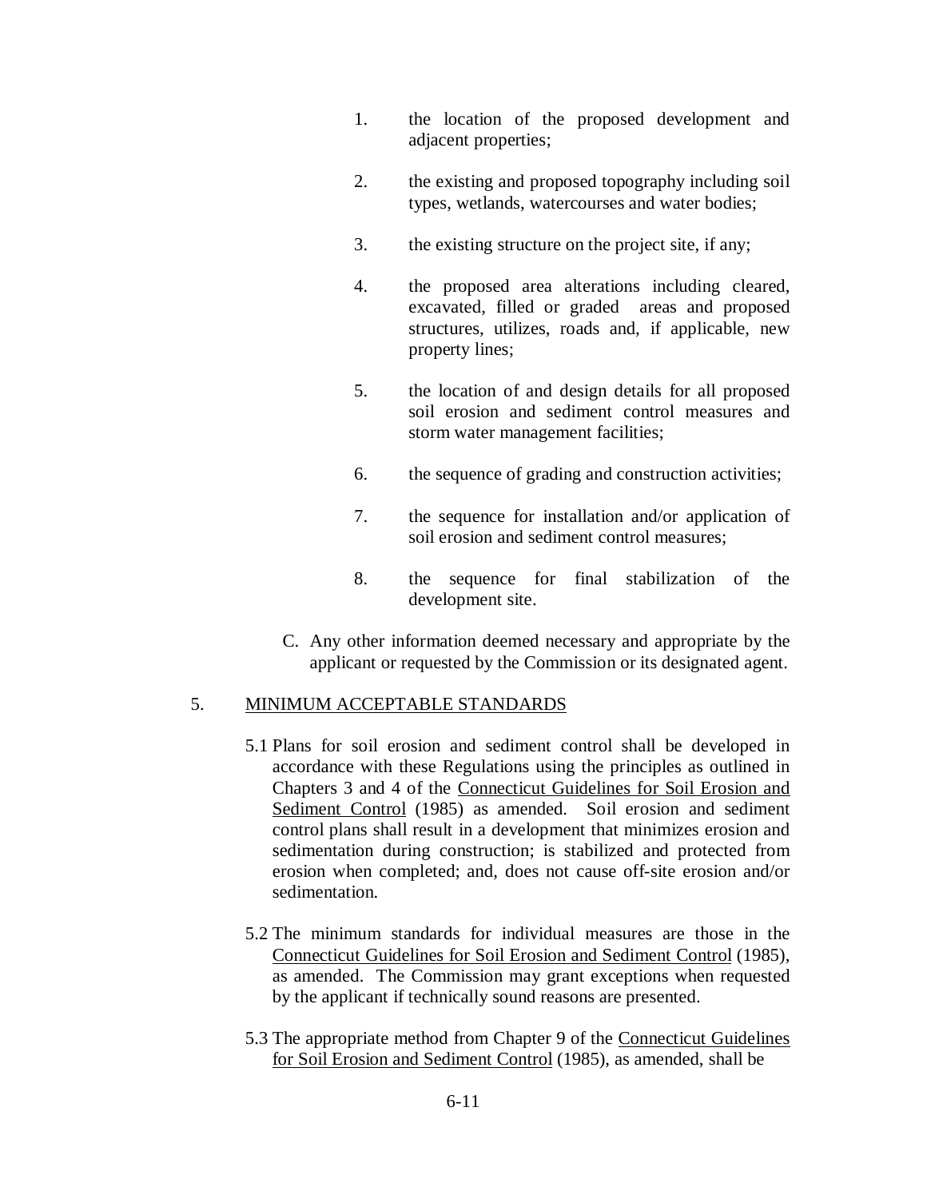1. the location of the proposed development and adjacent properties;

2. the existing and proposed topography including soil types, wetlands, watercourses and water bodies;

3. the existing structure on the project site, if any;

4. the proposed area alterations including cleared, excavated, filled or graded areas and proposed structures, utilizes, roads and, if applicable, new property lines;

5. the location of and design details for all proposed soil erosion and sediment control measures and storm water management facilities;

6. the sequence of grading and construction activities;

7. the sequence for installation and/or application of soil erosion and sediment control measures;

8. the sequence for final stabilization of the development site.

C. Any other information deemed necessary and appropriate by the applicant or requested by the Commission or its designated agent.

5. <u>MINIMUM ACCEPTABLE STANDARDS</u>

5.1 Plans for soil erosion and sediment control shall be developed in accordance with these Regulations using the principles as outlined in Chapters 3 and 4 of the <u>Connecticut Guidelines for Soil Erosion and Sediment Control</u> (1985) as amended. Soil erosion and sediment control plans shall result in a development that minimizes erosion and sedimentation during construction; is stabilized and protected from erosion when completed; and, does not cause off-site erosion and/or sedimentation.

5.2 The minimum standards for individual measures are those in the <u>Connecticut Guidelines for Soil Erosion and Sediment Control</u> (1985), as amended. The Commission may grant exceptions when requested by the applicant if technically sound reasons are presented.

5.3 The appropriate method from Chapter 9 of the <u>Connecticut Guidelines for Soil Erosion and Sediment Control</u> (1985), as amended, shall be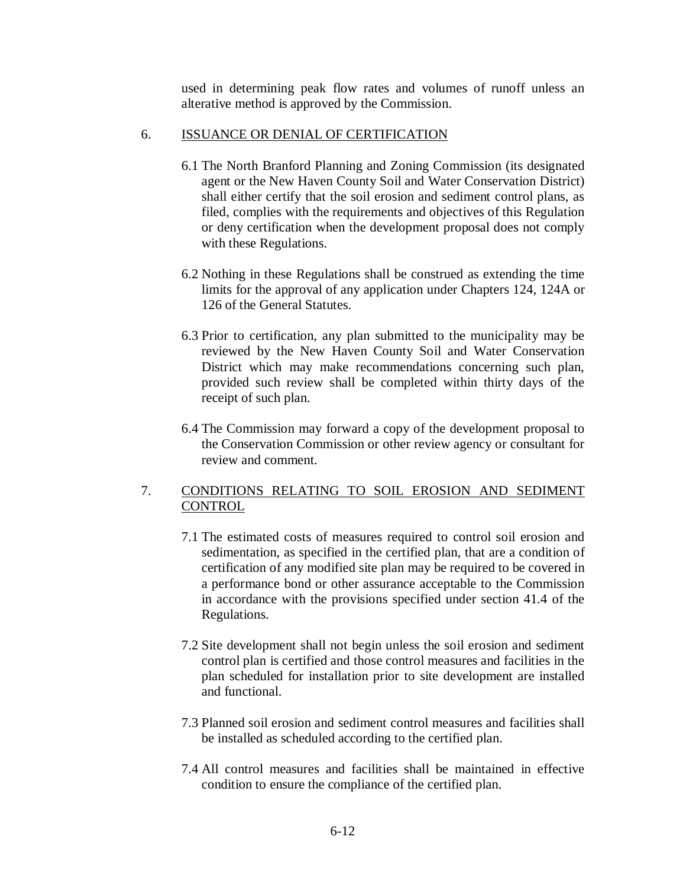used in determining peak flow rates and volumes of runoff unless an alterative method is approved by the Commission.

## 6. ISSUANCE OR DENIAL OF CERTIFICATION

6.1 The North Branford Planning and Zoning Commission (its designated agent or the New Haven County Soil and Water Conservation District) shall either certify that the soil erosion and sediment control plans, as filed, complies with the requirements and objectives of this Regulation or deny certification when the development proposal does not comply with these Regulations.

6.2 Nothing in these Regulations shall be construed as extending the time limits for the approval of any application under Chapters 124, 124A or 126 of the General Statutes.

6.3 Prior to certification, any plan submitted to the municipality may be reviewed by the New Haven County Soil and Water Conservation District which may make recommendations concerning such plan, provided such review shall be completed within thirty days of the receipt of such plan.

6.4 The Commission may forward a copy of the development proposal to the Conservation Commission or other review agency or consultant for review and comment.

## 7. CONDITIONS RELATING TO SOIL EROSION AND SEDIMENT CONTROL

7.1 The estimated costs of measures required to control soil erosion and sedimentation, as specified in the certified plan, that are a condition of certification of any modified site plan may be required to be covered in a performance bond or other assurance acceptable to the Commission in accordance with the provisions specified under section 41.4 of the Regulations.

7.2 Site development shall not begin unless the soil erosion and sediment control plan is certified and those control measures and facilities in the plan scheduled for installation prior to site development are installed and functional.

7.3 Planned soil erosion and sediment control measures and facilities shall be installed as scheduled according to the certified plan.

7.4 All control measures and facilities shall be maintained in effective condition to ensure the compliance of the certified plan.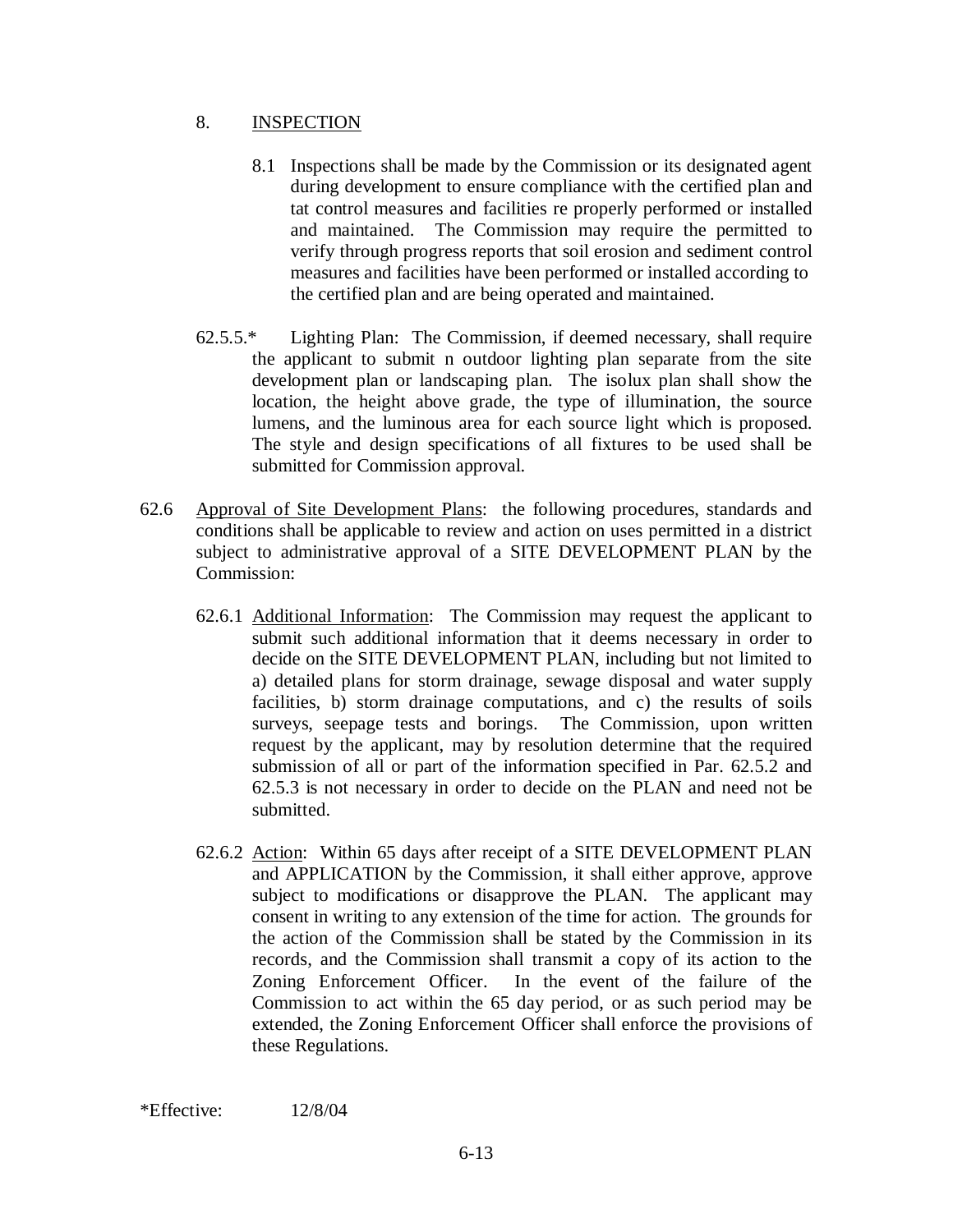8. <u>INSPECTION</u>

8.1 Inspections shall be made by the Commission or its designated agent during development to ensure compliance with the certified plan and tat control measures and facilities re properly performed or installed and maintained. The Commission may require the permitted to verify through progress reports that soil erosion and sediment control measures and facilities have been performed or installed according to the certified plan and are being operated and maintained.

62.5.5.* Lighting Plan: The Commission, if deemed necessary, shall require the applicant to submit n outdoor lighting plan separate from the site development plan or landscaping plan. The isolux plan shall show the location, the height above grade, the type of illumination, the source lumens, and the luminous area for each source light which is proposed. The style and design specifications of all fixtures to be used shall be submitted for Commission approval.

62.6 <u>Approval of Site Development Plans</u>: the following procedures, standards and conditions shall be applicable to review and action on uses permitted in a district subject to administrative approval of a SITE DEVELOPMENT PLAN by the Commission:

62.6.1 <u>Additional Information</u>: The Commission may request the applicant to submit such additional information that it deems necessary in order to decide on the SITE DEVELOPMENT PLAN, including but not limited to a) detailed plans for storm drainage, sewage disposal and water supply facilities, b) storm drainage computations, and c) the results of soils surveys, seepage tests and borings. The Commission, upon written request by the applicant, may by resolution determine that the required submission of all or part of the information specified in Par. 62.5.2 and 62.5.3 is not necessary in order to decide on the PLAN and need not be submitted.

62.6.2 <u>Action</u>: Within 65 days after receipt of a SITE DEVELOPMENT PLAN and APPLICATION by the Commission, it shall either approve, approve subject to modifications or disapprove the PLAN. The applicant may consent in writing to any extension of the time for action. The grounds for the action of the Commission shall be stated by the Commission in its records, and the Commission shall transmit a copy of its action to the Zoning Enforcement Officer. In the event of the failure of the Commission to act within the 65 day period, or as such period may be extended, the Zoning Enforcement Officer shall enforce the provisions of these Regulations.

*Effective: 12/8/04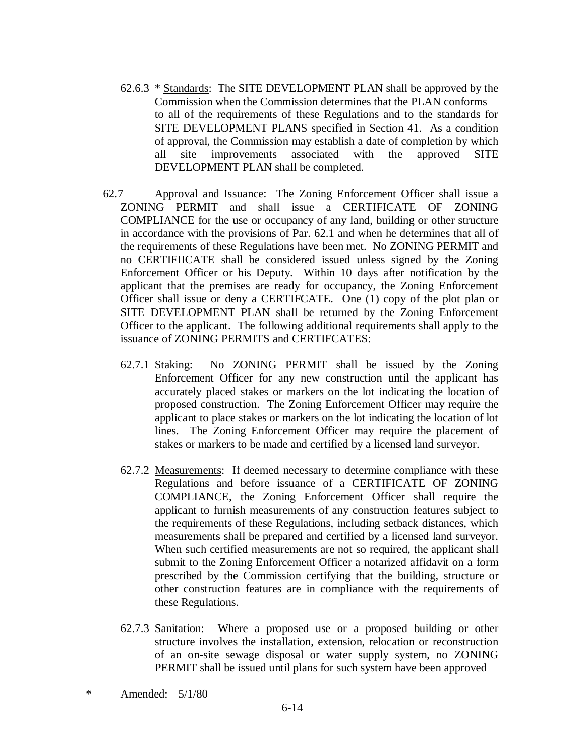62.6.3 * Standards: The SITE DEVELOPMENT PLAN shall be approved by the Commission when the Commission determines that the PLAN conforms to all of the requirements of these Regulations and to the standards for SITE DEVELOPMENT PLANS specified in Section 41. As a condition of approval, the Commission may establish a date of completion by which all site improvements associated with the approved SITE DEVELOPMENT PLAN shall be completed.

62.7 Approval and Issuance: The Zoning Enforcement Officer shall issue a ZONING PERMIT and shall issue a CERTIFICATE OF ZONING COMPLIANCE for the use or occupancy of any land, building or other structure in accordance with the provisions of Par. 62.1 and when he determines that all of the requirements of these Regulations have been met. No ZONING PERMIT and no CERTIFIICATE shall be considered issued unless signed by the Zoning Enforcement Officer or his Deputy. Within 10 days after notification by the applicant that the premises are ready for occupancy, the Zoning Enforcement Officer shall issue or deny a CERTIFCATE. One (1) copy of the plot plan or SITE DEVELOPMENT PLAN shall be returned by the Zoning Enforcement Officer to the applicant. The following additional requirements shall apply to the issuance of ZONING PERMITS and CERTIFCATES:

62.7.1 Staking: No ZONING PERMIT shall be issued by the Zoning Enforcement Officer for any new construction until the applicant has accurately placed stakes or markers on the lot indicating the location of proposed construction. The Zoning Enforcement Officer may require the applicant to place stakes or markers on the lot indicating the location of lot lines. The Zoning Enforcement Officer may require the placement of stakes or markers to be made and certified by a licensed land surveyor.

62.7.2 Measurements: If deemed necessary to determine compliance with these Regulations and before issuance of a CERTIFICATE OF ZONING COMPLIANCE, the Zoning Enforcement Officer shall require the applicant to furnish measurements of any construction features subject to the requirements of these Regulations, including setback distances, which measurements shall be prepared and certified by a licensed land surveyor. When such certified measurements are not so required, the applicant shall submit to the Zoning Enforcement Officer a notarized affidavit on a form prescribed by the Commission certifying that the building, structure or other construction features are in compliance with the requirements of these Regulations.

62.7.3 Sanitation: Where a proposed use or a proposed building or other structure involves the installation, extension, relocation or reconstruction of an on-site sewage disposal or water supply system, no ZONING PERMIT shall be issued until plans for such system have been approved

\* Amended: 5/1/80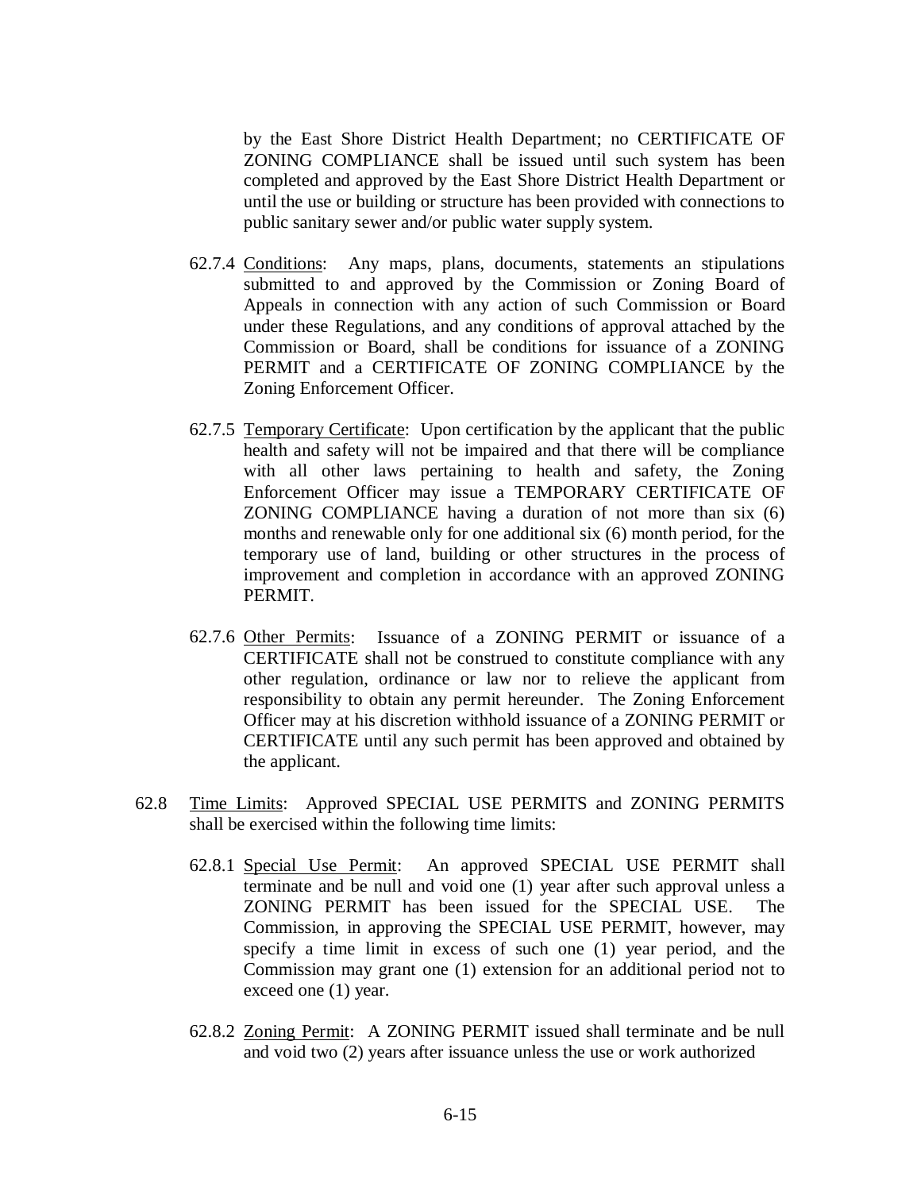by the East Shore District Health Department; no CERTIFICATE OF ZONING COMPLIANCE shall be issued until such system has been completed and approved by the East Shore District Health Department or until the use or building or structure has been provided with connections to public sanitary sewer and/or public water supply system.

62.7.4 Conditions: Any maps, plans, documents, statements an stipulations submitted to and approved by the Commission or Zoning Board of Appeals in connection with any action of such Commission or Board under these Regulations, and any conditions of approval attached by the Commission or Board, shall be conditions for issuance of a ZONING PERMIT and a CERTIFICATE OF ZONING COMPLIANCE by the Zoning Enforcement Officer.

62.7.5 Temporary Certificate: Upon certification by the applicant that the public health and safety will not be impaired and that there will be compliance with all other laws pertaining to health and safety, the Zoning Enforcement Officer may issue a TEMPORARY CERTIFICATE OF ZONING COMPLIANCE having a duration of not more than six (6) months and renewable only for one additional six (6) month period, for the temporary use of land, building or other structures in the process of improvement and completion in accordance with an approved ZONING PERMIT.

62.7.6 Other Permits: Issuance of a ZONING PERMIT or issuance of a CERTIFICATE shall not be construed to constitute compliance with any other regulation, ordinance or law nor to relieve the applicant from responsibility to obtain any permit hereunder. The Zoning Enforcement Officer may at his discretion withhold issuance of a ZONING PERMIT or CERTIFICATE until any such permit has been approved and obtained by the applicant.

62.8 Time Limits: Approved SPECIAL USE PERMITS and ZONING PERMITS shall be exercised within the following time limits:

62.8.1 Special Use Permit: An approved SPECIAL USE PERMIT shall terminate and be null and void one (1) year after such approval unless a ZONING PERMIT has been issued for the SPECIAL USE. The Commission, in approving the SPECIAL USE PERMIT, however, may specify a time limit in excess of such one (1) year period, and the Commission may grant one (1) extension for an additional period not to exceed one (1) year.

62.8.2 Zoning Permit: A ZONING PERMIT issued shall terminate and be null and void two (2) years after issuance unless the use or work authorized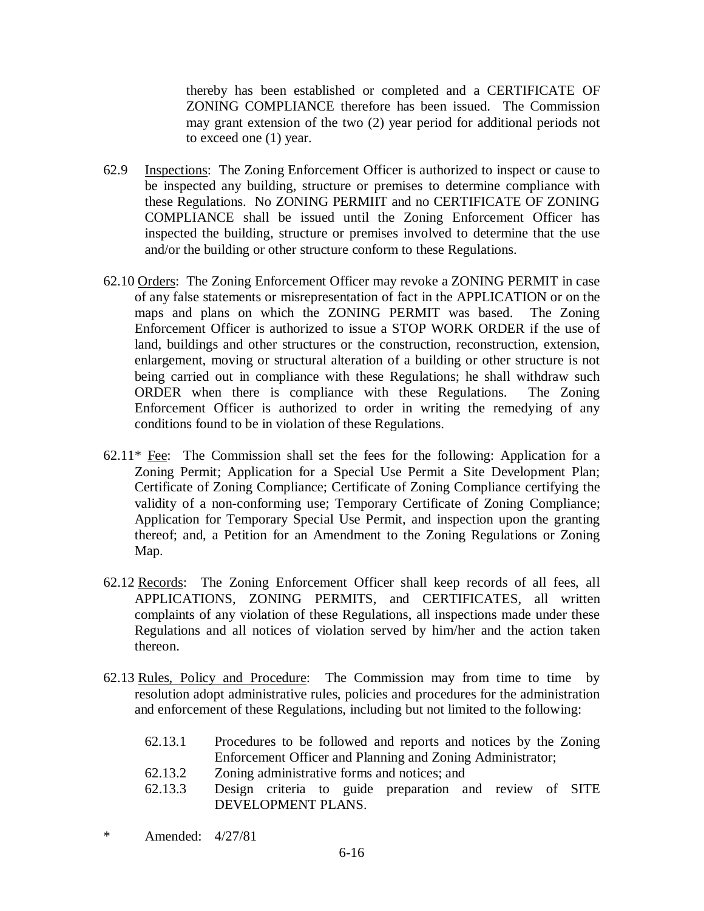thereby has been established or completed and a CERTIFICATE OF ZONING COMPLIANCE therefore has been issued. The Commission may grant extension of the two (2) year period for additional periods not to exceed one (1) year.

62.9 Inspections: The Zoning Enforcement Officer is authorized to inspect or cause to be inspected any building, structure or premises to determine compliance with these Regulations. No ZONING PERMIIT and no CERTIFICATE OF ZONING COMPLIANCE shall be issued until the Zoning Enforcement Officer has inspected the building, structure or premises involved to determine that the use and/or the building or other structure conform to these Regulations.

62.10 Orders: The Zoning Enforcement Officer may revoke a ZONING PERMIT in case of any false statements or misrepresentation of fact in the APPLICATION or on the maps and plans on which the ZONING PERMIT was based. The Zoning Enforcement Officer is authorized to issue a STOP WORK ORDER if the use of land, buildings and other structures or the construction, reconstruction, extension, enlargement, moving or structural alteration of a building or other structure is not being carried out in compliance with these Regulations; he shall withdraw such ORDER when there is compliance with these Regulations. The Zoning Enforcement Officer is authorized to order in writing the remedying of any conditions found to be in violation of these Regulations.

62.11* Fee: The Commission shall set the fees for the following: Application for a Zoning Permit; Application for a Special Use Permit a Site Development Plan; Certificate of Zoning Compliance; Certificate of Zoning Compliance certifying the validity of a non-conforming use; Temporary Certificate of Zoning Compliance; Application for Temporary Special Use Permit, and inspection upon the granting thereof; and, a Petition for an Amendment to the Zoning Regulations or Zoning Map.

62.12 Records: The Zoning Enforcement Officer shall keep records of all fees, all APPLICATIONS, ZONING PERMITS, and CERTIFICATES, all written complaints of any violation of these Regulations, all inspections made under these Regulations and all notices of violation served by him/her and the action taken thereon.

62.13 Rules, Policy and Procedure: The Commission may from time to time by resolution adopt administrative rules, policies and procedures for the administration and enforcement of these Regulations, including but not limited to the following:

- 62.13.1 Procedures to be followed and reports and notices by the Zoning Enforcement Officer and Planning and Zoning Administrator;
- 62.13.2 Zoning administrative forms and notices; and
- 62.13.3 Design criteria to guide preparation and review of SITE DEVELOPMENT PLANS.

\* Amended: 4/27/81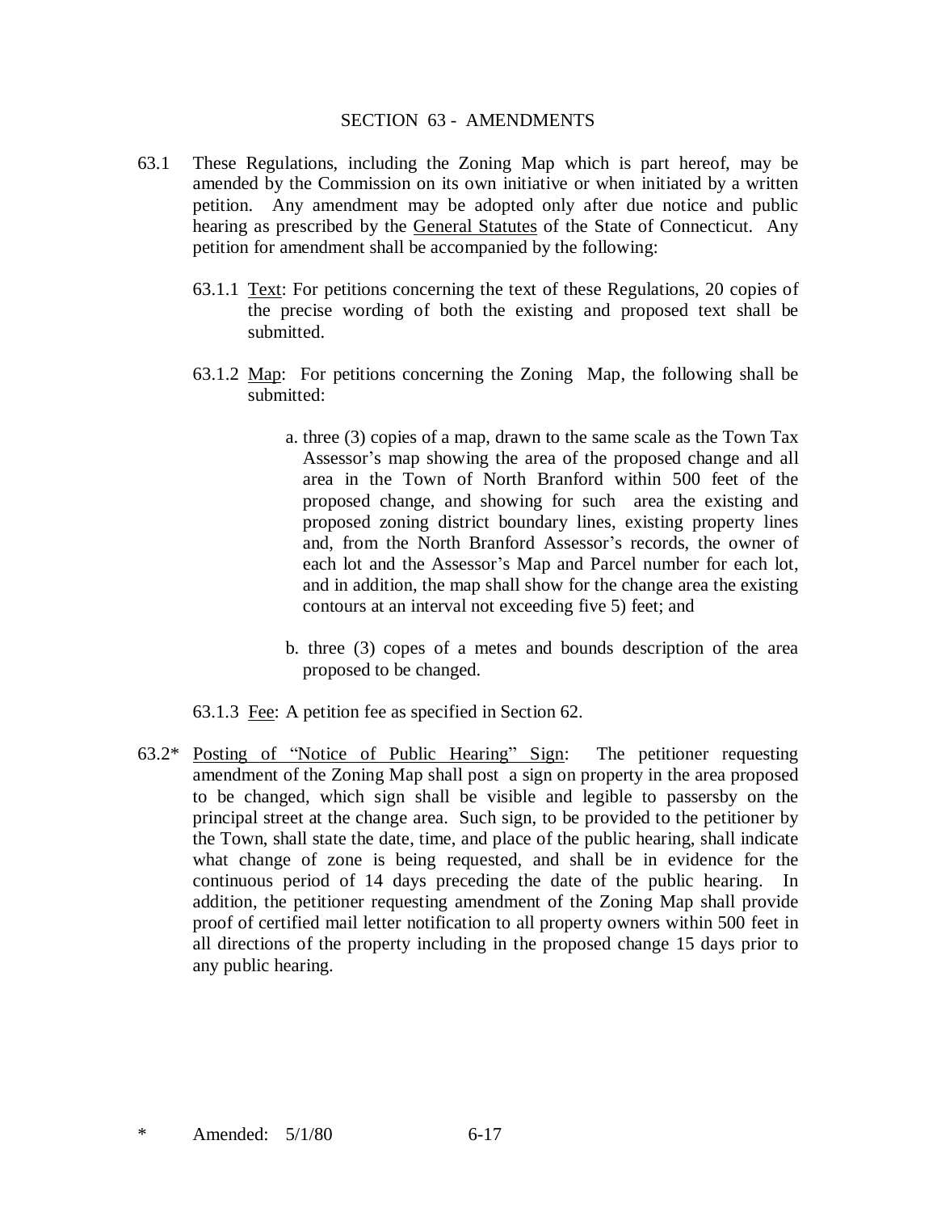# SECTION 63 - AMENDMENTS

63.1 These Regulations, including the Zoning Map which is part hereof, may be amended by the Commission on its own initiative or when initiated by a written petition. Any amendment may be adopted only after due notice and public hearing as prescribed by the General Statutes of the State of Connecticut. Any petition for amendment shall be accompanied by the following:

63.1.1 Text: For petitions concerning the text of these Regulations, 20 copies of the precise wording of both the existing and proposed text shall be submitted.

63.1.2 Map: For petitions concerning the Zoning Map, the following shall be submitted:

a. three (3) copies of a map, drawn to the same scale as the Town Tax Assessor's map showing the area of the proposed change and all area in the Town of North Branford within 500 feet of the proposed change, and showing for such area the existing and proposed zoning district boundary lines, existing property lines and, from the North Branford Assessor's records, the owner of each lot and the Assessor's Map and Parcel number for each lot, and in addition, the map shall show for the change area the existing contours at an interval not exceeding five 5) feet; and

b. three (3) copes of a metes and bounds description of the area proposed to be changed.

63.1.3 Fee: A petition fee as specified in Section 62.

63.2* Posting of "Notice of Public Hearing" Sign: The petitioner requesting amendment of the Zoning Map shall post a sign on property in the area proposed to be changed, which sign shall be visible and legible to passersby on the principal street at the change area. Such sign, to be provided to the petitioner by the Town, shall state the date, time, and place of the public hearing, shall indicate what change of zone is being requested, and shall be in evidence for the continuous period of 14 days preceding the date of the public hearing. In addition, the petitioner requesting amendment of the Zoning Map shall provide proof of certified mail letter notification to all property owners within 500 feet in all directions of the property including in the proposed change 15 days prior to any public hearing.

* Amended: 5/1/80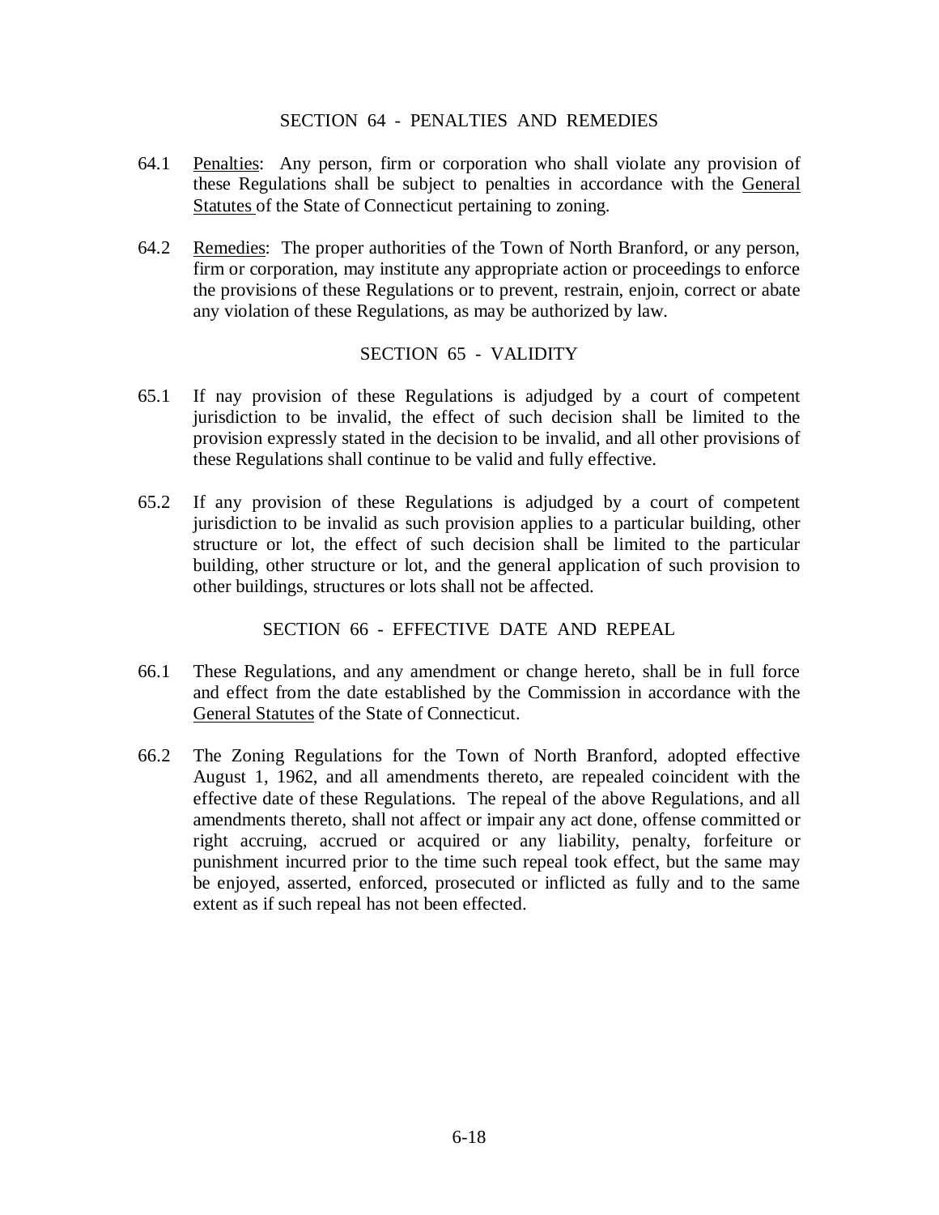## SECTION 64 - PENALTIES AND REMEDIES

64.1 Penalties: Any person, firm or corporation who shall violate any provision of these Regulations shall be subject to penalties in accordance with the General Statutes of the State of Connecticut pertaining to zoning.

64.2 Remedies: The proper authorities of the Town of North Branford, or any person, firm or corporation, may institute any appropriate action or proceedings to enforce the provisions of these Regulations or to prevent, restrain, enjoin, correct or abate any violation of these Regulations, as may be authorized by law.

## SECTION 65 - VALIDITY

65.1 If nay provision of these Regulations is adjudged by a court of competent jurisdiction to be invalid, the effect of such decision shall be limited to the provision expressly stated in the decision to be invalid, and all other provisions of these Regulations shall continue to be valid and fully effective.

65.2 If any provision of these Regulations is adjudged by a court of competent jurisdiction to be invalid as such provision applies to a particular building, other structure or lot, the effect of such decision shall be limited to the particular building, other structure or lot, and the general application of such provision to other buildings, structures or lots shall not be affected.

## SECTION 66 - EFFECTIVE DATE AND REPEAL

66.1 These Regulations, and any amendment or change hereto, shall be in full force and effect from the date established by the Commission in accordance with the General Statutes of the State of Connecticut.

66.2 The Zoning Regulations for the Town of North Branford, adopted effective August 1, 1962, and all amendments thereto, are repealed coincident with the effective date of these Regulations. The repeal of the above Regulations, and all amendments thereto, shall not affect or impair any act done, offense committed or right accruing, accrued or acquired or any liability, penalty, forfeiture or punishment incurred prior to the time such repeal took effect, but the same may be enjoyed, asserted, enforced, prosecuted or inflicted as fully and to the same extent as if such repeal has not been effected.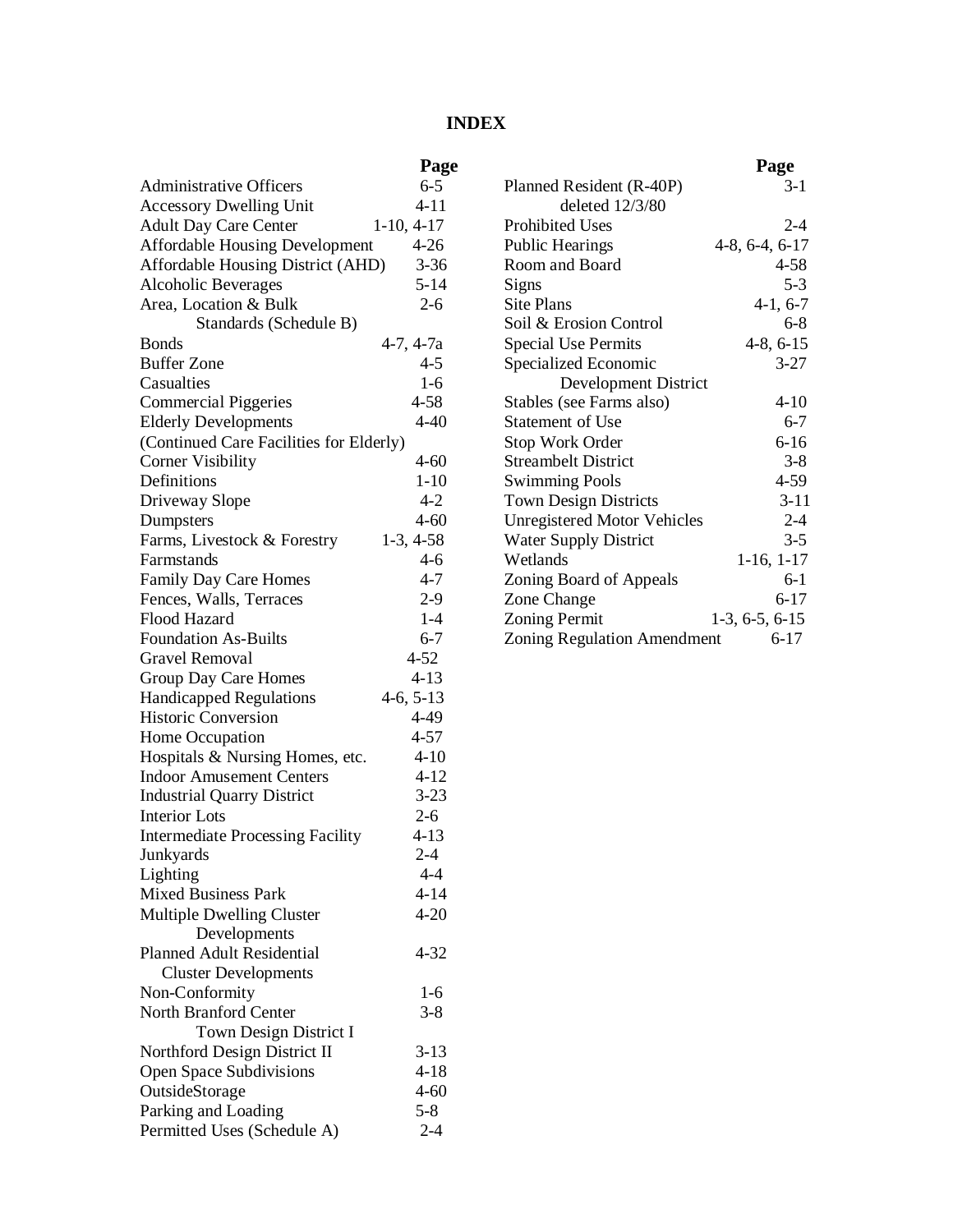# INDEX

| | Page |
|---|---|
| Administrative Officers | 6-5 |
| Accessory Dwelling Unit | 4-11 |
| Adult Day Care Center | 1-10, 4-17 |
| Affordable Housing Development | 4-26 |
| Affordable Housing District (AHD) | 3-36 |
| Alcoholic Beverages | 5-14 |
| Area, Location & Bulk Standards (Schedule B) | 2-6 |
| Bonds | 4-7, 4-7a |
| Buffer Zone | 4-5 |
| Casualties | 1-6 |
| Commercial Piggeries | 4-58 |
| Elderly Developments (Continued Care Facilities for Elderly) | 4-40 |
| Corner Visibility | 4-60 |
| Definitions | 1-10 |
| Driveway Slope | 4-2 |
| Dumpsters | 4-60 |
| Farms, Livestock & Forestry | 1-3, 4-58 |
| Farmstands | 4-6 |
| Family Day Care Homes | 4-7 |
| Fences, Walls, Terraces | 2-9 |
| Flood Hazard | 1-4 |
| Foundation As-Builts | 6-7 |
| Gravel Removal | 4-52 |
| Group Day Care Homes | 4-13 |
| Handicapped Regulations | 4-6, 5-13 |
| Historic Conversion | 4-49 |
| Home Occupation | 4-57 |
| Hospitals & Nursing Homes, etc. | 4-10 |
| Indoor Amusement Centers | 4-12 |
| Industrial Quarry District | 3-23 |
| Interior Lots | 2-6 |
| Intermediate Processing Facility | 4-13 |
| Junkyards | 2-4 |
| Lighting | 4-4 |
| Mixed Business Park | 4-14 |
| Multiple Dwelling Cluster Developments | 4-20 |
| Planned Adult Residential Cluster Developments | 4-32 |
| Non-Conformity | 1-6 |
| North Branford Center Town Design District I | 3-8 |
| Northford Design District II | 3-13 |
| Open Space Subdivisions | 4-18 |
| OutsideStorage | 4-60 |
| Parking and Loading | 5-8 |
| Permitted Uses (Schedule A) | 2-4 |

| | Page |
|---|---|
| Planned Resident (R-40P) deleted 12/3/80 | 3-1 |
| Prohibited Uses | 2-4 |
| Public Hearings | 4-8, 6-4, 6-17 |
| Room and Board | 4-58 |
| Signs | 5-3 |
| Site Plans | 4-1, 6-7 |
| Soil & Erosion Control | 6-8 |
| Special Use Permits | 4-8, 6-15 |
| Specialized Economic Development District | 3-27 |
| Stables (see Farms also) | 4-10 |
| Statement of Use | 6-7 |
| Stop Work Order | 6-16 |
| Streambelt District | 3-8 |
| Swimming Pools | 4-59 |
| Town Design Districts | 3-11 |
| Unregistered Motor Vehicles | 2-4 |
| Water Supply District | 3-5 |
| Wetlands | 1-16, 1-17 |
| Zoning Board of Appeals | 6-1 |
| Zone Change | 6-17 |
| Zoning Permit | 1-3, 6-5, 6-15 |
| Zoning Regulation Amendment | 6-17 |